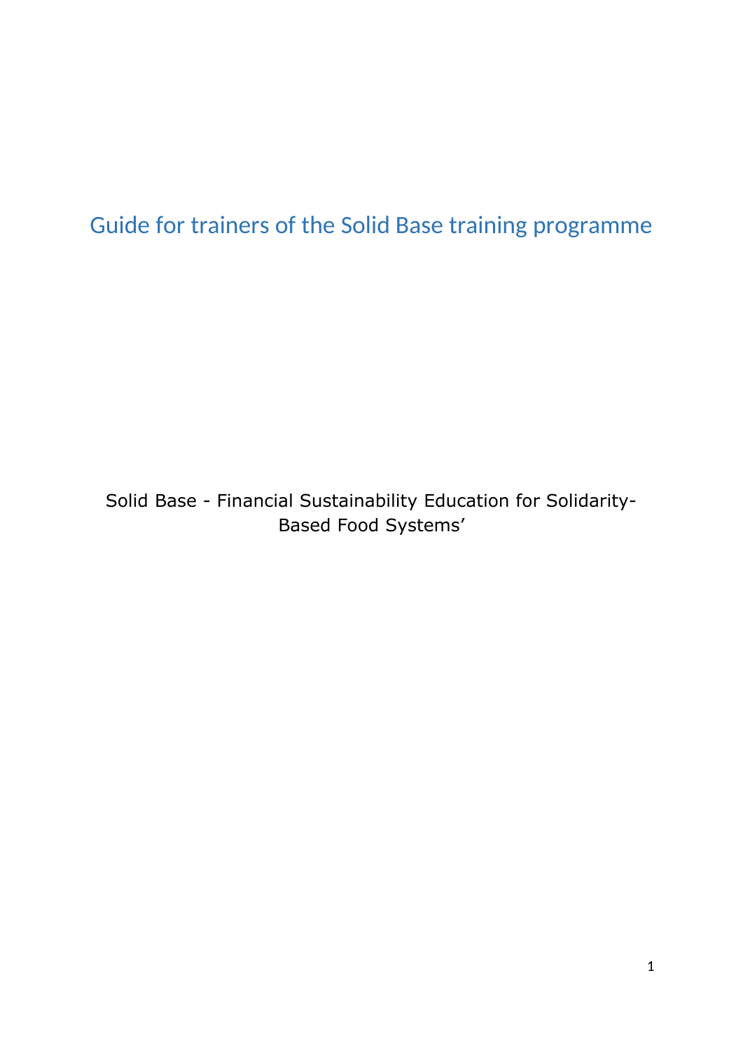# Guide for trainers of the Solid Base training programme

Solid Base - Financial Sustainability Education for Solidarity-Based Food Systems’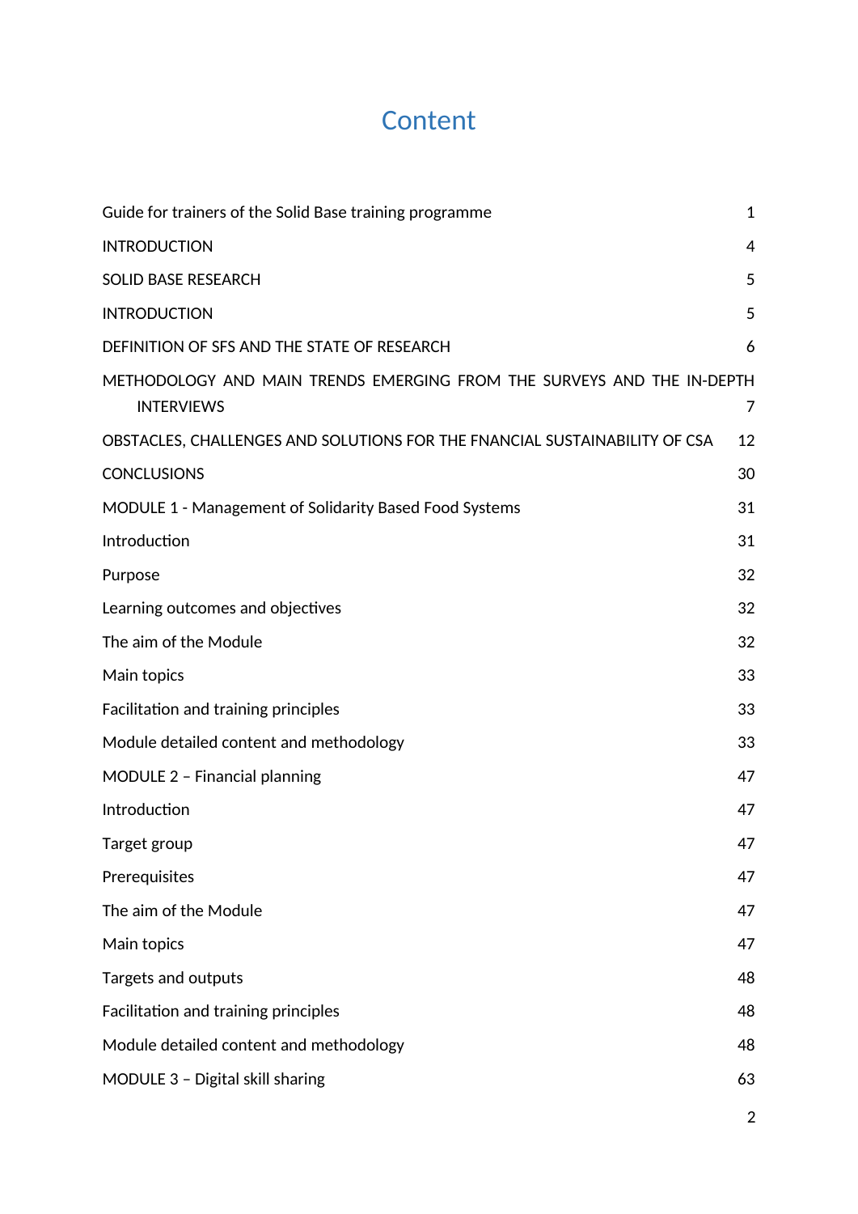# Content

| | |
|---|---|
| Guide for trainers of the Solid Base training programme | 1 |
| INTRODUCTION | 4 |
| SOLID BASE RESEARCH | 5 |
| INTRODUCTION | 5 |
| DEFINITION OF SFS AND THE STATE OF RESEARCH | 6 |
| METHODOLOGY AND MAIN TRENDS EMERGING FROM THE SURVEYS AND THE IN-DEPTH INTERVIEWS | 7 |
| OBSTACLES, CHALLENGES AND SOLUTIONS FOR THE FNANCIAL SUSTAINABILITY OF CSA | 12 |
| CONCLUSIONS | 30 |
| MODULE 1 - Management of Solidarity Based Food Systems | 31 |
| Introduction | 31 |
| Purpose | 32 |
| Learning outcomes and objectives | 32 |
| The aim of the Module | 32 |
| Main topics | 33 |
| Facilitation and training principles | 33 |
| Module detailed content and methodology | 33 |
| MODULE 2 – Financial planning | 47 |
| Introduction | 47 |
| Target group | 47 |
| Prerequisites | 47 |
| The aim of the Module | 47 |
| Main topics | 47 |
| Targets and outputs | 48 |
| Facilitation and training principles | 48 |
| Module detailed content and methodology | 48 |
| MODULE 3 – Digital skill sharing | 63 |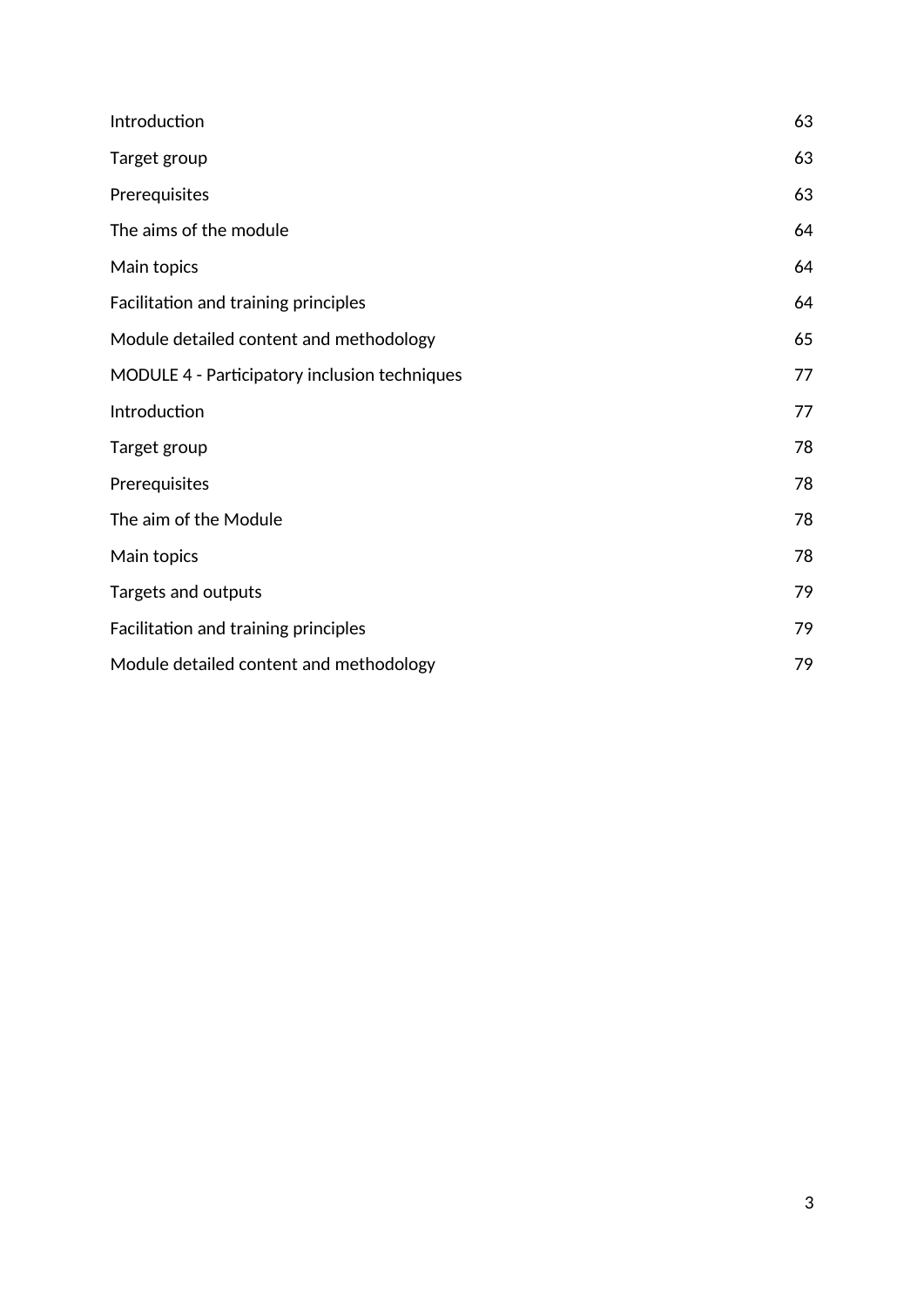| | |
|---|---|
| Introduction | 63 |
| Target group | 63 |
| Prerequisites | 63 |
| The aims of the module | 64 |
| Main topics | 64 |
| Facilitation and training principles | 64 |
| Module detailed content and methodology | 65 |
| MODULE 4 - Participatory inclusion techniques | 77 |
| Introduction | 77 |
| Target group | 78 |
| Prerequisites | 78 |
| The aim of the Module | 78 |
| Main topics | 78 |
| Targets and outputs | 79 |
| Facilitation and training principles | 79 |
| Module detailed content and methodology | 79 |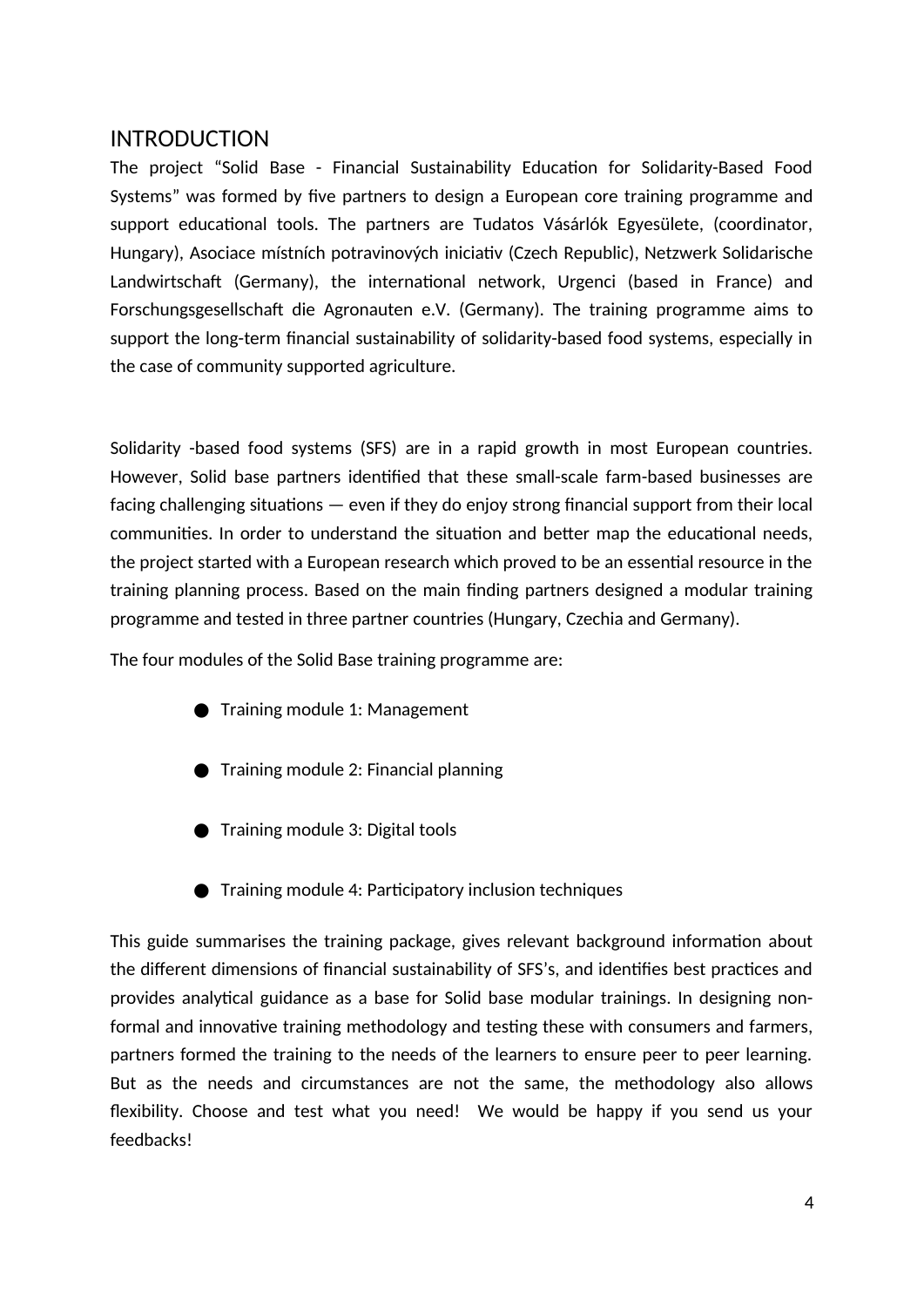# INTRODUCTION

The project "Solid Base - Financial Sustainability Education for Solidarity-Based Food Systems" was formed by five partners to design a European core training programme and support educational tools. The partners are Tudatos Vásárlók Egyesülete, (coordinator, Hungary), Asociace místních potravinových iniciativ (Czech Republic), Netzwerk Solidarische Landwirtschaft (Germany), the international network, Urgenci (based in France) and Forschungsgesellschaft die Agronauten e.V. (Germany). The training programme aims to support the long-term financial sustainability of solidarity-based food systems, especially in the case of community supported agriculture.

Solidarity -based food systems (SFS) are in a rapid growth in most European countries. However, Solid base partners identified that these small-scale farm-based businesses are facing challenging situations — even if they do enjoy strong financial support from their local communities. In order to understand the situation and better map the educational needs, the project started with a European research which proved to be an essential resource in the training planning process. Based on the main finding partners designed a modular training programme and tested in three partner countries (Hungary, Czechia and Germany).

The four modules of the Solid Base training programme are:

- Training module 1: Management
- Training module 2: Financial planning
- Training module 3: Digital tools
- Training module 4: Participatory inclusion techniques

This guide summarises the training package, gives relevant background information about the different dimensions of financial sustainability of SFS's, and identifies best practices and provides analytical guidance as a base for Solid base modular trainings. In designing non-formal and innovative training methodology and testing these with consumers and farmers, partners formed the training to the needs of the learners to ensure peer to peer learning. But as the needs and circumstances are not the same, the methodology also allows flexibility. Choose and test what you need! We would be happy if you send us your feedbacks!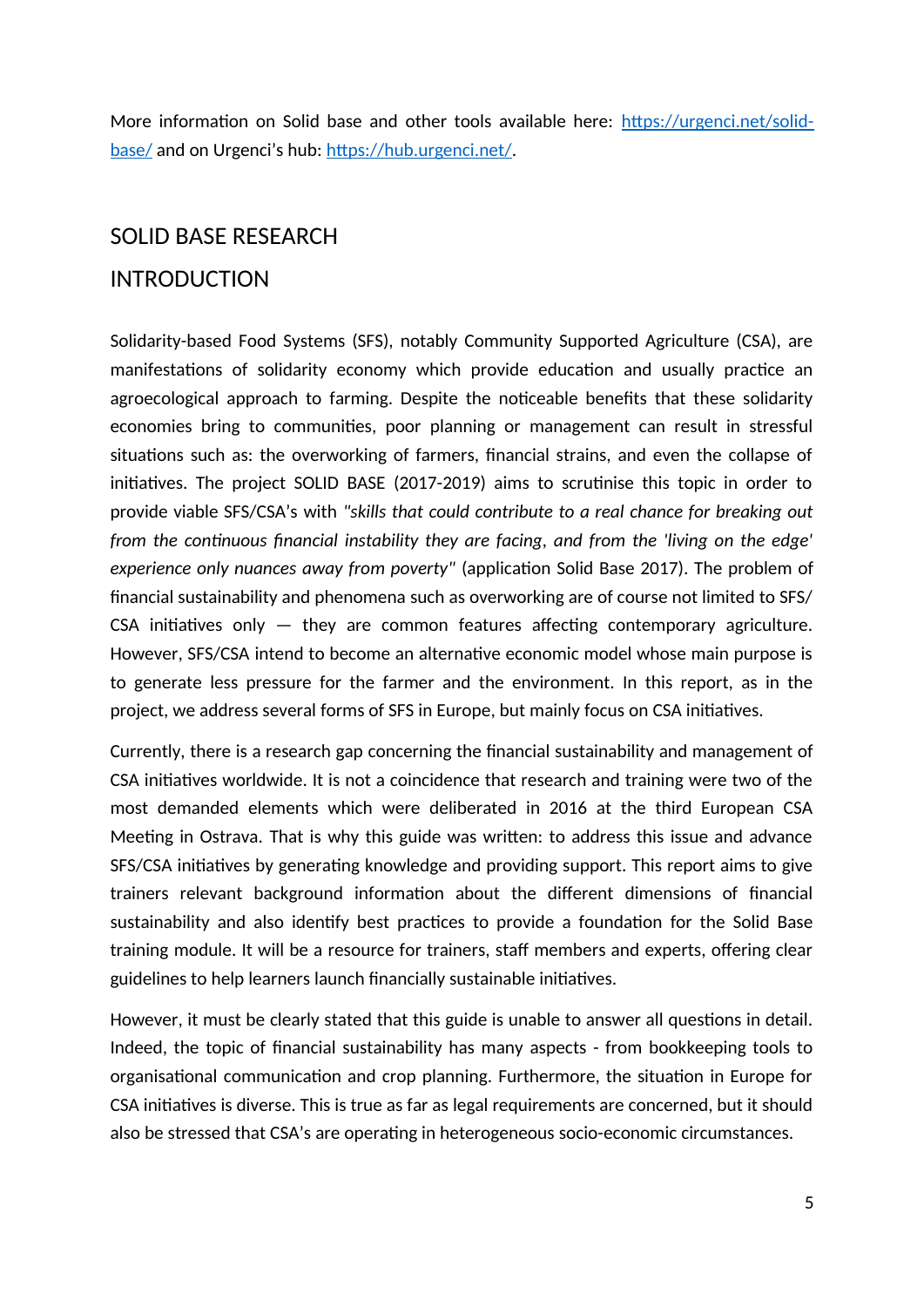More information on Solid base and other tools available here: [https://urgenci.net/solid-base/](https://urgenci.net/solid-base/) and on Urgenci's hub: [https://hub.urgenci.net/](https://hub.urgenci.net/).

# SOLID BASE RESEARCH

## INTRODUCTION

Solidarity-based Food Systems (SFS), notably Community Supported Agriculture (CSA), are manifestations of solidarity economy which provide education and usually practice an agroecological approach to farming. Despite the noticeable benefits that these solidarity economies bring to communities, poor planning or management can result in stressful situations such as: the overworking of farmers, financial strains, and even the collapse of initiatives. The project SOLID BASE (2017-2019) aims to scrutinise this topic in order to provide viable SFS/CSA's with *"skills that could contribute to a real chance for breaking out from the continuous financial instability they are facing, and from the 'living on the edge' experience only nuances away from poverty"* (application Solid Base 2017). The problem of financial sustainability and phenomena such as overworking are of course not limited to SFS/CSA initiatives only — they are common features affecting contemporary agriculture. However, SFS/CSA intend to become an alternative economic model whose main purpose is to generate less pressure for the farmer and the environment. In this report, as in the project, we address several forms of SFS in Europe, but mainly focus on CSA initiatives.

Currently, there is a research gap concerning the financial sustainability and management of CSA initiatives worldwide. It is not a coincidence that research and training were two of the most demanded elements which were deliberated in 2016 at the third European CSA Meeting in Ostrava. That is why this guide was written: to address this issue and advance SFS/CSA initiatives by generating knowledge and providing support. This report aims to give trainers relevant background information about the different dimensions of financial sustainability and also identify best practices to provide a foundation for the Solid Base training module. It will be a resource for trainers, staff members and experts, offering clear guidelines to help learners launch financially sustainable initiatives.

However, it must be clearly stated that this guide is unable to answer all questions in detail. Indeed, the topic of financial sustainability has many aspects - from bookkeeping tools to organisational communication and crop planning. Furthermore, the situation in Europe for CSA initiatives is diverse. This is true as far as legal requirements are concerned, but it should also be stressed that CSA's are operating in heterogeneous socio-economic circumstances.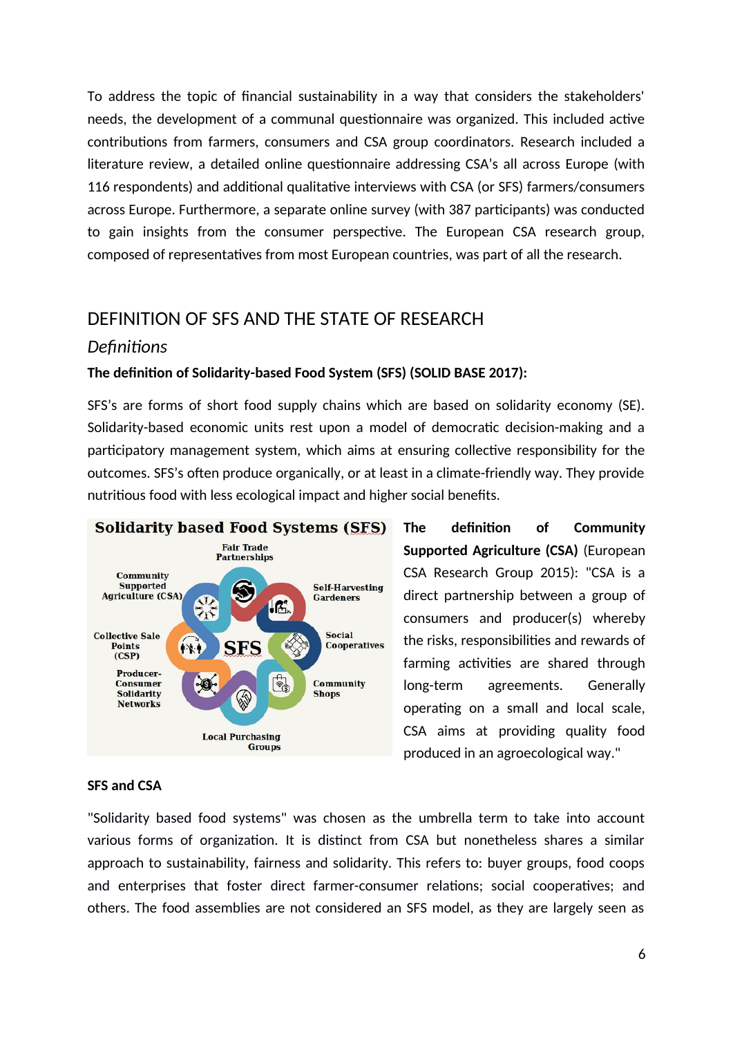To address the topic of financial sustainability in a way that considers the stakeholders' needs, the development of a communal questionnaire was organized. This included active contributions from farmers, consumers and CSA group coordinators. Research included a literature review, a detailed online questionnaire addressing CSA's all across Europe (with 116 respondents) and additional qualitative interviews with CSA (or SFS) farmers/consumers across Europe. Furthermore, a separate online survey (with 387 participants) was conducted to gain insights from the consumer perspective. The European CSA research group, composed of representatives from most European countries, was part of all the research.

## DEFINITION OF SFS AND THE STATE OF RESEARCH

### *Definitions*

**The definition of Solidarity-based Food System (SFS) (SOLID BASE 2017):**

SFS's are forms of short food supply chains which are based on solidarity economy (SE). Solidarity-based economic units rest upon a model of democratic decision-making and a participatory management system, which aims at ensuring collective responsibility for the outcomes. SFS's often produce organically, or at least in a climate-friendly way. They provide nutritious food with less ecological impact and higher social benefits.

**The definition of Community Supported Agriculture (CSA)** (European CSA Research Group 2015): "CSA is a direct partnership between a group of consumers and producer(s) whereby the risks, responsibilities and rewards of farming activities are shared through long-term agreements. Generally operating on a small and local scale, CSA aims at providing quality food produced in an agroecological way."

**SFS and CSA**

"Solidarity based food systems" was chosen as the umbrella term to take into account various forms of organization. It is distinct from CSA but nonetheless shares a similar approach to sustainability, fairness and solidarity. This refers to: buyer groups, food coops and enterprises that foster direct farmer-consumer relations; social cooperatives; and others. The food assemblies are not considered an SFS model, as they are largely seen as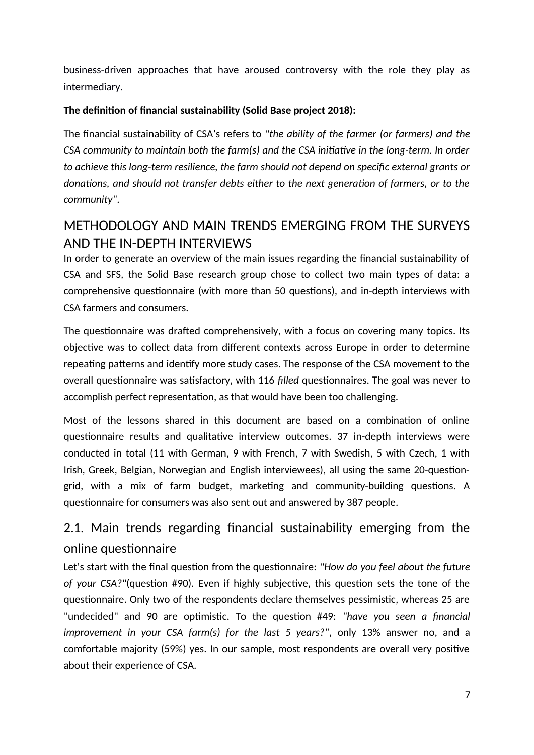business-driven approaches that have aroused controversy with the role they play as intermediary.

**The definition of financial sustainability (Solid Base project 2018):**

The financial sustainability of CSA's refers to *"the ability of the farmer (or farmers) and the CSA community to maintain both the farm(s) and the CSA initiative in the long-term. In order to achieve this long-term resilience, the farm should not depend on specific external grants or donations, and should not transfer debts either to the next generation of farmers, or to the community"*.

# METHODOLOGY AND MAIN TRENDS EMERGING FROM THE SURVEYS AND THE IN-DEPTH INTERVIEWS

In order to generate an overview of the main issues regarding the financial sustainability of CSA and SFS, the Solid Base research group chose to collect two main types of data: a comprehensive questionnaire (with more than 50 questions), and in-depth interviews with CSA farmers and consumers.

The questionnaire was drafted comprehensively, with a focus on covering many topics. Its objective was to collect data from different contexts across Europe in order to determine repeating patterns and identify more study cases. The response of the CSA movement to the overall questionnaire was satisfactory, with 116 *filled* questionnaires. The goal was never to accomplish perfect representation, as that would have been too challenging.

Most of the lessons shared in this document are based on a combination of online questionnaire results and qualitative interview outcomes. 37 in-depth interviews were conducted in total (11 with German, 9 with French, 7 with Swedish, 5 with Czech, 1 with Irish, Greek, Belgian, Norwegian and English interviewees), all using the same 20-question-grid, with a mix of farm budget, marketing and community-building questions. A questionnaire for consumers was also sent out and answered by 387 people.

## 2.1. Main trends regarding financial sustainability emerging from the online questionnaire

Let's start with the final question from the questionnaire: *"How do you feel about the future of your CSA?"*(question #90). Even if highly subjective, this question sets the tone of the questionnaire. Only two of the respondents declare themselves pessimistic, whereas 25 are "undecided" and 90 are optimistic. To the question #49: *"have you seen a financial improvement in your CSA farm(s) for the last 5 years?"*, only 13% answer no, and a comfortable majority (59%) yes. In our sample, most respondents are overall very positive about their experience of CSA.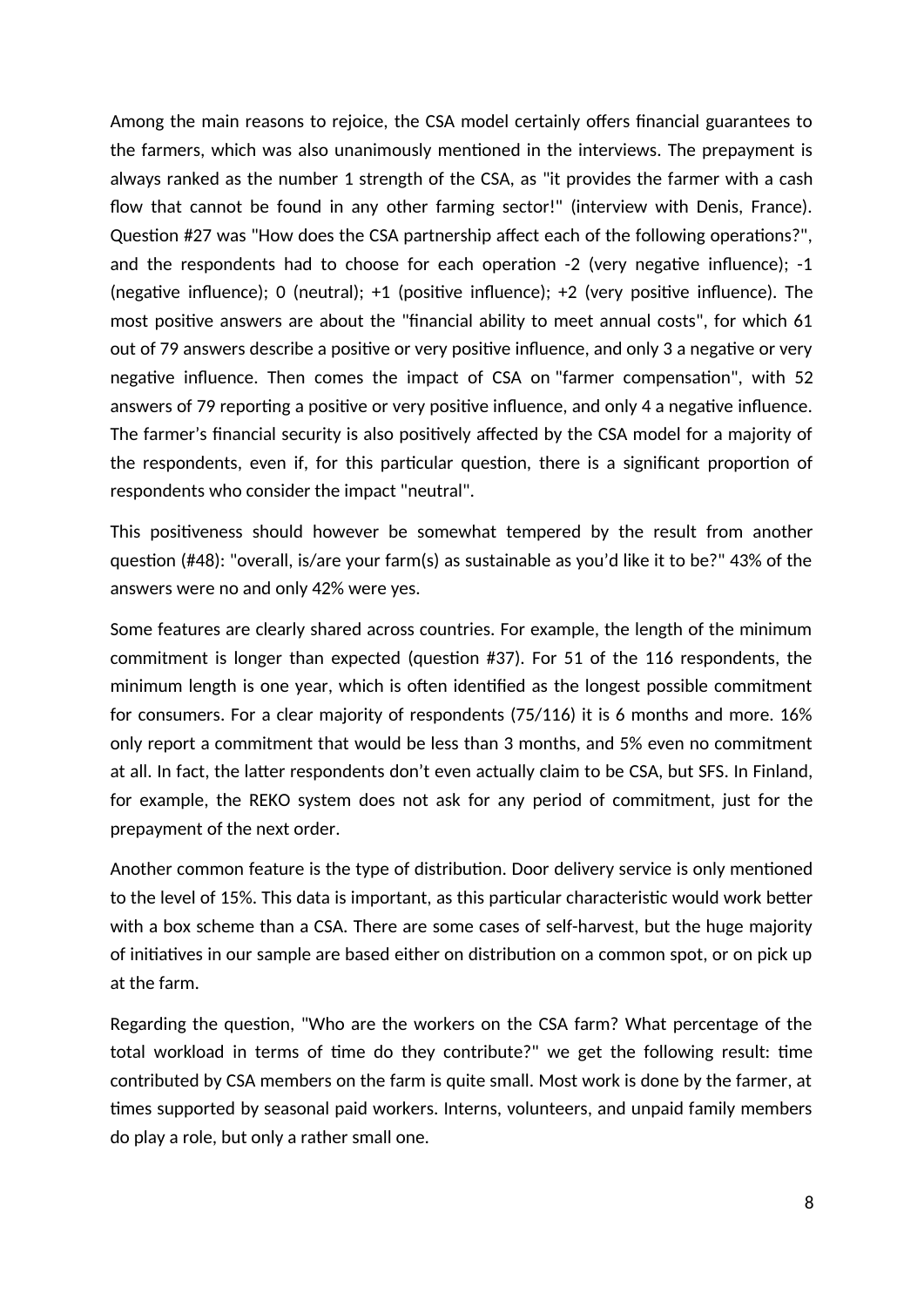Among the main reasons to rejoice, the CSA model certainly offers financial guarantees to the farmers, which was also unanimously mentioned in the interviews. The prepayment is always ranked as the number 1 strength of the CSA, as "it provides the farmer with a cash flow that cannot be found in any other farming sector!" (interview with Denis, France). Question #27 was "How does the CSA partnership affect each of the following operations?", and the respondents had to choose for each operation -2 (very negative influence); -1 (negative influence); 0 (neutral); +1 (positive influence); +2 (very positive influence). The most positive answers are about the "financial ability to meet annual costs", for which 61 out of 79 answers describe a positive or very positive influence, and only 3 a negative or very negative influence. Then comes the impact of CSA on "farmer compensation", with 52 answers of 79 reporting a positive or very positive influence, and only 4 a negative influence. The farmer's financial security is also positively affected by the CSA model for a majority of the respondents, even if, for this particular question, there is a significant proportion of respondents who consider the impact "neutral".

This positiveness should however be somewhat tempered by the result from another question (#48): "overall, is/are your farm(s) as sustainable as you'd like it to be?" 43% of the answers were no and only 42% were yes.

Some features are clearly shared across countries. For example, the length of the minimum commitment is longer than expected (question #37). For 51 of the 116 respondents, the minimum length is one year, which is often identified as the longest possible commitment for consumers. For a clear majority of respondents (75/116) it is 6 months and more. 16% only report a commitment that would be less than 3 months, and 5% even no commitment at all. In fact, the latter respondents don't even actually claim to be CSA, but SFS. In Finland, for example, the REKO system does not ask for any period of commitment, just for the prepayment of the next order.

Another common feature is the type of distribution. Door delivery service is only mentioned to the level of 15%. This data is important, as this particular characteristic would work better with a box scheme than a CSA. There are some cases of self-harvest, but the huge majority of initiatives in our sample are based either on distribution on a common spot, or on pick up at the farm.

Regarding the question, "Who are the workers on the CSA farm? What percentage of the total workload in terms of time do they contribute?" we get the following result: time contributed by CSA members on the farm is quite small. Most work is done by the farmer, at times supported by seasonal paid workers. Interns, volunteers, and unpaid family members do play a role, but only a rather small one.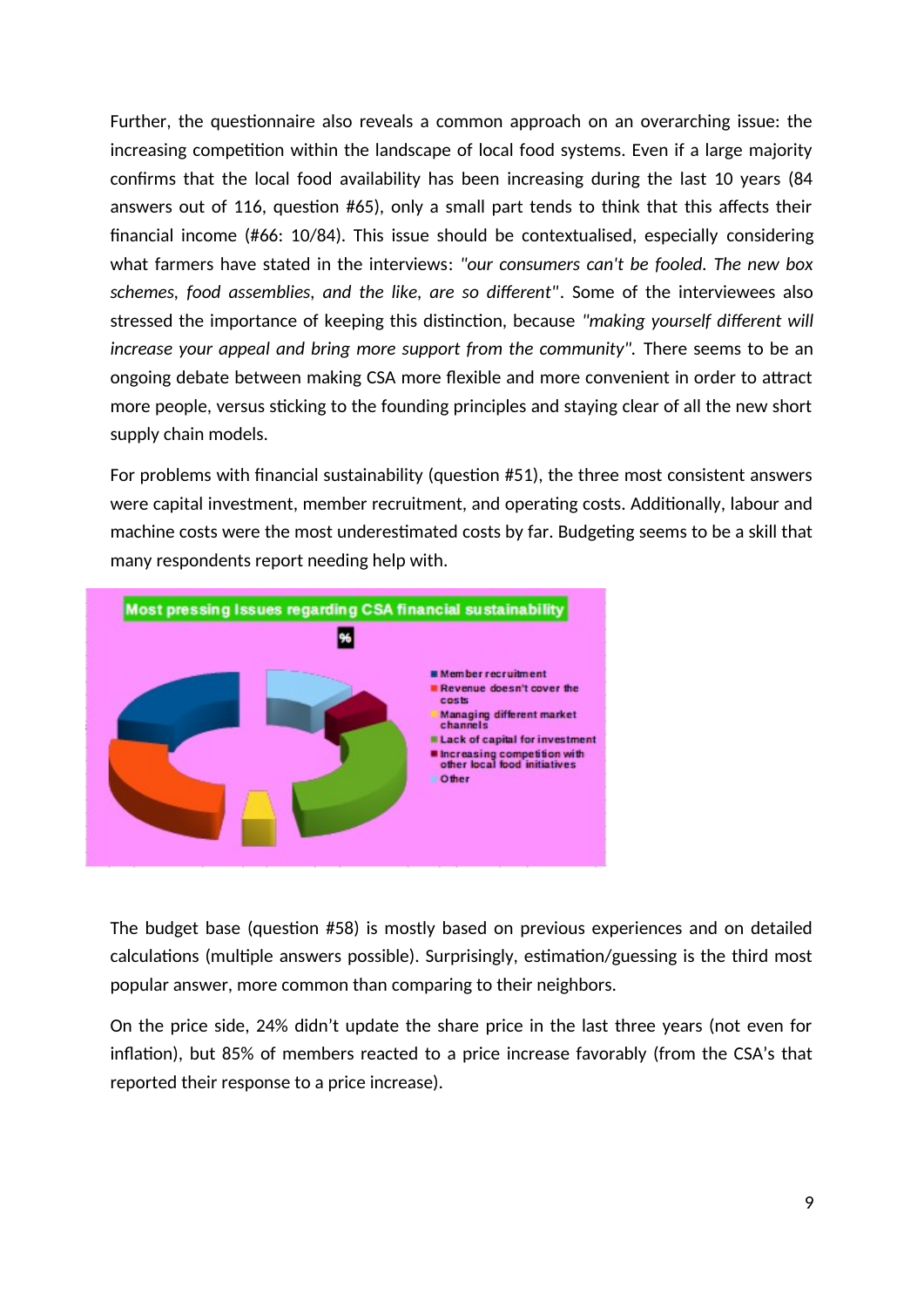Further, the questionnaire also reveals a common approach on an overarching issue: the increasing competition within the landscape of local food systems. Even if a large majority confirms that the local food availability has been increasing during the last 10 years (84 answers out of 116, question #65), only a small part tends to think that this affects their financial income (#66: 10/84). This issue should be contextualised, especially considering what farmers have stated in the interviews: *"our consumers can't be fooled. The new box schemes, food assemblies, and the like, are so different"*. Some of the interviewees also stressed the importance of keeping this distinction, because *"making yourself different will increase your appeal and bring more support from the community"*. There seems to be an ongoing debate between making CSA more flexible and more convenient in order to attract more people, versus sticking to the founding principles and staying clear of all the new short supply chain models.

For problems with financial sustainability (question #51), the three most consistent answers were capital investment, member recruitment, and operating costs. Additionally, labour and machine costs were the most underestimated costs by far. Budgeting seems to be a skill that many respondents report needing help with.

**Most pressing Issues regarding CSA financial sustainability**

%

- Member recruitment
- Revenue doesn't cover the costs
- Managing different market channels
- Lack of capital for investment
- Increasing competition with other local food initiatives
- Other

The budget base (question #58) is mostly based on previous experiences and on detailed calculations (multiple answers possible). Surprisingly, estimation/guessing is the third most popular answer, more common than comparing to their neighbors.

On the price side, 24% didn't update the share price in the last three years (not even for inflation), but 85% of members reacted to a price increase favorably (from the CSA's that reported their response to a price increase).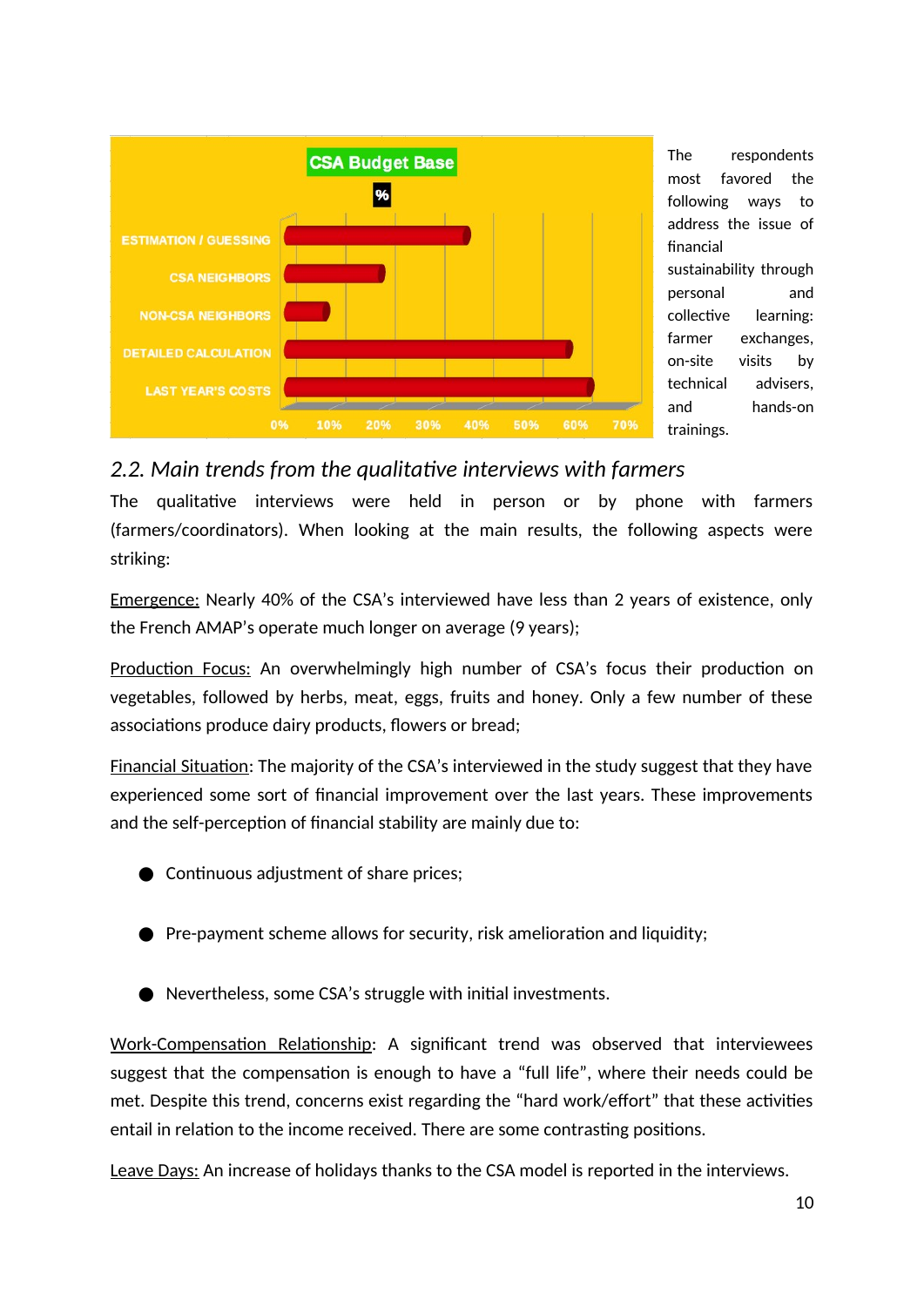The respondents most favored the following ways to address the issue of financial sustainability through personal and collective learning: farmer exchanges, on-site visits by technical advisers, and hands-on trainings.

## 2.2. Main trends from the qualitative interviews with farmers

The qualitative interviews were held in person or by phone with farmers (farmers/coordinators). When looking at the main results, the following aspects were striking:

Emergence: Nearly 40% of the CSA's interviewed have less than 2 years of existence, only the French AMAP's operate much longer on average (9 years);

Production Focus: An overwhelmingly high number of CSA's focus their production on vegetables, followed by herbs, meat, eggs, fruits and honey. Only a few number of these associations produce dairy products, flowers or bread;

Financial Situation: The majority of the CSA's interviewed in the study suggest that they have experienced some sort of financial improvement over the last years. These improvements and the self-perception of financial stability are mainly due to:

- Continuous adjustment of share prices;
- Pre-payment scheme allows for security, risk amelioration and liquidity;
- Nevertheless, some CSA's struggle with initial investments.

Work-Compensation Relationship: A significant trend was observed that interviewees suggest that the compensation is enough to have a "full life", where their needs could be met. Despite this trend, concerns exist regarding the "hard work/effort" that these activities entail in relation to the income received. There are some contrasting positions.

Leave Days: An increase of holidays thanks to the CSA model is reported in the interviews.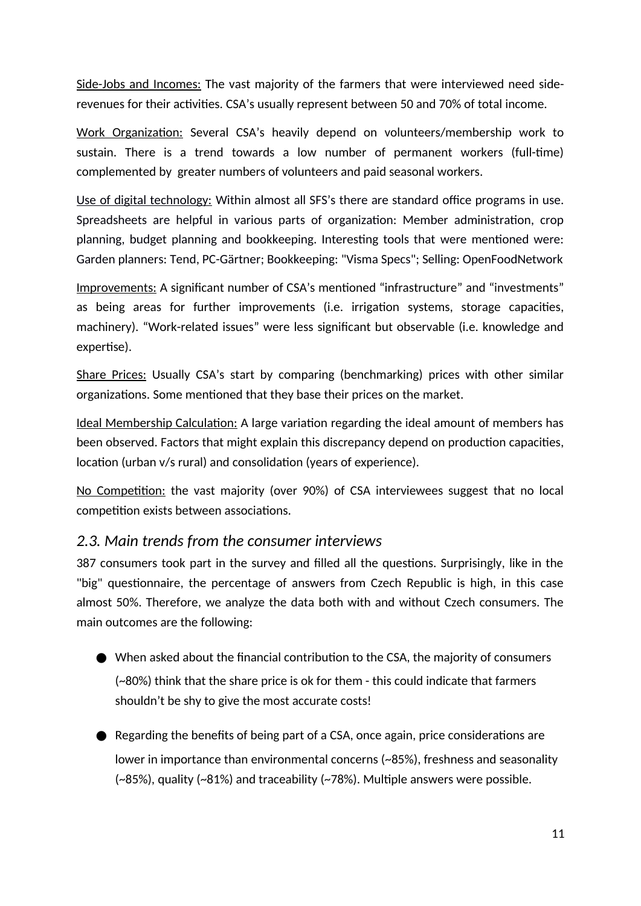Side-Jobs and Incomes: The vast majority of the farmers that were interviewed need side-revenues for their activities. CSA's usually represent between 50 and 70% of total income.

Work Organization: Several CSA's heavily depend on volunteers/membership work to sustain. There is a trend towards a low number of permanent workers (full-time) complemented by greater numbers of volunteers and paid seasonal workers.

Use of digital technology: Within almost all SFS's there are standard office programs in use. Spreadsheets are helpful in various parts of organization: Member administration, crop planning, budget planning and bookkeeping. Interesting tools that were mentioned were: Garden planners: Tend, PC-Gärtner; Bookkeeping: "Visma Specs"; Selling: OpenFoodNetwork

Improvements: A significant number of CSA's mentioned "infrastructure" and "investments" as being areas for further improvements (i.e. irrigation systems, storage capacities, machinery). "Work-related issues" were less significant but observable (i.e. knowledge and expertise).

Share Prices: Usually CSA's start by comparing (benchmarking) prices with other similar organizations. Some mentioned that they base their prices on the market.

Ideal Membership Calculation: A large variation regarding the ideal amount of members has been observed. Factors that might explain this discrepancy depend on production capacities, location (urban v/s rural) and consolidation (years of experience).

No Competition: the vast majority (over 90%) of CSA interviewees suggest that no local competition exists between associations.

### *2.3. Main trends from the consumer interviews*

387 consumers took part in the survey and filled all the questions. Surprisingly, like in the "big" questionnaire, the percentage of answers from Czech Republic is high, in this case almost 50%. Therefore, we analyze the data both with and without Czech consumers. The main outcomes are the following:

- When asked about the financial contribution to the CSA, the majority of consumers (~80%) think that the share price is ok for them - this could indicate that farmers shouldn't be shy to give the most accurate costs!
- Regarding the benefits of being part of a CSA, once again, price considerations are lower in importance than environmental concerns (~85%), freshness and seasonality (~85%), quality (~81%) and traceability (~78%). Multiple answers were possible.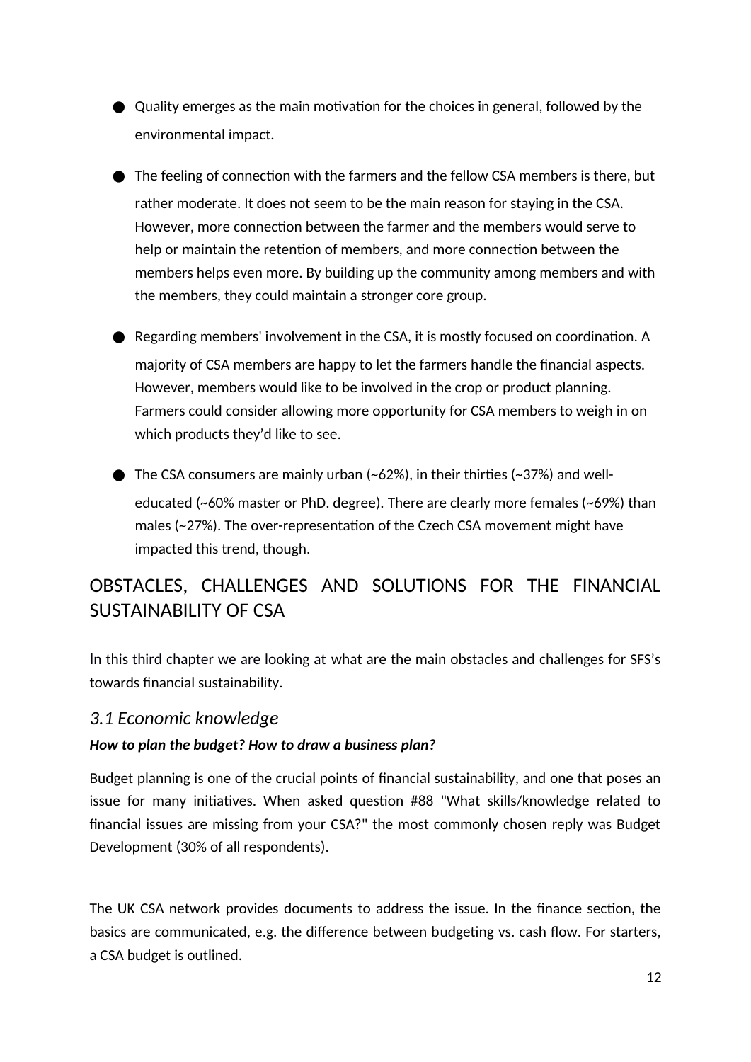- Quality emerges as the main motivation for the choices in general, followed by the environmental impact.
- The feeling of connection with the farmers and the fellow CSA members is there, but rather moderate. It does not seem to be the main reason for staying in the CSA. However, more connection between the farmer and the members would serve to help or maintain the retention of members, and more connection between the members helps even more. By building up the community among members and with the members, they could maintain a stronger core group.
- Regarding members' involvement in the CSA, it is mostly focused on coordination. A majority of CSA members are happy to let the farmers handle the financial aspects. However, members would like to be involved in the crop or product planning. Farmers could consider allowing more opportunity for CSA members to weigh in on which products they'd like to see.
- The CSA consumers are mainly urban (~62%), in their thirties (~37%) and well-educated (~60% master or PhD. degree). There are clearly more females (~69%) than males (~27%). The over-representation of the Czech CSA movement might have impacted this trend, though.

# OBSTACLES, CHALLENGES AND SOLUTIONS FOR THE FINANCIAL SUSTAINABILITY OF CSA

In this third chapter we are looking at what are the main obstacles and challenges for SFS's towards financial sustainability.

## *3.1 Economic knowledge*

***How to plan the budget? How to draw a business plan?***

Budget planning is one of the crucial points of financial sustainability, and one that poses an issue for many initiatives. When asked question #88 "What skills/knowledge related to financial issues are missing from your CSA?" the most commonly chosen reply was Budget Development (30% of all respondents).

The UK CSA network provides documents to address the issue. In the finance section, the basics are communicated, e.g. the difference between budgeting vs. cash flow. For starters, a CSA budget is outlined.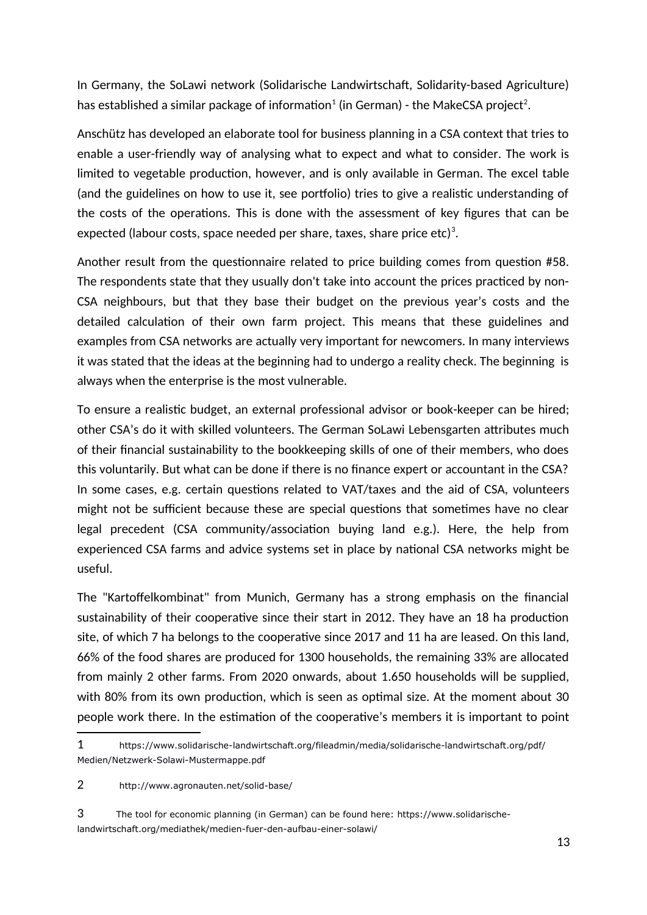In Germany, the SoLawi network (Solidarische Landwirtschaft, Solidarity-based Agriculture) has established a similar package of information[1] (in German) - the MakeCSA project[2].

Anschütz has developed an elaborate tool for business planning in a CSA context that tries to enable a user-friendly way of analysing what to expect and what to consider. The work is limited to vegetable production, however, and is only available in German. The excel table (and the guidelines on how to use it, see portfolio) tries to give a realistic understanding of the costs of the operations. This is done with the assessment of key figures that can be expected (labour costs, space needed per share, taxes, share price etc)[3].

Another result from the questionnaire related to price building comes from question #58. The respondents state that they usually don't take into account the prices practiced by non-CSA neighbours, but that they base their budget on the previous year's costs and the detailed calculation of their own farm project. This means that these guidelines and examples from CSA networks are actually very important for newcomers. In many interviews it was stated that the ideas at the beginning had to undergo a reality check. The beginning is always when the enterprise is the most vulnerable.

To ensure a realistic budget, an external professional advisor or book-keeper can be hired; other CSA's do it with skilled volunteers. The German SoLawi Lebensgarten attributes much of their financial sustainability to the bookkeeping skills of one of their members, who does this voluntarily. But what can be done if there is no finance expert or accountant in the CSA? In some cases, e.g. certain questions related to VAT/taxes and the aid of CSA, volunteers might not be sufficient because these are special questions that sometimes have no clear legal precedent (CSA community/association buying land e.g.). Here, the help from experienced CSA farms and advice systems set in place by national CSA networks might be useful.

The "Kartoffelkombinat" from Munich, Germany has a strong emphasis on the financial sustainability of their cooperative since their start in 2012. They have an 18 ha production site, of which 7 ha belongs to the cooperative since 2017 and 11 ha are leased. On this land, 66% of the food shares are produced for 1300 households, the remaining 33% are allocated from mainly 2 other farms. From 2020 onwards, about 1.650 households will be supplied, with 80% from its own production, which is seen as optimal size. At the moment about 30 people work there. In the estimation of the cooperative's members it is important to point

---

1 https://www.solidarische-landwirtschaft.org/fileadmin/media/solidarische-landwirtschaft.org/pdf/Medien/Netzwerk-Solawi-Mustermappe.pdf

2 http://www.agronauten.net/solid-base/

3 The tool for economic planning (in German) can be found here: https://www.solidarische-landwirtschaft.org/mediathek/medien-fuer-den-aufbau-einer-solawi/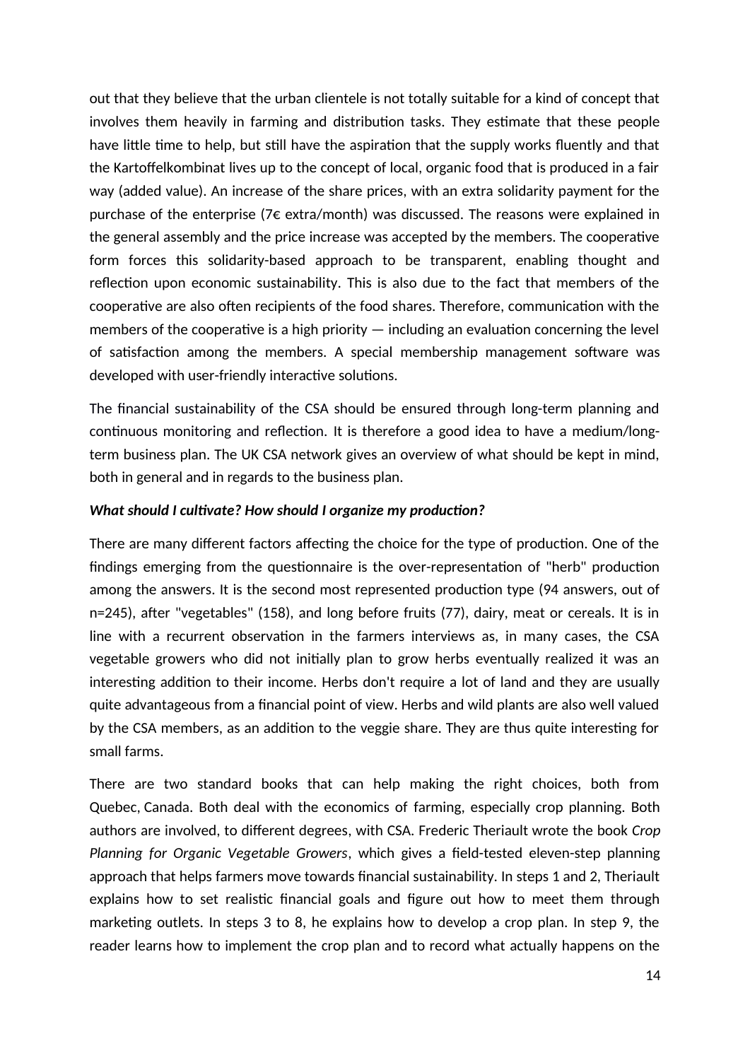out that they believe that the urban clientele is not totally suitable for a kind of concept that involves them heavily in farming and distribution tasks. They estimate that these people have little time to help, but still have the aspiration that the supply works fluently and that the Kartoffelkombinat lives up to the concept of local, organic food that is produced in a fair way (added value). An increase of the share prices, with an extra solidarity payment for the purchase of the enterprise (7€ extra/month) was discussed. The reasons were explained in the general assembly and the price increase was accepted by the members. The cooperative form forces this solidarity-based approach to be transparent, enabling thought and reflection upon economic sustainability. This is also due to the fact that members of the cooperative are also often recipients of the food shares. Therefore, communication with the members of the cooperative is a high priority — including an evaluation concerning the level of satisfaction among the members. A special membership management software was developed with user-friendly interactive solutions.

The financial sustainability of the CSA should be ensured through long-term planning and continuous monitoring and reflection. It is therefore a good idea to have a medium/long-term business plan. The UK CSA network gives an overview of what should be kept in mind, both in general and in regards to the business plan.

***What should I cultivate? How should I organize my production?***

There are many different factors affecting the choice for the type of production. One of the findings emerging from the questionnaire is the over-representation of "herb" production among the answers. It is the second most represented production type (94 answers, out of n=245), after "vegetables" (158), and long before fruits (77), dairy, meat or cereals. It is in line with a recurrent observation in the farmers interviews as, in many cases, the CSA vegetable growers who did not initially plan to grow herbs eventually realized it was an interesting addition to their income. Herbs don't require a lot of land and they are usually quite advantageous from a financial point of view. Herbs and wild plants are also well valued by the CSA members, as an addition to the veggie share. They are thus quite interesting for small farms.

There are two standard books that can help making the right choices, both from Quebec, Canada. Both deal with the economics of farming, especially crop planning. Both authors are involved, to different degrees, with CSA. Frederic Theriault wrote the book *Crop Planning for Organic Vegetable Growers*, which gives a field-tested eleven-step planning approach that helps farmers move towards financial sustainability. In steps 1 and 2, Theriault explains how to set realistic financial goals and figure out how to meet them through marketing outlets. In steps 3 to 8, he explains how to develop a crop plan. In step 9, the reader learns how to implement the crop plan and to record what actually happens on the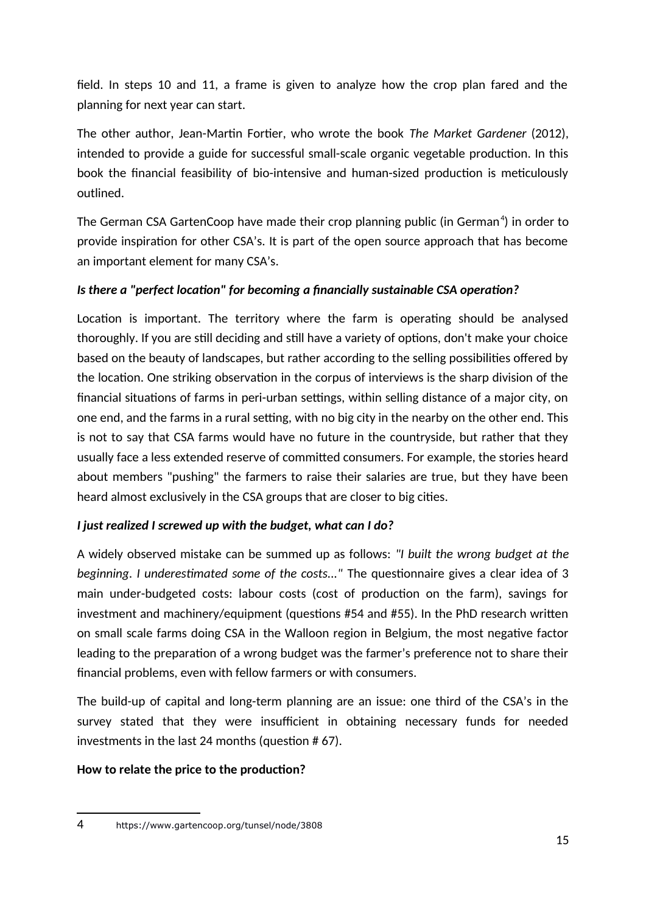field. In steps 10 and 11, a frame is given to analyze how the crop plan fared and the planning for next year can start.

The other author, Jean-Martin Fortier, who wrote the book *The Market Gardener* (2012), intended to provide a guide for successful small-scale organic vegetable production. In this book the financial feasibility of bio-intensive and human-sized production is meticulously outlined.

The German CSA GartenCoop have made their crop planning public (in German[4]) in order to provide inspiration for other CSA's. It is part of the open source approach that has become an important element for many CSA's.

***Is there a "perfect location" for becoming a financially sustainable CSA operation?***

Location is important. The territory where the farm is operating should be analysed thoroughly. If you are still deciding and still have a variety of options, don't make your choice based on the beauty of landscapes, but rather according to the selling possibilities offered by the location. One striking observation in the corpus of interviews is the sharp division of the financial situations of farms in peri-urban settings, within selling distance of a major city, on one end, and the farms in a rural setting, with no big city in the nearby on the other end. This is not to say that CSA farms would have no future in the countryside, but rather that they usually face a less extended reserve of committed consumers. For example, the stories heard about members "pushing" the farmers to raise their salaries are true, but they have been heard almost exclusively in the CSA groups that are closer to big cities.

***I just realized I screwed up with the budget, what can I do?***

A widely observed mistake can be summed up as follows: *"I built the wrong budget at the beginning. I underestimated some of the costs..."* The questionnaire gives a clear idea of 3 main under-budgeted costs: labour costs (cost of production on the farm), savings for investment and machinery/equipment (questions #54 and #55). In the PhD research written on small scale farms doing CSA in the Walloon region in Belgium, the most negative factor leading to the preparation of a wrong budget was the farmer's preference not to share their financial problems, even with fellow farmers or with consumers.

The build-up of capital and long-term planning are an issue: one third of the CSA's in the survey stated that they were insufficient in obtaining necessary funds for needed investments in the last 24 months (question # 67).

**How to relate the price to the production?**

4 https://www.gartencoop.org/tunsel/node/3808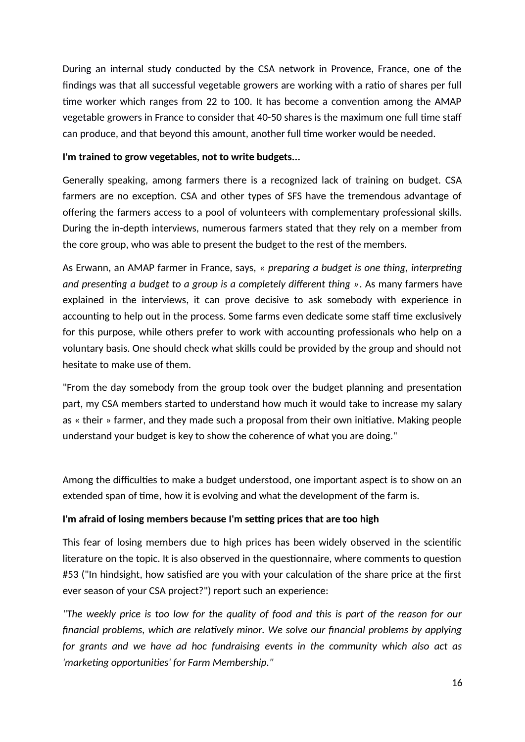During an internal study conducted by the CSA network in Provence, France, one of the findings was that all successful vegetable growers are working with a ratio of shares per full time worker which ranges from 22 to 100. It has become a convention among the AMAP vegetable growers in France to consider that 40-50 shares is the maximum one full time staff can produce, and that beyond this amount, another full time worker would be needed.

**I'm trained to grow vegetables, not to write budgets...**

Generally speaking, among farmers there is a recognized lack of training on budget. CSA farmers are no exception. CSA and other types of SFS have the tremendous advantage of offering the farmers access to a pool of volunteers with complementary professional skills. During the in-depth interviews, numerous farmers stated that they rely on a member from the core group, who was able to present the budget to the rest of the members.

As Erwann, an AMAP farmer in France, says, *« preparing a budget is one thing, interpreting and presenting a budget to a group is a completely different thing »*. As many farmers have explained in the interviews, it can prove decisive to ask somebody with experience in accounting to help out in the process. Some farms even dedicate some staff time exclusively for this purpose, while others prefer to work with accounting professionals who help on a voluntary basis. One should check what skills could be provided by the group and should not hesitate to make use of them.

"From the day somebody from the group took over the budget planning and presentation part, my CSA members started to understand how much it would take to increase my salary as « their » farmer, and they made such a proposal from their own initiative. Making people understand your budget is key to show the coherence of what you are doing."

Among the difficulties to make a budget understood, one important aspect is to show on an extended span of time, how it is evolving and what the development of the farm is.

**I'm afraid of losing members because I'm setting prices that are too high**

This fear of losing members due to high prices has been widely observed in the scientific literature on the topic. It is also observed in the questionnaire, where comments to question #53 ("In hindsight, how satisfied are you with your calculation of the share price at the first ever season of your CSA project?") report such an experience:

*"The weekly price is too low for the quality of food and this is part of the reason for our financial problems, which are relatively minor. We solve our financial problems by applying for grants and we have ad hoc fundraising events in the community which also act as 'marketing opportunities' for Farm Membership."*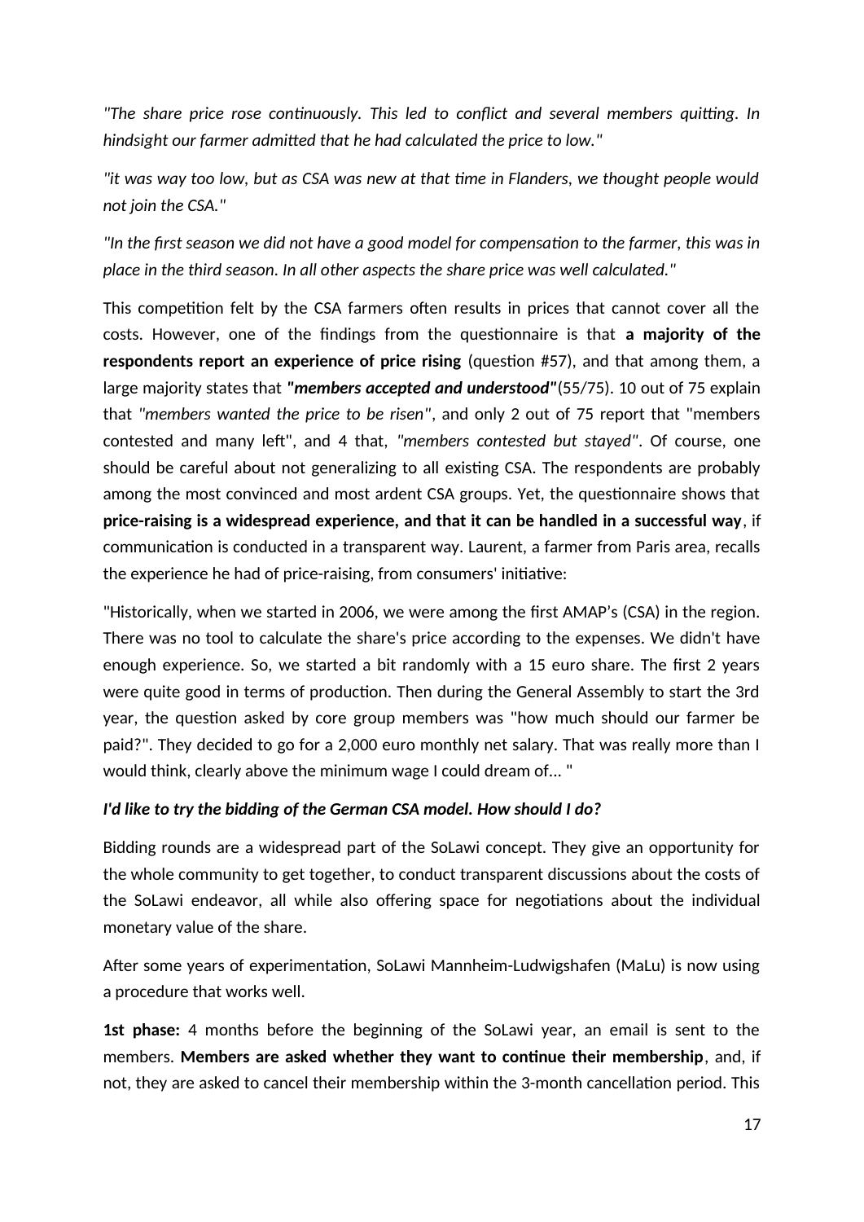*"The share price rose continuously. This led to conflict and several members quitting. In hindsight our farmer admitted that he had calculated the price to low."*

*"it was way too low, but as CSA was new at that time in Flanders, we thought people would not join the CSA."*

*"In the first season we did not have a good model for compensation to the farmer, this was in place in the third season. In all other aspects the share price was well calculated."*

This competition felt by the CSA farmers often results in prices that cannot cover all the costs. However, one of the findings from the questionnaire is that **a majority of the respondents report an experience of price rising** (question #57), and that among them, a large majority states that ***"members accepted and understood"***(55/75). 10 out of 75 explain that *"members wanted the price to be risen"*, and only 2 out of 75 report that "members contested and many left", and 4 that, *"members contested but stayed"*. Of course, one should be careful about not generalizing to all existing CSA. The respondents are probably among the most convinced and most ardent CSA groups. Yet, the questionnaire shows that **price-raising is a widespread experience, and that it can be handled in a successful way**, if communication is conducted in a transparent way. Laurent, a farmer from Paris area, recalls the experience he had of price-raising, from consumers' initiative:

"Historically, when we started in 2006, we were among the first AMAP's (CSA) in the region. There was no tool to calculate the share's price according to the expenses. We didn't have enough experience. So, we started a bit randomly with a 15 euro share. The first 2 years were quite good in terms of production. Then during the General Assembly to start the 3rd year, the question asked by core group members was "how much should our farmer be paid?". They decided to go for a 2,000 euro monthly net salary. That was really more than I would think, clearly above the minimum wage I could dream of... "

***I'd like to try the bidding of the German CSA model. How should I do?***

Bidding rounds are a widespread part of the SoLawi concept. They give an opportunity for the whole community to get together, to conduct transparent discussions about the costs of the SoLawi endeavor, all while also offering space for negotiations about the individual monetary value of the share.

After some years of experimentation, SoLawi Mannheim-Ludwigshafen (MaLu) is now using a procedure that works well.

**1st phase:** 4 months before the beginning of the SoLawi year, an email is sent to the members. **Members are asked whether they want to continue their membership**, and, if not, they are asked to cancel their membership within the 3-month cancellation period. This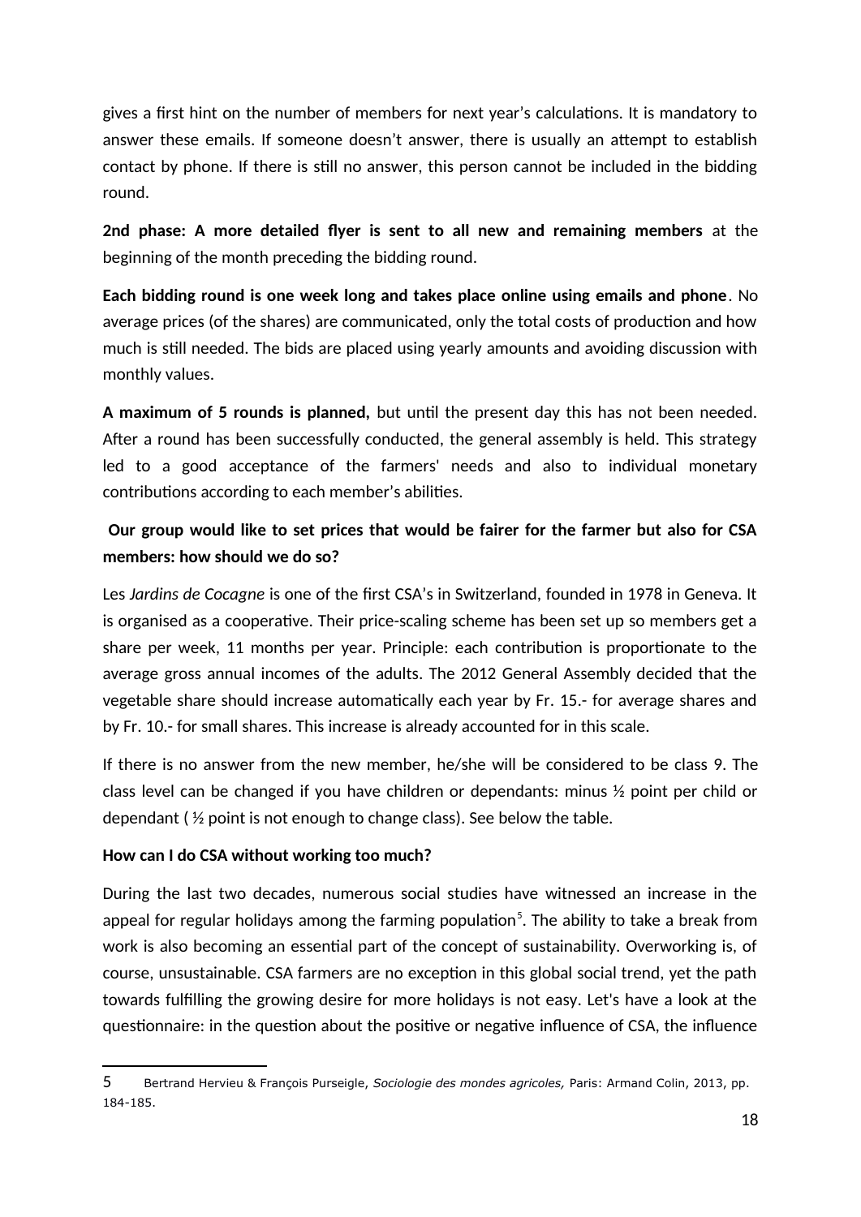gives a first hint on the number of members for next year's calculations. It is mandatory to answer these emails. If someone doesn't answer, there is usually an attempt to establish contact by phone. If there is still no answer, this person cannot be included in the bidding round.

**2nd phase: A more detailed flyer is sent to all new and remaining members** at the beginning of the month preceding the bidding round.

**Each bidding round is one week long and takes place online using emails and phone**. No average prices (of the shares) are communicated, only the total costs of production and how much is still needed. The bids are placed using yearly amounts and avoiding discussion with monthly values.

**A maximum of 5 rounds is planned,** but until the present day this has not been needed. After a round has been successfully conducted, the general assembly is held. This strategy led to a good acceptance of the farmers' needs and also to individual monetary contributions according to each member's abilities.

### Our group would like to set prices that would be fairer for the farmer but also for CSA members: how should we do so?

Les *Jardins de Cocagne* is one of the first CSA's in Switzerland, founded in 1978 in Geneva. It is organised as a cooperative. Their price-scaling scheme has been set up so members get a share per week, 11 months per year. Principle: each contribution is proportionate to the average gross annual incomes of the adults. The 2012 General Assembly decided that the vegetable share should increase automatically each year by Fr. 15.- for average shares and by Fr. 10.- for small shares. This increase is already accounted for in this scale.

If there is no answer from the new member, he/she will be considered to be class 9. The class level can be changed if you have children or dependants: minus ½ point per child or dependant ( ½ point is not enough to change class). See below the table.

### How can I do CSA without working too much?

During the last two decades, numerous social studies have witnessed an increase in the appeal for regular holidays among the farming population[5]. The ability to take a break from work is also becoming an essential part of the concept of sustainability. Overworking is, of course, unsustainable. CSA farmers are no exception in this global social trend, yet the path towards fulfilling the growing desire for more holidays is not easy. Let's have a look at the questionnaire: in the question about the positive or negative influence of CSA, the influence

---

5 Bertrand Hervieu & François Purseigle, *Sociologie des mondes agricoles,* Paris: Armand Colin, 2013, pp. 184-185.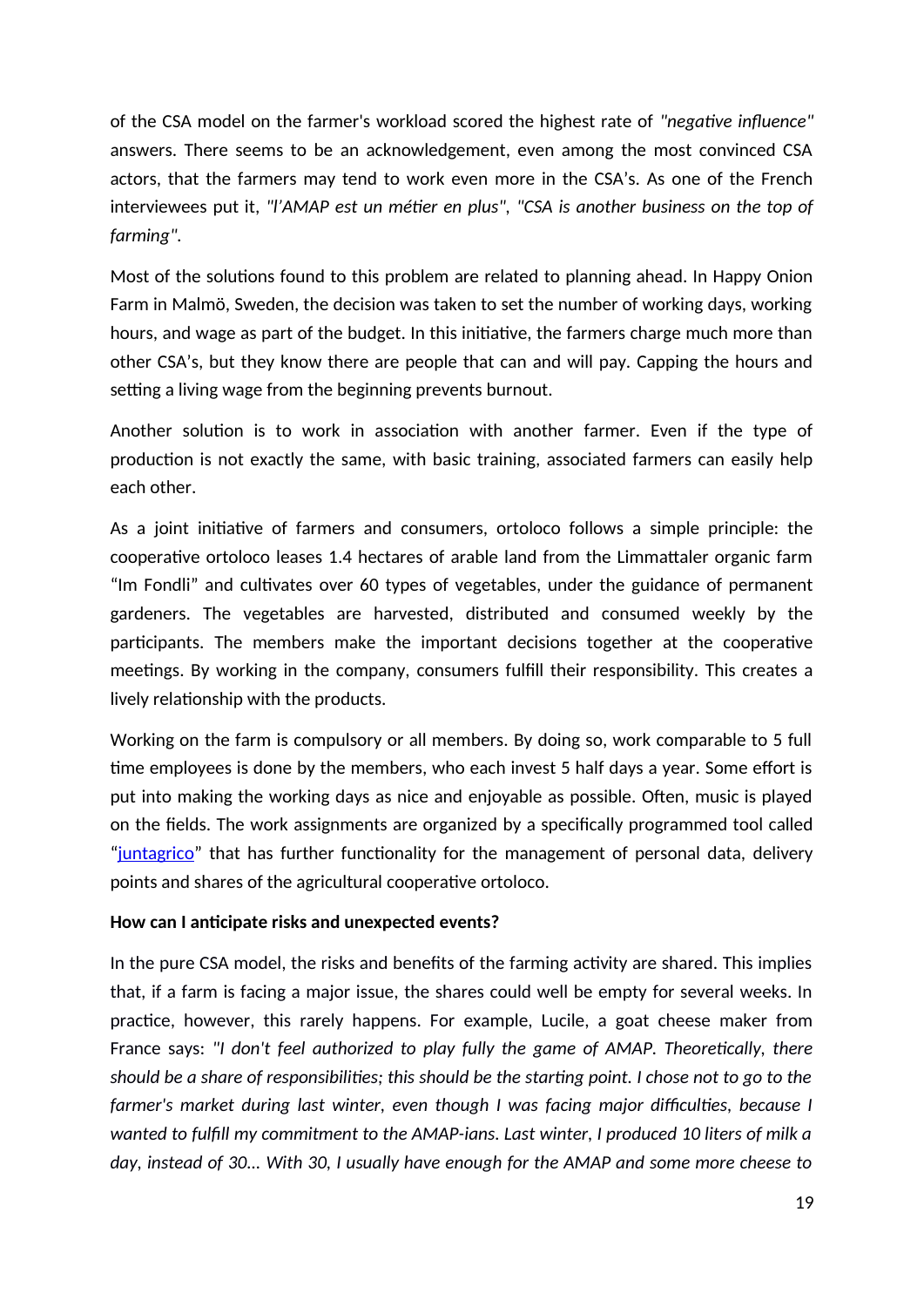of the CSA model on the farmer's workload scored the highest rate of *"negative influence"* answers. There seems to be an acknowledgement, even among the most convinced CSA actors, that the farmers may tend to work even more in the CSA's. As one of the French interviewees put it, *"l'AMAP est un métier en plus"*, *"CSA is another business on the top of farming"*.

Most of the solutions found to this problem are related to planning ahead. In Happy Onion Farm in Malmö, Sweden, the decision was taken to set the number of working days, working hours, and wage as part of the budget. In this initiative, the farmers charge much more than other CSA's, but they know there are people that can and will pay. Capping the hours and setting a living wage from the beginning prevents burnout.

Another solution is to work in association with another farmer. Even if the type of production is not exactly the same, with basic training, associated farmers can easily help each other.

As a joint initiative of farmers and consumers, ortoloco follows a simple principle: the cooperative ortoloco leases 1.4 hectares of arable land from the Limmattaler organic farm "Im Fondli" and cultivates over 60 types of vegetables, under the guidance of permanent gardeners. The vegetables are harvested, distributed and consumed weekly by the participants. The members make the important decisions together at the cooperative meetings. By working in the company, consumers fulfill their responsibility. This creates a lively relationship with the products.

Working on the farm is compulsory or all members. By doing so, work comparable to 5 full time employees is done by the members, who each invest 5 half days a year. Some effort is put into making the working days as nice and enjoyable as possible. Often, music is played on the fields. The work assignments are organized by a specifically programmed tool called "juntagrico" that has further functionality for the management of personal data, delivery points and shares of the agricultural cooperative ortoloco.

**How can I anticipate risks and unexpected events?**

In the pure CSA model, the risks and benefits of the farming activity are shared. This implies that, if a farm is facing a major issue, the shares could well be empty for several weeks. In practice, however, this rarely happens. For example, Lucile, a goat cheese maker from France says: *"I don't feel authorized to play fully the game of AMAP. Theoretically, there should be a share of responsibilities; this should be the starting point. I chose not to go to the farmer's market during last winter, even though I was facing major difficulties, because I wanted to fulfill my commitment to the AMAP-ians. Last winter, I produced 10 liters of milk a day, instead of 30... With 30, I usually have enough for the AMAP and some more cheese to*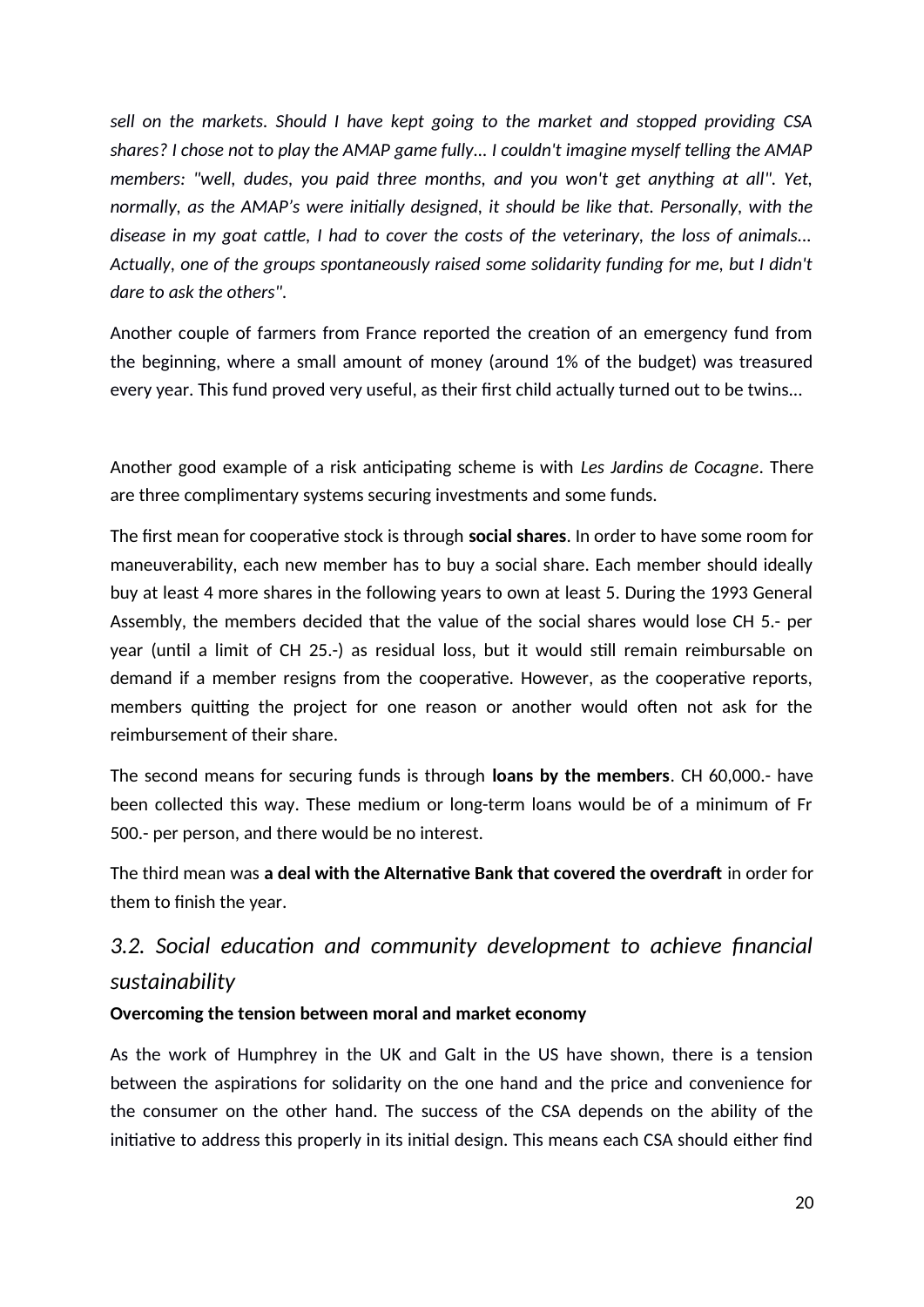*sell on the markets. Should I have kept going to the market and stopped providing CSA shares? I chose not to play the AMAP game fully... I couldn't imagine myself telling the AMAP members: "well, dudes, you paid three months, and you won't get anything at all". Yet, normally, as the AMAP's were initially designed, it should be like that. Personally, with the disease in my goat cattle, I had to cover the costs of the veterinary, the loss of animals... Actually, one of the groups spontaneously raised some solidarity funding for me, but I didn't dare to ask the others".*

Another couple of farmers from France reported the creation of an emergency fund from the beginning, where a small amount of money (around 1% of the budget) was treasured every year. This fund proved very useful, as their first child actually turned out to be twins...

Another good example of a risk anticipating scheme is with *Les Jardins de Cocagne*. There are three complimentary systems securing investments and some funds.

The first mean for cooperative stock is through **social shares**. In order to have some room for maneuverability, each new member has to buy a social share. Each member should ideally buy at least 4 more shares in the following years to own at least 5. During the 1993 General Assembly, the members decided that the value of the social shares would lose CH 5.- per year (until a limit of CH 25.-) as residual loss, but it would still remain reimbursable on demand if a member resigns from the cooperative. However, as the cooperative reports, members quitting the project for one reason or another would often not ask for the reimbursement of their share.

The second means for securing funds is through **loans by the members**. CH 60,000.- have been collected this way. These medium or long-term loans would be of a minimum of Fr 500.- per person, and there would be no interest.

The third mean was **a deal with the Alternative Bank that covered the overdraft** in order for them to finish the year.

## *3.2. Social education and community development to achieve financial sustainability*

**Overcoming the tension between moral and market economy**

As the work of Humphrey in the UK and Galt in the US have shown, there is a tension between the aspirations for solidarity on the one hand and the price and convenience for the consumer on the other hand. The success of the CSA depends on the ability of the initiative to address this properly in its initial design. This means each CSA should either find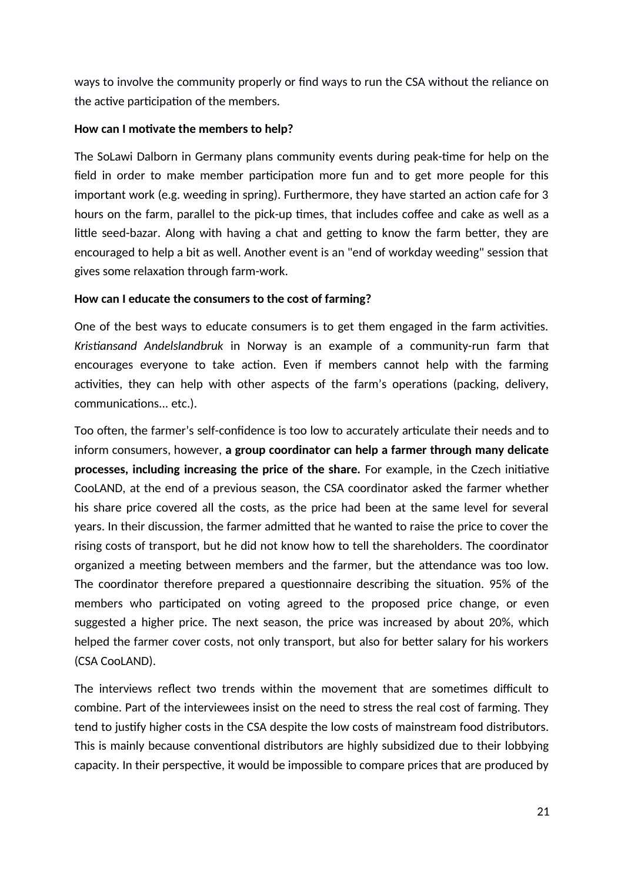ways to involve the community properly or find ways to run the CSA without the reliance on the active participation of the members.

**How can I motivate the members to help?**

The SoLawi Dalborn in Germany plans community events during peak-time for help on the field in order to make member participation more fun and to get more people for this important work (e.g. weeding in spring). Furthermore, they have started an action cafe for 3 hours on the farm, parallel to the pick-up times, that includes coffee and cake as well as a little seed-bazar. Along with having a chat and getting to know the farm better, they are encouraged to help a bit as well. Another event is an "end of workday weeding" session that gives some relaxation through farm-work.

**How can I educate the consumers to the cost of farming?**

One of the best ways to educate consumers is to get them engaged in the farm activities. *Kristiansand Andelslandbruk* in Norway is an example of a community-run farm that encourages everyone to take action. Even if members cannot help with the farming activities, they can help with other aspects of the farm's operations (packing, delivery, communications... etc.).

Too often, the farmer's self-confidence is too low to accurately articulate their needs and to inform consumers, however, **a group coordinator can help a farmer through many delicate processes, including increasing the price of the share.** For example, in the Czech initiative CooLAND, at the end of a previous season, the CSA coordinator asked the farmer whether his share price covered all the costs, as the price had been at the same level for several years. In their discussion, the farmer admitted that he wanted to raise the price to cover the rising costs of transport, but he did not know how to tell the shareholders. The coordinator organized a meeting between members and the farmer, but the attendance was too low. The coordinator therefore prepared a questionnaire describing the situation. 95% of the members who participated on voting agreed to the proposed price change, or even suggested a higher price. The next season, the price was increased by about 20%, which helped the farmer cover costs, not only transport, but also for better salary for his workers (CSA CooLAND).

The interviews reflect two trends within the movement that are sometimes difficult to combine. Part of the interviewees insist on the need to stress the real cost of farming. They tend to justify higher costs in the CSA despite the low costs of mainstream food distributors. This is mainly because conventional distributors are highly subsidized due to their lobbying capacity. In their perspective, it would be impossible to compare prices that are produced by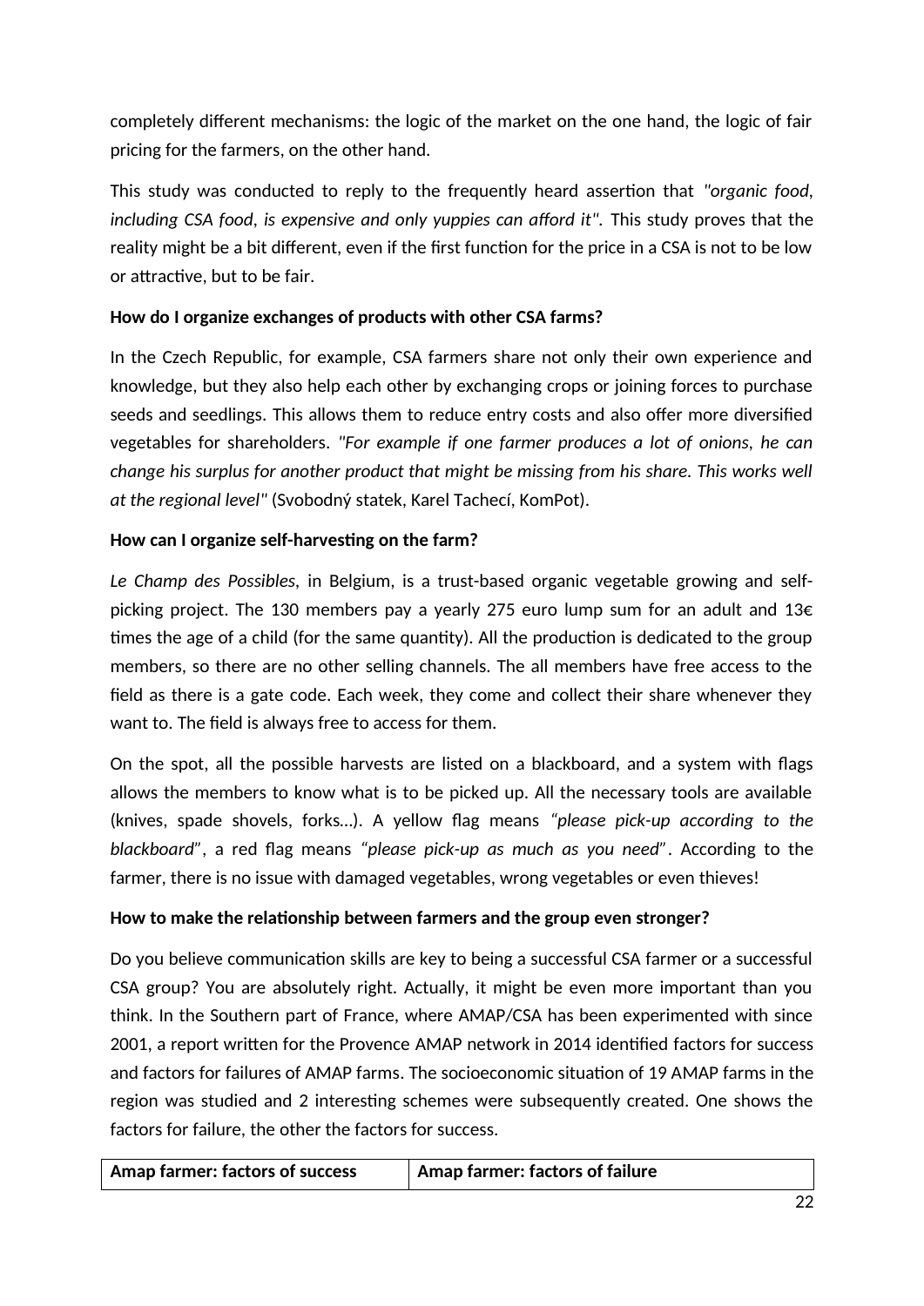completely different mechanisms: the logic of the market on the one hand, the logic of fair pricing for the farmers, on the other hand.

This study was conducted to reply to the frequently heard assertion that *"organic food, including CSA food, is expensive and only yuppies can afford it".* This study proves that the reality might be a bit different, even if the first function for the price in a CSA is not to be low or attractive, but to be fair.

**How do I organize exchanges of products with other CSA farms?**

In the Czech Republic, for example, CSA farmers share not only their own experience and knowledge, but they also help each other by exchanging crops or joining forces to purchase seeds and seedlings. This allows them to reduce entry costs and also offer more diversified vegetables for shareholders. *"For example if one farmer produces a lot of onions, he can change his surplus for another product that might be missing from his share. This works well at the regional level"* (Svobodný statek, Karel Tachecí, KomPot).

**How can I organize self-harvesting on the farm?**

*Le Champ des Possibles*, in Belgium, is a trust-based organic vegetable growing and self-picking project. The 130 members pay a yearly 275 euro lump sum for an adult and 13€ times the age of a child (for the same quantity). All the production is dedicated to the group members, so there are no other selling channels. The all members have free access to the field as there is a gate code. Each week, they come and collect their share whenever they want to. The field is always free to access for them.

On the spot, all the possible harvests are listed on a blackboard, and a system with flags allows the members to know what is to be picked up. All the necessary tools are available (knives, spade shovels, forks…). A yellow flag means *"please pick-up according to the blackboard"*, a red flag means *"please pick-up as much as you need"*. According to the farmer, there is no issue with damaged vegetables, wrong vegetables or even thieves!

**How to make the relationship between farmers and the group even stronger?**

Do you believe communication skills are key to being a successful CSA farmer or a successful CSA group? You are absolutely right. Actually, it might be even more important than you think. In the Southern part of France, where AMAP/CSA has been experimented with since 2001, a report written for the Provence AMAP network in 2014 identified factors for success and factors for failures of AMAP farms. The socioeconomic situation of 19 AMAP farms in the region was studied and 2 interesting schemes were subsequently created. One shows the factors for failure, the other the factors for success.

| Amap farmer: factors of success | Amap farmer: factors of failure |
| --- | --- |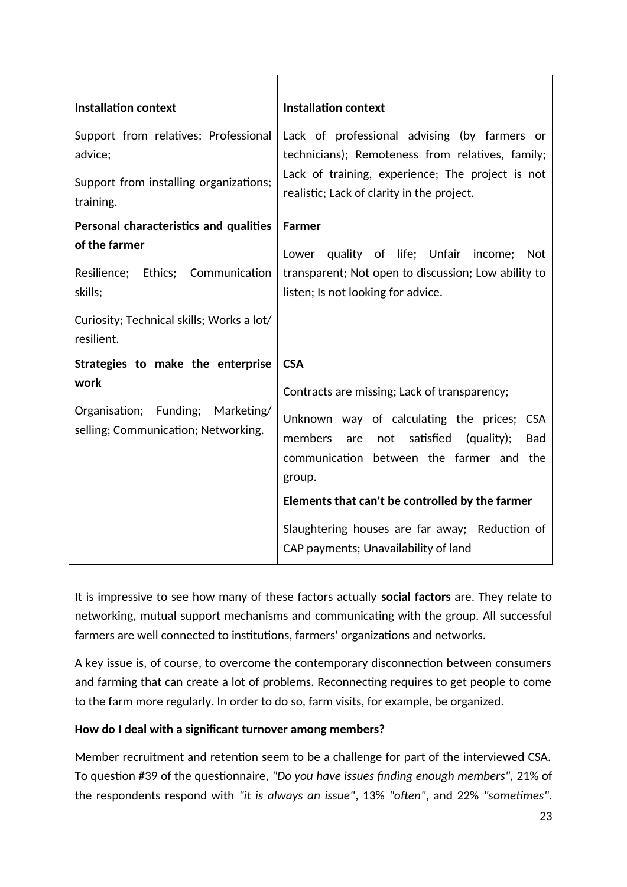| | |
|---|---|
| **Installation context**<br><br>Support from relatives; Professional advice;<br><br>Support from installing organizations; training. | **Installation context**<br><br>Lack of professional advising (by farmers or technicians); Remoteness from relatives, family; Lack of training, experience; The project is not realistic; Lack of clarity in the project. |
| **Personal characteristics and qualities of the farmer**<br><br>Resilience; Ethics; Communication skills;<br><br>Curiosity; Technical skills; Works a lot/ resilient. | **Farmer**<br><br>Lower quality of life; Unfair income; Not transparent; Not open to discussion; Low ability to listen; Is not looking for advice. |
| **Strategies to make the enterprise work**<br><br>Organisation; Funding; Marketing/ selling; Communication; Networking. | **CSA**<br><br>Contracts are missing; Lack of transparency;<br><br>Unknown way of calculating the prices; CSA members are not satisfied (quality); Bad communication between the farmer and the group. |
| | **Elements that can't be controlled by the farmer**<br><br>Slaughtering houses are far away; Reduction of CAP payments; Unavailability of land |

It is impressive to see how many of these factors actually **social factors** are. They relate to networking, mutual support mechanisms and communicating with the group. All successful farmers are well connected to institutions, farmers' organizations and networks.

A key issue is, of course, to overcome the contemporary disconnection between consumers and farming that can create a lot of problems. Reconnecting requires to get people to come to the farm more regularly. In order to do so, farm visits, for example, be organized.

**How do I deal with a significant turnover among members?**

Member recruitment and retention seem to be a challenge for part of the interviewed CSA. To question #39 of the questionnaire, *"Do you have issues finding enough members"*, 21% of the respondents respond with *"it is always an issue"*, 13% *"often"*, and 22% *"sometimes"*.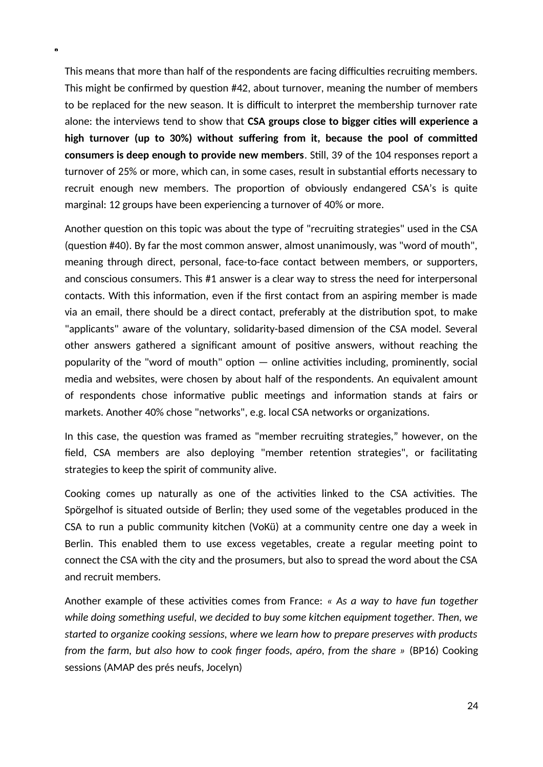This means that more than half of the respondents are facing difficulties recruiting members. This might be confirmed by question #42, about turnover, meaning the number of members to be replaced for the new season. It is difficult to interpret the membership turnover rate alone: the interviews tend to show that **CSA groups close to bigger cities will experience a high turnover (up to 30%) without suffering from it, because the pool of committed consumers is deep enough to provide new members**. Still, 39 of the 104 responses report a turnover of 25% or more, which can, in some cases, result in substantial efforts necessary to recruit enough new members. The proportion of obviously endangered CSA's is quite marginal: 12 groups have been experiencing a turnover of 40% or more.

Another question on this topic was about the type of "recruiting strategies" used in the CSA (question #40). By far the most common answer, almost unanimously, was "word of mouth", meaning through direct, personal, face-to-face contact between members, or supporters, and conscious consumers. This #1 answer is a clear way to stress the need for interpersonal contacts. With this information, even if the first contact from an aspiring member is made via an email, there should be a direct contact, preferably at the distribution spot, to make "applicants" aware of the voluntary, solidarity-based dimension of the CSA model. Several other answers gathered a significant amount of positive answers, without reaching the popularity of the "word of mouth" option — online activities including, prominently, social media and websites, were chosen by about half of the respondents. An equivalent amount of respondents chose informative public meetings and information stands at fairs or markets. Another 40% chose "networks", e.g. local CSA networks or organizations.

In this case, the question was framed as "member recruiting strategies," however, on the field, CSA members are also deploying "member retention strategies", or facilitating strategies to keep the spirit of community alive.

Cooking comes up naturally as one of the activities linked to the CSA activities. The Spörgelhof is situated outside of Berlin; they used some of the vegetables produced in the CSA to run a public community kitchen (VoKü) at a community centre one day a week in Berlin. This enabled them to use excess vegetables, create a regular meeting point to connect the CSA with the city and the prosumers, but also to spread the word about the CSA and recruit members.

Another example of these activities comes from France: *« As a way to have fun together while doing something useful, we decided to buy some kitchen equipment together. Then, we started to organize cooking sessions, where we learn how to prepare preserves with products from the farm, but also how to cook finger foods, apéro, from the share »* (BP16) Cooking sessions (AMAP des prés neufs, Jocelyn)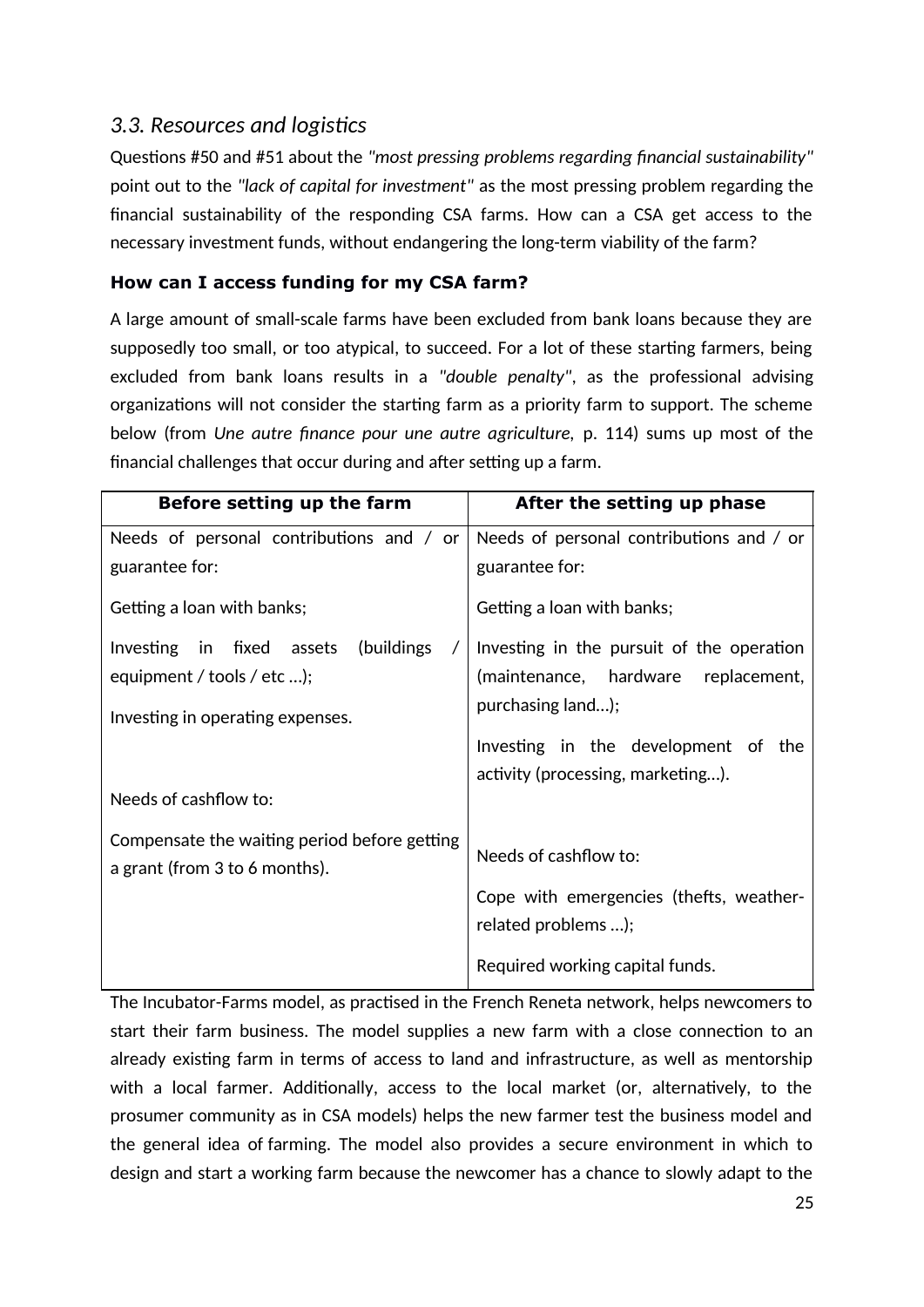### *3.3. Resources and logistics*

Questions #50 and #51 about the *"most pressing problems regarding financial sustainability"* point out to the *"lack of capital for investment"* as the most pressing problem regarding the financial sustainability of the responding CSA farms. How can a CSA get access to the necessary investment funds, without endangering the long-term viability of the farm?

**How can I access funding for my CSA farm?**

A large amount of small-scale farms have been excluded from bank loans because they are supposedly too small, or too atypical, to succeed. For a lot of these starting farmers, being excluded from bank loans results in a *"double penalty"*, as the professional advising organizations will not consider the starting farm as a priority farm to support. The scheme below (from *Une autre finance pour une autre agriculture*, p. 114) sums up most of the financial challenges that occur during and after setting up a farm.

| Before setting up the farm | After the setting up phase |
|---|---|
| Needs of personal contributions and / or guarantee for:<br><br>Getting a loan with banks;<br><br>Investing in fixed assets (buildings / equipment / tools / etc …);<br><br>Investing in operating expenses.<br><br>Needs of cashflow to:<br><br>Compensate the waiting period before getting a grant (from 3 to 6 months). | Needs of personal contributions and / or guarantee for:<br><br>Getting a loan with banks;<br><br>Investing in the pursuit of the operation (maintenance, hardware replacement, purchasing land…);<br><br>Investing in the development of the activity (processing, marketing…).<br><br>Needs of cashflow to:<br><br>Cope with emergencies (thefts, weather-related problems …);<br><br>Required working capital funds. |

The Incubator-Farms model, as practised in the French Reneta network, helps newcomers to start their farm business. The model supplies a new farm with a close connection to an already existing farm in terms of access to land and infrastructure, as well as mentorship with a local farmer. Additionally, access to the local market (or, alternatively, to the prosumer community as in CSA models) helps the new farmer test the business model and the general idea of farming. The model also provides a secure environment in which to design and start a working farm because the newcomer has a chance to slowly adapt to the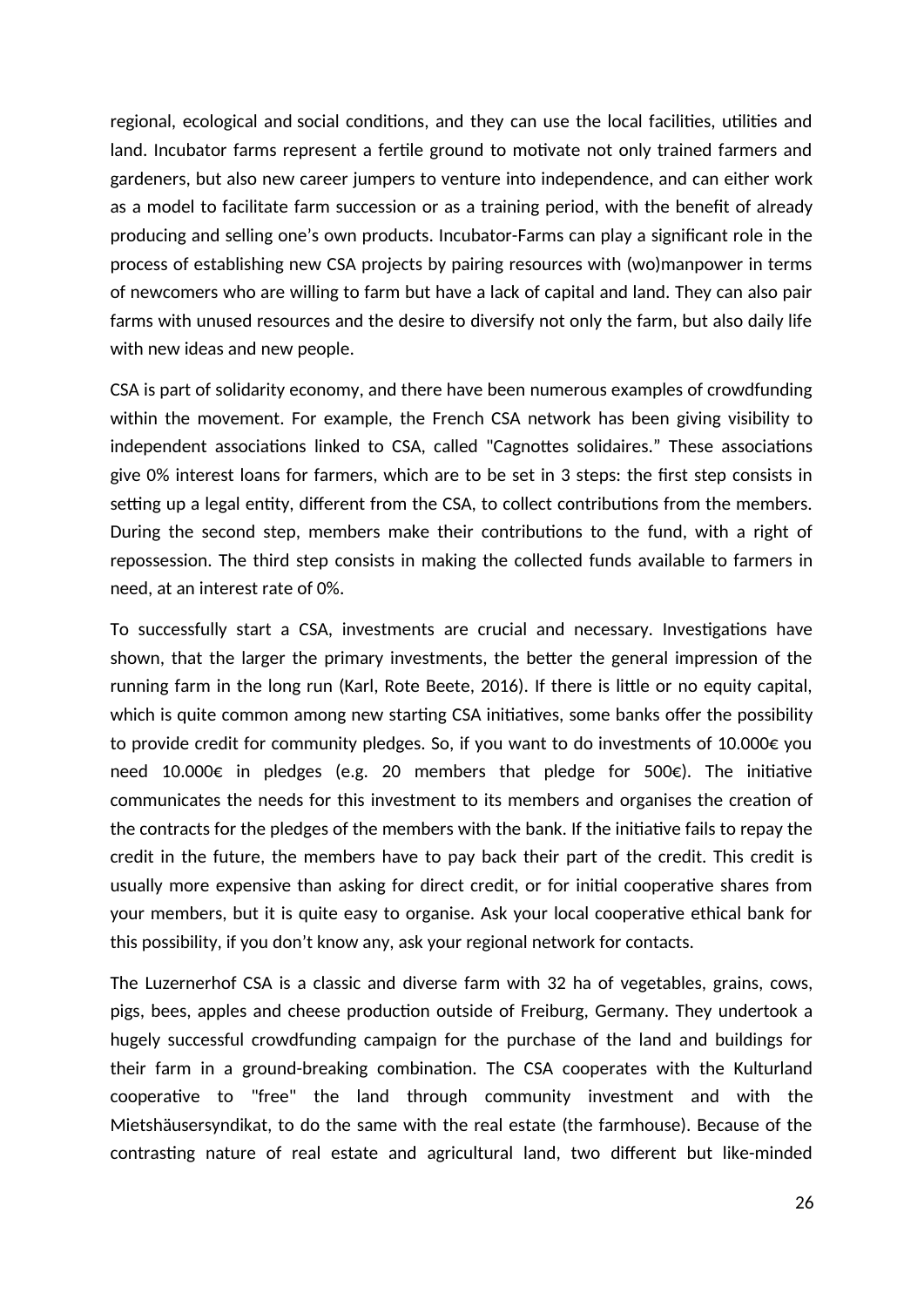regional, ecological and social conditions, and they can use the local facilities, utilities and land. Incubator farms represent a fertile ground to motivate not only trained farmers and gardeners, but also new career jumpers to venture into independence, and can either work as a model to facilitate farm succession or as a training period, with the benefit of already producing and selling one's own products. Incubator-Farms can play a significant role in the process of establishing new CSA projects by pairing resources with (wo)manpower in terms of newcomers who are willing to farm but have a lack of capital and land. They can also pair farms with unused resources and the desire to diversify not only the farm, but also daily life with new ideas and new people.

CSA is part of solidarity economy, and there have been numerous examples of crowdfunding within the movement. For example, the French CSA network has been giving visibility to independent associations linked to CSA, called "Cagnottes solidaires." These associations give 0% interest loans for farmers, which are to be set in 3 steps: the first step consists in setting up a legal entity, different from the CSA, to collect contributions from the members. During the second step, members make their contributions to the fund, with a right of repossession. The third step consists in making the collected funds available to farmers in need, at an interest rate of 0%.

To successfully start a CSA, investments are crucial and necessary. Investigations have shown, that the larger the primary investments, the better the general impression of the running farm in the long run (Karl, Rote Beete, 2016). If there is little or no equity capital, which is quite common among new starting CSA initiatives, some banks offer the possibility to provide credit for community pledges. So, if you want to do investments of 10.000€ you need 10.000€ in pledges (e.g. 20 members that pledge for 500€). The initiative communicates the needs for this investment to its members and organises the creation of the contracts for the pledges of the members with the bank. If the initiative fails to repay the credit in the future, the members have to pay back their part of the credit. This credit is usually more expensive than asking for direct credit, or for initial cooperative shares from your members, but it is quite easy to organise. Ask your local cooperative ethical bank for this possibility, if you don't know any, ask your regional network for contacts.

The Luzernerhof CSA is a classic and diverse farm with 32 ha of vegetables, grains, cows, pigs, bees, apples and cheese production outside of Freiburg, Germany. They undertook a hugely successful crowdfunding campaign for the purchase of the land and buildings for their farm in a ground-breaking combination. The CSA cooperates with the Kulturland cooperative to "free" the land through community investment and with the Mietshäusersyndikat, to do the same with the real estate (the farmhouse). Because of the contrasting nature of real estate and agricultural land, two different but like-minded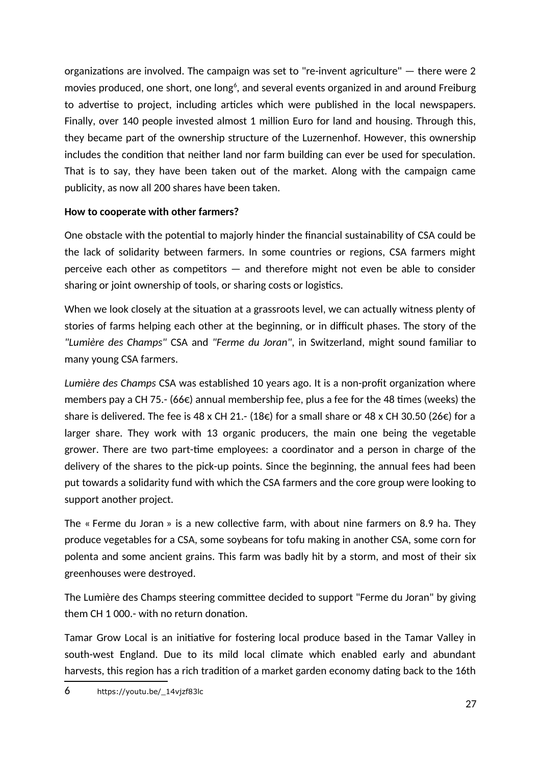organizations are involved. The campaign was set to "re-invent agriculture" — there were 2 movies produced, one short, one long[6], and several events organized in and around Freiburg to advertise to project, including articles which were published in the local newspapers. Finally, over 140 people invested almost 1 million Euro for land and housing. Through this, they became part of the ownership structure of the Luzernenhof. However, this ownership includes the condition that neither land nor farm building can ever be used for speculation. That is to say, they have been taken out of the market. Along with the campaign came publicity, as now all 200 shares have been taken.

**How to cooperate with other farmers?**

One obstacle with the potential to majorly hinder the financial sustainability of CSA could be the lack of solidarity between farmers. In some countries or regions, CSA farmers might perceive each other as competitors — and therefore might not even be able to consider sharing or joint ownership of tools, or sharing costs or logistics.

When we look closely at the situation at a grassroots level, we can actually witness plenty of stories of farms helping each other at the beginning, or in difficult phases. The story of the *"Lumière des Champs"* CSA and *"Ferme du Joran"*, in Switzerland, might sound familiar to many young CSA farmers.

*Lumière des Champs* CSA was established 10 years ago. It is a non-profit organization where members pay a CH 75.- (66€) annual membership fee, plus a fee for the 48 times (weeks) the share is delivered. The fee is 48 x CH 21.- (18€) for a small share or 48 x CH 30.50 (26€) for a larger share. They work with 13 organic producers, the main one being the vegetable grower. There are two part-time employees: a coordinator and a person in charge of the delivery of the shares to the pick-up points. Since the beginning, the annual fees had been put towards a solidarity fund with which the CSA farmers and the core group were looking to support another project.

The « Ferme du Joran » is a new collective farm, with about nine farmers on 8.9 ha. They produce vegetables for a CSA, some soybeans for tofu making in another CSA, some corn for polenta and some ancient grains. This farm was badly hit by a storm, and most of their six greenhouses were destroyed.

The Lumière des Champs steering committee decided to support "Ferme du Joran" by giving them CH 1 000.- with no return donation.

Tamar Grow Local is an initiative for fostering local produce based in the Tamar Valley in south-west England. Due to its mild local climate which enabled early and abundant harvests, this region has a rich tradition of a market garden economy dating back to the 16th

[6] https://youtu.be/_14vjzf83lc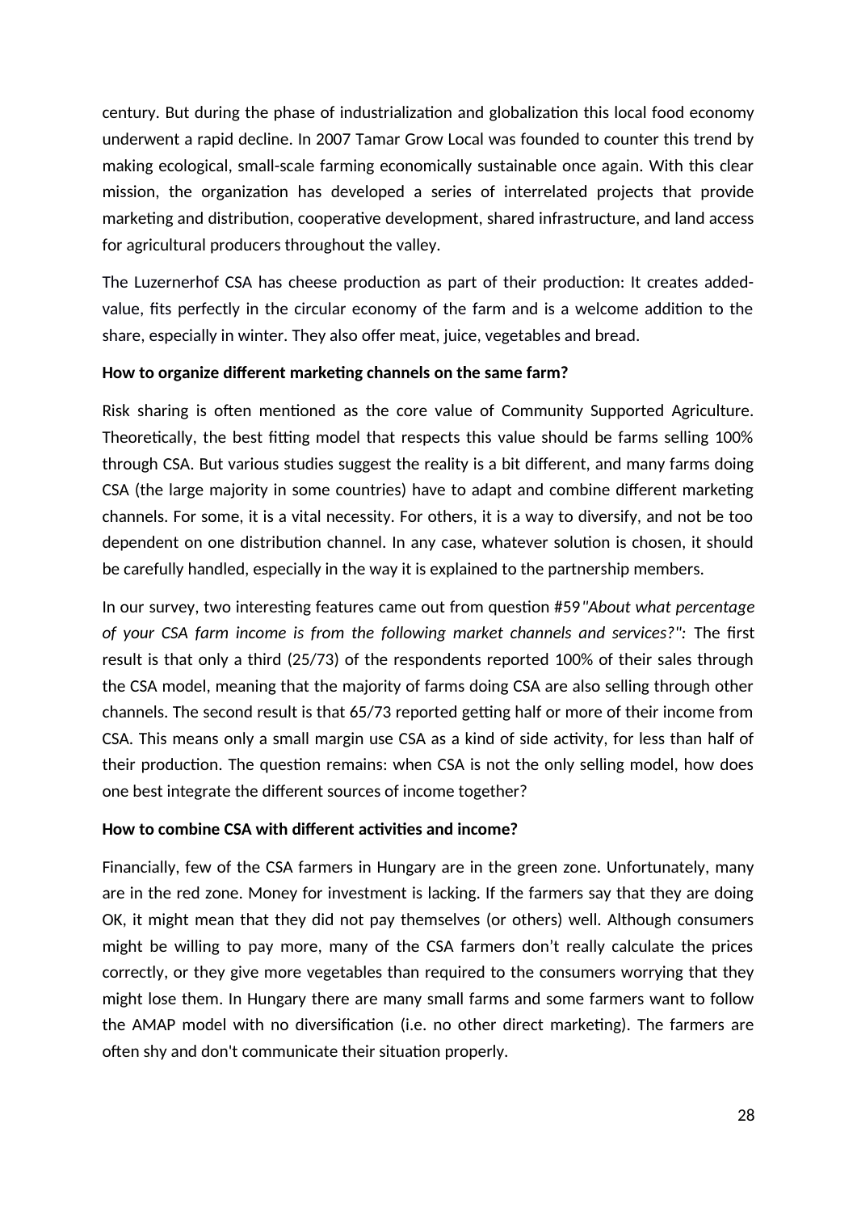century. But during the phase of industrialization and globalization this local food economy underwent a rapid decline. In 2007 Tamar Grow Local was founded to counter this trend by making ecological, small-scale farming economically sustainable once again. With this clear mission, the organization has developed a series of interrelated projects that provide marketing and distribution, cooperative development, shared infrastructure, and land access for agricultural producers throughout the valley.

The Luzernerhof CSA has cheese production as part of their production: It creates added-value, fits perfectly in the circular economy of the farm and is a welcome addition to the share, especially in winter. They also offer meat, juice, vegetables and bread.

**How to organize different marketing channels on the same farm?**

Risk sharing is often mentioned as the core value of Community Supported Agriculture. Theoretically, the best fitting model that respects this value should be farms selling 100% through CSA. But various studies suggest the reality is a bit different, and many farms doing CSA (the large majority in some countries) have to adapt and combine different marketing channels. For some, it is a vital necessity. For others, it is a way to diversify, and not be too dependent on one distribution channel. In any case, whatever solution is chosen, it should be carefully handled, especially in the way it is explained to the partnership members.

In our survey, two interesting features came out from question #59 *"About what percentage of your CSA farm income is from the following market channels and services?":* The first result is that only a third (25/73) of the respondents reported 100% of their sales through the CSA model, meaning that the majority of farms doing CSA are also selling through other channels. The second result is that 65/73 reported getting half or more of their income from CSA. This means only a small margin use CSA as a kind of side activity, for less than half of their production. The question remains: when CSA is not the only selling model, how does one best integrate the different sources of income together?

**How to combine CSA with different activities and income?**

Financially, few of the CSA farmers in Hungary are in the green zone. Unfortunately, many are in the red zone. Money for investment is lacking. If the farmers say that they are doing OK, it might mean that they did not pay themselves (or others) well. Although consumers might be willing to pay more, many of the CSA farmers don't really calculate the prices correctly, or they give more vegetables than required to the consumers worrying that they might lose them. In Hungary there are many small farms and some farmers want to follow the AMAP model with no diversification (i.e. no other direct marketing). The farmers are often shy and don't communicate their situation properly.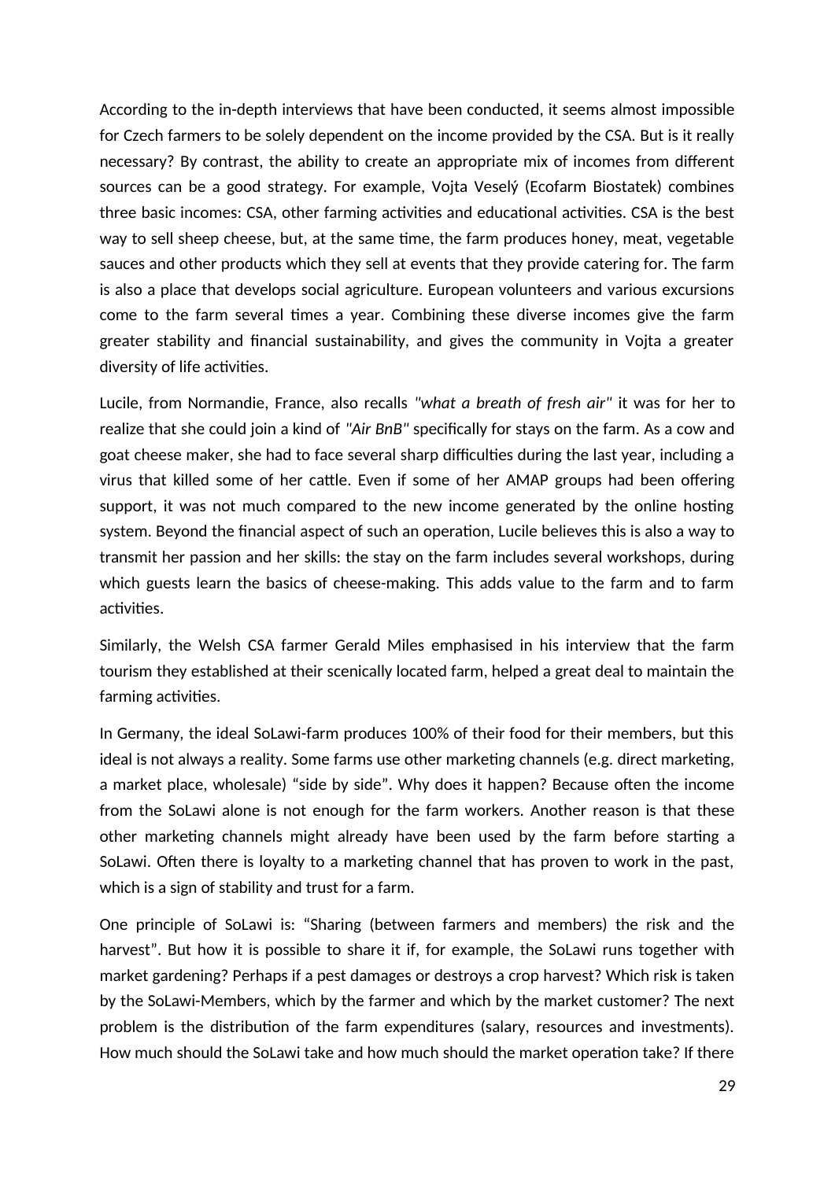According to the in-depth interviews that have been conducted, it seems almost impossible for Czech farmers to be solely dependent on the income provided by the CSA. But is it really necessary? By contrast, the ability to create an appropriate mix of incomes from different sources can be a good strategy. For example, Vojta Veselý (Ecofarm Biostatek) combines three basic incomes: CSA, other farming activities and educational activities. CSA is the best way to sell sheep cheese, but, at the same time, the farm produces honey, meat, vegetable sauces and other products which they sell at events that they provide catering for. The farm is also a place that develops social agriculture. European volunteers and various excursions come to the farm several times a year. Combining these diverse incomes give the farm greater stability and financial sustainability, and gives the community in Vojta a greater diversity of life activities.

Lucile, from Normandie, France, also recalls *"what a breath of fresh air"* it was for her to realize that she could join a kind of *"Air BnB"* specifically for stays on the farm. As a cow and goat cheese maker, she had to face several sharp difficulties during the last year, including a virus that killed some of her cattle. Even if some of her AMAP groups had been offering support, it was not much compared to the new income generated by the online hosting system. Beyond the financial aspect of such an operation, Lucile believes this is also a way to transmit her passion and her skills: the stay on the farm includes several workshops, during which guests learn the basics of cheese-making. This adds value to the farm and to farm activities.

Similarly, the Welsh CSA farmer Gerald Miles emphasised in his interview that the farm tourism they established at their scenically located farm, helped a great deal to maintain the farming activities.

In Germany, the ideal SoLawi-farm produces 100% of their food for their members, but this ideal is not always a reality. Some farms use other marketing channels (e.g. direct marketing, a market place, wholesale) “side by side”. Why does it happen? Because often the income from the SoLawi alone is not enough for the farm workers. Another reason is that these other marketing channels might already have been used by the farm before starting a SoLawi. Often there is loyalty to a marketing channel that has proven to work in the past, which is a sign of stability and trust for a farm.

One principle of SoLawi is: “Sharing (between farmers and members) the risk and the harvest”. But how it is possible to share it if, for example, the SoLawi runs together with market gardening? Perhaps if a pest damages or destroys a crop harvest? Which risk is taken by the SoLawi-Members, which by the farmer and which by the market customer? The next problem is the distribution of the farm expenditures (salary, resources and investments). How much should the SoLawi take and how much should the market operation take? If there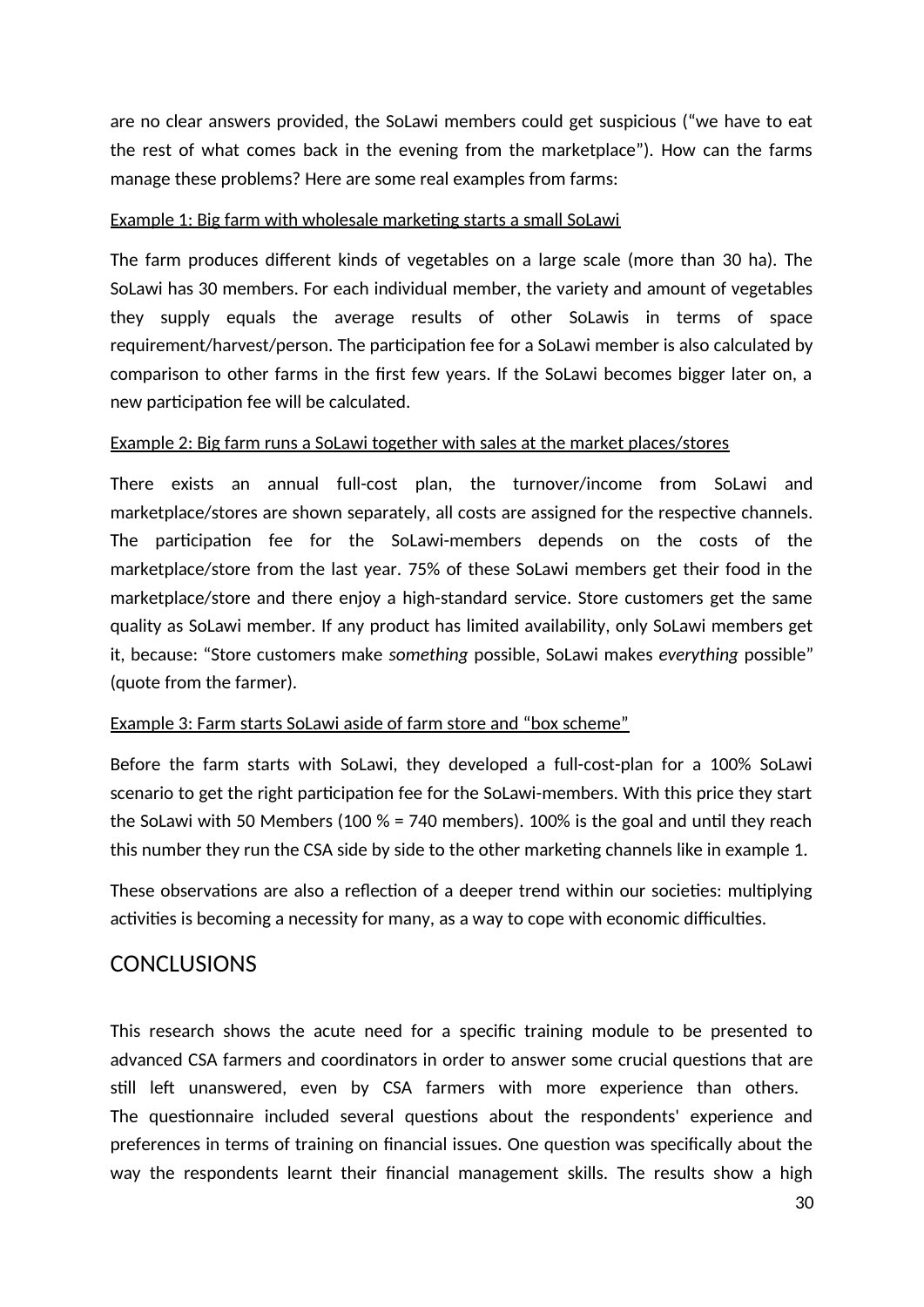are no clear answers provided, the SoLawi members could get suspicious (“we have to eat the rest of what comes back in the evening from the marketplace”). How can the farms manage these problems? Here are some real examples from farms:

Example 1: Big farm with wholesale marketing starts a small SoLawi

The farm produces different kinds of vegetables on a large scale (more than 30 ha). The SoLawi has 30 members. For each individual member, the variety and amount of vegetables they supply equals the average results of other SoLawis in terms of space requirement/harvest/person. The participation fee for a SoLawi member is also calculated by comparison to other farms in the first few years. If the SoLawi becomes bigger later on, a new participation fee will be calculated.

Example 2: Big farm runs a SoLawi together with sales at the market places/stores

There exists an annual full-cost plan, the turnover/income from SoLawi and marketplace/stores are shown separately, all costs are assigned for the respective channels. The participation fee for the SoLawi-members depends on the costs of the marketplace/store from the last year. 75% of these SoLawi members get their food in the marketplace/store and there enjoy a high-standard service. Store customers get the same quality as SoLawi member. If any product has limited availability, only SoLawi members get it, because: “Store customers make *something* possible, SoLawi makes *everything* possible” (quote from the farmer).

Example 3: Farm starts SoLawi aside of farm store and “box scheme”

Before the farm starts with SoLawi, they developed a full-cost-plan for a 100% SoLawi scenario to get the right participation fee for the SoLawi-members. With this price they start the SoLawi with 50 Members (100 % = 740 members). 100% is the goal and until they reach this number they run the CSA side by side to the other marketing channels like in example 1.

These observations are also a reflection of a deeper trend within our societies: multiplying activities is becoming a necessity for many, as a way to cope with economic difficulties.

# CONCLUSIONS

This research shows the acute need for a specific training module to be presented to advanced CSA farmers and coordinators in order to answer some crucial questions that are still left unanswered, even by CSA farmers with more experience than others.
The questionnaire included several questions about the respondents' experience and preferences in terms of training on financial issues. One question was specifically about the way the respondents learnt their financial management skills. The results show a high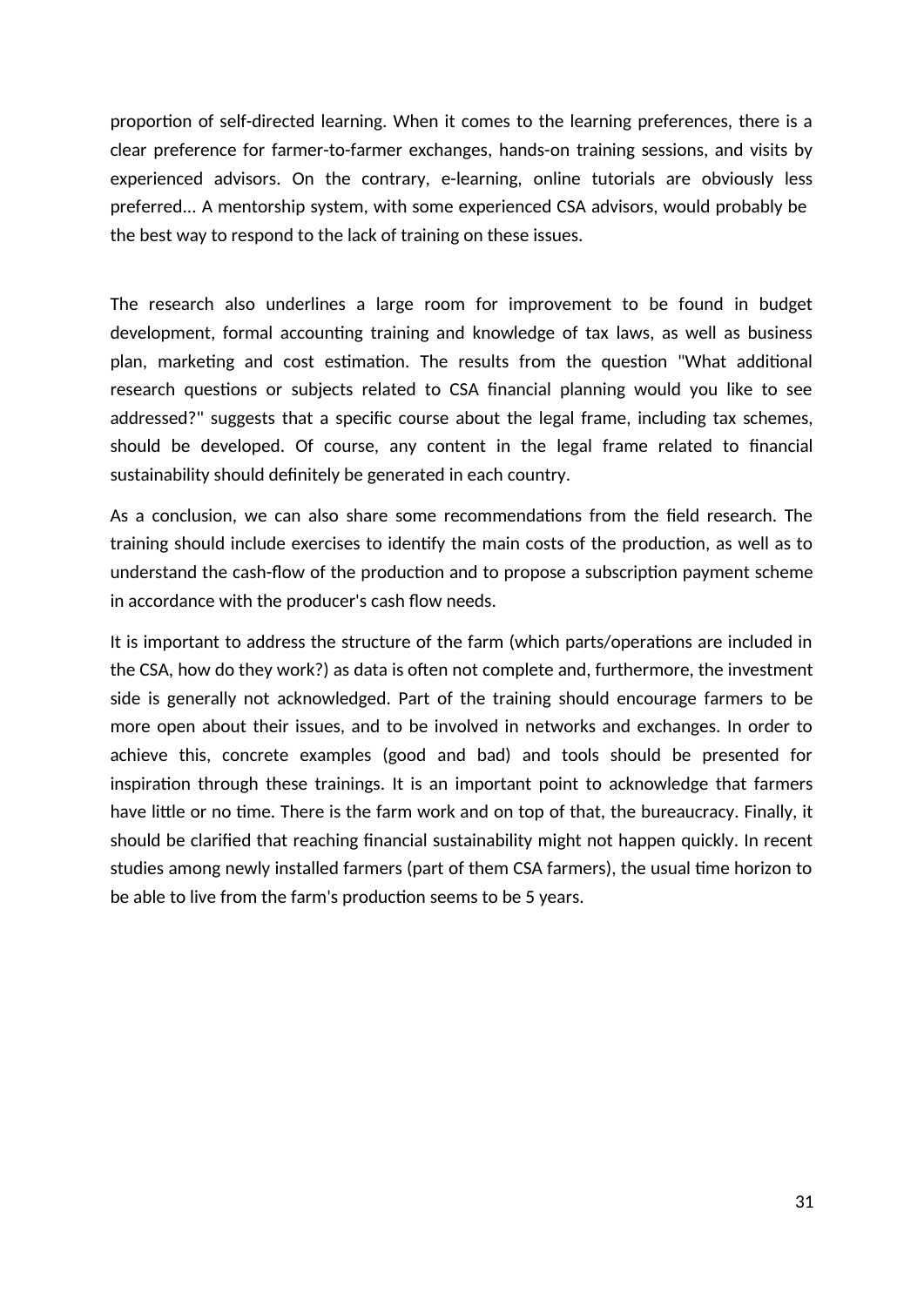proportion of self-directed learning. When it comes to the learning preferences, there is a clear preference for farmer-to-farmer exchanges, hands-on training sessions, and visits by experienced advisors. On the contrary, e-learning, online tutorials are obviously less preferred... A mentorship system, with some experienced CSA advisors, would probably be the best way to respond to the lack of training on these issues.

The research also underlines a large room for improvement to be found in budget development, formal accounting training and knowledge of tax laws, as well as business plan, marketing and cost estimation. The results from the question "What additional research questions or subjects related to CSA financial planning would you like to see addressed?" suggests that a specific course about the legal frame, including tax schemes, should be developed. Of course, any content in the legal frame related to financial sustainability should definitely be generated in each country.

As a conclusion, we can also share some recommendations from the field research. The training should include exercises to identify the main costs of the production, as well as to understand the cash-flow of the production and to propose a subscription payment scheme in accordance with the producer's cash flow needs.

It is important to address the structure of the farm (which parts/operations are included in the CSA, how do they work?) as data is often not complete and, furthermore, the investment side is generally not acknowledged. Part of the training should encourage farmers to be more open about their issues, and to be involved in networks and exchanges. In order to achieve this, concrete examples (good and bad) and tools should be presented for inspiration through these trainings. It is an important point to acknowledge that farmers have little or no time. There is the farm work and on top of that, the bureaucracy. Finally, it should be clarified that reaching financial sustainability might not happen quickly. In recent studies among newly installed farmers (part of them CSA farmers), the usual time horizon to be able to live from the farm's production seems to be 5 years.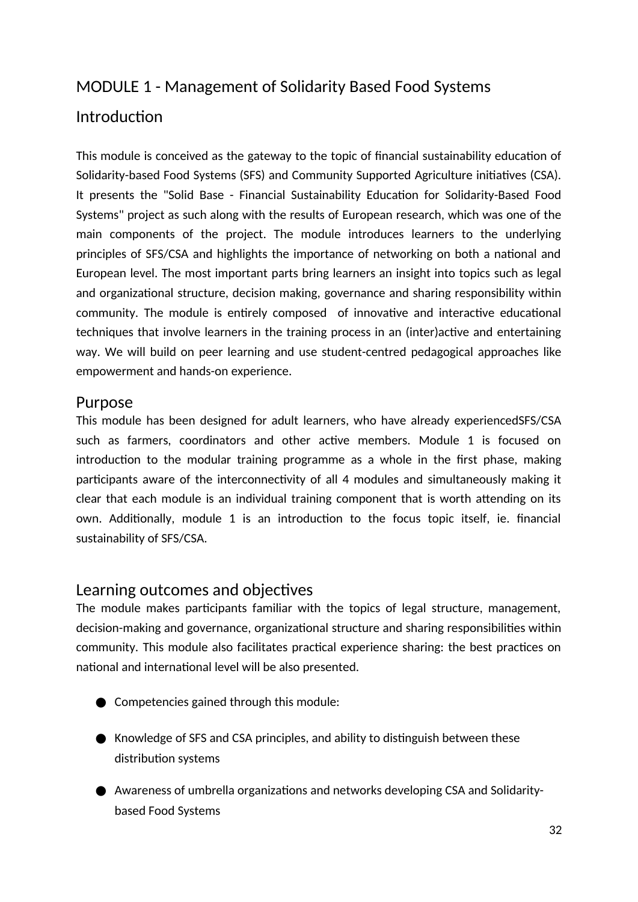# MODULE 1 - Management of Solidarity Based Food Systems

## Introduction

This module is conceived as the gateway to the topic of financial sustainability education of Solidarity-based Food Systems (SFS) and Community Supported Agriculture initiatives (CSA). It presents the "Solid Base - Financial Sustainability Education for Solidarity-Based Food Systems" project as such along with the results of European research, which was one of the main components of the project. The module introduces learners to the underlying principles of SFS/CSA and highlights the importance of networking on both a national and European level. The most important parts bring learners an insight into topics such as legal and organizational structure, decision making, governance and sharing responsibility within community. The module is entirely composed  of innovative and interactive educational techniques that involve learners in the training process in an (inter)active and entertaining way. We will build on peer learning and use student-centred pedagogical approaches like empowerment and hands-on experience.

## Purpose

This module has been designed for adult learners, who have already experiencedSFS/CSA such as farmers, coordinators and other active members. Module 1 is focused on introduction to the modular training programme as a whole in the first phase, making participants aware of the interconnectivity of all 4 modules and simultaneously making it clear that each module is an individual training component that is worth attending on its own. Additionally, module 1 is an introduction to the focus topic itself, ie. financial sustainability of SFS/CSA.

## Learning outcomes and objectives

The module makes participants familiar with the topics of legal structure, management, decision-making and governance, organizational structure and sharing responsibilities within community. This module also facilitates practical experience sharing: the best practices on national and international level will be also presented.

- Competencies gained through this module:
- Knowledge of SFS and CSA principles, and ability to distinguish between these distribution systems
- Awareness of umbrella organizations and networks developing CSA and Solidarity-based Food Systems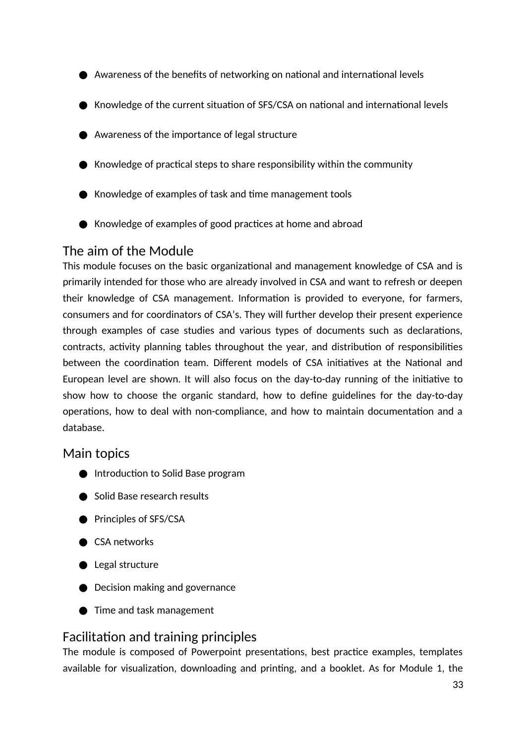- Awareness of the benefits of networking on national and international levels
- Knowledge of the current situation of SFS/CSA on national and international levels
- Awareness of the importance of legal structure
- Knowledge of practical steps to share responsibility within the community
- Knowledge of examples of task and time management tools
- Knowledge of examples of good practices at home and abroad

## The aim of the Module

This module focuses on the basic organizational and management knowledge of CSA and is primarily intended for those who are already involved in CSA and want to refresh or deepen their knowledge of CSA management. Information is provided to everyone, for farmers, consumers and for coordinators of CSA's. They will further develop their present experience through examples of case studies and various types of documents such as declarations, contracts, activity planning tables throughout the year, and distribution of responsibilities between the coordination team. Different models of CSA initiatives at the National and European level are shown. It will also focus on the day-to-day running of the initiative to show how to choose the organic standard, how to define guidelines for the day-to-day operations, how to deal with non-compliance, and how to maintain documentation and a database.

## Main topics

- Introduction to Solid Base program
- Solid Base research results
- Principles of SFS/CSA
- CSA networks
- Legal structure
- Decision making and governance
- Time and task management

## Facilitation and training principles

The module is composed of Powerpoint presentations, best practice examples, templates available for visualization, downloading and printing, and a booklet. As for Module 1, the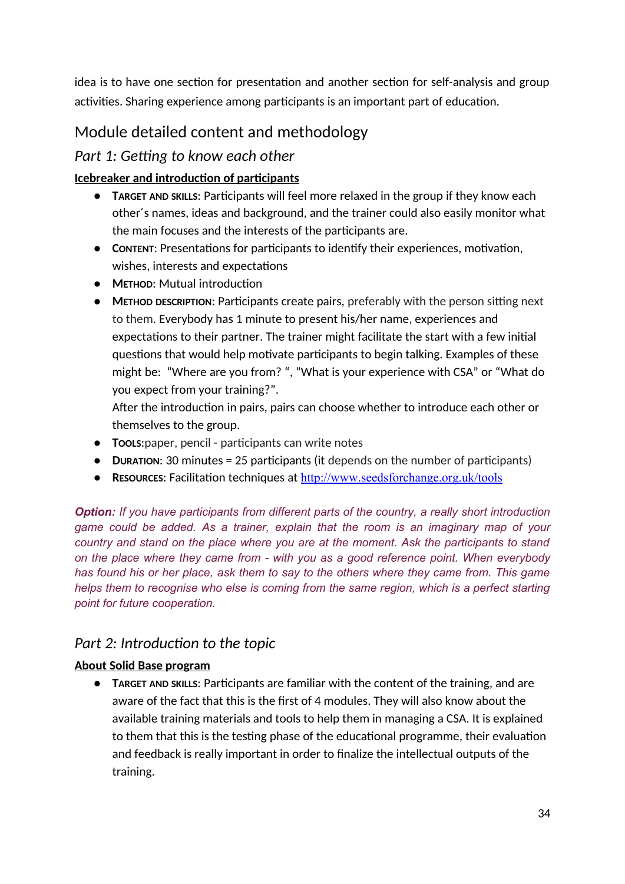idea is to have one section for presentation and another section for self-analysis and group activities. Sharing experience among participants is an important part of education.

## Module detailed content and methodology

### *Part 1: Getting to know each other*

**Icebreaker and introduction of participants**

- **Target and skills**: Participants will feel more relaxed in the group if they know each other´s names, ideas and background, and the trainer could also easily monitor what the main focuses and the interests of the participants are.
- **Content**: Presentations for participants to identify their experiences, motivation, wishes, interests and expectations
- **Method**: Mutual introduction
- **Method description**: Participants create pairs, preferably with the person sitting next to them. Everybody has 1 minute to present his/her name, experiences and expectations to their partner. The trainer might facilitate the start with a few initial questions that would help motivate participants to begin talking. Examples of these might be: "Where are you from? ", "What is your experience with CSA" or "What do you expect from your training?".
  After the introduction in pairs, pairs can choose whether to introduce each other or themselves to the group.
- **Tools**:paper, pencil - participants can write notes
- **Duration**: 30 minutes = 25 participants (it depends on the number of participants)
- **Resources**: Facilitation techniques at http://www.seedsforchange.org.uk/tools

***Option:*** *If you have participants from different parts of the country, a really short introduction game could be added. As a trainer, explain that the room is an imaginary map of your country and stand on the place where you are at the moment. Ask the participants to stand on the place where they came from - with you as a good reference point. When everybody has found his or her place, ask them to say to the others where they came from. This game helps them to recognise who else is coming from the same region, which is a perfect starting point for future cooperation.*

### *Part 2: Introduction to the topic*

**About Solid Base program**

- **Target and skills**: Participants are familiar with the content of the training, and are aware of the fact that this is the first of 4 modules. They will also know about the available training materials and tools to help them in managing a CSA. It is explained to them that this is the testing phase of the educational programme, their evaluation and feedback is really important in order to finalize the intellectual outputs of the training.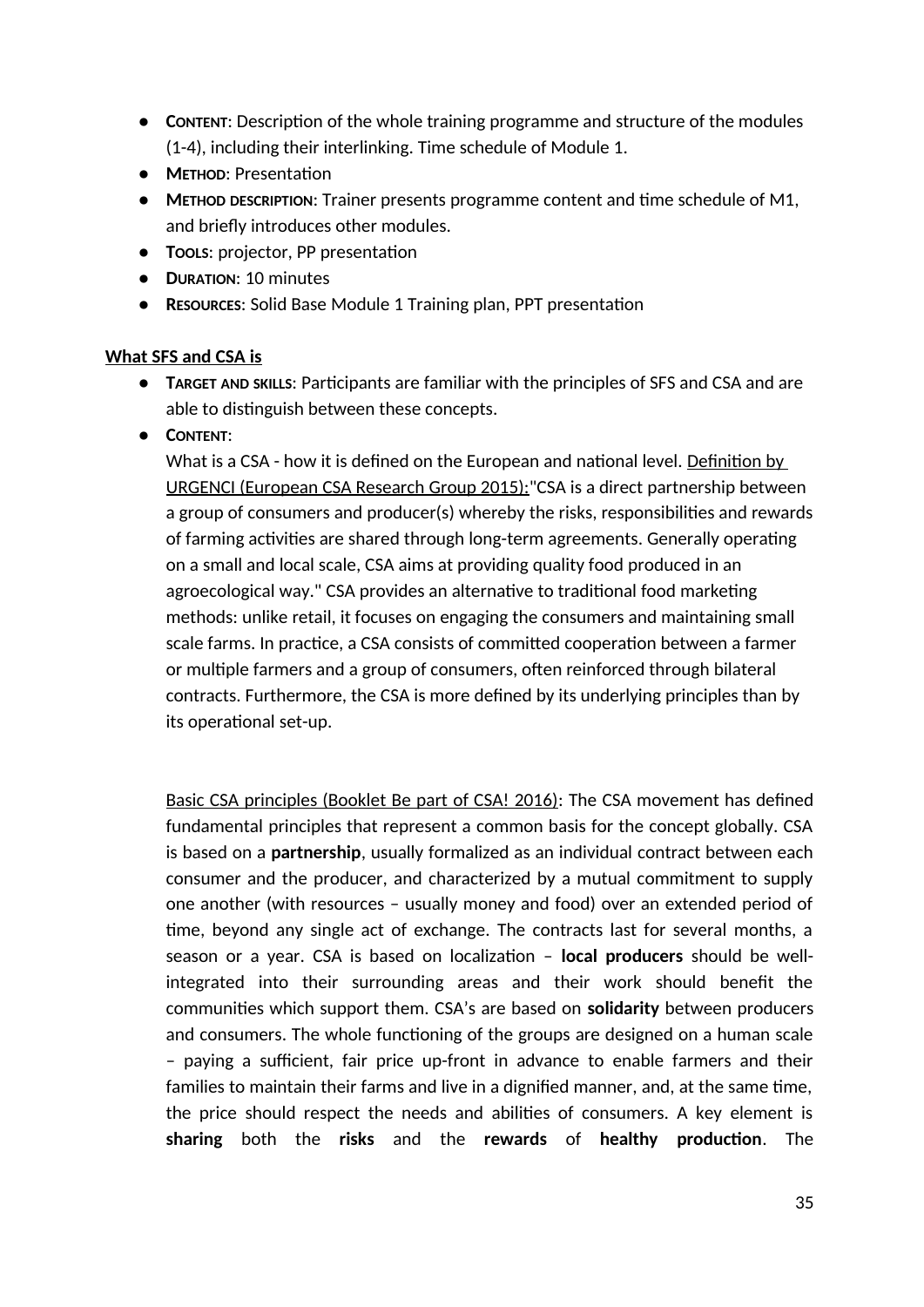- **Content**: Description of the whole training programme and structure of the modules (1-4), including their interlinking. Time schedule of Module 1.
- **Method**: Presentation
- **Method description**: Trainer presents programme content and time schedule of M1, and briefly introduces other modules.
- **Tools**: projector, PP presentation
- **Duration**: 10 minutes
- **Resources**: Solid Base Module 1 Training plan, PPT presentation

**What SFS and CSA is**

- **Target and skills**: Participants are familiar with the principles of SFS and CSA and are able to distinguish between these concepts.
- **Content**:
  What is a CSA - how it is defined on the European and national level. Definition by URGENCI (European CSA Research Group 2015):"CSA is a direct partnership between a group of consumers and producer(s) whereby the risks, responsibilities and rewards of farming activities are shared through long-term agreements. Generally operating on a small and local scale, CSA aims at providing quality food produced in an agroecological way." CSA provides an alternative to traditional food marketing methods: unlike retail, it focuses on engaging the consumers and maintaining small scale farms. In practice, a CSA consists of committed cooperation between a farmer or multiple farmers and a group of consumers, often reinforced through bilateral contracts. Furthermore, the CSA is more defined by its underlying principles than by its operational set-up.

  Basic CSA principles (Booklet Be part of CSA! 2016): The CSA movement has defined fundamental principles that represent a common basis for the concept globally. CSA is based on a **partnership**, usually formalized as an individual contract between each consumer and the producer, and characterized by a mutual commitment to supply one another (with resources – usually money and food) over an extended period of time, beyond any single act of exchange. The contracts last for several months, a season or a year. CSA is based on localization – **local producers** should be well-integrated into their surrounding areas and their work should benefit the communities which support them. CSA's are based on **solidarity** between producers and consumers. The whole functioning of the groups are designed on a human scale – paying a sufficient, fair price up-front in advance to enable farmers and their families to maintain their farms and live in a dignified manner, and, at the same time, the price should respect the needs and abilities of consumers. A key element is **sharing** both the **risks** and the **rewards** of **healthy production**. The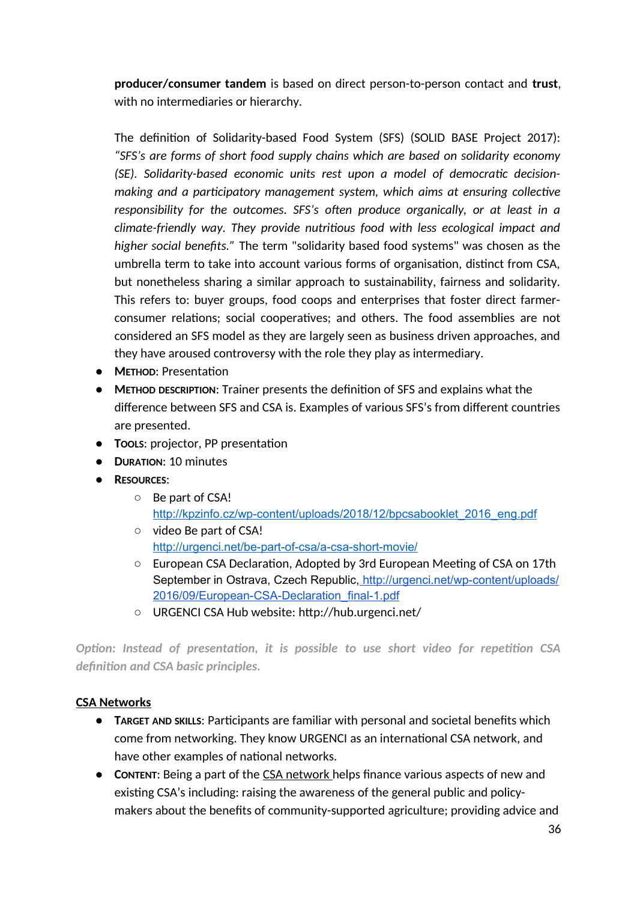**producer/consumer tandem** is based on direct person-to-person contact and **trust**, with no intermediaries or hierarchy.

The definition of Solidarity-based Food System (SFS) (SOLID BASE Project 2017): *"SFS's are forms of short food supply chains which are based on solidarity economy (SE). Solidarity-based economic units rest upon a model of democratic decision-making and a participatory management system, which aims at ensuring collective responsibility for the outcomes. SFS's often produce organically, or at least in a climate-friendly way. They provide nutritious food with less ecological impact and higher social benefits."* The term "solidarity based food systems" was chosen as the umbrella term to take into account various forms of organisation, distinct from CSA, but nonetheless sharing a similar approach to sustainability, fairness and solidarity. This refers to: buyer groups, food coops and enterprises that foster direct farmer-consumer relations; social cooperatives; and others. The food assemblies are not considered an SFS model as they are largely seen as business driven approaches, and they have aroused controversy with the role they play as intermediary.

- **Method**: Presentation
- **Method description:** Trainer presents the definition of SFS and explains what the difference between SFS and CSA is. Examples of various SFS's from different countries are presented.
- **Tools**: projector, PP presentation
- **Duration**: 10 minutes
- **Resources**:
  - Be part of CSA! http://kpzinfo.cz/wp-content/uploads/2018/12/bpcsabooklet_2016_eng.pdf
  - video Be part of CSA! http://urgenci.net/be-part-of-csa/a-csa-short-movie/
  - European CSA Declaration, Adopted by 3rd European Meeting of CSA on 17th September in Ostrava, Czech Republic, http://urgenci.net/wp-content/uploads/2016/09/European-CSA-Declaration_final-1.pdf
  - URGENCI CSA Hub website: http://hub.urgenci.net/

***Option: Instead of presentation, it is possible to use short video for repetition CSA definition and CSA basic principles.***

**CSA Networks**

- **Target and skills**: Participants are familiar with personal and societal benefits which come from networking. They know URGENCI as an international CSA network, and have other examples of national networks.
- **Content**: Being a part of the CSA network helps finance various aspects of new and existing CSA's including: raising the awareness of the general public and policy-makers about the benefits of community-supported agriculture; providing advice and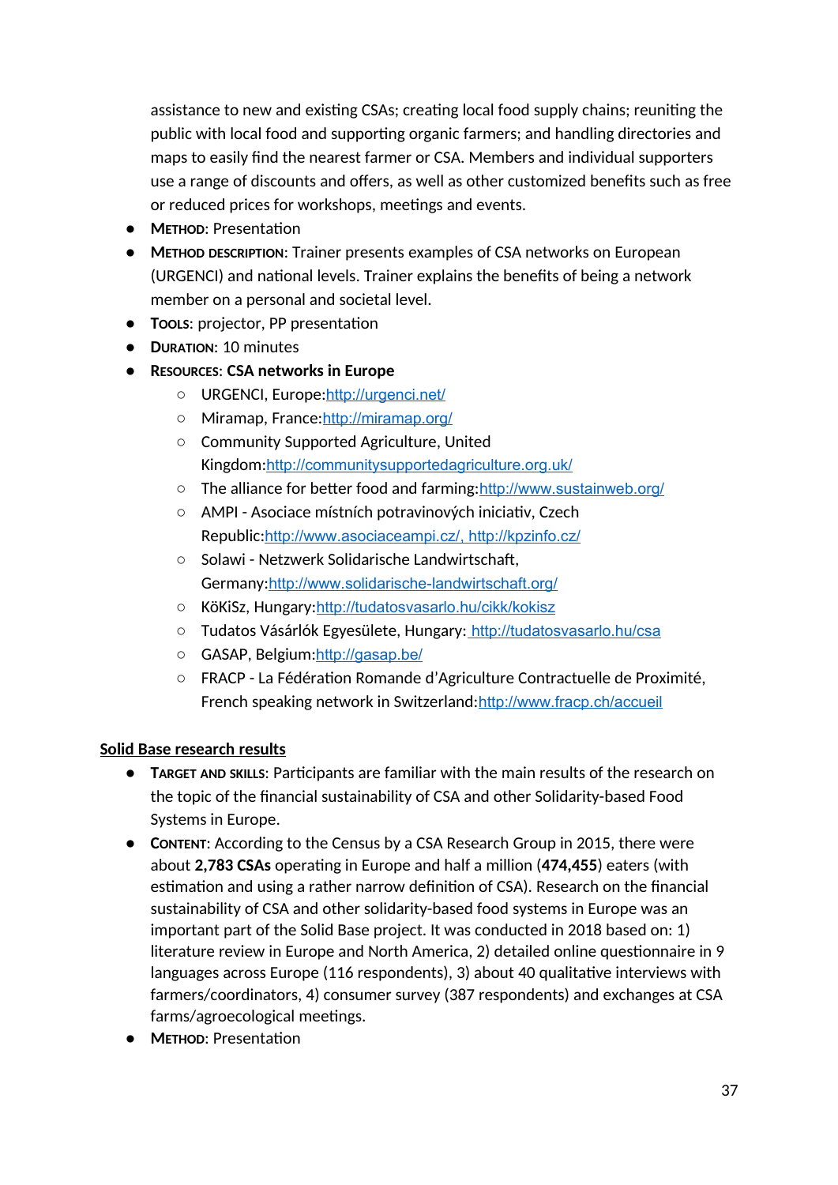assistance to new and existing CSAs; creating local food supply chains; reuniting the public with local food and supporting organic farmers; and handling directories and maps to easily find the nearest farmer or CSA. Members and individual supporters use a range of discounts and offers, as well as other customized benefits such as free or reduced prices for workshops, meetings and events.

- **Method**: Presentation
- **Method description**: Trainer presents examples of CSA networks on European (URGENCI) and national levels. Trainer explains the benefits of being a network member on a personal and societal level.
- **Tools**: projector, PP presentation
- **Duration**: 10 minutes
- **Resources**: **CSA networks in Europe**
  - URGENCI, Europe:http://urgenci.net/
  - Miramap, France:http://miramap.org/
  - Community Supported Agriculture, United Kingdom:http://communitysupportedagriculture.org.uk/
  - The alliance for better food and farming:http://www.sustainweb.org/
  - AMPI - Asociace místních potravinových iniciativ, Czech Republic:http://www.asociaceampi.cz/, http://kpzinfo.cz/
  - Solawi - Netzwerk Solidarische Landwirtschaft, Germany:http://www.solidarische-landwirtschaft.org/
  - KöKiSz, Hungary:http://tudatosvasarlo.hu/cikk/kokisz
  - Tudatos Vásárlók Egyesülete, Hungary: http://tudatosvasarlo.hu/csa
  - GASAP, Belgium:http://gasap.be/
  - FRACP - La Fédération Romande d'Agriculture Contractuelle de Proximité, French speaking network in Switzerland:http://www.fracp.ch/accueil

**Solid Base research results**

- **Target and skills**: Participants are familiar with the main results of the research on the topic of the financial sustainability of CSA and other Solidarity-based Food Systems in Europe.
- **Content**: According to the Census by a CSA Research Group in 2015, there were about **2,783 CSAs** operating in Europe and half a million (**474,455**) eaters (with estimation and using a rather narrow definition of CSA). Research on the financial sustainability of CSA and other solidarity-based food systems in Europe was an important part of the Solid Base project. It was conducted in 2018 based on: 1) literature review in Europe and North America, 2) detailed online questionnaire in 9 languages across Europe (116 respondents), 3) about 40 qualitative interviews with farmers/coordinators, 4) consumer survey (387 respondents) and exchanges at CSA farms/agroecological meetings.
- **Method**: Presentation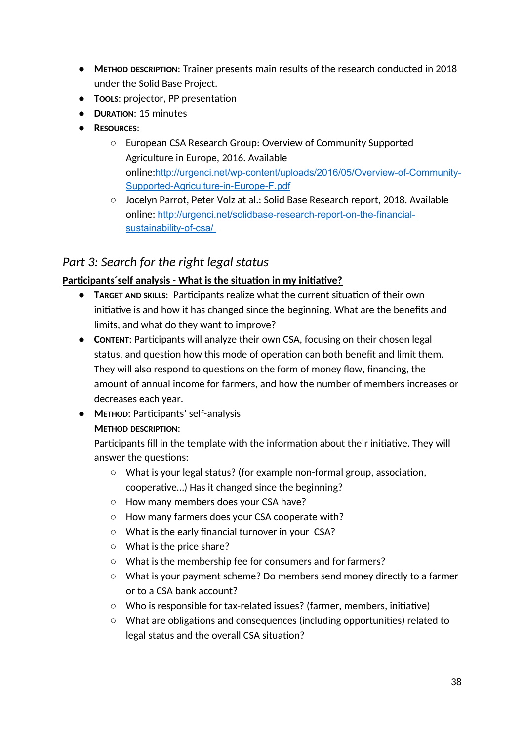- **METHOD DESCRIPTION**: Trainer presents main results of the research conducted in 2018 under the Solid Base Project.
- **TOOLS**: projector, PP presentation
- **DURATION**: 15 minutes
- **RESOURCES**:
    - European CSA Research Group: Overview of Community Supported Agriculture in Europe, 2016. Available online:[http://urgenci.net/wp-content/uploads/2016/05/Overview-of-Community-Supported-Agriculture-in-Europe-F.pdf](http://urgenci.net/wp-content/uploads/2016/05/Overview-of-Community-Supported-Agriculture-in-Europe-F.pdf)
    - Jocelyn Parrot, Peter Volz at al.: Solid Base Research report, 2018. Available online: [http://urgenci.net/solidbase-research-report-on-the-financial-sustainability-of-csa/](http://urgenci.net/solidbase-research-report-on-the-financial-sustainability-of-csa/)

## *Part 3: Search for the right legal status*

**Participants´self analysis - What is the situation in my initiative?**

- **TARGET AND SKILLS**: Participants realize what the current situation of their own initiative is and how it has changed since the beginning. What are the benefits and limits, and what do they want to improve?
- **CONTENT**: Participants will analyze their own CSA, focusing on their chosen legal status, and question how this mode of operation can both benefit and limit them. They will also respond to questions on the form of money flow, financing, the amount of annual income for farmers, and how the number of members increases or decreases each year.
- **METHOD**: Participants' self-analysis

  **METHOD DESCRIPTION**:

  Participants fill in the template with the information about their initiative. They will answer the questions:
    - What is your legal status? (for example non-formal group, association, cooperative...) Has it changed since the beginning?
    - How many members does your CSA have?
    - How many farmers does your CSA cooperate with?
    - What is the early financial turnover in your CSA?
    - What is the price share?
    - What is the membership fee for consumers and for farmers?
    - What is your payment scheme? Do members send money directly to a farmer or to a CSA bank account?
    - Who is responsible for tax-related issues? (farmer, members, initiative)
    - What are obligations and consequences (including opportunities) related to legal status and the overall CSA situation?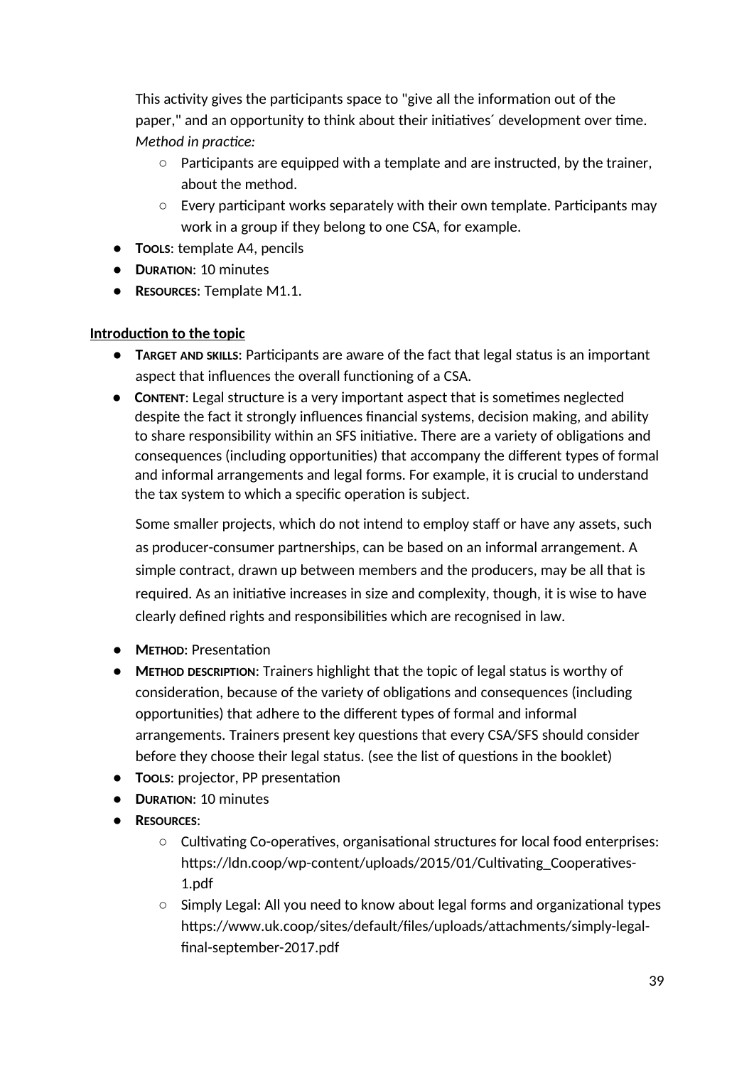This activity gives the participants space to "give all the information out of the paper," and an opportunity to think about their initiatives´ development over time.
*Method in practice:*

- Participants are equipped with a template and are instructed, by the trainer, about the method.
- Every participant works separately with their own template. Participants may work in a group if they belong to one CSA, for example.

- **TOOLS**: template A4, pencils
- **DURATION**: 10 minutes
- **RESOURCES**: Template M1.1.

**Introduction to the topic**

- **TARGET AND SKILLS**: Participants are aware of the fact that legal status is an important aspect that influences the overall functioning of a CSA.
- **CONTENT**: Legal structure is a very important aspect that is sometimes neglected despite the fact it strongly influences financial systems, decision making, and ability to share responsibility within an SFS initiative. There are a variety of obligations and consequences (including opportunities) that accompany the different types of formal and informal arrangements and legal forms. For example, it is crucial to understand the tax system to which a specific operation is subject.

  Some smaller projects, which do not intend to employ staff or have any assets, such as producer-consumer partnerships, can be based on an informal arrangement. A simple contract, drawn up between members and the producers, may be all that is required. As an initiative increases in size and complexity, though, it is wise to have clearly defined rights and responsibilities which are recognised in law.

- **METHOD**: Presentation
- **METHOD DESCRIPTION**: Trainers highlight that the topic of legal status is worthy of consideration, because of the variety of obligations and consequences (including opportunities) that adhere to the different types of formal and informal arrangements. Trainers present key questions that every CSA/SFS should consider before they choose their legal status. (see the list of questions in the booklet)
- **TOOLS**: projector, PP presentation
- **DURATION**: 10 minutes
- **RESOURCES**:
  - Cultivating Co-operatives, organisational structures for local food enterprises: https://ldn.coop/wp-content/uploads/2015/01/Cultivating_Cooperatives-1.pdf
  - Simply Legal: All you need to know about legal forms and organizational types https://www.uk.coop/sites/default/files/uploads/attachments/simply-legal-final-september-2017.pdf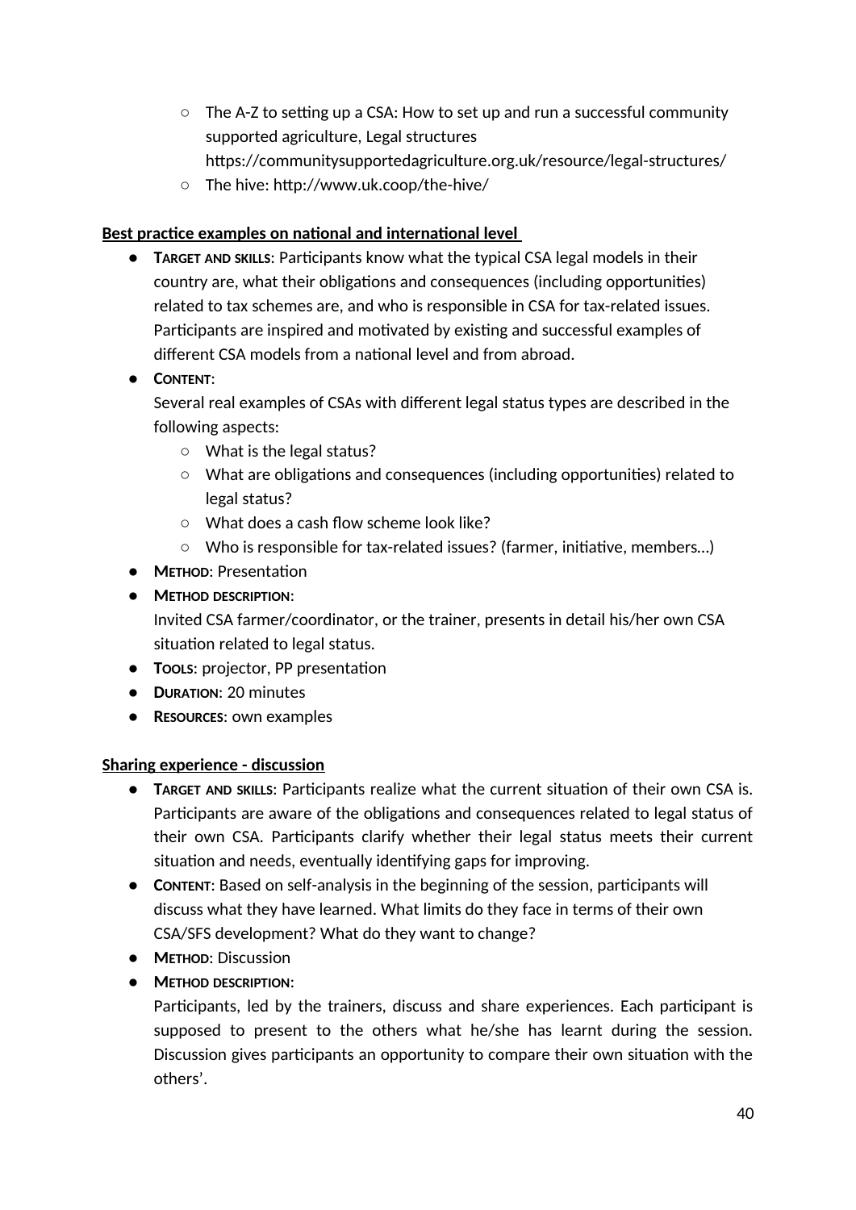- The A-Z to setting up a CSA: How to set up and run a successful community supported agriculture, Legal structures https://communitysupportedagriculture.org.uk/resource/legal-structures/
    - The hive: http://www.uk.coop/the-hive/

**Best practice examples on national and international level**

- **Target and skills**: Participants know what the typical CSA legal models in their country are, what their obligations and consequences (including opportunities) related to tax schemes are, and who is responsible in CSA for tax-related issues. Participants are inspired and motivated by existing and successful examples of different CSA models from a national level and from abroad.
- **Content**:
  Several real examples of CSAs with different legal status types are described in the following aspects:
    - What is the legal status?
    - What are obligations and consequences (including opportunities) related to legal status?
    - What does a cash flow scheme look like?
    - Who is responsible for tax-related issues? (farmer, initiative, members...)
- **Method**: Presentation
- **Method description**:
  Invited CSA farmer/coordinator, or the trainer, presents in detail his/her own CSA situation related to legal status.
- **Tools**: projector, PP presentation
- **Duration**: 20 minutes
- **Resources**: own examples

**Sharing experience - discussion**

- **Target and skills**: Participants realize what the current situation of their own CSA is. Participants are aware of the obligations and consequences related to legal status of their own CSA. Participants clarify whether their legal status meets their current situation and needs, eventually identifying gaps for improving.
- **Content**: Based on self-analysis in the beginning of the session, participants will discuss what they have learned. What limits do they face in terms of their own CSA/SFS development? What do they want to change?
- **Method**: Discussion
- **Method description**:
  Participants, led by the trainers, discuss and share experiences. Each participant is supposed to present to the others what he/she has learnt during the session. Discussion gives participants an opportunity to compare their own situation with the others'.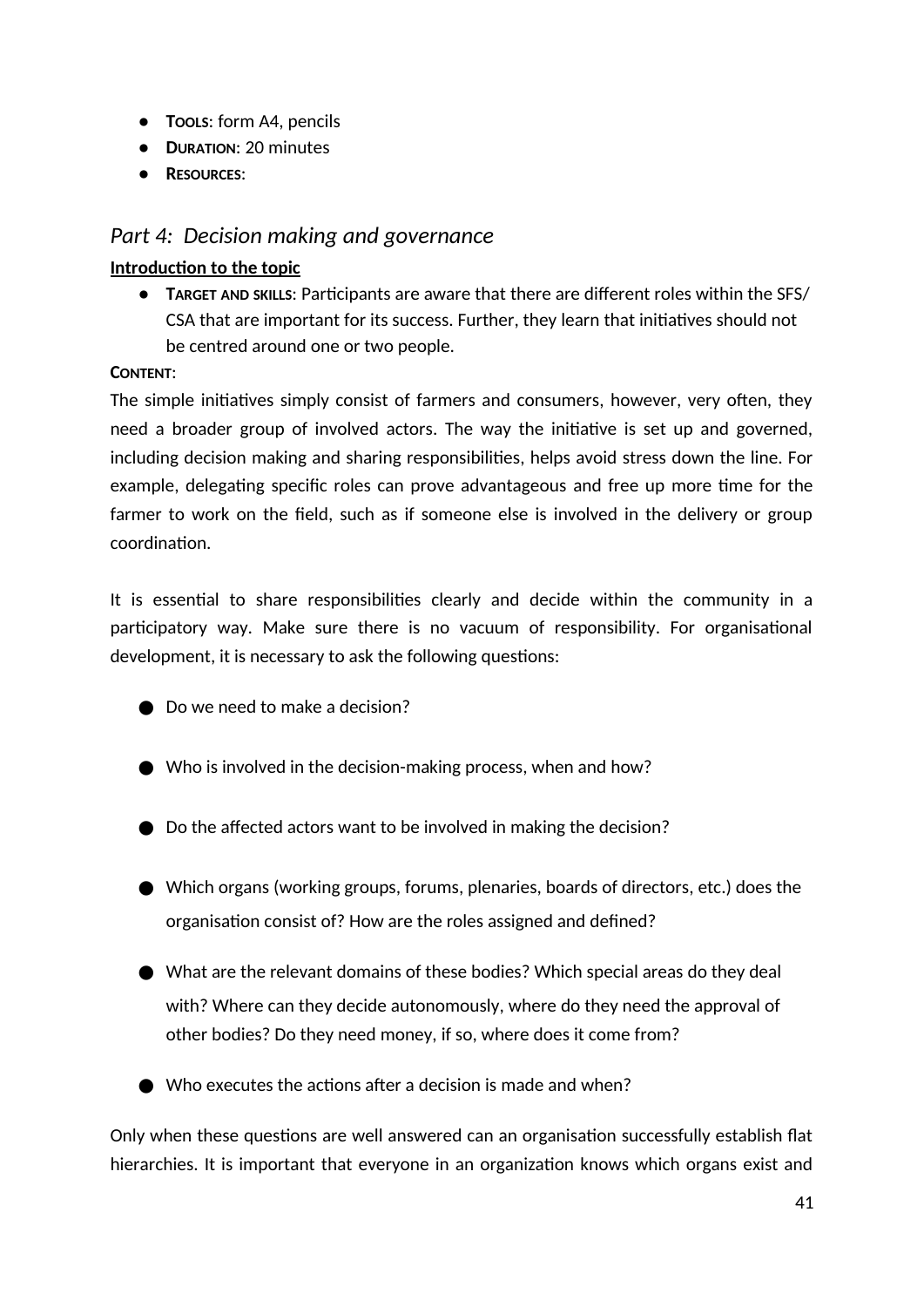- **TOOLS**: form A4, pencils
- **DURATION**: 20 minutes
- **RESOURCES**:

## *Part 4: Decision making and governance*

**Introduction to the topic**

- **TARGET AND SKILLS**: Participants are aware that there are different roles within the SFS/ CSA that are important for its success. Further, they learn that initiatives should not be centred around one or two people.

**CONTENT**:

The simple initiatives simply consist of farmers and consumers, however, very often, they need a broader group of involved actors. The way the initiative is set up and governed, including decision making and sharing responsibilities, helps avoid stress down the line. For example, delegating specific roles can prove advantageous and free up more time for the farmer to work on the field, such as if someone else is involved in the delivery or group coordination.

It is essential to share responsibilities clearly and decide within the community in a participatory way. Make sure there is no vacuum of responsibility. For organisational development, it is necessary to ask the following questions:

- Do we need to make a decision?
- Who is involved in the decision-making process, when and how?
- Do the affected actors want to be involved in making the decision?
- Which organs (working groups, forums, plenaries, boards of directors, etc.) does the organisation consist of? How are the roles assigned and defined?
- What are the relevant domains of these bodies? Which special areas do they deal with? Where can they decide autonomously, where do they need the approval of other bodies? Do they need money, if so, where does it come from?
- Who executes the actions after a decision is made and when?

Only when these questions are well answered can an organisation successfully establish flat hierarchies. It is important that everyone in an organization knows which organs exist and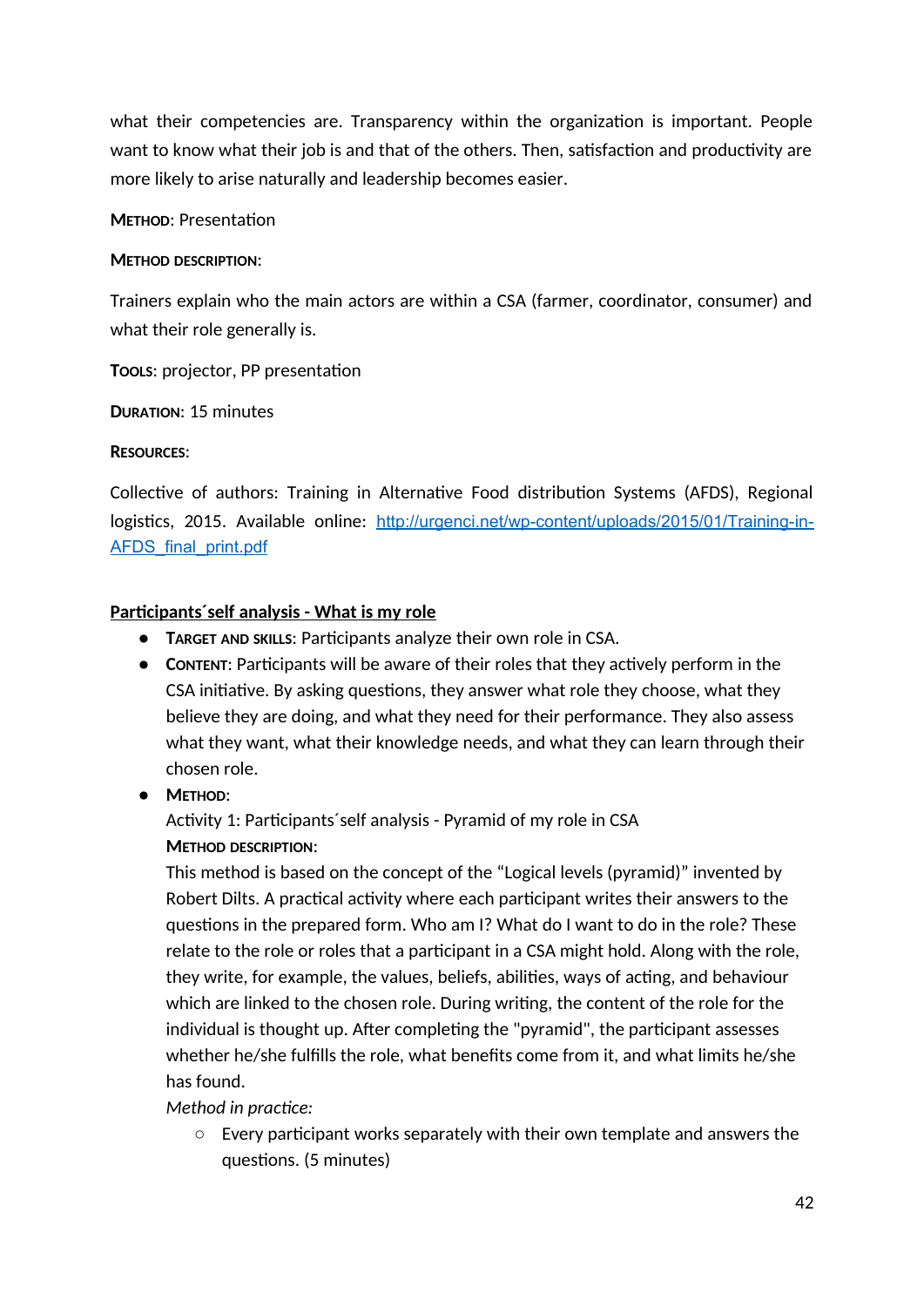what their competencies are. Transparency within the organization is important. People want to know what their job is and that of the others. Then, satisfaction and productivity are more likely to arise naturally and leadership becomes easier.

**METHOD**: Presentation

**METHOD DESCRIPTION**:

Trainers explain who the main actors are within a CSA (farmer, coordinator, consumer) and what their role generally is.

**TOOLS**: projector, PP presentation

**DURATION**: 15 minutes

**RESOURCES**:

Collective of authors: Training in Alternative Food distribution Systems (AFDS), Regional logistics, 2015. Available online: [http://urgenci.net/wp-content/uploads/2015/01/Training-in-AFDS_final_print.pdf](http://urgenci.net/wp-content/uploads/2015/01/Training-in-AFDS_final_print.pdf)

**Participants´self analysis - What is my role**

- **TARGET AND SKILLS**: Participants analyze their own role in CSA.
- **CONTENT**: Participants will be aware of their roles that they actively perform in the CSA initiative. By asking questions, they answer what role they choose, what they believe they are doing, and what they need for their performance. They also assess what they want, what their knowledge needs, and what they can learn through their chosen role.
- **METHOD**:
  Activity 1: Participants´self analysis - Pyramid of my role in CSA
  **METHOD DESCRIPTION**:
  This method is based on the concept of the "Logical levels (pyramid)" invented by Robert Dilts. A practical activity where each participant writes their answers to the questions in the prepared form. Who am I? What do I want to do in the role? These relate to the role or roles that a participant in a CSA might hold. Along with the role, they write, for example, the values, beliefs, abilities, ways of acting, and behaviour which are linked to the chosen role. During writing, the content of the role for the individual is thought up. After completing the "pyramid", the participant assesses whether he/she fulfills the role, what benefits come from it, and what limits he/she has found.
  *Method in practice:*
  - Every participant works separately with their own template and answers the questions. (5 minutes)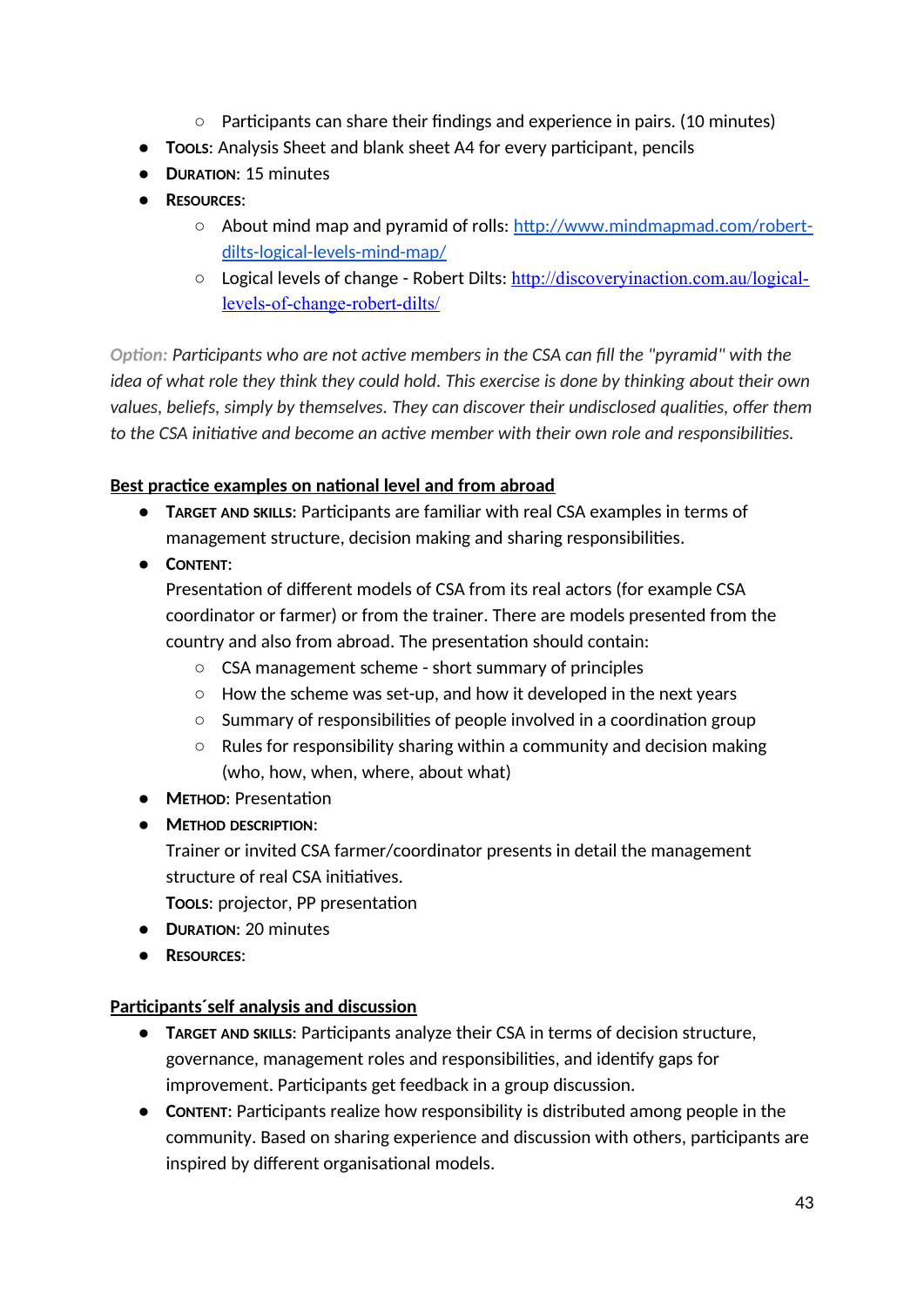- Participants can share their findings and experience in pairs. (10 minutes)
- **Tools**: Analysis Sheet and blank sheet A4 for every participant, pencils
- **Duration**: 15 minutes
- **Resources**:
    - About mind map and pyramid of rolls: [http://www.mindmapmad.com/robert-dilts-logical-levels-mind-map/](http://www.mindmapmad.com/robert-dilts-logical-levels-mind-map/)
    - Logical levels of change - Robert Dilts: [http://discoveryinaction.com.au/logical-levels-of-change-robert-dilts/](http://discoveryinaction.com.au/logical-levels-of-change-robert-dilts/)

*Option: Participants who are not active members in the CSA can fill the "pyramid" with the idea of what role they think they could hold. This exercise is done by thinking about their own values, beliefs, simply by themselves. They can discover their undisclosed qualities, offer them to the CSA initiative and become an active member with their own role and responsibilities.*

**Best practice examples on national level and from abroad**

- **Target and skills**: Participants are familiar with real CSA examples in terms of management structure, decision making and sharing responsibilities.
- **Content**:
  Presentation of different models of CSA from its real actors (for example CSA coordinator or farmer) or from the trainer. There are models presented from the country and also from abroad. The presentation should contain:
    - CSA management scheme - short summary of principles
    - How the scheme was set-up, and how it developed in the next years
    - Summary of responsibilities of people involved in a coordination group
    - Rules for responsibility sharing within a community and decision making (who, how, when, where, about what)
- **Method**: Presentation
- **Method description**:
  Trainer or invited CSA farmer/coordinator presents in detail the management structure of real CSA initiatives.
  **Tools**: projector, PP presentation
- **Duration**: 20 minutes
- **Resources**:

**Participants´self analysis and discussion**

- **Target and skills**: Participants analyze their CSA in terms of decision structure, governance, management roles and responsibilities, and identify gaps for improvement. Participants get feedback in a group discussion.
- **Content**: Participants realize how responsibility is distributed among people in the community. Based on sharing experience and discussion with others, participants are inspired by different organisational models.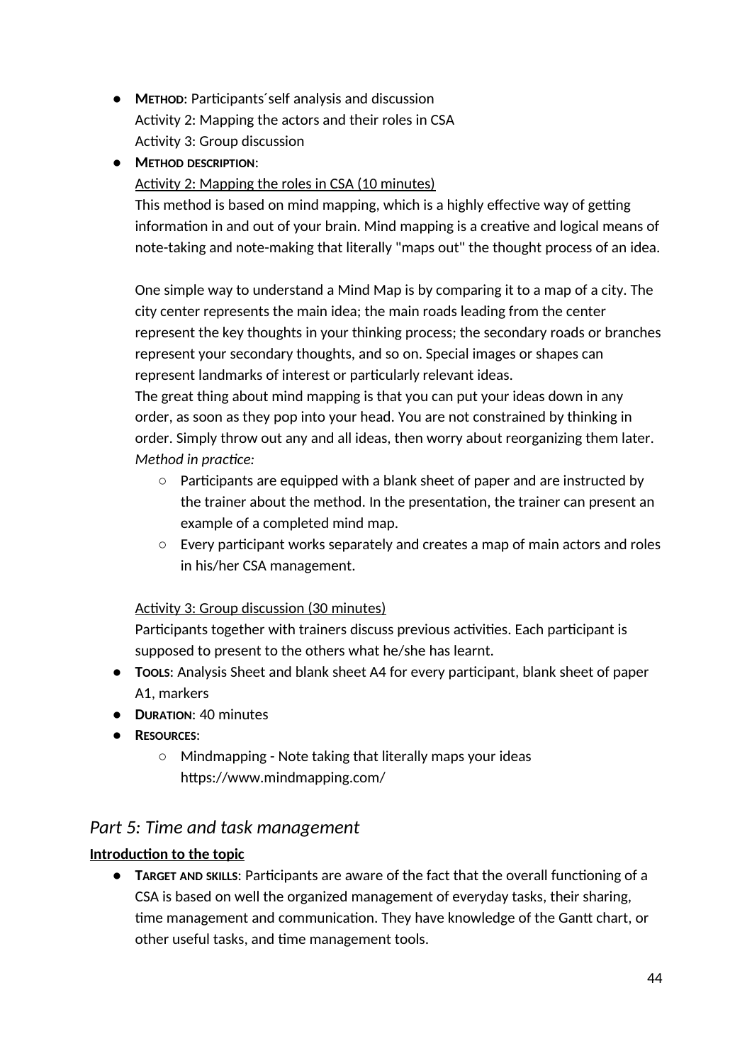- **Method**: Participants´self analysis and discussion
  Activity 2: Mapping the actors and their roles in CSA
  Activity 3: Group discussion
- **Method description**:
  Activity 2: Mapping the roles in CSA (10 minutes)
  This method is based on mind mapping, which is a highly effective way of getting information in and out of your brain. Mind mapping is a creative and logical means of note-taking and note-making that literally "maps out" the thought process of an idea.

  One simple way to understand a Mind Map is by comparing it to a map of a city. The city center represents the main idea; the main roads leading from the center represent the key thoughts in your thinking process; the secondary roads or branches represent your secondary thoughts, and so on. Special images or shapes can represent landmarks of interest or particularly relevant ideas.
  The great thing about mind mapping is that you can put your ideas down in any order, as soon as they pop into your head. You are not constrained by thinking in order. Simply throw out any and all ideas, then worry about reorganizing them later.
  *Method in practice:*
  - Participants are equipped with a blank sheet of paper and are instructed by the trainer about the method. In the presentation, the trainer can present an example of a completed mind map.
  - Every participant works separately and creates a map of main actors and roles in his/her CSA management.

  Activity 3: Group discussion (30 minutes)
  Participants together with trainers discuss previous activities. Each participant is supposed to present to the others what he/she has learnt.
- **Tools**: Analysis Sheet and blank sheet A4 for every participant, blank sheet of paper A1, markers
- **Duration**: 40 minutes
- **Resources**:
  - Mindmapping - Note taking that literally maps your ideas https://www.mindmapping.com/

## *Part 5: Time and task management*

**Introduction to the topic**

- **Target and skills**: Participants are aware of the fact that the overall functioning of a CSA is based on well the organized management of everyday tasks, their sharing, time management and communication. They have knowledge of the Gantt chart, or other useful tasks, and time management tools.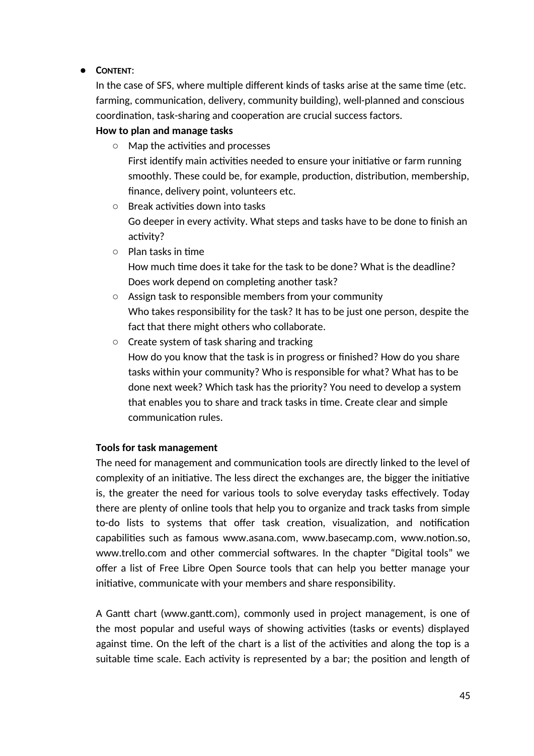- **CONTENT**:

  In the case of SFS, where multiple different kinds of tasks arise at the same time (etc. farming, communication, delivery, community building), well-planned and conscious coordination, task-sharing and cooperation are crucial success factors.

  **How to plan and manage tasks**

  - Map the activities and processes
    First identify main activities needed to ensure your initiative or farm running smoothly. These could be, for example, production, distribution, membership, finance, delivery point, volunteers etc.
  - Break activities down into tasks
    Go deeper in every activity. What steps and tasks have to be done to finish an activity?
  - Plan tasks in time
    How much time does it take for the task to be done? What is the deadline? Does work depend on completing another task?
  - Assign task to responsible members from your community
    Who takes responsibility for the task? It has to be just one person, despite the fact that there might others who collaborate.
  - Create system of task sharing and tracking
    How do you know that the task is in progress or finished? How do you share tasks within your community? Who is responsible for what? What has to be done next week? Which task has the priority? You need to develop a system that enables you to share and track tasks in time. Create clear and simple communication rules.

  **Tools for task management**

  The need for management and communication tools are directly linked to the level of complexity of an initiative. The less direct the exchanges are, the bigger the initiative is, the greater the need for various tools to solve everyday tasks effectively. Today there are plenty of online tools that help you to organize and track tasks from simple to-do lists to systems that offer task creation, visualization, and notification capabilities such as famous www.asana.com, www.basecamp.com, www.notion.so, www.trello.com and other commercial softwares. In the chapter "Digital tools" we offer a list of Free Libre Open Source tools that can help you better manage your initiative, communicate with your members and share responsibility.

  A Gantt chart (www.gantt.com), commonly used in project management, is one of the most popular and useful ways of showing activities (tasks or events) displayed against time. On the left of the chart is a list of the activities and along the top is a suitable time scale. Each activity is represented by a bar; the position and length of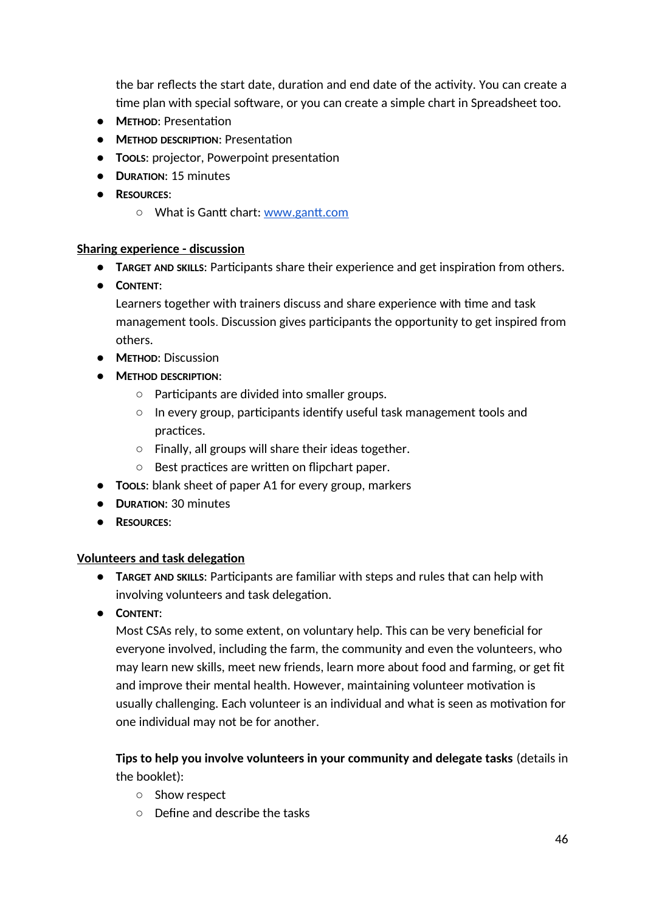the bar reflects the start date, duration and end date of the activity. You can create a time plan with special software, or you can create a simple chart in Spreadsheet too.

- **Method**: Presentation
- **Method description**: Presentation
- **Tools**: projector, Powerpoint presentation
- **Duration**: 15 minutes
- **Resources**:
  - What is Gantt chart: [www.gantt.com](www.gantt.com)

**Sharing experience - discussion**

- **Target and skills**: Participants share their experience and get inspiration from others.
- **Content**:
  Learners together with trainers discuss and share experience with time and task management tools. Discussion gives participants the opportunity to get inspired from others.
- **Method**: Discussion
- **Method description**:
  - Participants are divided into smaller groups.
  - In every group, participants identify useful task management tools and practices.
  - Finally, all groups will share their ideas together.
  - Best practices are written on flipchart paper.
- **Tools**: blank sheet of paper A1 for every group, markers
- **Duration**: 30 minutes
- **Resources**:

**Volunteers and task delegation**

- **Target and skills**: Participants are familiar with steps and rules that can help with involving volunteers and task delegation.
- **Content**:
  Most CSAs rely, to some extent, on voluntary help. This can be very beneficial for everyone involved, including the farm, the community and even the volunteers, who may learn new skills, meet new friends, learn more about food and farming, or get fit and improve their mental health. However, maintaining volunteer motivation is usually challenging. Each volunteer is an individual and what is seen as motivation for one individual may not be for another.

  **Tips to help you involve volunteers in your community and delegate tasks** (details in the booklet):
  - Show respect
  - Define and describe the tasks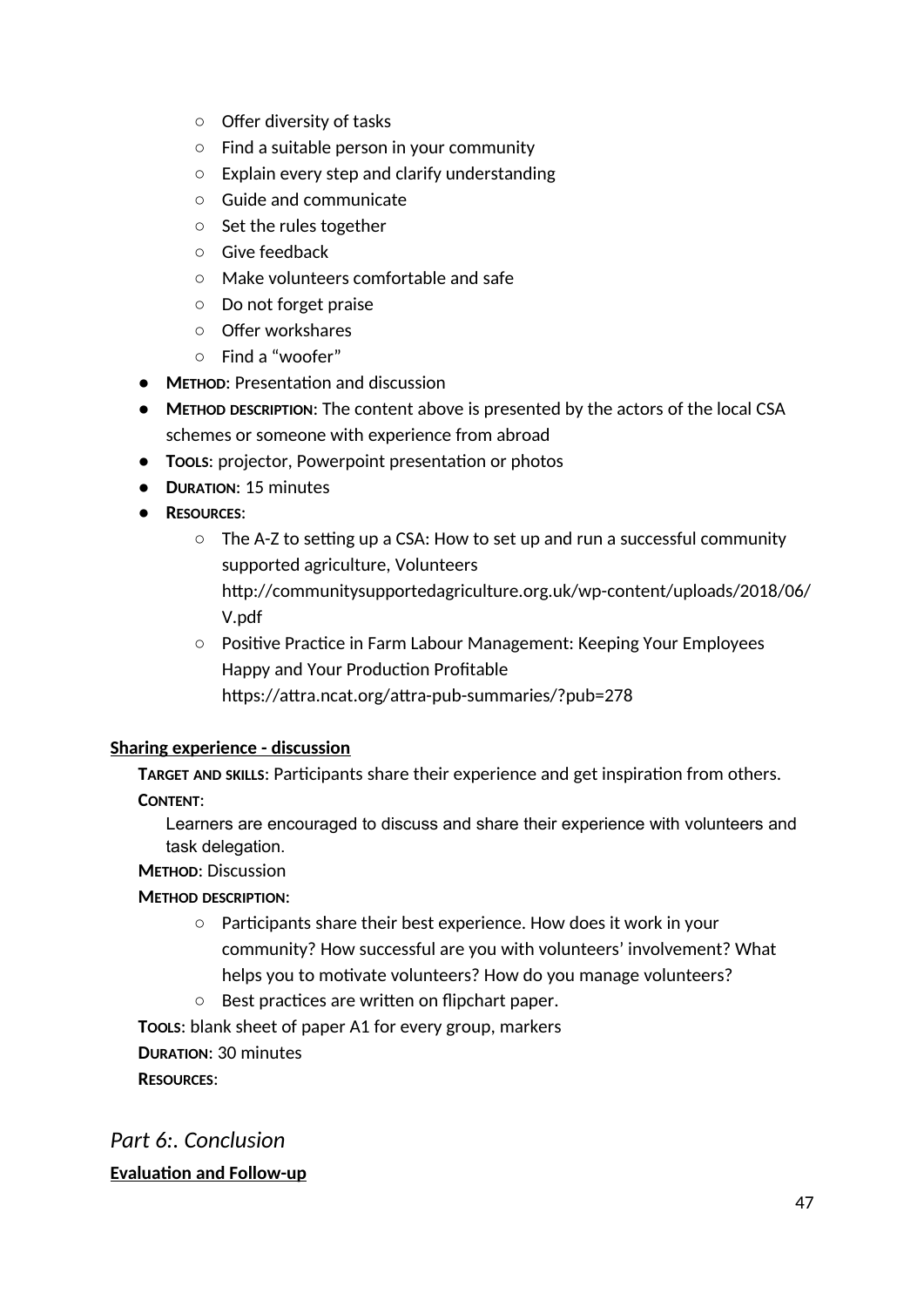- Offer diversity of tasks
  - Find a suitable person in your community
  - Explain every step and clarify understanding
  - Guide and communicate
  - Set the rules together
  - Give feedback
  - Make volunteers comfortable and safe
  - Do not forget praise
  - Offer workshares
  - Find a "woofer"
- **Method:** Presentation and discussion
- **Method description:** The content above is presented by the actors of the local CSA schemes or someone with experience from abroad
- **Tools**: projector, Powerpoint presentation or photos
- **Duration:** 15 minutes
- **Resources**:
  - The A-Z to setting up a CSA: How to set up and run a successful community supported agriculture, Volunteers http://communitysupportedagriculture.org.uk/wp-content/uploads/2018/06/V.pdf
  - Positive Practice in Farm Labour Management: Keeping Your Employees Happy and Your Production Profitable https://attra.ncat.org/attra-pub-summaries/?pub=278

**Sharing experience - discussion**

**Target and skills:** Participants share their experience and get inspiration from others.

**Content**:

Learners are encouraged to discuss and share their experience with volunteers and task delegation.

**Method**: Discussion

**Method description**:

- Participants share their best experience. How does it work in your community? How successful are you with volunteers' involvement? What helps you to motivate volunteers? How do you manage volunteers?
- Best practices are written on flipchart paper.

**Tools**: blank sheet of paper A1 for every group, markers

**Duration**: 30 minutes

**Resources**:

## *Part 6:. Conclusion*

**Evaluation and Follow-up**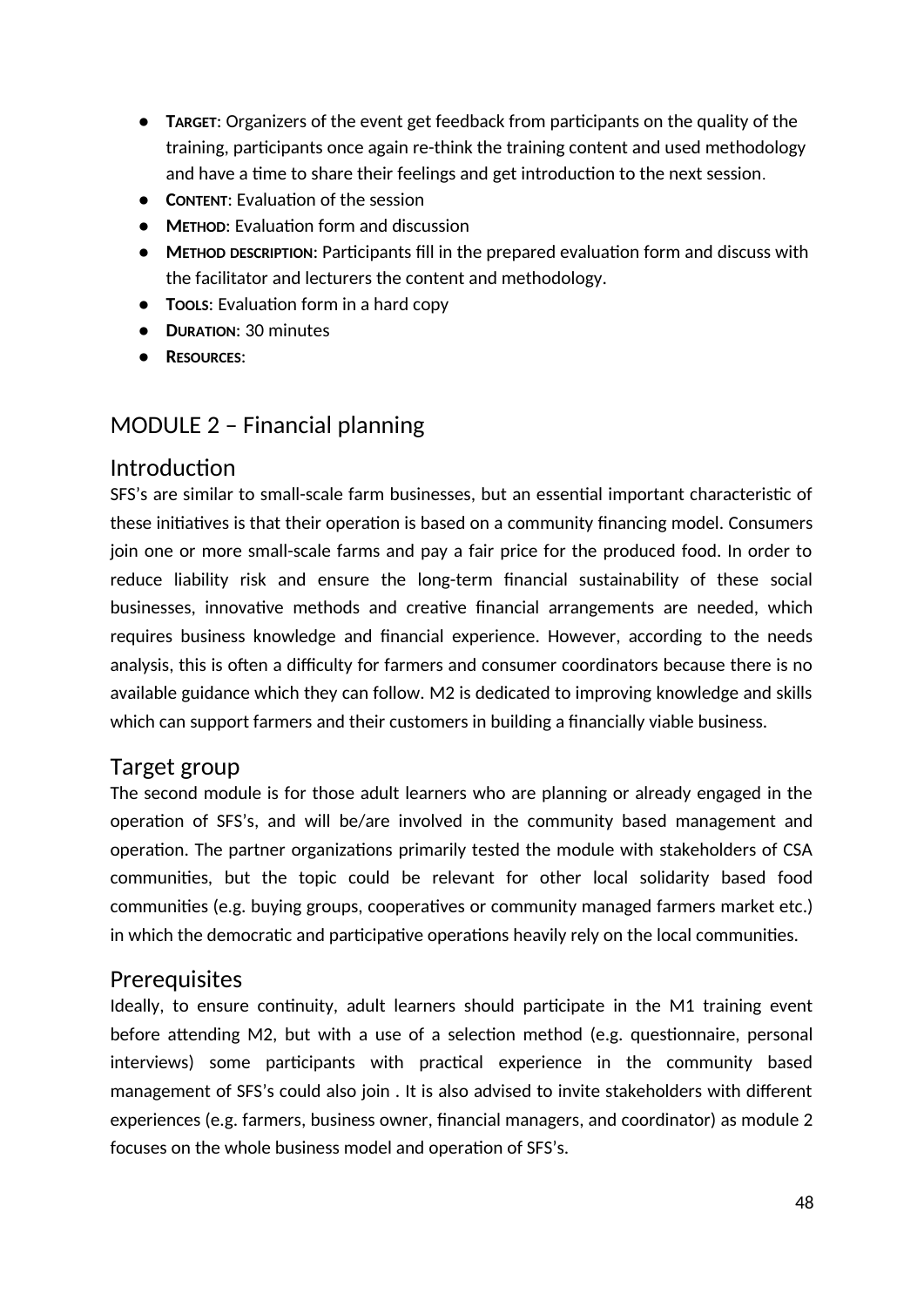- **TARGET**: Organizers of the event get feedback from participants on the quality of the training, participants once again re-think the training content and used methodology and have a time to share their feelings and get introduction to the next session.
- **CONTENT**: Evaluation of the session
- **METHOD**: Evaluation form and discussion
- **METHOD DESCRIPTION**: Participants fill in the prepared evaluation form and discuss with the facilitator and lecturers the content and methodology.
- **TOOLS**: Evaluation form in a hard copy
- **DURATION**: 30 minutes
- **RESOURCES**:

# MODULE 2 – Financial planning

## Introduction

SFS's are similar to small-scale farm businesses, but an essential important characteristic of these initiatives is that their operation is based on a community financing model. Consumers join one or more small-scale farms and pay a fair price for the produced food. In order to reduce liability risk and ensure the long-term financial sustainability of these social businesses, innovative methods and creative financial arrangements are needed, which requires business knowledge and financial experience. However, according to the needs analysis, this is often a difficulty for farmers and consumer coordinators because there is no available guidance which they can follow. M2 is dedicated to improving knowledge and skills which can support farmers and their customers in building a financially viable business.

## Target group

The second module is for those adult learners who are planning or already engaged in the operation of SFS's, and will be/are involved in the community based management and operation. The partner organizations primarily tested the module with stakeholders of CSA communities, but the topic could be relevant for other local solidarity based food communities (e.g. buying groups, cooperatives or community managed farmers market etc.) in which the democratic and participative operations heavily rely on the local communities.

## Prerequisites

Ideally, to ensure continuity, adult learners should participate in the M1 training event before attending M2, but with a use of a selection method (e.g. questionnaire, personal interviews) some participants with practical experience in the community based management of SFS's could also join . It is also advised to invite stakeholders with different experiences (e.g. farmers, business owner, financial managers, and coordinator) as module 2 focuses on the whole business model and operation of SFS's.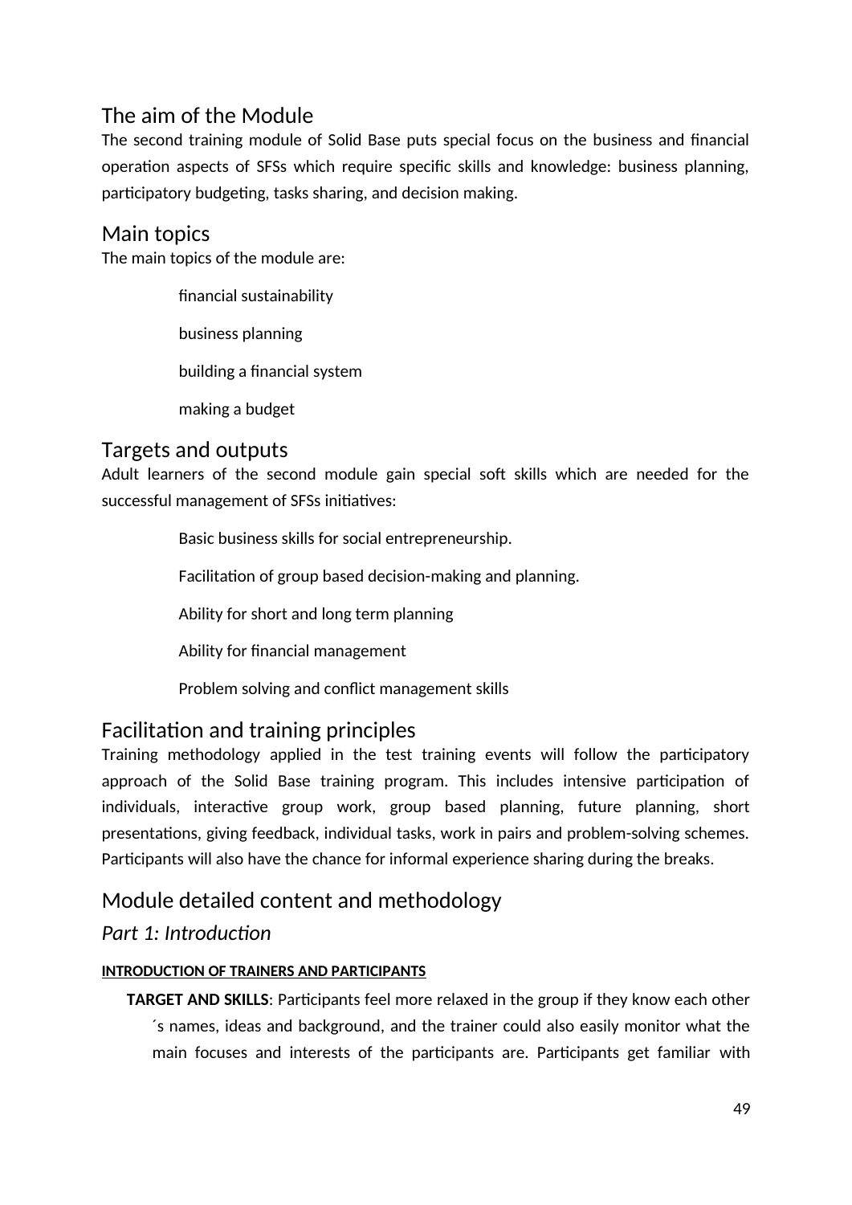## The aim of the Module

The second training module of Solid Base puts special focus on the business and financial operation aspects of SFSs which require specific skills and knowledge: business planning, participatory budgeting, tasks sharing, and decision making.

## Main topics

The main topics of the module are:

- financial sustainability
- business planning
- building a financial system
- making a budget

## Targets and outputs

Adult learners of the second module gain special soft skills which are needed for the successful management of SFSs initiatives:

- Basic business skills for social entrepreneurship.
- Facilitation of group based decision-making and planning.
- Ability for short and long term planning
- Ability for financial management
- Problem solving and conflict management skills

## Facilitation and training principles

Training methodology applied in the test training events will follow the participatory approach of the Solid Base training program. This includes intensive participation of individuals, interactive group work, group based planning, future planning, short presentations, giving feedback, individual tasks, work in pairs and problem-solving schemes. Participants will also have the chance for informal experience sharing during the breaks.

## Module detailed content and methodology

### *Part 1: Introduction*

#### INTRODUCTION OF TRAINERS AND PARTICIPANTS

**TARGET AND SKILLS**: Participants feel more relaxed in the group if they know each other´s names, ideas and background, and the trainer could also easily monitor what the main focuses and interests of the participants are. Participants get familiar with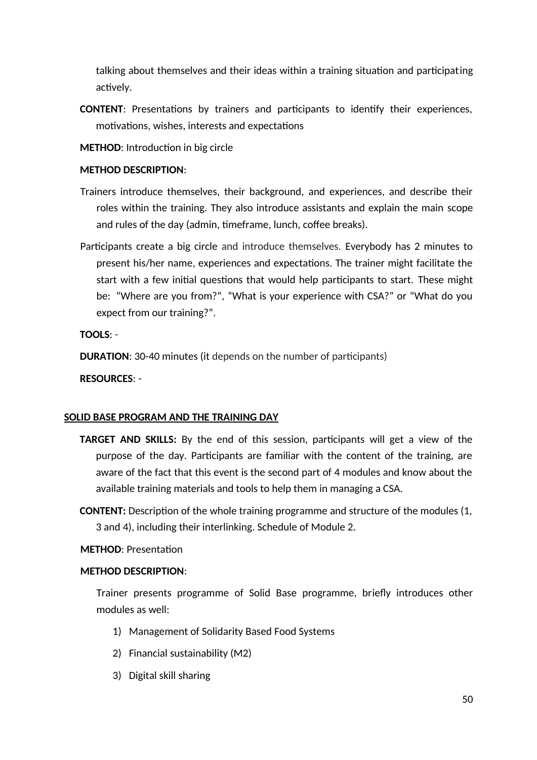talking about themselves and their ideas within a training situation and participating actively.

**CONTENT**: Presentations by trainers and participants to identify their experiences, motivations, wishes, interests and expectations

**METHOD**: Introduction in big circle

**METHOD DESCRIPTION**:

Trainers introduce themselves, their background, and experiences, and describe their roles within the training. They also introduce assistants and explain the main scope and rules of the day (admin, timeframe, lunch, coffee breaks).

Participants create a big circle and introduce themselves. Everybody has 2 minutes to present his/her name, experiences and expectations. The trainer might facilitate the start with a few initial questions that would help participants to start. These might be: "Where are you from?", "What is your experience with CSA?" or "What do you expect from our training?".

**TOOLS**: -

**DURATION**: 30-40 minutes (it depends on the number of participants)

**RESOURCES**: -

**SOLID BASE PROGRAM AND THE TRAINING DAY**

**TARGET AND SKILLS:** By the end of this session, participants will get a view of the purpose of the day. Participants are familiar with the content of the training, are aware of the fact that this event is the second part of 4 modules and know about the available training materials and tools to help them in managing a CSA.

**CONTENT:** Description of the whole training programme and structure of the modules (1, 3 and 4), including their interlinking. Schedule of Module 2.

**METHOD**: Presentation

**METHOD DESCRIPTION**:

Trainer presents programme of Solid Base programme, briefly introduces other modules as well:

1) Management of Solidarity Based Food Systems
2) Financial sustainability (M2)
3) Digital skill sharing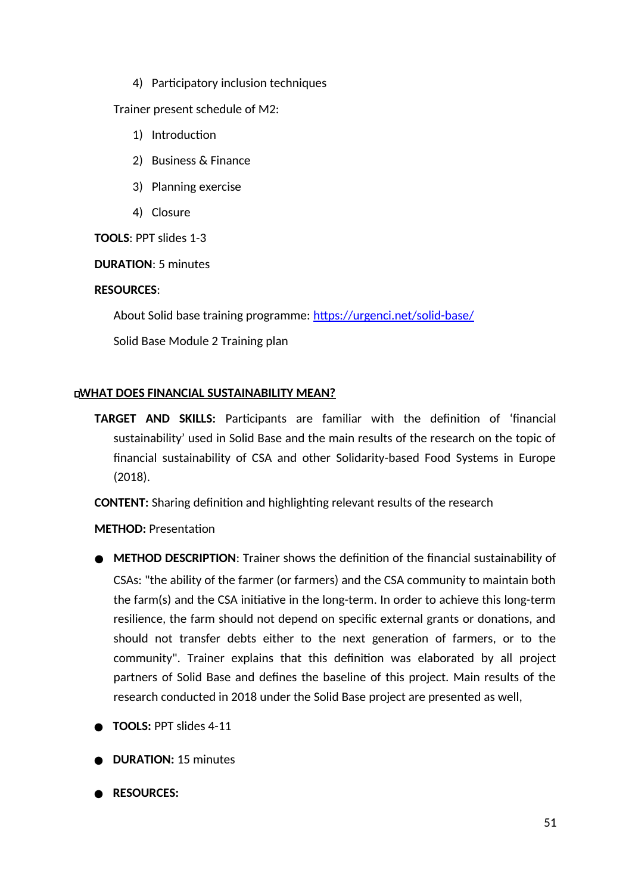4) Participatory inclusion techniques

Trainer present schedule of M2:

1) Introduction
2) Business & Finance
3) Planning exercise
4) Closure

**TOOLS**: PPT slides 1-3

**DURATION**: 5 minutes

**RESOURCES**:

About Solid base training programme: https://urgenci.net/solid-base/

Solid Base Module 2 Training plan

## WHAT DOES FINANCIAL SUSTAINABILITY MEAN?

**TARGET AND SKILLS:** Participants are familiar with the definition of 'financial sustainability' used in Solid Base and the main results of the research on the topic of financial sustainability of CSA and other Solidarity-based Food Systems in Europe (2018).

**CONTENT:** Sharing definition and highlighting relevant results of the research

**METHOD:** Presentation

- **METHOD DESCRIPTION**: Trainer shows the definition of the financial sustainability of CSAs: "the ability of the farmer (or farmers) and the CSA community to maintain both the farm(s) and the CSA initiative in the long-term. In order to achieve this long-term resilience, the farm should not depend on specific external grants or donations, and should not transfer debts either to the next generation of farmers, or to the community". Trainer explains that this definition was elaborated by all project partners of Solid Base and defines the baseline of this project. Main results of the research conducted in 2018 under the Solid Base project are presented as well,
- **TOOLS:** PPT slides 4-11
- **DURATION:** 15 minutes
- **RESOURCES:**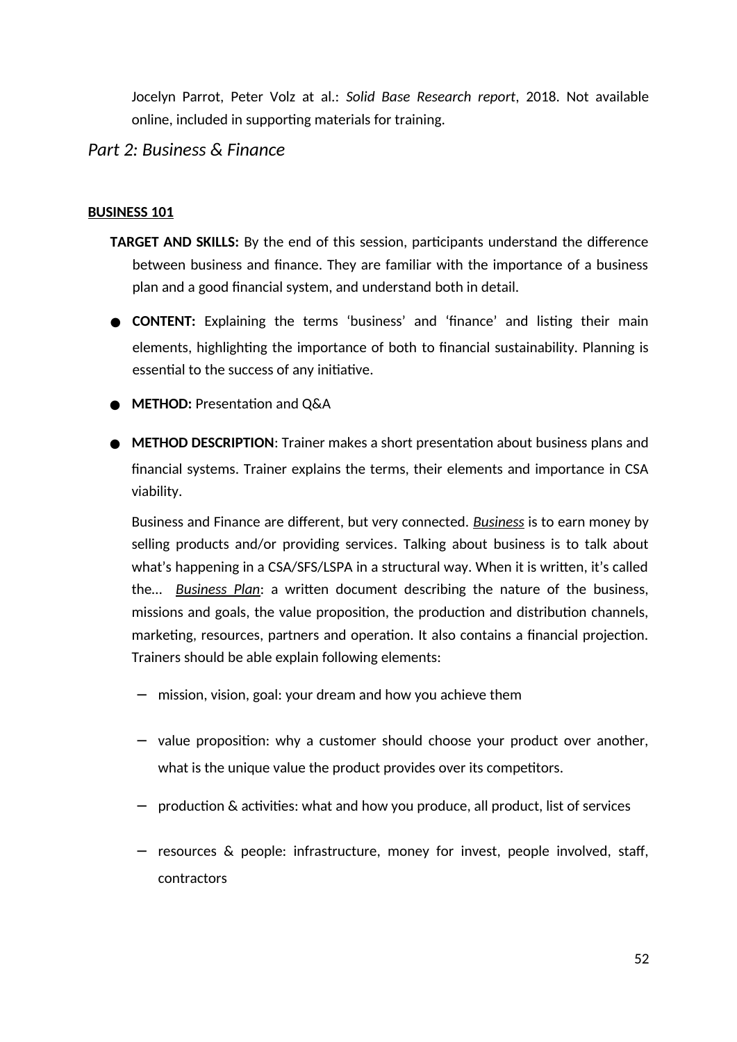Jocelyn Parrot, Peter Volz at al.: *Solid Base Research report*, 2018. Not available online, included in supporting materials for training.

## *Part 2: Business & Finance*

### BUSINESS 101

**TARGET AND SKILLS:** By the end of this session, participants understand the difference between business and finance. They are familiar with the importance of a business plan and a good financial system, and understand both in detail.

- **CONTENT:** Explaining the terms 'business' and 'finance' and listing their main elements, highlighting the importance of both to financial sustainability. Planning is essential to the success of any initiative.
- **METHOD:** Presentation and Q&A
- **METHOD DESCRIPTION**: Trainer makes a short presentation about business plans and financial systems. Trainer explains the terms, their elements and importance in CSA viability.

  Business and Finance are different, but very connected. <u>*Business*</u> is to earn money by selling products and/or providing services. Talking about business is to talk about what's happening in a CSA/SFS/LSPA in a structural way. When it is written, it's called the… <u>*Business Plan*</u>: a written document describing the nature of the business, missions and goals, the value proposition, the production and distribution channels, marketing, resources, partners and operation. It also contains a financial projection. Trainers should be able explain following elements:

  - mission, vision, goal: your dream and how you achieve them
  - value proposition: why a customer should choose your product over another, what is the unique value the product provides over its competitors.
  - production & activities: what and how you produce, all product, list of services
  - resources & people: infrastructure, money for invest, people involved, staff, contractors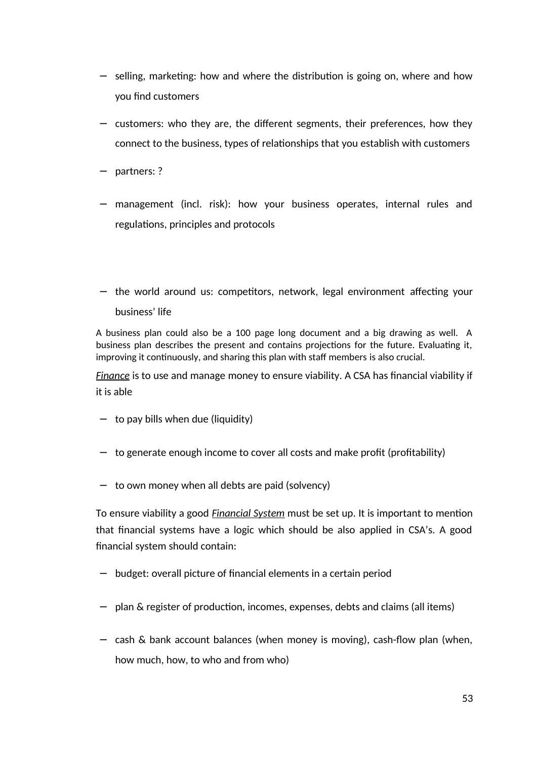- selling, marketing: how and where the distribution is going on, where and how you find customers
- customers: who they are, the different segments, their preferences, how they connect to the business, types of relationships that you establish with customers
- partners: ?
- management (incl. risk): how your business operates, internal rules and regulations, principles and protocols
- the world around us: competitors, network, legal environment affecting your business' life

A business plan could also be a 100 page long document and a big drawing as well. A business plan describes the present and contains projections for the future. Evaluating it, improving it continuously, and sharing this plan with staff members is also crucial.

*Finance* is to use and manage money to ensure viability. A CSA has financial viability if it is able

- to pay bills when due (liquidity)
- to generate enough income to cover all costs and make profit (profitability)
- to own money when all debts are paid (solvency)

To ensure viability a good *Financial System* must be set up. It is important to mention that financial systems have a logic which should be also applied in CSA's. A good financial system should contain:

- budget: overall picture of financial elements in a certain period
- plan & register of production, incomes, expenses, debts and claims (all items)
- cash & bank account balances (when money is moving), cash-flow plan (when, how much, how, to who and from who)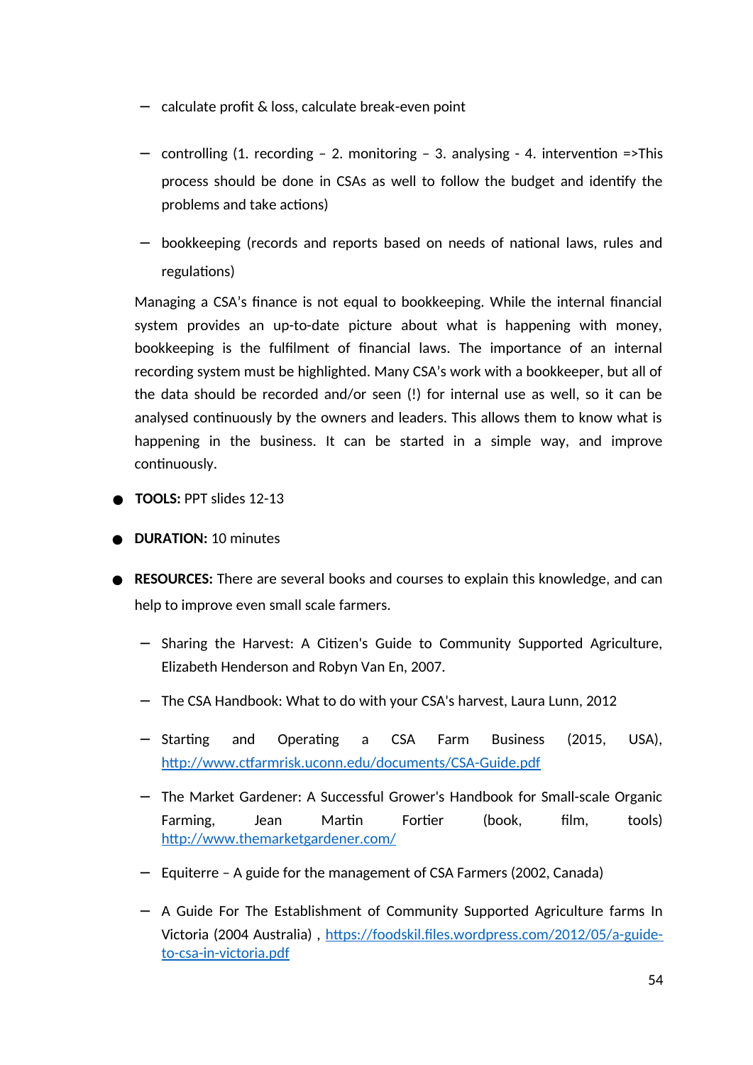- calculate profit & loss, calculate break-even point
  - controlling (1. recording – 2. monitoring – 3. analysing - 4. intervention =>This process should be done in CSAs as well to follow the budget and identify the problems and take actions)
  - bookkeeping (records and reports based on needs of national laws, rules and regulations)

  Managing a CSA's finance is not equal to bookkeeping. While the internal financial system provides an up-to-date picture about what is happening with money, bookkeeping is the fulfilment of financial laws. The importance of an internal recording system must be highlighted. Many CSA's work with a bookkeeper, but all of the data should be recorded and/or seen (!) for internal use as well, so it can be analysed continuously by the owners and leaders. This allows them to know what is happening in the business. It can be started in a simple way, and improve continuously.

- **TOOLS:** PPT slides 12-13
- **DURATION:** 10 minutes
- **RESOURCES:** There are several books and courses to explain this knowledge, and can help to improve even small scale farmers.
  - Sharing the Harvest: A Citizen's Guide to Community Supported Agriculture, Elizabeth Henderson and Robyn Van En, 2007.
  - The CSA Handbook: What to do with your CSA's harvest, Laura Lunn, 2012
  - Starting and Operating a CSA Farm Business (2015, USA), http://www.ctfarmrisk.uconn.edu/documents/CSA-Guide.pdf
  - The Market Gardener: A Successful Grower's Handbook for Small-scale Organic Farming, Jean Martin Fortier (book, film, tools) http://www.themarketgardener.com/
  - Equiterre – A guide for the management of CSA Farmers (2002, Canada)
  - A Guide For The Establishment of Community Supported Agriculture farms In Victoria (2004 Australia) , https://foodskil.files.wordpress.com/2012/05/a-guide-to-csa-in-victoria.pdf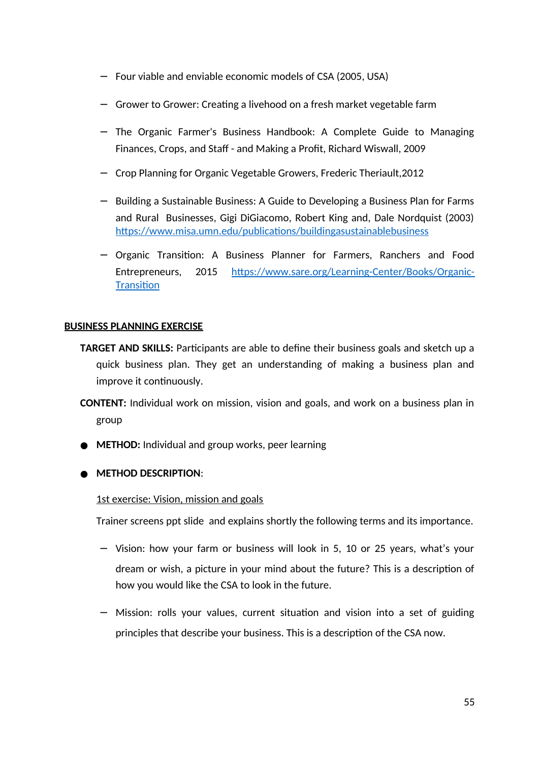- Four viable and enviable economic models of CSA (2005, USA)
- Grower to Grower: Creating a livehood on a fresh market vegetable farm
- The Organic Farmer's Business Handbook: A Complete Guide to Managing Finances, Crops, and Staff - and Making a Profit, Richard Wiswall, 2009
- Crop Planning for Organic Vegetable Growers, Frederic Theriault,2012
- Building a Sustainable Business: A Guide to Developing a Business Plan for Farms and Rural Businesses, Gigi DiGiacomo, Robert King and, Dale Nordquist (2003) https://www.misa.umn.edu/publications/buildingasustainablebusiness
- Organic Transition: A Business Planner for Farmers, Ranchers and Food Entrepreneurs, 2015 https://www.sare.org/Learning-Center/Books/Organic-Transition

## BUSINESS PLANNING EXERCISE

**TARGET AND SKILLS:** Participants are able to define their business goals and sketch up a quick business plan. They get an understanding of making a business plan and improve it continuously.

**CONTENT:** Individual work on mission, vision and goals, and work on a business plan in group

- **METHOD:** Individual and group works, peer learning
- **METHOD DESCRIPTION**:

1st exercise: Vision, mission and goals

Trainer screens ppt slide and explains shortly the following terms and its importance.

- Vision: how your farm or business will look in 5, 10 or 25 years, what's your dream or wish, a picture in your mind about the future? This is a description of how you would like the CSA to look in the future.
- Mission: rolls your values, current situation and vision into a set of guiding principles that describe your business. This is a description of the CSA now.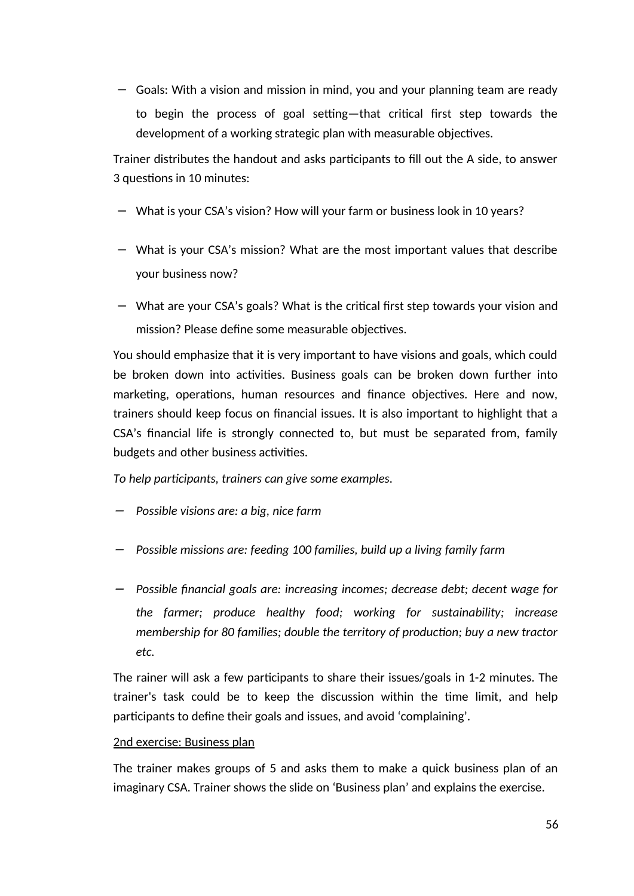- Goals: With a vision and mission in mind, you and your planning team are ready to begin the process of goal setting—that critical first step towards the development of a working strategic plan with measurable objectives.

Trainer distributes the handout and asks participants to fill out the A side, to answer 3 questions in 10 minutes:

- What is your CSA's vision? How will your farm or business look in 10 years?
- What is your CSA's mission? What are the most important values that describe your business now?
- What are your CSA's goals? What is the critical first step towards your vision and mission? Please define some measurable objectives.

You should emphasize that it is very important to have visions and goals, which could be broken down into activities. Business goals can be broken down further into marketing, operations, human resources and finance objectives. Here and now, trainers should keep focus on financial issues. It is also important to highlight that a CSA's financial life is strongly connected to, but must be separated from, family budgets and other business activities.

*To help participants, trainers can give some examples.*

- *Possible visions are: a big, nice farm*
- *Possible missions are: feeding 100 families, build up a living family farm*
- *Possible financial goals are: increasing incomes; decrease debt; decent wage for the farmer; produce healthy food; working for sustainability; increase membership for 80 families; double the territory of production; buy a new tractor etc.*

The rainer will ask a few participants to share their issues/goals in 1-2 minutes. The trainer's task could be to keep the discussion within the time limit, and help participants to define their goals and issues, and avoid 'complaining'.

<u>2nd exercise: Business plan</u>

The trainer makes groups of 5 and asks them to make a quick business plan of an imaginary CSA. Trainer shows the slide on 'Business plan' and explains the exercise.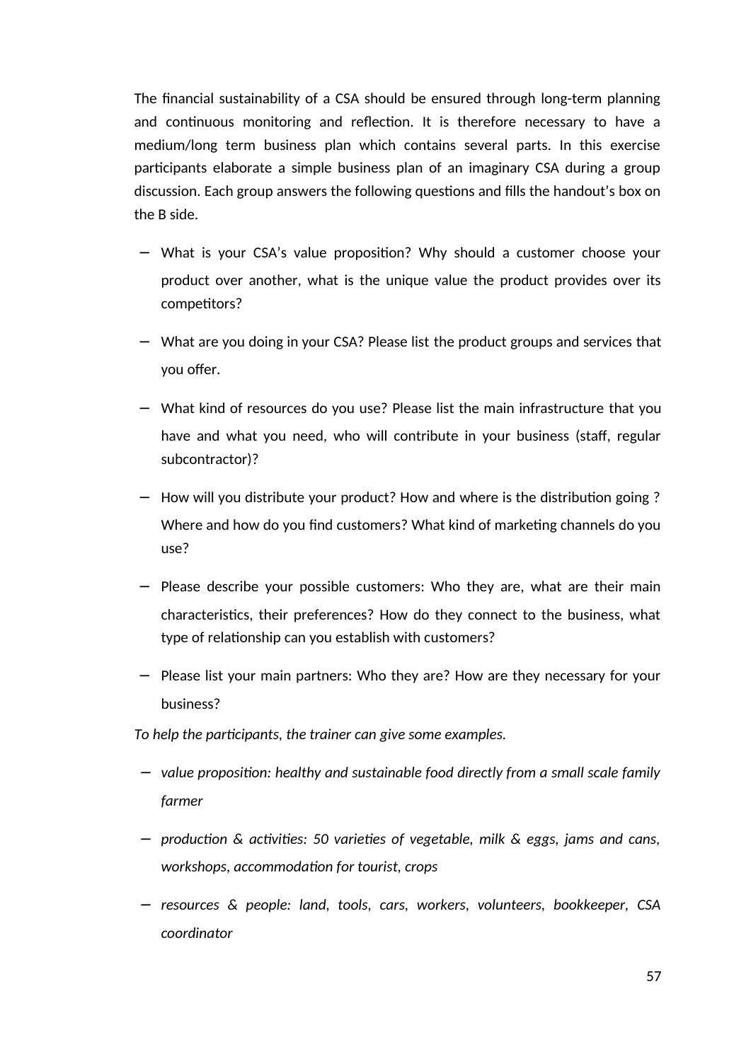The financial sustainability of a CSA should be ensured through long-term planning and continuous monitoring and reflection. It is therefore necessary to have a medium/long term business plan which contains several parts. In this exercise participants elaborate a simple business plan of an imaginary CSA during a group discussion. Each group answers the following questions and fills the handout's box on the B side.

- What is your CSA's value proposition? Why should a customer choose your product over another, what is the unique value the product provides over its competitors?
- What are you doing in your CSA? Please list the product groups and services that you offer.
- What kind of resources do you use? Please list the main infrastructure that you have and what you need, who will contribute in your business (staff, regular subcontractor)?
- How will you distribute your product? How and where is the distribution going ? Where and how do you find customers? What kind of marketing channels do you use?
- Please describe your possible customers: Who they are, what are their main characteristics, their preferences? How do they connect to the business, what type of relationship can you establish with customers?
- Please list your main partners: Who they are? How are they necessary for your business?

*To help the participants, the trainer can give some examples.*

- *value proposition: healthy and sustainable food directly from a small scale family farmer*
- *production & activities: 50 varieties of vegetable, milk & eggs, jams and cans, workshops, accommodation for tourist, crops*
- *resources & people: land, tools, cars, workers, volunteers, bookkeeper, CSA coordinator*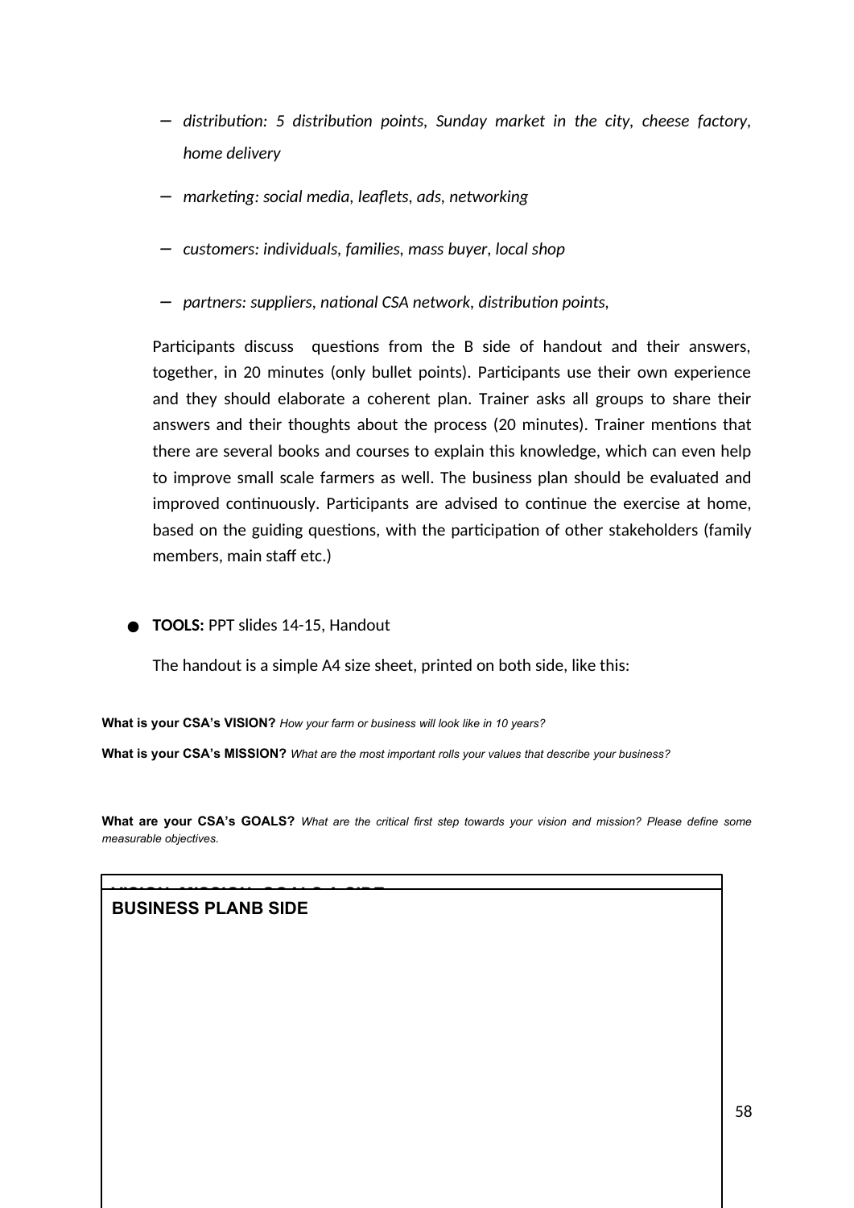- *distribution: 5 distribution points, Sunday market in the city, cheese factory, home delivery*
- *marketing: social media, leaflets, ads, networking*
- *customers: individuals, families, mass buyer, local shop*
- *partners: suppliers, national CSA network, distribution points,*

Participants discuss questions from the B side of handout and their answers, together, in 20 minutes (only bullet points). Participants use their own experience and they should elaborate a coherent plan. Trainer asks all groups to share their answers and their thoughts about the process (20 minutes). Trainer mentions that there are several books and courses to explain this knowledge, which can even help to improve small scale farmers as well. The business plan should be evaluated and improved continuously. Participants are advised to continue the exercise at home, based on the guiding questions, with the participation of other stakeholders (family members, main staff etc.)

- **TOOLS:** PPT slides 14-15, Handout

The handout is a simple A4 size sheet, printed on both side, like this:

**What is your CSA's VISION?** *How your farm or business will look like in 10 years?*

**What is your CSA's MISSION?** *What are the most important rolls your values that describe your business?*

**What are your CSA's GOALS?** *What are the critical first step towards your vision and mission? Please define some measurable objectives.*

**BUSINESS PLANB SIDE**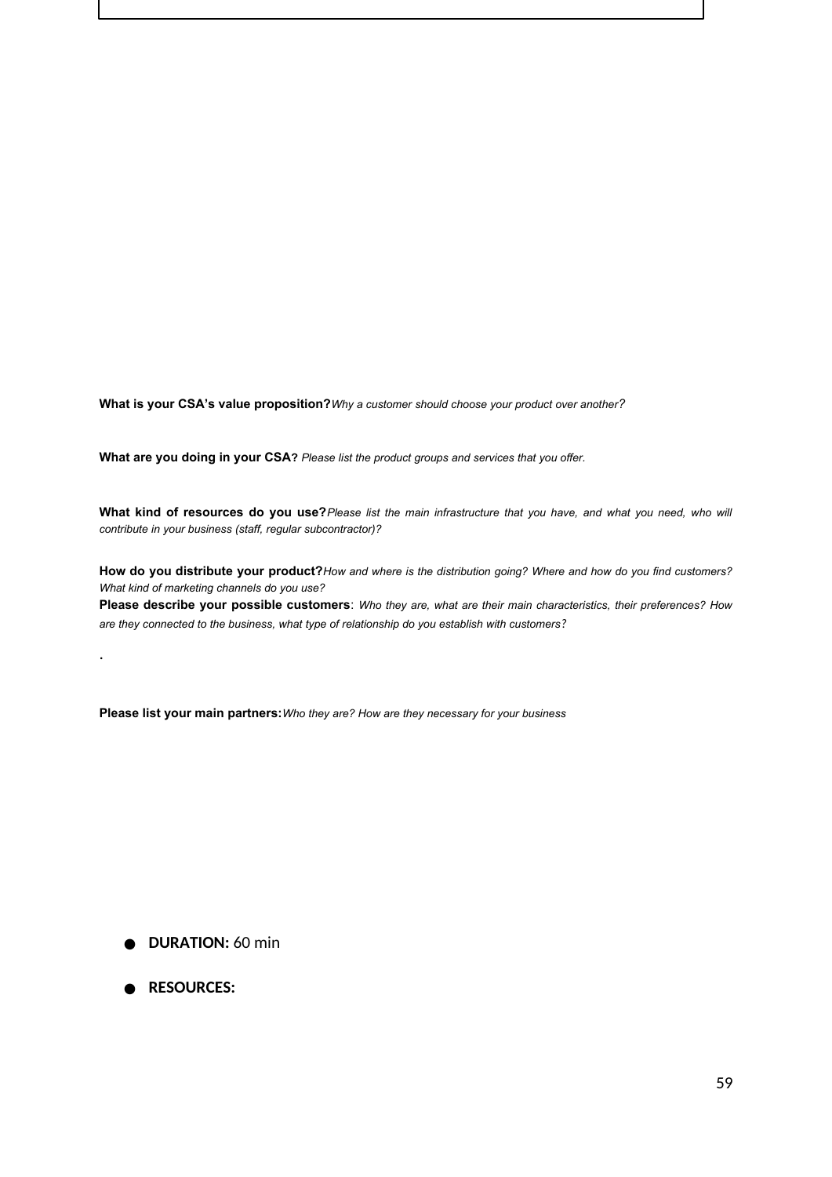**What is your CSA's value proposition?** *Why a customer should choose your product over another?*

**What are you doing in your CSA?** *Please list the product groups and services that you offer.*

**What kind of resources do you use?** *Please list the main infrastructure that you have, and what you need, who will contribute in your business (staff, regular subcontractor)?*

**How do you distribute your product?** *How and where is the distribution going? Where and how do you find customers? What kind of marketing channels do you use?*

**Please describe your possible customers**: *Who they are, what are their main characteristics, their preferences? How are they connected to the business, what type of relationship do you establish with customers?*

.

**Please list your main partners:** *Who they are? How are they necessary for your business*

- **DURATION:** 60 min
- **RESOURCES:**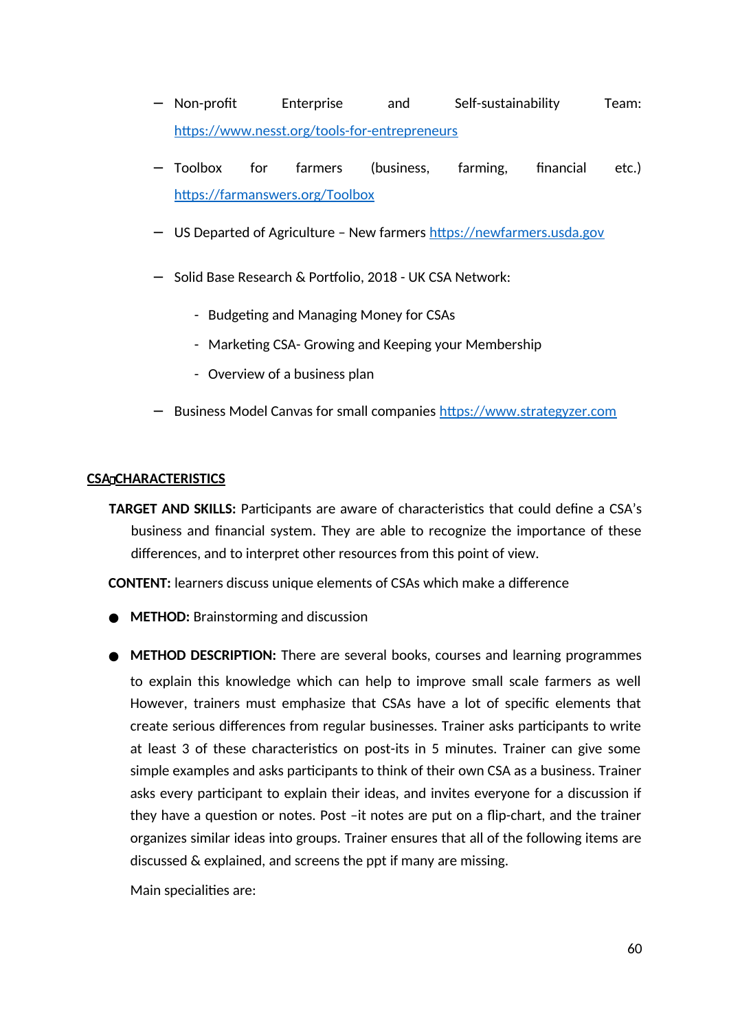- Non-profit Enterprise and Self-sustainability Team: https://www.nesst.org/tools-for-entrepreneurs

- Toolbox for farmers (business, farming, financial etc.) https://farmanswers.org/Toolbox

- US Departed of Agriculture – New farmers https://newfarmers.usda.gov

- Solid Base Research & Portfolio, 2018 - UK CSA Network:

  - Budgeting and Managing Money for CSAs
  - Marketing CSA- Growing and Keeping your Membership
  - Overview of a business plan

- Business Model Canvas for small companies https://www.strategyzer.com

**CSA CHARACTERISTICS**

**TARGET AND SKILLS:** Participants are aware of characteristics that could define a CSA's business and financial system. They are able to recognize the importance of these differences, and to interpret other resources from this point of view.

**CONTENT:** learners discuss unique elements of CSAs which make a difference

- **METHOD:** Brainstorming and discussion

- **METHOD DESCRIPTION:** There are several books, courses and learning programmes to explain this knowledge which can help to improve small scale farmers as well However, trainers must emphasize that CSAs have a lot of specific elements that create serious differences from regular businesses. Trainer asks participants to write at least 3 of these characteristics on post-its in 5 minutes. Trainer can give some simple examples and asks participants to think of their own CSA as a business. Trainer asks every participant to explain their ideas, and invites everyone for a discussion if they have a question or notes. Post –it notes are put on a flip-chart, and the trainer organizes similar ideas into groups. Trainer ensures that all of the following items are discussed & explained, and screens the ppt if many are missing.

  Main specialities are: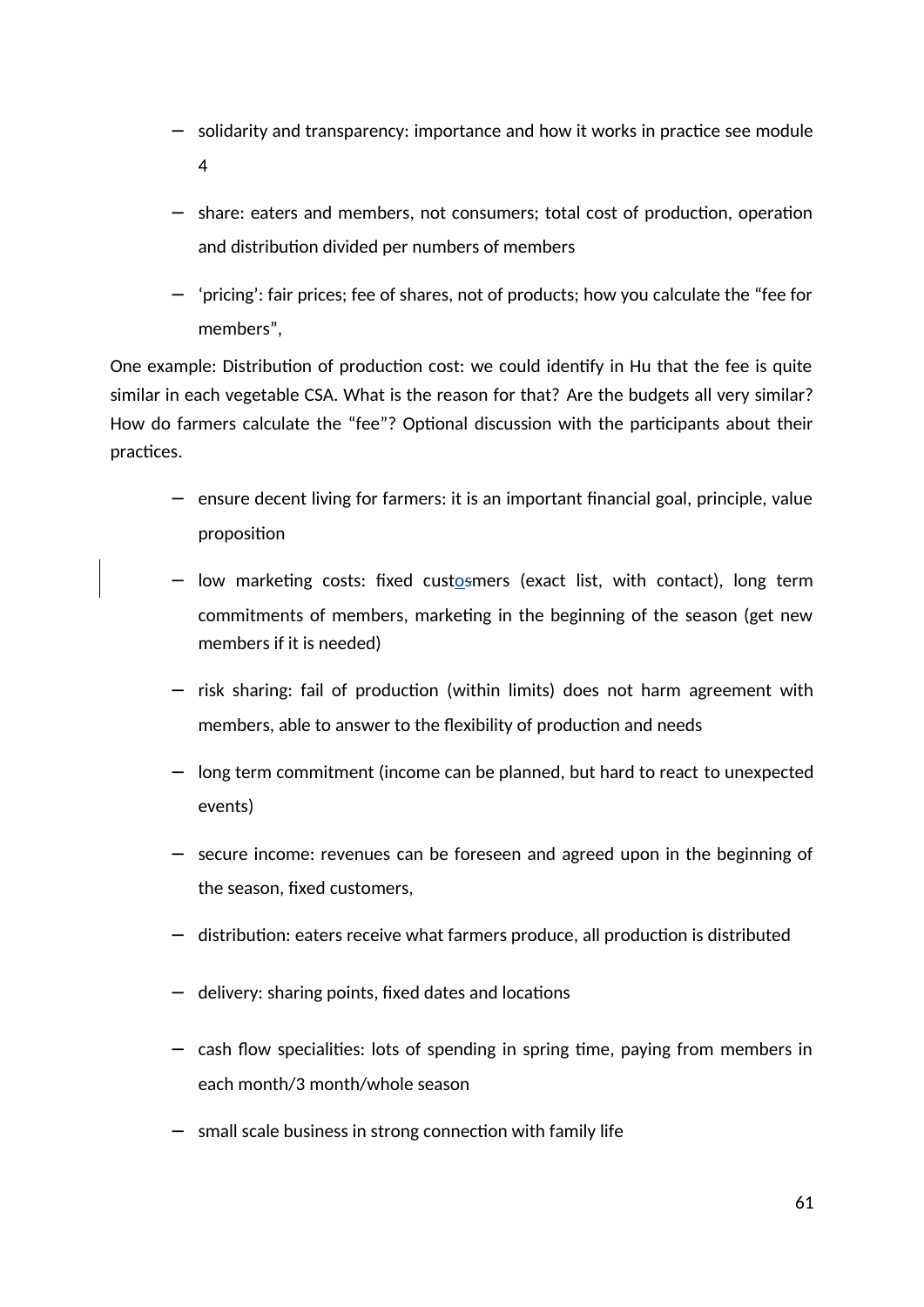- solidarity and transparency: importance and how it works in practice see module 4
- share: eaters and members, not consumers; total cost of production, operation and distribution divided per numbers of members
- ‘pricing’: fair prices; fee of shares, not of products; how you calculate the “fee for members”,

One example: Distribution of production cost: we could identify in Hu that the fee is quite similar in each vegetable CSA. What is the reason for that? Are the budgets all very similar? How do farmers calculate the “fee”? Optional discussion with the participants about their practices.

- ensure decent living for farmers: it is an important financial goal, principle, value proposition
- low marketing costs: fixed customers (exact list, with contact), long term commitments of members, marketing in the beginning of the season (get new members if it is needed)
- risk sharing: fail of production (within limits) does not harm agreement with members, able to answer to the flexibility of production and needs
- long term commitment (income can be planned, but hard to react to unexpected events)
- secure income: revenues can be foreseen and agreed upon in the beginning of the season, fixed customers,
- distribution: eaters receive what farmers produce, all production is distributed
- delivery: sharing points, fixed dates and locations
- cash flow specialities: lots of spending in spring time, paying from members in each month/3 month/whole season
- small scale business in strong connection with family life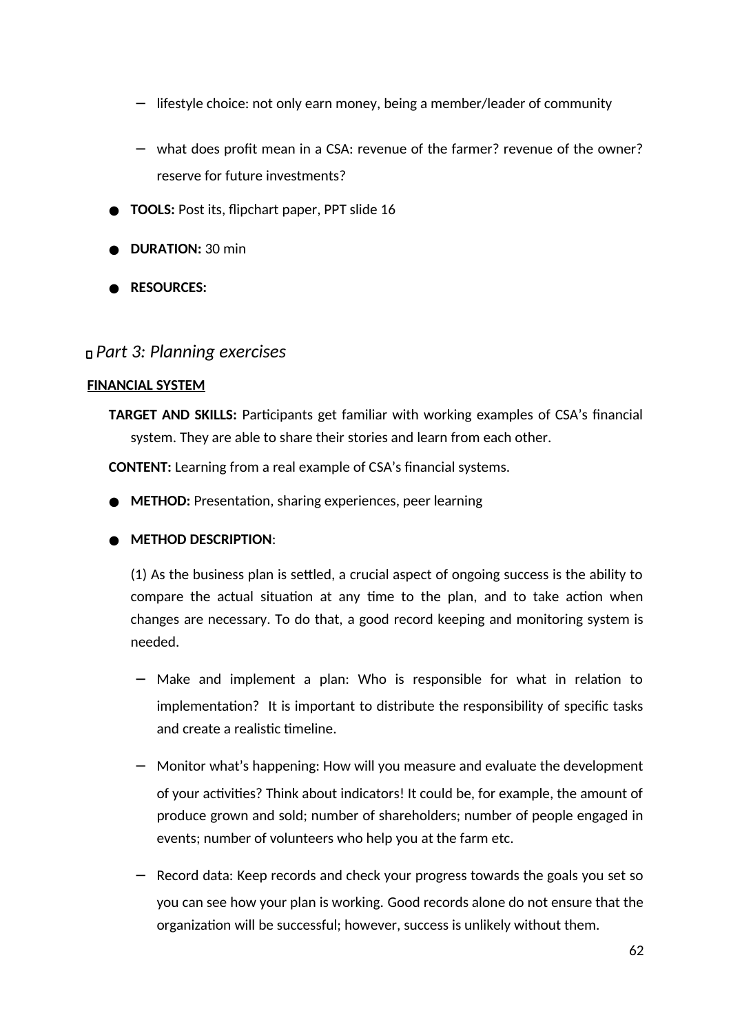- lifestyle choice: not only earn money, being a member/leader of community
  - what does profit mean in a CSA: revenue of the farmer? revenue of the owner? reserve for future investments?

- **TOOLS:** Post its, flipchart paper, PPT slide 16
- **DURATION:** 30 min
- **RESOURCES:**

## *Part 3: Planning exercises*

**FINANCIAL SYSTEM**

**TARGET AND SKILLS:** Participants get familiar with working examples of CSA's financial system. They are able to share their stories and learn from each other.

**CONTENT:** Learning from a real example of CSA's financial systems.

- **METHOD:** Presentation, sharing experiences, peer learning
- **METHOD DESCRIPTION**:

  (1) As the business plan is settled, a crucial aspect of ongoing success is the ability to compare the actual situation at any time to the plan, and to take action when changes are necessary. To do that, a good record keeping and monitoring system is needed.

  - Make and implement a plan: Who is responsible for what in relation to implementation? It is important to distribute the responsibility of specific tasks and create a realistic timeline.
  - Monitor what's happening: How will you measure and evaluate the development of your activities? Think about indicators! It could be, for example, the amount of produce grown and sold; number of shareholders; number of people engaged in events; number of volunteers who help you at the farm etc.
  - Record data: Keep records and check your progress towards the goals you set so you can see how your plan is working. Good records alone do not ensure that the organization will be successful; however, success is unlikely without them.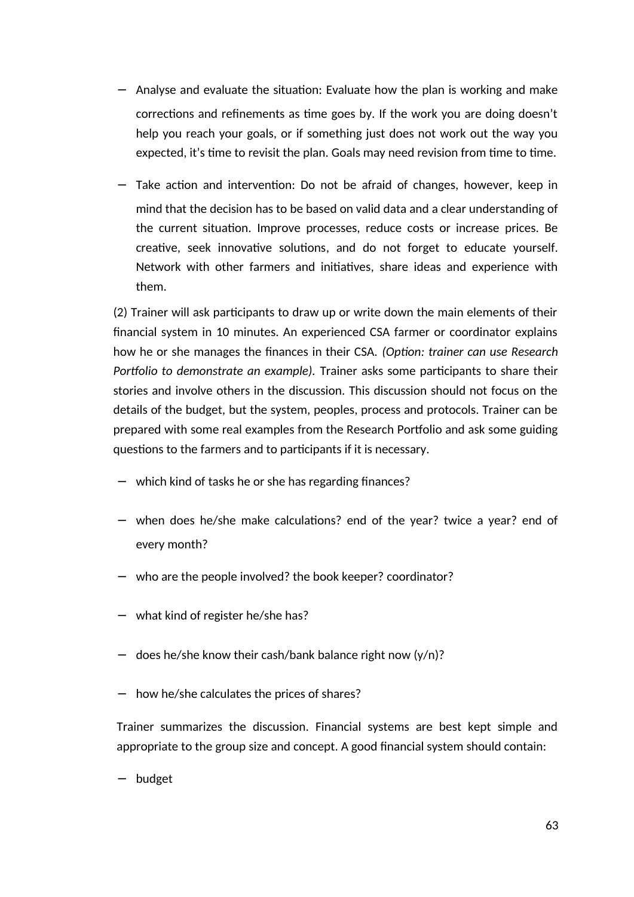- Analyse and evaluate the situation: Evaluate how the plan is working and make corrections and refinements as time goes by. If the work you are doing doesn't help you reach your goals, or if something just does not work out the way you expected, it's time to revisit the plan. Goals may need revision from time to time.
- Take action and intervention: Do not be afraid of changes, however, keep in mind that the decision has to be based on valid data and a clear understanding of the current situation. Improve processes, reduce costs or increase prices. Be creative, seek innovative solutions, and do not forget to educate yourself. Network with other farmers and initiatives, share ideas and experience with them.

(2) Trainer will ask participants to draw up or write down the main elements of their financial system in 10 minutes. An experienced CSA farmer or coordinator explains how he or she manages the finances in their CSA. *(Option: trainer can use Research Portfolio to demonstrate an example)*. Trainer asks some participants to share their stories and involve others in the discussion. This discussion should not focus on the details of the budget, but the system, peoples, process and protocols. Trainer can be prepared with some real examples from the Research Portfolio and ask some guiding questions to the farmers and to participants if it is necessary.

- which kind of tasks he or she has regarding finances?
- when does he/she make calculations? end of the year? twice a year? end of every month?
- who are the people involved? the book keeper? coordinator?
- what kind of register he/she has?
- does he/she know their cash/bank balance right now (y/n)?
- how he/she calculates the prices of shares?

Trainer summarizes the discussion. Financial systems are best kept simple and appropriate to the group size and concept. A good financial system should contain:

- budget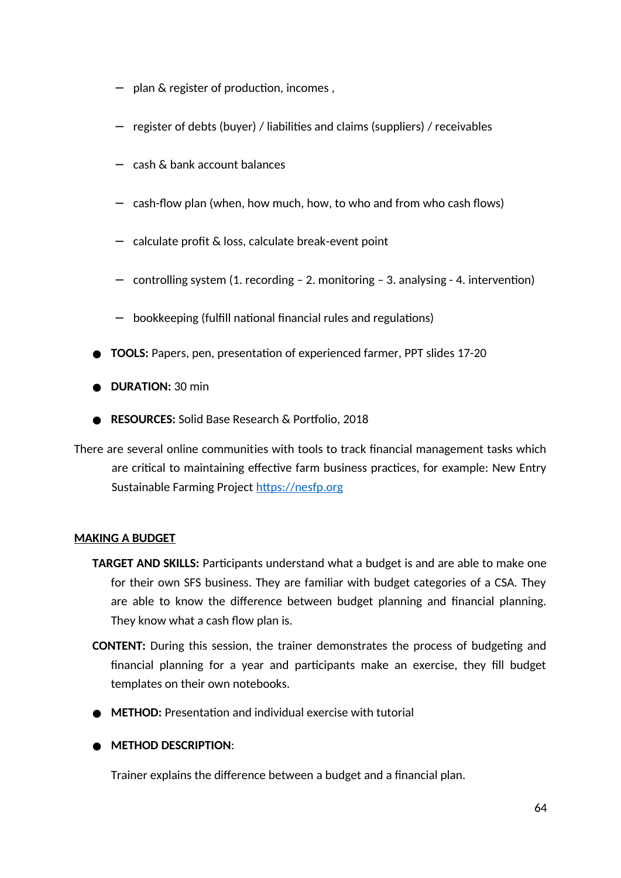- plan & register of production, incomes ,
- register of debts (buyer) / liabilities and claims (suppliers) / receivables
- cash & bank account balances
- cash-flow plan (when, how much, how, to who and from who cash flows)
- calculate profit & loss, calculate break-event point
- controlling system (1. recording – 2. monitoring – 3. analysing - 4. intervention)
- bookkeeping (fulfill national financial rules and regulations)

- **TOOLS:** Papers, pen, presentation of experienced farmer, PPT slides 17-20
- **DURATION:** 30 min
- **RESOURCES:** Solid Base Research & Portfolio, 2018

There are several online communities with tools to track financial management tasks which are critical to maintaining effective farm business practices, for example: New Entry Sustainable Farming Project https://nesfp.org

**MAKING A BUDGET**

**TARGET AND SKILLS:** Participants understand what a budget is and are able to make one for their own SFS business. They are familiar with budget categories of a CSA. They are able to know the difference between budget planning and financial planning. They know what a cash flow plan is.

**CONTENT:** During this session, the trainer demonstrates the process of budgeting and financial planning for a year and participants make an exercise, they fill budget templates on their own notebooks.

- **METHOD:** Presentation and individual exercise with tutorial
- **METHOD DESCRIPTION**:

  Trainer explains the difference between a budget and a financial plan.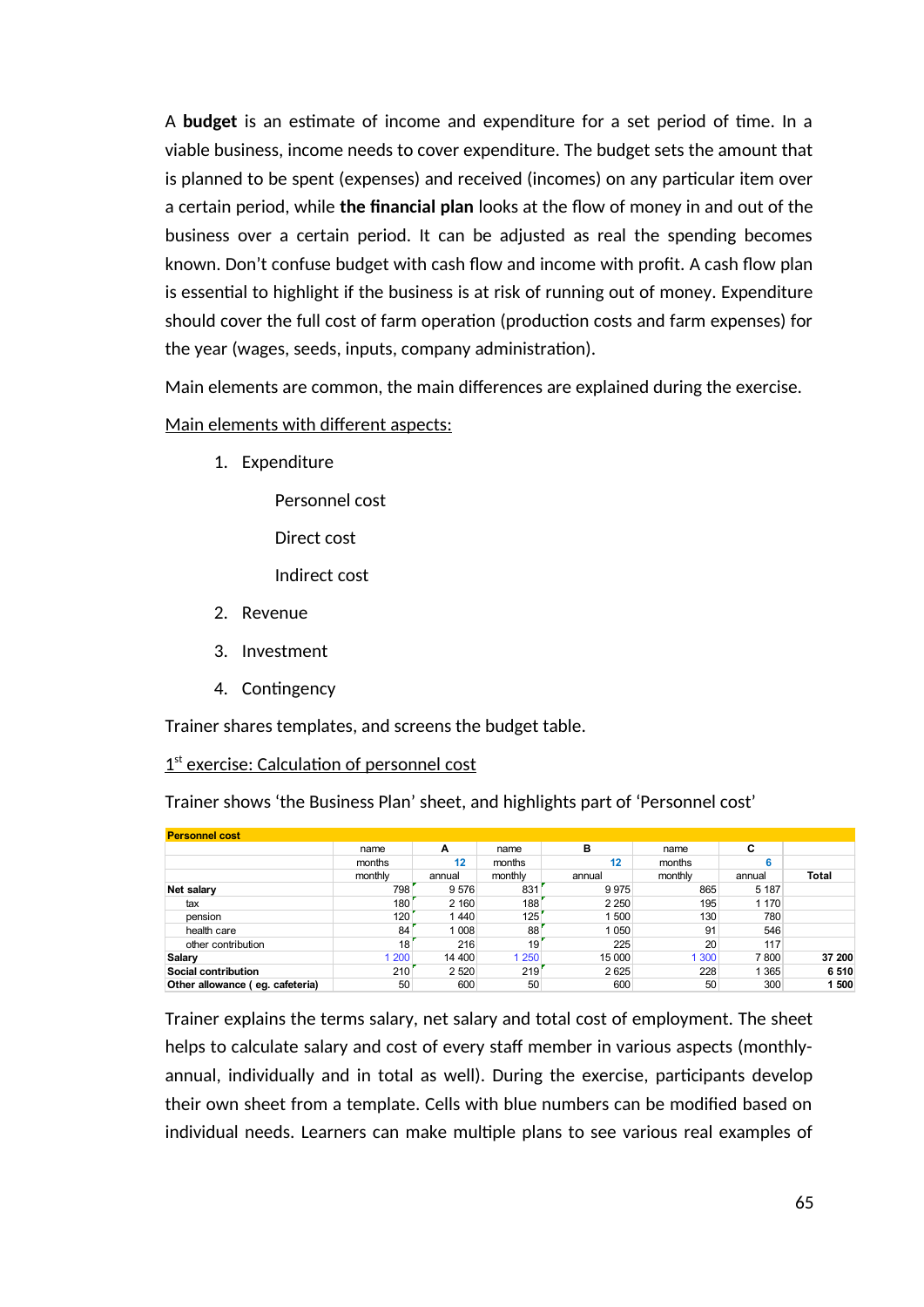A **budget** is an estimate of income and expenditure for a set period of time. In a viable business, income needs to cover expenditure. The budget sets the amount that is planned to be spent (expenses) and received (incomes) on any particular item over a certain period, while **the financial plan** looks at the flow of money in and out of the business over a certain period. It can be adjusted as real the spending becomes known. Don't confuse budget with cash flow and income with profit. A cash flow plan is essential to highlight if the business is at risk of running out of money. Expenditure should cover the full cost of farm operation (production costs and farm expenses) for the year (wages, seeds, inputs, company administration).

Main elements are common, the main differences are explained during the exercise.

Main elements with different aspects:

1. Expenditure

    Personnel cost

    Direct cost

    Indirect cost

2. Revenue
3. Investment
4. Contingency

Trainer shares templates, and screens the budget table.

1st exercise: Calculation of personnel cost

Trainer shows 'the Business Plan' sheet, and highlights part of 'Personnel cost'

| **Personnel cost** | | | | | | | |
|---|---|---|---|---|---|---|---|
| | name | A | name | B | name | C | |
| | months | 12 | months | 12 | months | 6 | |
| | monthly | annual | monthly | annual | monthly | annual | **Total** |
| **Net salary** | 798 | 9 576 | 831 | 9 975 | 865 | 5 187 | |
| tax | 180 | 2 160 | 188 | 2 250 | 195 | 1 170 | |
| pension | 120 | 1 440 | 125 | 1 500 | 130 | 780 | |
| health care | 84 | 1 008 | 88 | 1 050 | 91 | 546 | |
| other contribution | 18 | 216 | 19 | 225 | 20 | 117 | |
| **Salary** | 1 200 | 14 400 | 1 250 | 15 000 | 1 300 | 7 800 | **37 200** |
| **Social contribution** | 210 | 2 520 | 219 | 2 625 | 228 | 1 365 | **6 510** |
| **Other allowance ( eg. cafeteria)** | 50 | 600 | 50 | 600 | 50 | 300 | **1 500** |

Trainer explains the terms salary, net salary and total cost of employment. The sheet helps to calculate salary and cost of every staff member in various aspects (monthly-annual, individually and in total as well). During the exercise, participants develop their own sheet from a template. Cells with blue numbers can be modified based on individual needs. Learners can make multiple plans to see various real examples of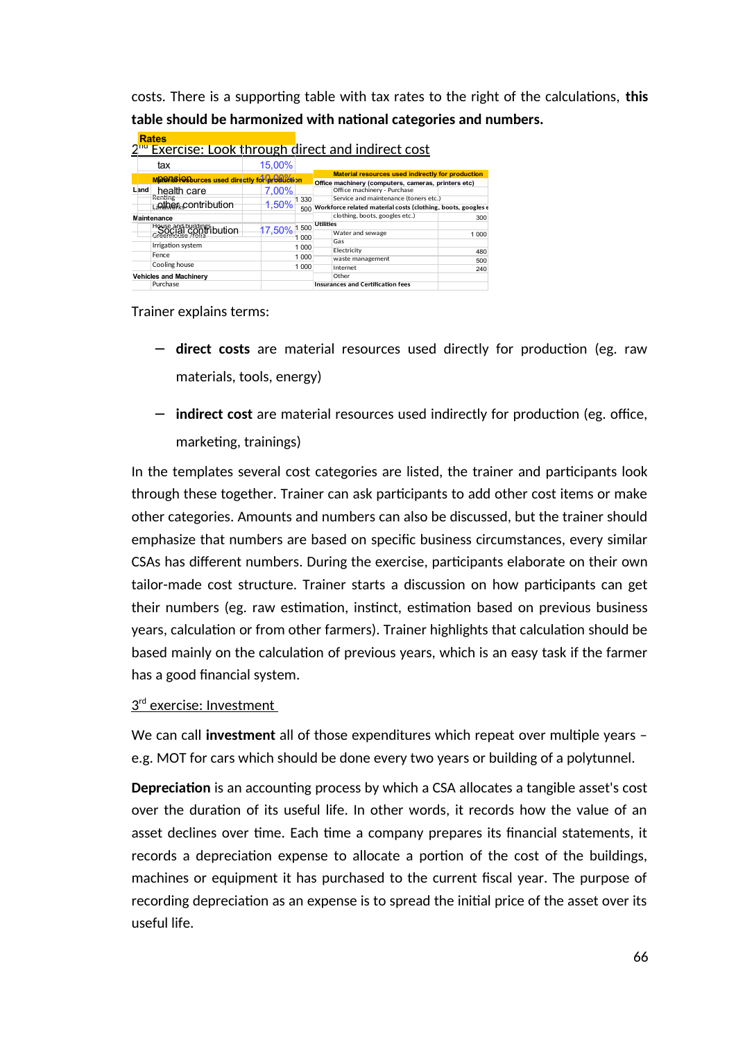costs. There is a supporting table with tax rates to the right of the calculations, **this table should be harmonized with national categories and numbers.**

2nd Exercise: Look through direct and indirect cost

| Rates | |
|---|---|
| tax | 15,00% |
| pension | 10,00% |
| health care | 7,00% |
| other contribution | 1,50% |
| Social contribution | 17,50% |

| Material resources used directly for production | | |
|---|---|---|
| Land | | |
| | Renting | 1 330 |
| | Landworks | 500 |
| Maintenance | | |
| | House and buildings | 1 500 |
| | Greenhouse / Polia | 1 000 |
| | Irrigation system | 1 000 |
| | Fence | 1 000 |
| | Cooling house | 1 000 |
| Vehicles and Machinery | | |
| | Purchase | |

| Material resources used indirectly for production | | |
|---|---|---|
| Office machinery (computers, cameras, printers etc) | | |
| | Office machinery - Purchase | |
| | Service and maintenance (toners etc.) | |
| Workforce related material costs (clothing, boots, googles etc.) | | |
| | clothing, boots, googles etc.) | 300 |
| Utilities | | |
| | Water and sewage | 1 000 |
| | Gas | |
| | Electricity | 480 |
| | waste management | 500 |
| | Internet | 240 |
| | Other | |
| Insurances and Certification fees | | |

Trainer explains terms:

- **direct costs** are material resources used directly for production (eg. raw materials, tools, energy)
- **indirect cost** are material resources used indirectly for production (eg. office, marketing, trainings)

In the templates several cost categories are listed, the trainer and participants look through these together. Trainer can ask participants to add other cost items or make other categories. Amounts and numbers can also be discussed, but the trainer should emphasize that numbers are based on specific business circumstances, every similar CSAs has different numbers. During the exercise, participants elaborate on their own tailor-made cost structure. Trainer starts a discussion on how participants can get their numbers (eg. raw estimation, instinct, estimation based on previous business years, calculation or from other farmers). Trainer highlights that calculation should be based mainly on the calculation of previous years, which is an easy task if the farmer has a good financial system.

3rd exercise: Investment

We can call **investment** all of those expenditures which repeat over multiple years – e.g. MOT for cars which should be done every two years or building of a polytunnel.

**Depreciation** is an accounting process by which a CSA allocates a tangible asset's cost over the duration of its useful life. In other words, it records how the value of an asset declines over time. Each time a company prepares its financial statements, it records a depreciation expense to allocate a portion of the cost of the buildings, machines or equipment it has purchased to the current fiscal year. The purpose of recording depreciation as an expense is to spread the initial price of the asset over its useful life.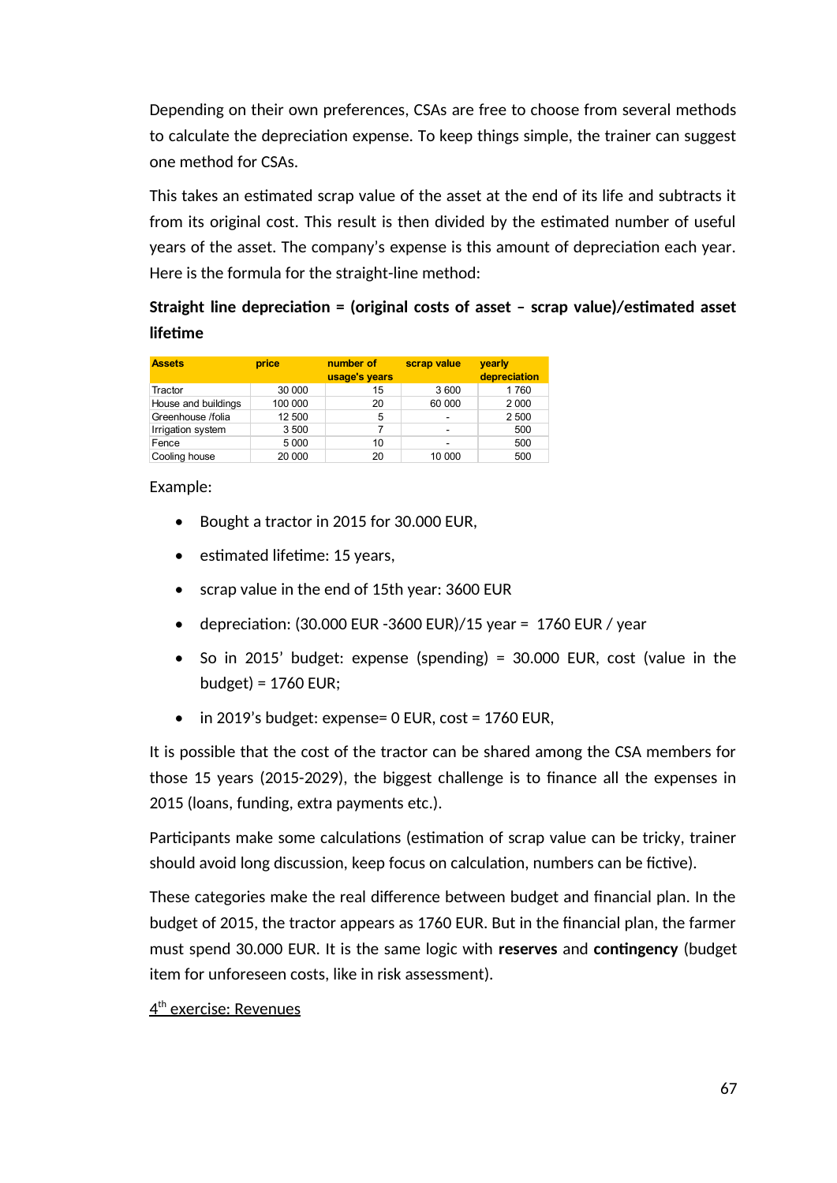Depending on their own preferences, CSAs are free to choose from several methods to calculate the depreciation expense. To keep things simple, the trainer can suggest one method for CSAs.

This takes an estimated scrap value of the asset at the end of its life and subtracts it from its original cost. This result is then divided by the estimated number of useful years of the asset. The company's expense is this amount of depreciation each year. Here is the formula for the straight-line method:

**Straight line depreciation = (original costs of asset – scrap value)/estimated asset lifetime**

| Assets | price | number of usage's years | scrap value | yearly depreciation |
|---|---|---|---|---|
| Tractor | 30 000 | 15 | 3 600 | 1 760 |
| House and buildings | 100 000 | 20 | 60 000 | 2 000 |
| Greenhouse /folia | 12 500 | 5 | - | 2 500 |
| Irrigation system | 3 500 | 7 | - | 500 |
| Fence | 5 000 | 10 | - | 500 |
| Cooling house | 20 000 | 20 | 10 000 | 500 |

Example:

- Bought a tractor in 2015 for 30.000 EUR,
- estimated lifetime: 15 years,
- scrap value in the end of 15th year: 3600 EUR
- depreciation: (30.000 EUR -3600 EUR)/15 year = 1760 EUR / year
- So in 2015' budget: expense (spending) = 30.000 EUR, cost (value in the budget) = 1760 EUR;
- in 2019's budget: expense= 0 EUR, cost = 1760 EUR,

It is possible that the cost of the tractor can be shared among the CSA members for those 15 years (2015-2029), the biggest challenge is to finance all the expenses in 2015 (loans, funding, extra payments etc.).

Participants make some calculations (estimation of scrap value can be tricky, trainer should avoid long discussion, keep focus on calculation, numbers can be fictive).

These categories make the real difference between budget and financial plan. In the budget of 2015, the tractor appears as 1760 EUR. But in the financial plan, the farmer must spend 30.000 EUR. It is the same logic with **reserves** and **contingency** (budget item for unforeseen costs, like in risk assessment).

<u>4th exercise: Revenues</u>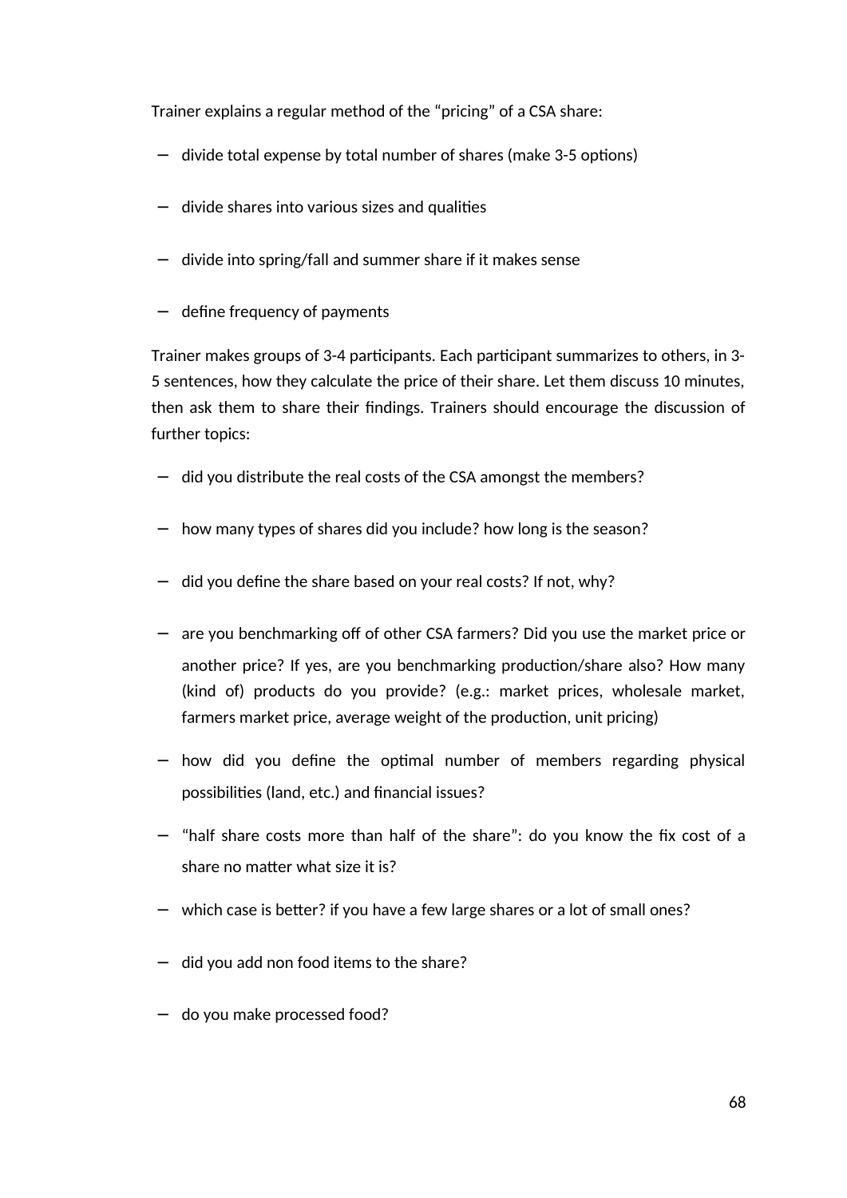Trainer explains a regular method of the "pricing" of a CSA share:

- divide total expense by total number of shares (make 3-5 options)
- divide shares into various sizes and qualities
- divide into spring/fall and summer share if it makes sense
- define frequency of payments

Trainer makes groups of 3-4 participants. Each participant summarizes to others, in 3-5 sentences, how they calculate the price of their share. Let them discuss 10 minutes, then ask them to share their findings. Trainers should encourage the discussion of further topics:

- did you distribute the real costs of the CSA amongst the members?
- how many types of shares did you include? how long is the season?
- did you define the share based on your real costs? If not, why?
- are you benchmarking off of other CSA farmers? Did you use the market price or another price? If yes, are you benchmarking production/share also? How many (kind of) products do you provide? (e.g.: market prices, wholesale market, farmers market price, average weight of the production, unit pricing)
- how did you define the optimal number of members regarding physical possibilities (land, etc.) and financial issues?
- "half share costs more than half of the share": do you know the fix cost of a share no matter what size it is?
- which case is better? if you have a few large shares or a lot of small ones?
- did you add non food items to the share?
- do you make processed food?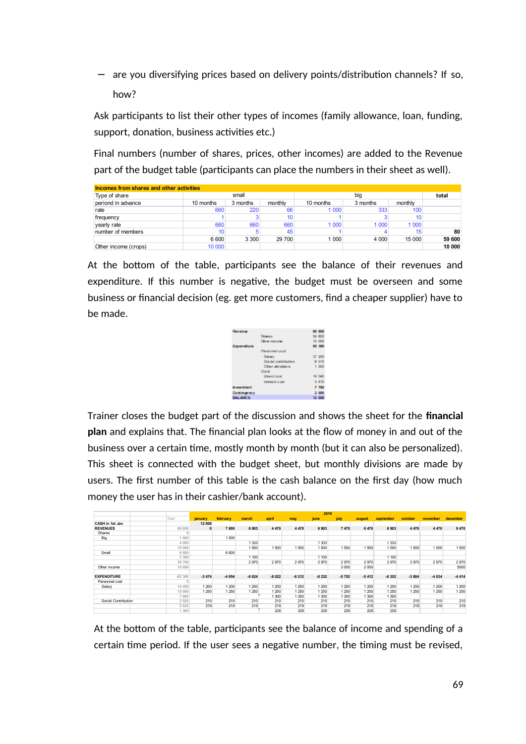- are you diversifying prices based on delivery points/distribution channels? If so, how?

Ask participants to list their other types of incomes (family allowance, loan, funding, support, donation, business activities etc.)

Final numbers (number of shares, prices, other incomes) are added to the Revenue part of the budget table (participants can place the numbers in their sheet as well).

| Incomes from shares and other activities | | | | | | | |
|---|---|---|---|---|---|---|---|
| Type of share | small | | | big | | | total |
| periond in advance | 10 months | 3 months | monthly | 10 months | 3 months | monthly | |
| rate | 660 | 220 | 66 | 1 000 | 333 | 100 | |
| frequency | 1 | 3 | 10 | 1 | 3 | 10 | |
| yearly rate | 660 | 660 | 660 | 1 000 | 1 000 | 1 000 | |
| number of members | 10 | 5 | 45 | 1 | 4 | 15 | 80 |
| | 6 600 | 3 300 | 29 700 | 1 000 | 4 000 | 15 000 | 59 600 |
| Other income (crops) | 10 000 | | | | | | 10 000 |

At the bottom of the table, participants see the balance of their revenues and expenditure. If this number is negative, the budget must be overseen and some business or financial decision (eg. get more customers, find a cheaper supplier) have to be made.

| | | |
|---|---|---|
| Revenue | | 69 600 |
| | Shares | 59 600 |
| | Other income | 10 000 |
| Expenditure | | 65 360 |
| | Personnel cost | |
| | Salary | 37 200 |
| | Social contribution | 6 510 |
| | Other allowance | 1 500 |
| | Costs | |
| | Direct cost | 14 340 |
| | Indirect cost | 5 810 |
| Investment | | 7 750 |
| Contingency | | 2 000 |
| BALANCE | | 12 000 |

Trainer closes the budget part of the discussion and shows the sheet for the **financial plan** and explains that. The financial plan looks at the flow of money in and out of the business over a certain time, mostly month by month (but it can also be personalized). This sheet is connected with the budget sheet, but monthly divisions are made by users. The first number of this table is the cash balance on the first day (how much money the user has in their cashier/bank account).

| | | | 2019 | | | | | | | | | | | |
|---|---|---|---|---|---|---|---|---|---|---|---|---|---|---|
| | | Total | january | february | march | april | may | june | july | august | september | october | november | december |
| CASH in 1st Jan | | | 12 000 | | | | | | | | | | | |
| REVENUES | | 69 600 | 0 | 7 600 | 6 903 | 4 470 | 4 470 | 6 903 | 7 470 | 6 470 | 6 903 | 4 470 | 4 470 | 9 470 |
| Shares | | 0 | | | | | | | | | | | | |
| Big | | 1 000 | | 1 000 | | | | | | | | | | |
| | | 4 000 | | | 1 333 | | | 1 333 | | | 1 333 | | | |
| | | 15 000 | | | 1 500 | 1 500 | 1 500 | 1 500 | 1 500 | 1 500 | 1 500 | 1 500 | 1 500 | 1 500 |
| Small | | 6 600 | | 6 600 | | | | | | | | | | |
| | | 3 300 | | | 1 100 | | | 1 100 | | | 1 100 | | | |
| | | 29 700 | | | 2 970 | 2 970 | 2 970 | 2 970 | 2 970 | 2 970 | 2 970 | 2 970 | 2 970 | 2 970 |
| Other income | | 10 000 | | | | | | | 3 000 | 2 000 | | | | 5000 |
| EXPENDITURE | | -65 366 | -3 474 | -4 954 | -6 624 | -8 022 | -6 212 | -6 232 | -5 752 | -5 412 | -6 352 | -3 884 | -4 034 | -4 414 |
| Personnel cost | | 0 | | | | | | | | | | | | |
| Salary | | 14 400 | 1 200 | 1 200 | 1 200 | 1 200 | 1 200 | 1 200 | 1 200 | 1 200 | 1 200 | 1 200 | 1 200 | 1 200 |
| | | 15 000 | 1 250 | 1 250 | 1 250 | 1 250 | 1 250 | 1 250 | 1 250 | 1 250 | 1 250 | 1 250 | 1 250 | 1 250 |
| | | 7 800 | | | | 1 300 | 1 300 | 1 300 | 1 300 | 1 300 | 1 300 | | | |
| Social Contribution | | 2 520 | 210 | 210 | 210 | 210 | 210 | 210 | 210 | 210 | 210 | 210 | 210 | 210 |
| | | 2 625 | 219 | 219 | 219 | 219 | 219 | 219 | 219 | 219 | 219 | 219 | 219 | 219 |
| | | 1 365 | | | | 228 | 228 | 228 | 228 | 228 | 228 | | | |

At the bottom of the table, participants see the balance of income and spending of a certain time period. If the user sees a negative number, the timing must be revised,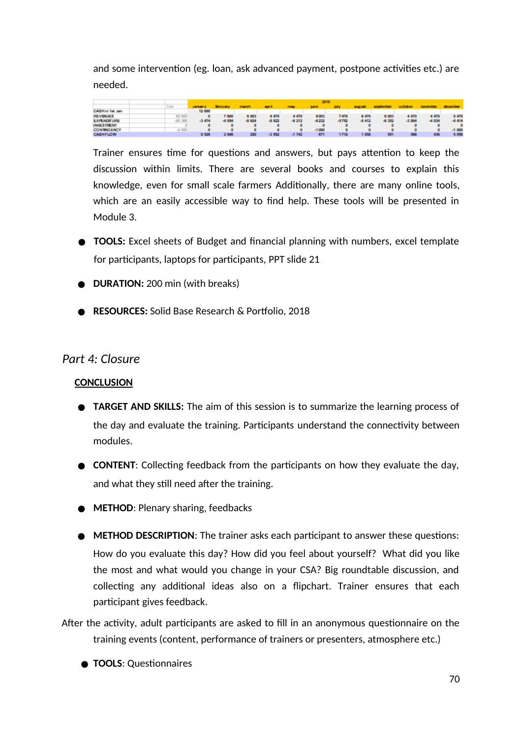and some intervention (eg. loan, ask advanced payment, postpone activities etc.) are needed.

| | Total | 2019 | | | | | | | | | | | |
|---|---|---|---|---|---|---|---|---|---|---|---|---|---|
| | | january | february | march | april | may | june | july | august | september | october | november | december |
| CASH in 1st Jan | | 12 000 | | | | | | | | | | | |
| REVENUES | 63 600 | 0 | 7 600 | 6 903 | 4 470 | 4 470 | 6 903 | 7 470 | 6 470 | 6 903 | 4 470 | 4 470 | 9 470 |
| EXPENDITURE | -65 306 | -3 474 | -4 954 | -6 624 | -8 022 | -6 212 | -6 232 | -5 752 | -5 412 | -6 352 | -3 884 | -4 034 | -4 414 |
| INVESTMENT | 0 | 0 | 0 | 0 | 0 | 0 | 0 | 0 | 0 | 0 | 0 | 0 | 0 |
| CONTINGENCY | -2 000 | 0 | 0 | 0 | 0 | 0 | -1 000 | 0 | 0 | 0 | 0 | 0 | -1 000 |
| CASH FLOW | | 8 526 | 2 646 | 280 | -3 552 | -1 742 | 671 | 1 718 | 1 058 | 551 | 586 | 436 | 5 056 |

Trainer ensures time for questions and answers, but pays attention to keep the discussion within limits. There are several books and courses to explain this knowledge, even for small scale farmers Additionally, there are many online tools, which are an easily accessible way to find help. These tools will be presented in Module 3.

- **TOOLS:** Excel sheets of Budget and financial planning with numbers, excel template for participants, laptops for participants, PPT slide 21
- **DURATION:** 200 min (with breaks)
- **RESOURCES:** Solid Base Research & Portfolio, 2018

## *Part 4: Closure*

### CONCLUSION

- **TARGET AND SKILLS:** The aim of this session is to summarize the learning process of the day and evaluate the training. Participants understand the connectivity between modules.
- **CONTENT**: Collecting feedback from the participants on how they evaluate the day, and what they still need after the training.
- **METHOD**: Plenary sharing, feedbacks
- **METHOD DESCRIPTION**: The trainer asks each participant to answer these questions: How do you evaluate this day? How did you feel about yourself? What did you like the most and what would you change in your CSA? Big roundtable discussion, and collecting any additional ideas also on a flipchart. Trainer ensures that each participant gives feedback.

After the activity, adult participants are asked to fill in an anonymous questionnaire on the training events (content, performance of trainers or presenters, atmosphere etc.)

- **TOOLS**: Questionnaires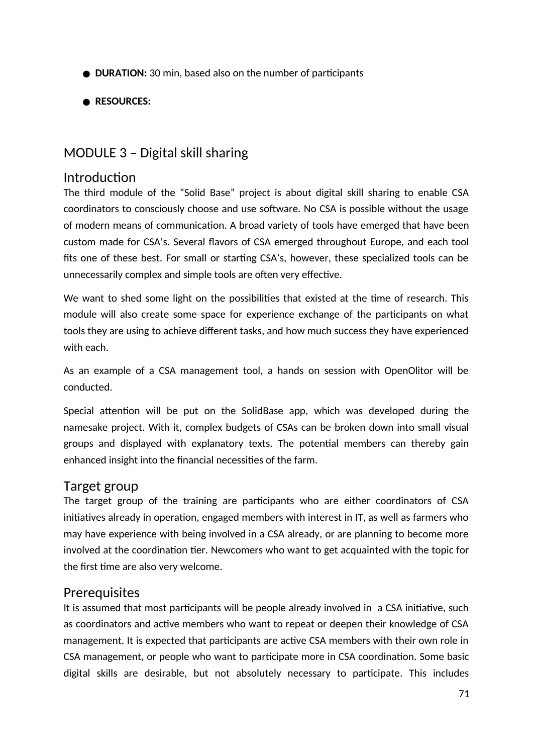- **DURATION:** 30 min, based also on the number of participants
- **RESOURCES:**

## MODULE 3 – Digital skill sharing

### Introduction

The third module of the "Solid Base" project is about digital skill sharing to enable CSA coordinators to consciously choose and use software. No CSA is possible without the usage of modern means of communication. A broad variety of tools have emerged that have been custom made for CSA's. Several flavors of CSA emerged throughout Europe, and each tool fits one of these best. For small or starting CSA's, however, these specialized tools can be unnecessarily complex and simple tools are often very effective.

We want to shed some light on the possibilities that existed at the time of research. This module will also create some space for experience exchange of the participants on what tools they are using to achieve different tasks, and how much success they have experienced with each.

As an example of a CSA management tool, a hands on session with OpenOlitor will be conducted.

Special attention will be put on the SolidBase app, which was developed during the namesake project. With it, complex budgets of CSAs can be broken down into small visual groups and displayed with explanatory texts. The potential members can thereby gain enhanced insight into the financial necessities of the farm.

### Target group

The target group of the training are participants who are either coordinators of CSA initiatives already in operation, engaged members with interest in IT, as well as farmers who may have experience with being involved in a CSA already, or are planning to become more involved at the coordination tier. Newcomers who want to get acquainted with the topic for the first time are also very welcome.

### Prerequisites

It is assumed that most participants will be people already involved in a CSA initiative, such as coordinators and active members who want to repeat or deepen their knowledge of CSA management. It is expected that participants are active CSA members with their own role in CSA management, or people who want to participate more in CSA coordination. Some basic digital skills are desirable, but not absolutely necessary to participate. This includes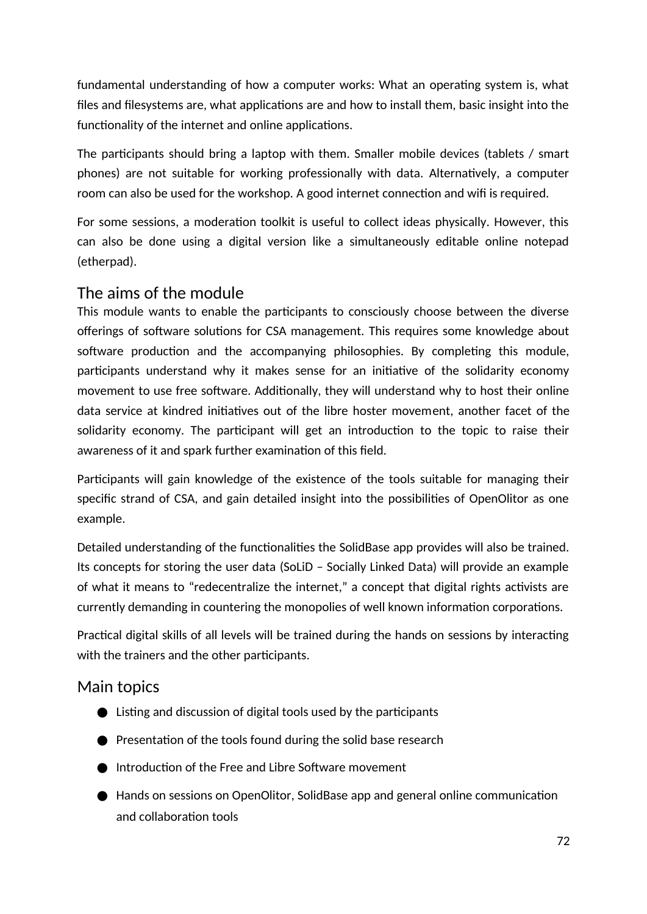fundamental understanding of how a computer works: What an operating system is, what files and filesystems are, what applications are and how to install them, basic insight into the functionality of the internet and online applications.

The participants should bring a laptop with them. Smaller mobile devices (tablets / smart phones) are not suitable for working professionally with data. Alternatively, a computer room can also be used for the workshop. A good internet connection and wifi is required.

For some sessions, a moderation toolkit is useful to collect ideas physically. However, this can also be done using a digital version like a simultaneously editable online notepad (etherpad).

## The aims of the module

This module wants to enable the participants to consciously choose between the diverse offerings of software solutions for CSA management. This requires some knowledge about software production and the accompanying philosophies. By completing this module, participants understand why it makes sense for an initiative of the solidarity economy movement to use free software. Additionally, they will understand why to host their online data service at kindred initiatives out of the libre hoster movement, another facet of the solidarity economy. The participant will get an introduction to the topic to raise their awareness of it and spark further examination of this field.

Participants will gain knowledge of the existence of the tools suitable for managing their specific strand of CSA, and gain detailed insight into the possibilities of OpenOlitor as one example.

Detailed understanding of the functionalities the SolidBase app provides will also be trained. Its concepts for storing the user data (SoLiD – Socially Linked Data) will provide an example of what it means to “redecentralize the internet,” a concept that digital rights activists are currently demanding in countering the monopolies of well known information corporations.

Practical digital skills of all levels will be trained during the hands on sessions by interacting with the trainers and the other participants.

## Main topics

- Listing and discussion of digital tools used by the participants
- Presentation of the tools found during the solid base research
- Introduction of the Free and Libre Software movement
- Hands on sessions on OpenOlitor, SolidBase app and general online communication and collaboration tools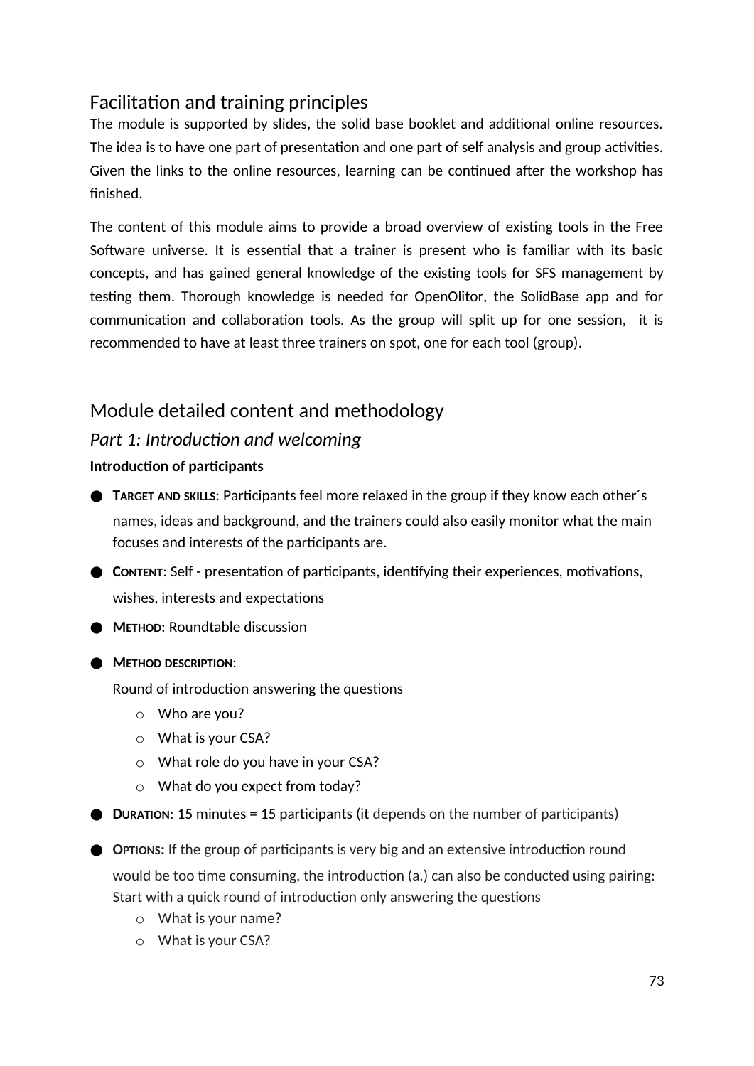## Facilitation and training principles

The module is supported by slides, the solid base booklet and additional online resources. The idea is to have one part of presentation and one part of self analysis and group activities. Given the links to the online resources, learning can be continued after the workshop has finished.

The content of this module aims to provide a broad overview of existing tools in the Free Software universe. It is essential that a trainer is present who is familiar with its basic concepts, and has gained general knowledge of the existing tools for SFS management by testing them. Thorough knowledge is needed for OpenOlitor, the SolidBase app and for communication and collaboration tools. As the group will split up for one session, it is recommended to have at least three trainers on spot, one for each tool (group).

## Module detailed content and methodology

### *Part 1: Introduction and welcoming*

**Introduction of participants**

- **Target and skills**: Participants feel more relaxed in the group if they know each other´s names, ideas and background, and the trainers could also easily monitor what the main focuses and interests of the participants are.
- **Content**: Self - presentation of participants, identifying their experiences, motivations, wishes, interests and expectations
- **Method**: Roundtable discussion
- **Method description**:
  Round of introduction answering the questions
  - Who are you?
  - What is your CSA?
  - What role do you have in your CSA?
  - What do you expect from today?
- **Duration**: 15 minutes = 15 participants (it depends on the number of participants)
- **Options:** If the group of participants is very big and an extensive introduction round would be too time consuming, the introduction (a.) can also be conducted using pairing: Start with a quick round of introduction only answering the questions
  - What is your name?
  - What is your CSA?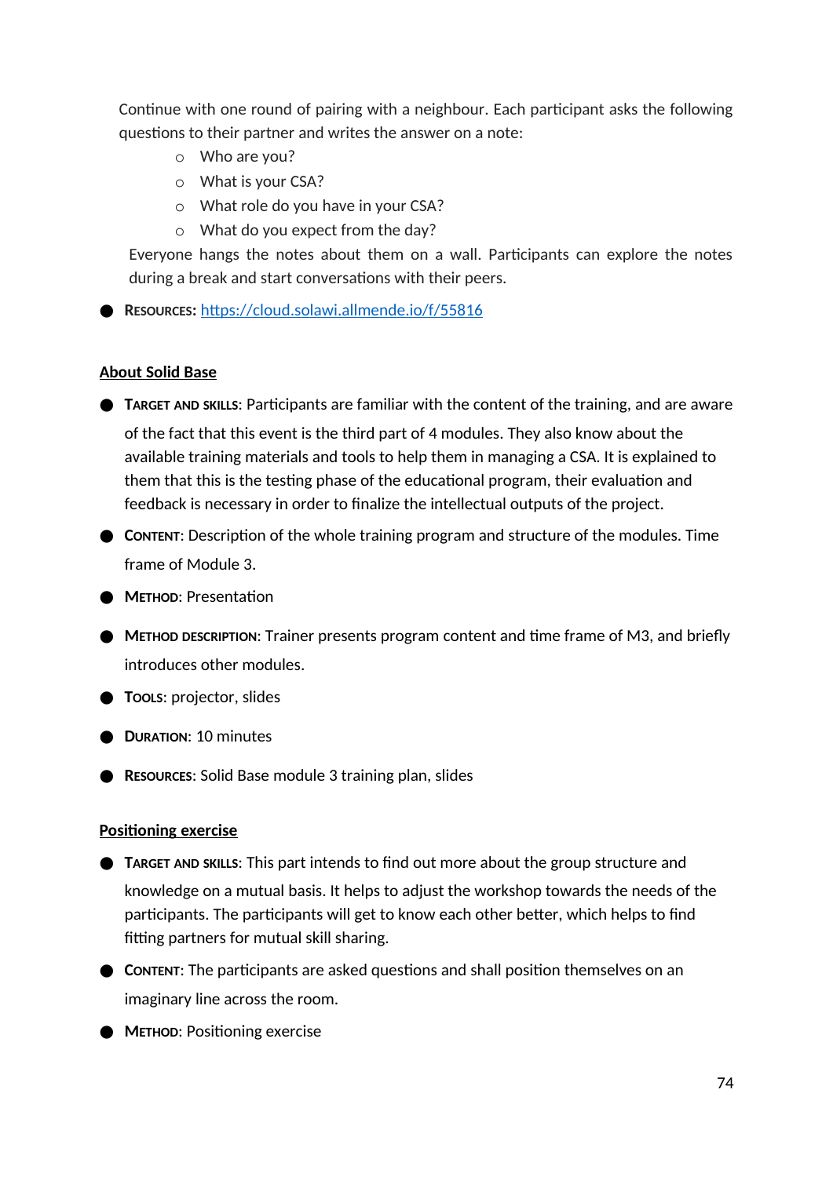Continue with one round of pairing with a neighbour. Each participant asks the following questions to their partner and writes the answer on a note:

- Who are you?
- What is your CSA?
- What role do you have in your CSA?
- What do you expect from the day?

Everyone hangs the notes about them on a wall. Participants can explore the notes during a break and start conversations with their peers.

- **Resources:** https://cloud.solawi.allmende.io/f/55816

**About Solid Base**

- **Target and skills**: Participants are familiar with the content of the training, and are aware of the fact that this event is the third part of 4 modules. They also know about the available training materials and tools to help them in managing a CSA. It is explained to them that this is the testing phase of the educational program, their evaluation and feedback is necessary in order to finalize the intellectual outputs of the project.
- **Content**: Description of the whole training program and structure of the modules. Time frame of Module 3.
- **Method**: Presentation
- **Method description**: Trainer presents program content and time frame of M3, and briefly introduces other modules.
- **Tools**: projector, slides
- **Duration**: 10 minutes
- **Resources**: Solid Base module 3 training plan, slides

**Positioning exercise**

- **Target and skills**: This part intends to find out more about the group structure and knowledge on a mutual basis. It helps to adjust the workshop towards the needs of the participants. The participants will get to know each other better, which helps to find fitting partners for mutual skill sharing.
- **Content**: The participants are asked questions and shall position themselves on an imaginary line across the room.
- **Method**: Positioning exercise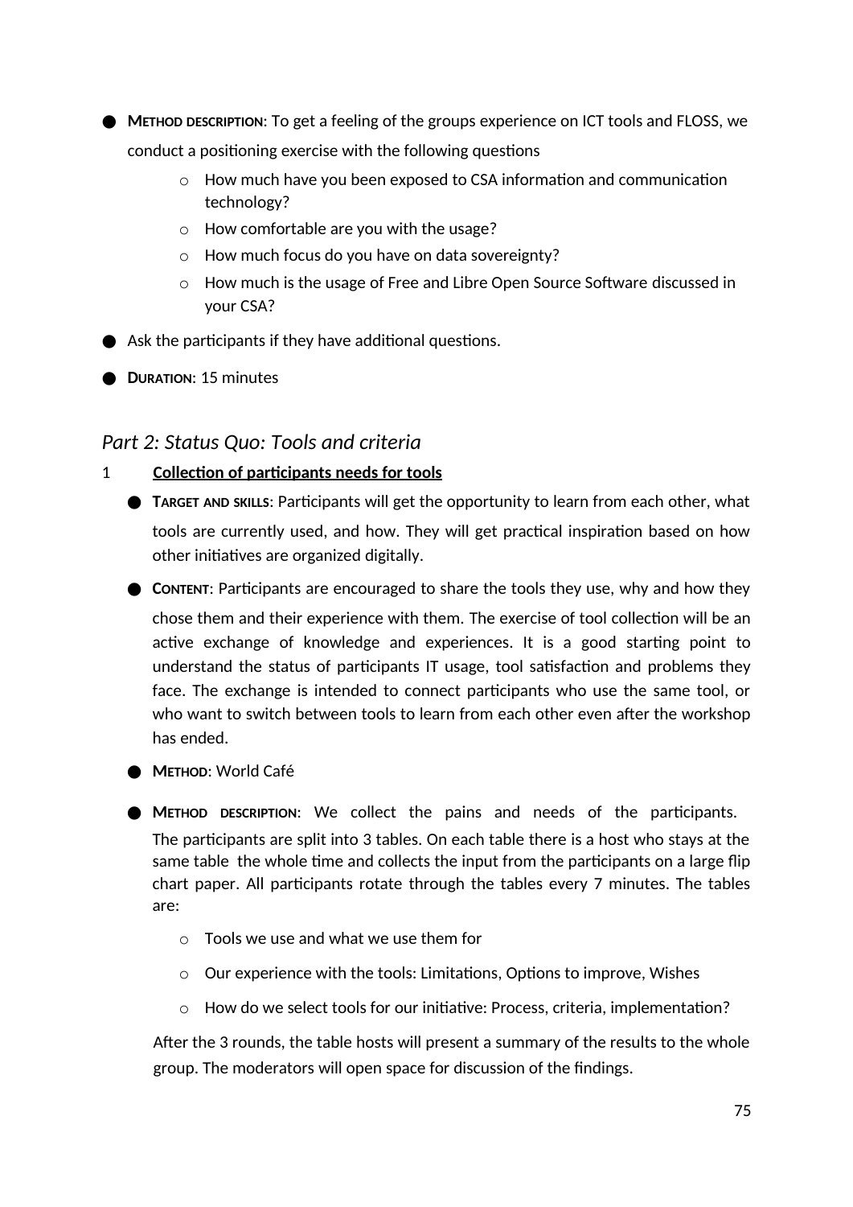- **METHOD DESCRIPTION**: To get a feeling of the groups experience on ICT tools and FLOSS, we conduct a positioning exercise with the following questions
    - How much have you been exposed to CSA information and communication technology?
    - How comfortable are you with the usage?
    - How much focus do you have on data sovereignty?
    - How much is the usage of Free and Libre Open Source Software discussed in your CSA?
- Ask the participants if they have additional questions.
- **DURATION**: 15 minutes

### *Part 2: Status Quo: Tools and criteria*

1 <u>**Collection of participants needs for tools**</u>

- **TARGET AND SKILLS**: Participants will get the opportunity to learn from each other, what tools are currently used, and how. They will get practical inspiration based on how other initiatives are organized digitally.
- **CONTENT**: Participants are encouraged to share the tools they use, why and how they chose them and their experience with them. The exercise of tool collection will be an active exchange of knowledge and experiences. It is a good starting point to understand the status of participants IT usage, tool satisfaction and problems they face. The exchange is intended to connect participants who use the same tool, or who want to switch between tools to learn from each other even after the workshop has ended.
- **METHOD**: World Café
- **METHOD DESCRIPTION**: We collect the pains and needs of the participants. The participants are split into 3 tables. On each table there is a host who stays at the same table the whole time and collects the input from the participants on a large flip chart paper. All participants rotate through the tables every 7 minutes. The tables are:
    - Tools we use and what we use them for
    - Our experience with the tools: Limitations, Options to improve, Wishes
    - How do we select tools for our initiative: Process, criteria, implementation?

  After the 3 rounds, the table hosts will present a summary of the results to the whole group. The moderators will open space for discussion of the findings.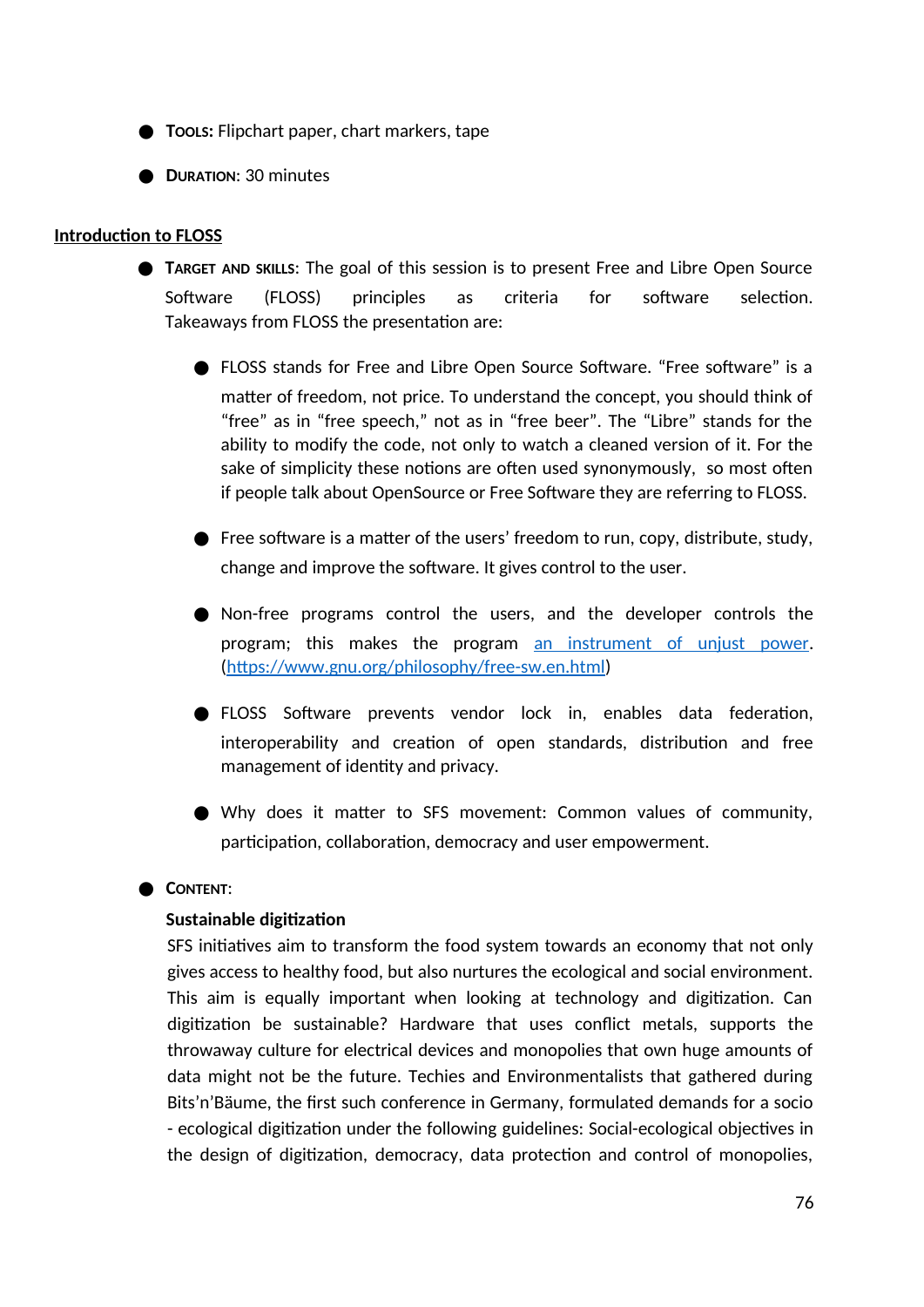- **Tools:** Flipchart paper, chart markers, tape
- **Duration**: 30 minutes

**Introduction to FLOSS**

- **Target and skills**: The goal of this session is to present Free and Libre Open Source Software (FLOSS) principles as criteria for software selection. Takeaways from FLOSS the presentation are:
    - FLOSS stands for Free and Libre Open Source Software. "Free software" is a matter of freedom, not price. To understand the concept, you should think of "free" as in "free speech," not as in "free beer". The "Libre" stands for the ability to modify the code, not only to watch a cleaned version of it. For the sake of simplicity these notions are often used synonymously, so most often if people talk about OpenSource or Free Software they are referring to FLOSS.
    - Free software is a matter of the users' freedom to run, copy, distribute, study, change and improve the software. It gives control to the user.
    - Non-free programs control the users, and the developer controls the program; this makes the program [an instrument of unjust power](https://www.gnu.org/philosophy/free-sw.en.html). (https://www.gnu.org/philosophy/free-sw.en.html)
    - FLOSS Software prevents vendor lock in, enables data federation, interoperability and creation of open standards, distribution and free management of identity and privacy.
    - Why does it matter to SFS movement: Common values of community, participation, collaboration, democracy and user empowerment.
- **Content**:

  **Sustainable digitization**

  SFS initiatives aim to transform the food system towards an economy that not only gives access to healthy food, but also nurtures the ecological and social environment. This aim is equally important when looking at technology and digitization. Can digitization be sustainable? Hardware that uses conflict metals, supports the throwaway culture for electrical devices and monopolies that own huge amounts of data might not be the future. Techies and Environmentalists that gathered during Bits'n'Bäume, the first such conference in Germany, formulated demands for a socio - ecological digitization under the following guidelines: Social-ecological objectives in the design of digitization, democracy, data protection and control of monopolies,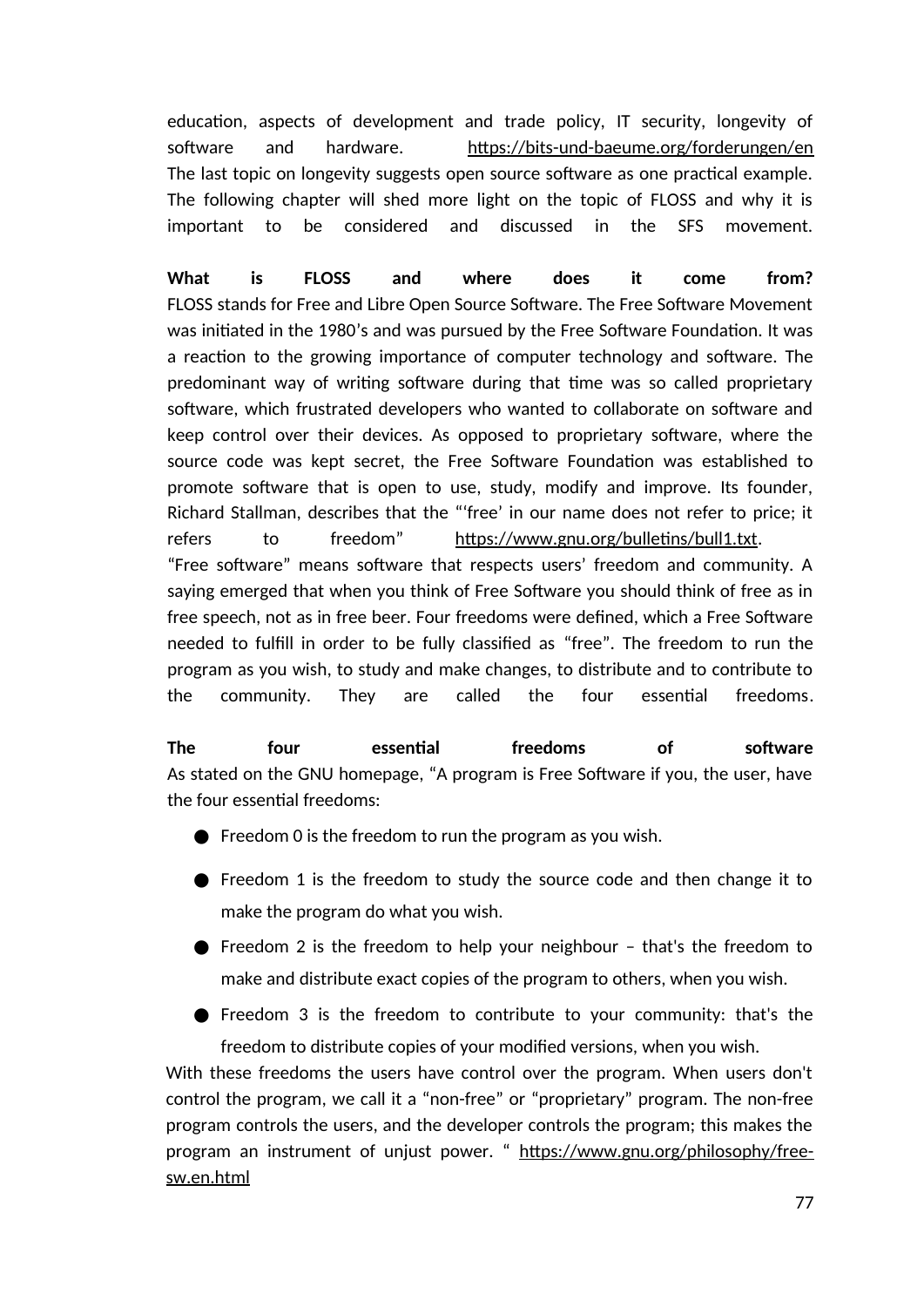education, aspects of development and trade policy, IT security, longevity of software and hardware. https://bits-und-baeume.org/forderungen/en The last topic on longevity suggests open source software as one practical example. The following chapter will shed more light on the topic of FLOSS and why it is important to be considered and discussed in the SFS movement.

**What is FLOSS and where does it come from?**

FLOSS stands for Free and Libre Open Source Software. The Free Software Movement was initiated in the 1980’s and was pursued by the Free Software Foundation. It was a reaction to the growing importance of computer technology and software. The predominant way of writing software during that time was so called proprietary software, which frustrated developers who wanted to collaborate on software and keep control over their devices. As opposed to proprietary software, where the source code was kept secret, the Free Software Foundation was established to promote software that is open to use, study, modify and improve. Its founder, Richard Stallman, describes that the “‘free’ in our name does not refer to price; it refers to freedom” https://www.gnu.org/bulletins/bull1.txt.

“Free software” means software that respects users’ freedom and community. A saying emerged that when you think of Free Software you should think of free as in free speech, not as in free beer. Four freedoms were defined, which a Free Software needed to fulfill in order to be fully classified as “free”. The freedom to run the program as you wish, to study and make changes, to distribute and to contribute to the community. They are called the four essential freedoms.

**The four essential freedoms of software**

As stated on the GNU homepage, “A program is Free Software if you, the user, have the four essential freedoms:

- Freedom 0 is the freedom to run the program as you wish.
- Freedom 1 is the freedom to study the source code and then change it to make the program do what you wish.
- Freedom 2 is the freedom to help your neighbour – that's the freedom to make and distribute exact copies of the program to others, when you wish.
- Freedom 3 is the freedom to contribute to your community: that's the freedom to distribute copies of your modified versions, when you wish.

With these freedoms the users have control over the program. When users don't control the program, we call it a “non-free” or “proprietary” program. The non-free program controls the users, and the developer controls the program; this makes the program an instrument of unjust power. “ https://www.gnu.org/philosophy/free-sw.en.html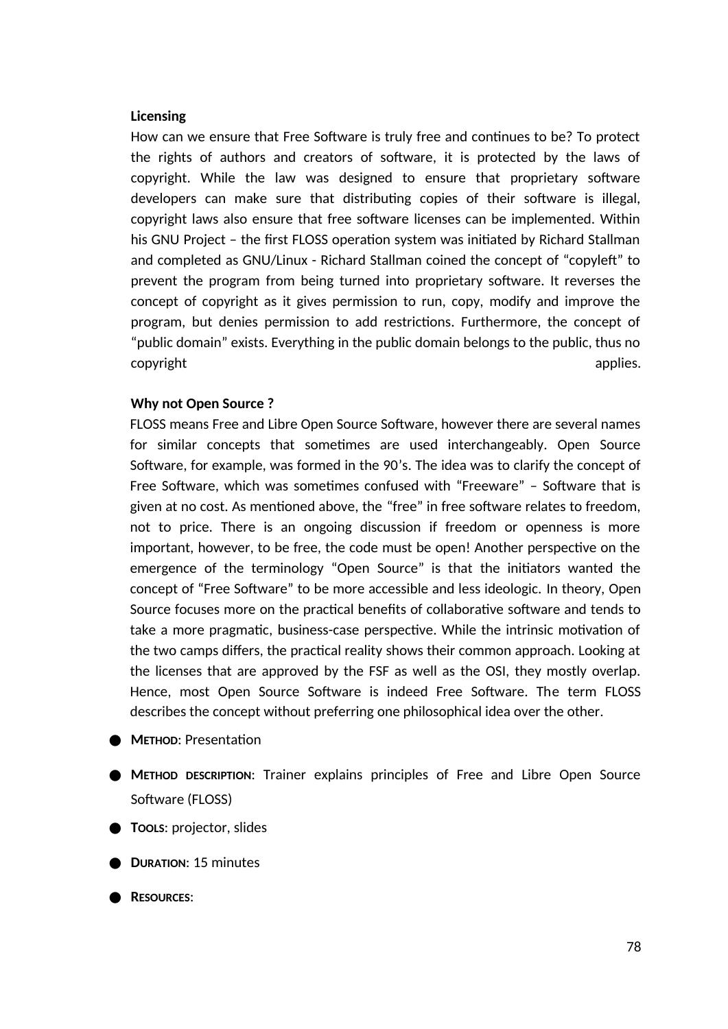**Licensing**

How can we ensure that Free Software is truly free and continues to be? To protect the rights of authors and creators of software, it is protected by the laws of copyright. While the law was designed to ensure that proprietary software developers can make sure that distributing copies of their software is illegal, copyright laws also ensure that free software licenses can be implemented. Within his GNU Project – the first FLOSS operation system was initiated by Richard Stallman and completed as GNU/Linux - Richard Stallman coined the concept of “copyleft” to prevent the program from being turned into proprietary software. It reverses the concept of copyright as it gives permission to run, copy, modify and improve the program, but denies permission to add restrictions. Furthermore, the concept of “public domain” exists. Everything in the public domain belongs to the public, thus no copyright applies.

**Why not Open Source ?**

FLOSS means Free and Libre Open Source Software, however there are several names for similar concepts that sometimes are used interchangeably. Open Source Software, for example, was formed in the 90’s. The idea was to clarify the concept of Free Software, which was sometimes confused with “Freeware” – Software that is given at no cost. As mentioned above, the “free” in free software relates to freedom, not to price. There is an ongoing discussion if freedom or openness is more important, however, to be free, the code must be open! Another perspective on the emergence of the terminology “Open Source” is that the initiators wanted the concept of “Free Software” to be more accessible and less ideologic. In theory, Open Source focuses more on the practical benefits of collaborative software and tends to take a more pragmatic, business-case perspective. While the intrinsic motivation of the two camps differs, the practical reality shows their common approach. Looking at the licenses that are approved by the FSF as well as the OSI, they mostly overlap. Hence, most Open Source Software is indeed Free Software. The term FLOSS describes the concept without preferring one philosophical idea over the other.

- **Method**: Presentation
- **Method description**: Trainer explains principles of Free and Libre Open Source Software (FLOSS)
- **Tools**: projector, slides
- **Duration**: 15 minutes
- **Resources**: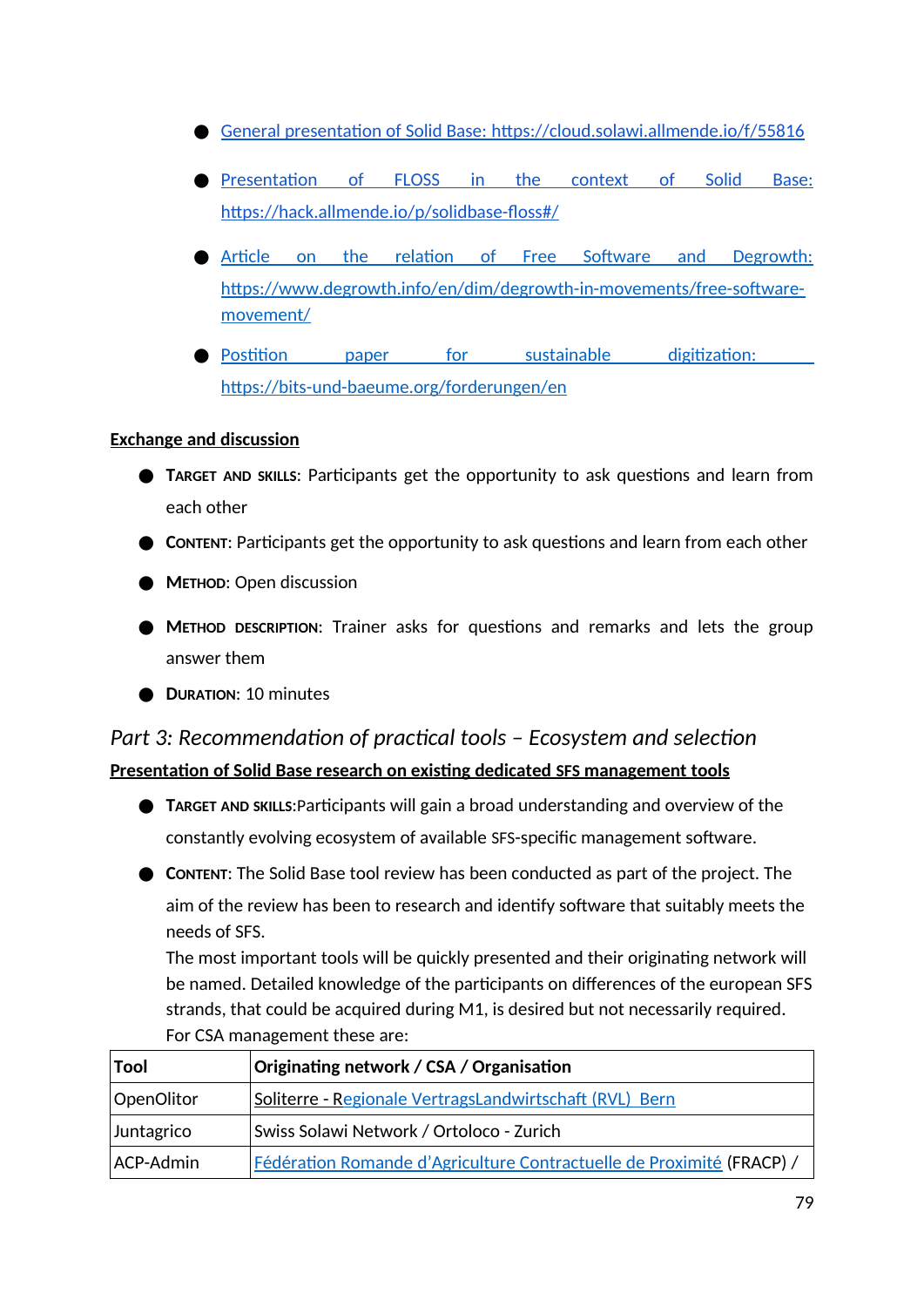- [General presentation of Solid Base: https://cloud.solawi.allmende.io/f/55816](https://cloud.solawi.allmende.io/f/55816)
- [Presentation of FLOSS in the context of Solid Base: https://hack.allmende.io/p/solidbase-floss#/](https://hack.allmende.io/p/solidbase-floss#/)
- [Article on the relation of Free Software and Degrowth: https://www.degrowth.info/en/dim/degrowth-in-movements/free-software-movement/](https://www.degrowth.info/en/dim/degrowth-in-movements/free-software-movement/)
- [Postition paper for sustainable digitization: https://bits-und-baeume.org/forderungen/en](https://bits-und-baeume.org/forderungen/en)

**Exchange and discussion**

- **Target and skills**: Participants get the opportunity to ask questions and learn from each other
- **Content**: Participants get the opportunity to ask questions and learn from each other
- **Method**: Open discussion
- **Method description**: Trainer asks for questions and remarks and lets the group answer them
- **Duration**: 10 minutes

## *Part 3: Recommendation of practical tools – Ecosystem and selection*

**Presentation of Solid Base research on existing dedicated SFS management tools**

- **Target and skills**:Participants will gain a broad understanding and overview of the constantly evolving ecosystem of available SFS-specific management software.
- **Content**: The Solid Base tool review has been conducted as part of the project. The aim of the review has been to research and identify software that suitably meets the needs of SFS.
  The most important tools will be quickly presented and their originating network will be named. Detailed knowledge of the participants on differences of the european SFS strands, that could be acquired during M1, is desired but not necessarily required.
  For CSA management these are:

| Tool | Originating network / CSA / Organisation |
|---|---|
| OpenOlitor | Soliterre - Regionale VertragsLandwirtschaft (RVL) Bern |
| Juntagrico | Swiss Solawi Network / Ortoloco - Zurich |
| ACP-Admin | Fédération Romande d'Agriculture Contractuelle de Proximité (FRACP) / |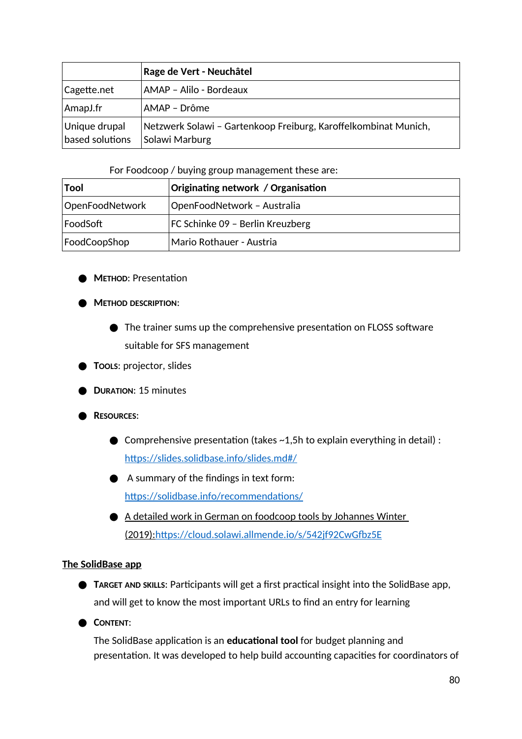| | **Rage de Vert - Neuchâtel** |
|---|---|
| Cagette.net | AMAP – Alilo - Bordeaux |
| AmapJ.fr | AMAP – Drôme |
| Unique drupal based solutions | Netzwerk Solawi – Gartenkoop Freiburg, Karoffelkombinat Munich, Solawi Marburg |

For Foodcoop / buying group management these are:

| **Tool** | **Originating network / Organisation** |
|---|---|
| OpenFoodNetwork | OpenFoodNetwork – Australia |
| FoodSoft | FC Schinke 09 – Berlin Kreuzberg |
| FoodCoopShop | Mario Rothauer - Austria |

- **Method**: Presentation
- **Method description**:
  - The trainer sums up the comprehensive presentation on FLOSS software suitable for SFS management
- **Tools**: projector, slides
- **Duration**: 15 minutes
- **Resources**:
  - Comprehensive presentation (takes ~1,5h to explain everything in detail) : https://slides.solidbase.info/slides.md#/
  - A summary of the findings in text form: https://solidbase.info/recommendations/
  - A detailed work in German on foodcoop tools by Johannes Winter (2019):https://cloud.solawi.allmende.io/s/542jf92CwGfbz5E

**The SolidBase app**

- **Target and skills**: Participants will get a first practical insight into the SolidBase app, and will get to know the most important URLs to find an entry for learning
- **Content**:

  The SolidBase application is an **educational tool** for budget planning and presentation. It was developed to help build accounting capacities for coordinators of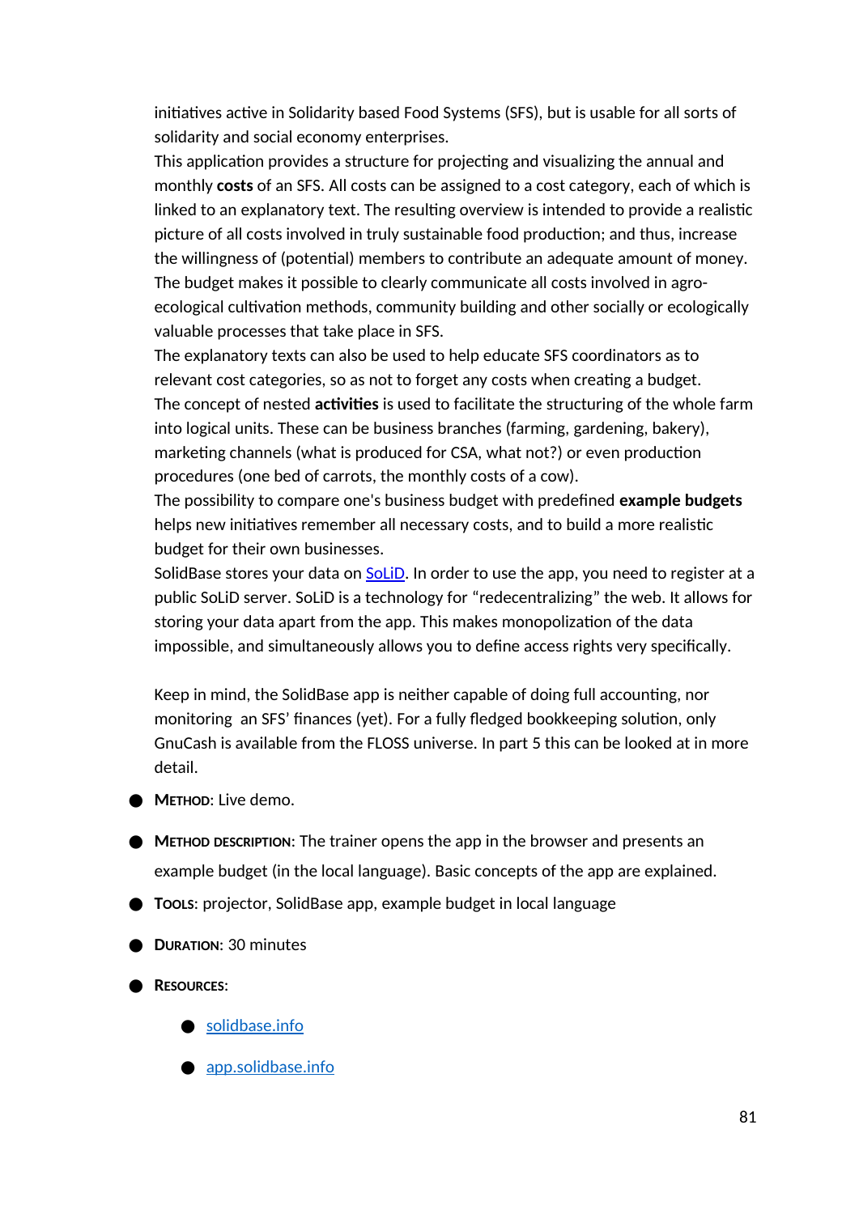initiatives active in Solidarity based Food Systems (SFS), but is usable for all sorts of solidarity and social economy enterprises.
This application provides a structure for projecting and visualizing the annual and monthly **costs** of an SFS. All costs can be assigned to a cost category, each of which is linked to an explanatory text. The resulting overview is intended to provide a realistic picture of all costs involved in truly sustainable food production; and thus, increase the willingness of (potential) members to contribute an adequate amount of money.
The budget makes it possible to clearly communicate all costs involved in agro-ecological cultivation methods, community building and other socially or ecologically valuable processes that take place in SFS.
The explanatory texts can also be used to help educate SFS coordinators as to relevant cost categories, so as not to forget any costs when creating a budget.
The concept of nested **activities** is used to facilitate the structuring of the whole farm into logical units. These can be business branches (farming, gardening, bakery), marketing channels (what is produced for CSA, what not?) or even production procedures (one bed of carrots, the monthly costs of a cow).
The possibility to compare one's business budget with predefined **example budgets** helps new initiatives remember all necessary costs, and to build a more realistic budget for their own businesses.
SolidBase stores your data on [SoLiD](). In order to use the app, you need to register at a public SoLiD server. SoLiD is a technology for "redecentralizing" the web. It allows for storing your data apart from the app. This makes monopolization of the data impossible, and simultaneously allows you to define access rights very specifically.

Keep in mind, the SolidBase app is neither capable of doing full accounting, nor monitoring an SFS' finances (yet). For a fully fledged bookkeeping solution, only GnuCash is available from the FLOSS universe. In part 5 this can be looked at in more detail.

- **Method**: Live demo.
- **Method description:** The trainer opens the app in the browser and presents an example budget (in the local language). Basic concepts of the app are explained.
- **Tools**: projector, SolidBase app, example budget in local language
- **Duration**: 30 minutes
- **Resources**:
  - [solidbase.info]()
  - [app.solidbase.info]()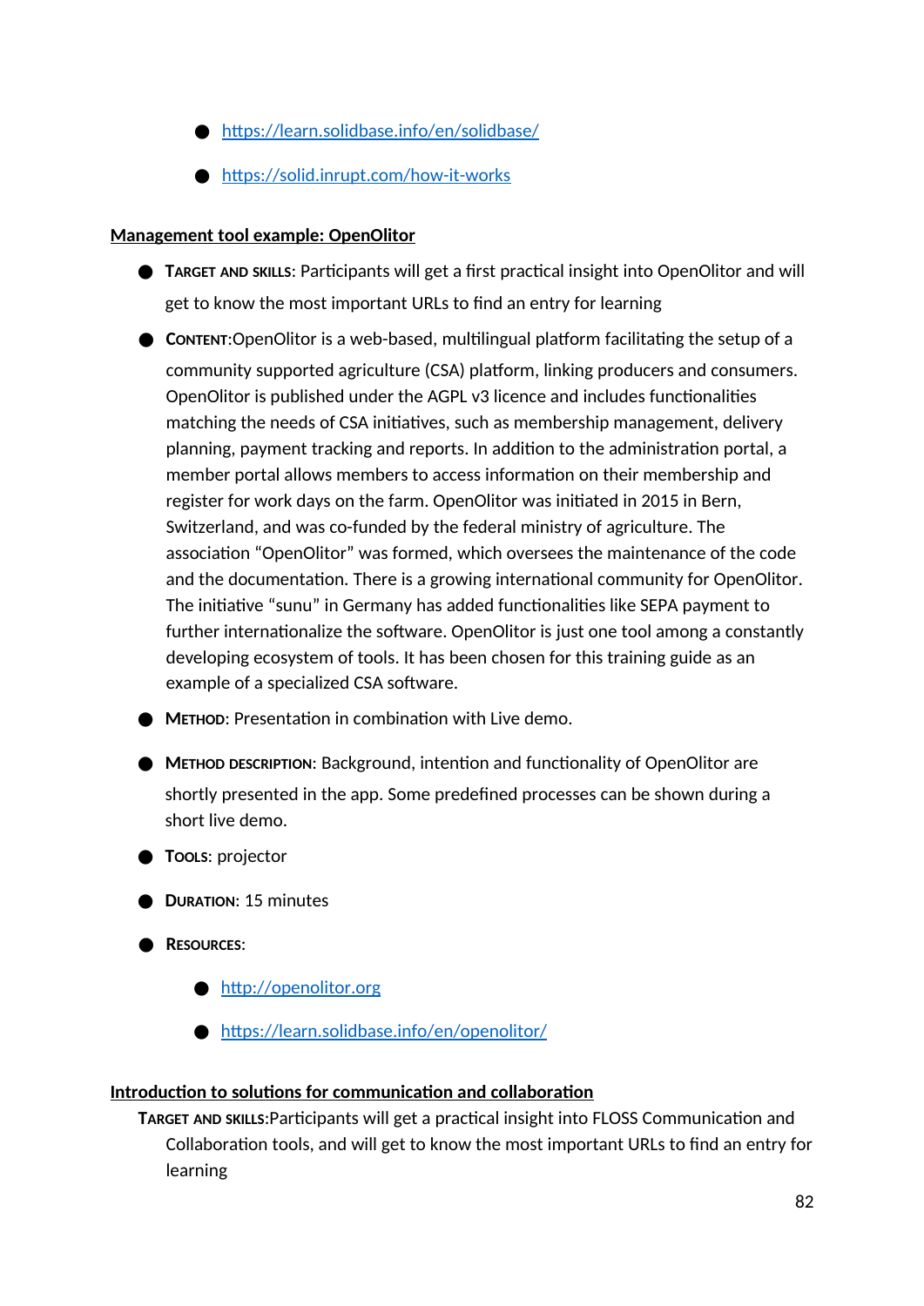- https://learn.solidbase.info/en/solidbase/
- https://solid.inrupt.com/how-it-works

**Management tool example: OpenOlitor**

- **Target and skills:** Participants will get a first practical insight into OpenOlitor and will get to know the most important URLs to find an entry for learning
- **Content**:OpenOlitor is a web-based, multilingual platform facilitating the setup of a community supported agriculture (CSA) platform, linking producers and consumers. OpenOlitor is published under the AGPL v3 licence and includes functionalities matching the needs of CSA initiatives, such as membership management, delivery planning, payment tracking and reports. In addition to the administration portal, a member portal allows members to access information on their membership and register for work days on the farm. OpenOlitor was initiated in 2015 in Bern, Switzerland, and was co-funded by the federal ministry of agriculture. The association "OpenOlitor" was formed, which oversees the maintenance of the code and the documentation. There is a growing international community for OpenOlitor. The initiative "sunu" in Germany has added functionalities like SEPA payment to further internationalize the software. OpenOlitor is just one tool among a constantly developing ecosystem of tools. It has been chosen for this training guide as an example of a specialized CSA software.
- **Method**: Presentation in combination with Live demo.
- **Method description:** Background, intention and functionality of OpenOlitor are shortly presented in the app. Some predefined processes can be shown during a short live demo.
- **Tools**: projector
- **Duration**: 15 minutes
- **Resources**:
  - http://openolitor.org
  - https://learn.solidbase.info/en/openolitor/

**Introduction to solutions for communication and collaboration**

**Target and skills**:Participants will get a practical insight into FLOSS Communication and Collaboration tools, and will get to know the most important URLs to find an entry for learning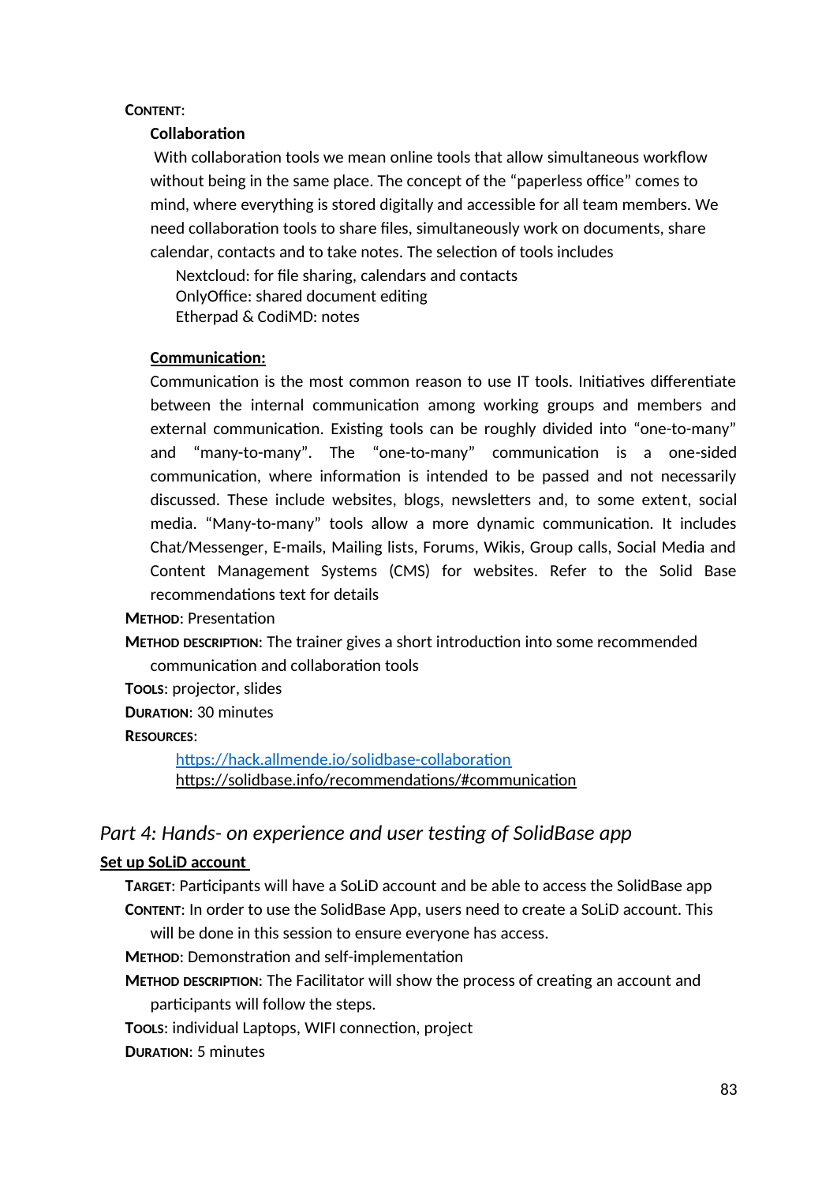**Content**:

**Collaboration**

With collaboration tools we mean online tools that allow simultaneous workflow without being in the same place. The concept of the "paperless office" comes to mind, where everything is stored digitally and accessible for all team members. We need collaboration tools to share files, simultaneously work on documents, share calendar, contacts and to take notes. The selection of tools includes

Nextcloud: for file sharing, calendars and contacts
OnlyOffice: shared document editing
Etherpad & CodiMD: notes

**Communication:**

Communication is the most common reason to use IT tools. Initiatives differentiate between the internal communication among working groups and members and external communication. Existing tools can be roughly divided into "one-to-many" and "many-to-many". The "one-to-many" communication is a one-sided communication, where information is intended to be passed and not necessarily discussed. These include websites, blogs, newsletters and, to some extent, social media. "Many-to-many" tools allow a more dynamic communication. It includes Chat/Messenger, E-mails, Mailing lists, Forums, Wikis, Group calls, Social Media and Content Management Systems (CMS) for websites. Refer to the Solid Base recommendations text for details

**Method**: Presentation

**Method description**: The trainer gives a short introduction into some recommended communication and collaboration tools

**Tools**: projector, slides

**Duration**: 30 minutes

**Resources**:

https://hack.allmende.io/solidbase-collaboration
https://solidbase.info/recommendations/#communication

## *Part 4: Hands- on experience and user testing of SolidBase app*

**Set up SoLiD account**

**Target**: Participants will have a SoLiD account and be able to access the SolidBase app

**Content**: In order to use the SolidBase App, users need to create a SoLiD account. This will be done in this session to ensure everyone has access.

**Method**: Demonstration and self-implementation

**Method description**: The Facilitator will show the process of creating an account and participants will follow the steps.

**Tools**: individual Laptops, WIFI connection, project

**Duration**: 5 minutes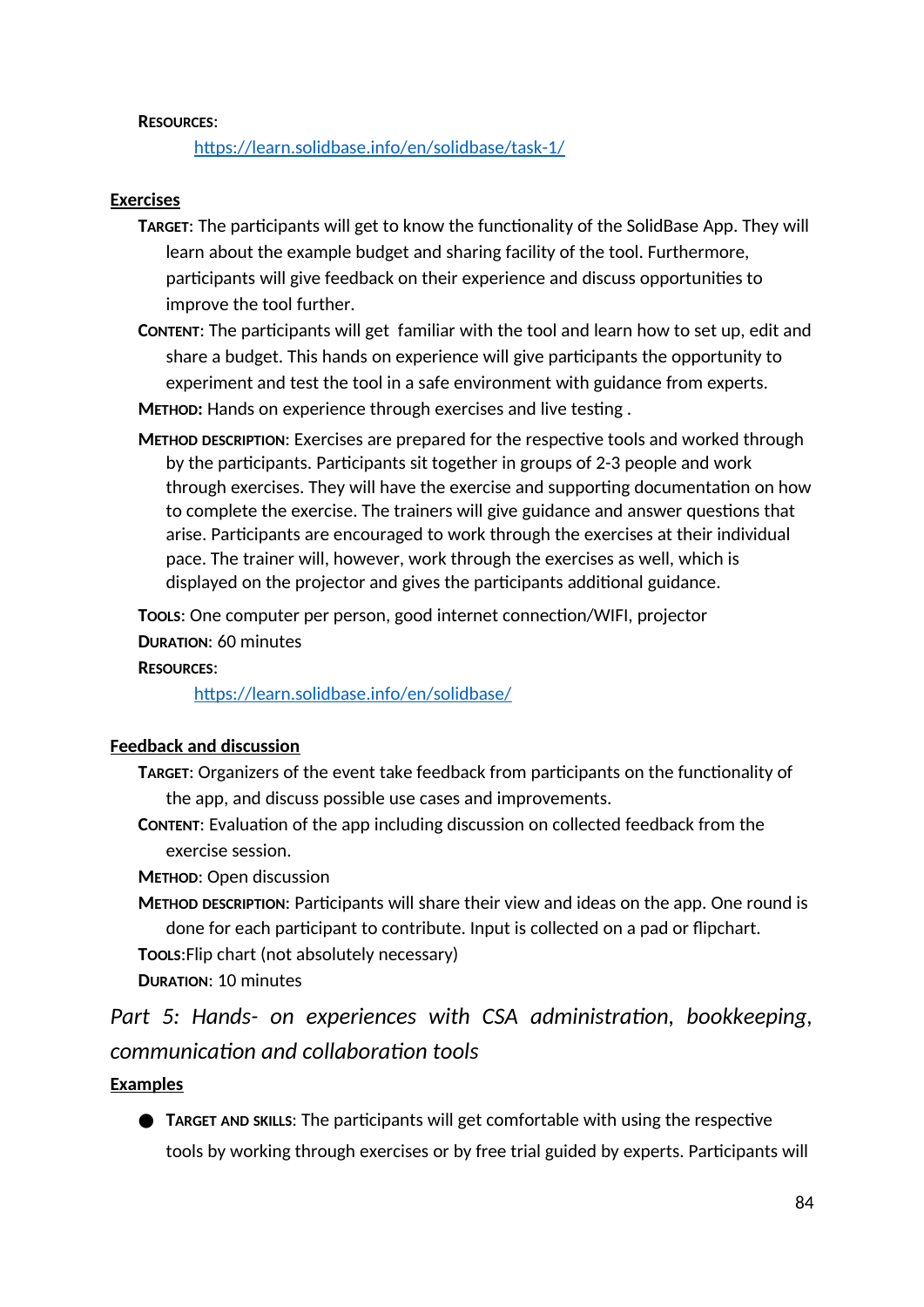**Resources**:

https://learn.solidbase.info/en/solidbase/task-1/

**Exercises**

**Target**: The participants will get to know the functionality of the SolidBase App. They will learn about the example budget and sharing facility of the tool. Furthermore, participants will give feedback on their experience and discuss opportunities to improve the tool further.

**Content**: The participants will get familiar with the tool and learn how to set up, edit and share a budget. This hands on experience will give participants the opportunity to experiment and test the tool in a safe environment with guidance from experts.

**Method:** Hands on experience through exercises and live testing .

**Method description**: Exercises are prepared for the respective tools and worked through by the participants. Participants sit together in groups of 2-3 people and work through exercises. They will have the exercise and supporting documentation on how to complete the exercise. The trainers will give guidance and answer questions that arise. Participants are encouraged to work through the exercises at their individual pace. The trainer will, however, work through the exercises as well, which is displayed on the projector and gives the participants additional guidance.

**Tools**: One computer per person, good internet connection/WIFI, projector

**Duration**: 60 minutes

**Resources**:

https://learn.solidbase.info/en/solidbase/

**Feedback and discussion**

**Target**: Organizers of the event take feedback from participants on the functionality of the app, and discuss possible use cases and improvements.

**Content**: Evaluation of the app including discussion on collected feedback from the exercise session.

**Method**: Open discussion

**Method description**: Participants will share their view and ideas on the app. One round is done for each participant to contribute. Input is collected on a pad or flipchart.

**Tools**:Flip chart (not absolutely necessary)

**Duration**: 10 minutes

*Part 5: Hands- on experiences with CSA administration, bookkeeping, communication and collaboration tools*

**Examples**

- **Target and skills**: The participants will get comfortable with using the respective tools by working through exercises or by free trial guided by experts. Participants will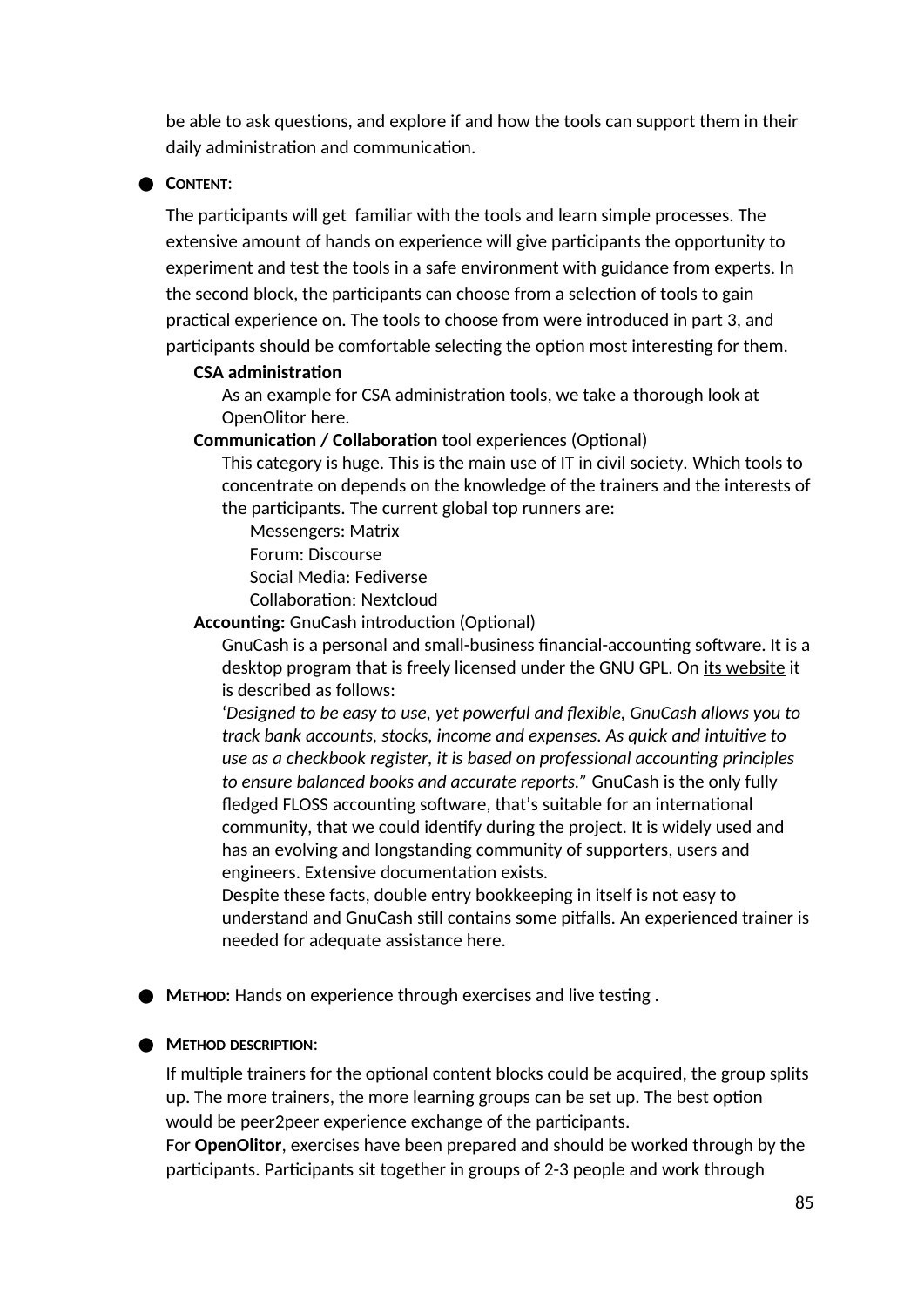be able to ask questions, and explore if and how the tools can support them in their daily administration and communication.

- **CONTENT**:

  The participants will get  familiar with the tools and learn simple processes. The extensive amount of hands on experience will give participants the opportunity to experiment and test the tools in a safe environment with guidance from experts. In the second block, the participants can choose from a selection of tools to gain practical experience on. The tools to choose from were introduced in part 3, and participants should be comfortable selecting the option most interesting for them.

  **CSA administration**

  As an example for CSA administration tools, we take a thorough look at OpenOlitor here.

  **Communication / Collaboration** tool experiences (Optional)

  This category is huge. This is the main use of IT in civil society. Which tools to concentrate on depends on the knowledge of the trainers and the interests of the participants. The current global top runners are:

  Messengers: Matrix
  Forum: Discourse
  Social Media: Fediverse
  Collaboration: Nextcloud

  **Accounting:** GnuCash introduction (Optional)

  GnuCash is a personal and small-business financial-accounting software. It is a desktop program that is freely licensed under the GNU GPL. On its website it is described as follows:
  '*Designed to be easy to use, yet powerful and flexible, GnuCash allows you to track bank accounts, stocks, income and expenses. As quick and intuitive to use as a checkbook register, it is based on professional accounting principles to ensure balanced books and accurate reports.*" GnuCash is the only fully fledged FLOSS accounting software, that's suitable for an international community, that we could identify during the project. It is widely used and has an evolving and longstanding community of supporters, users and engineers. Extensive documentation exists.
  Despite these facts, double entry bookkeeping in itself is not easy to understand and GnuCash still contains some pitfalls. An experienced trainer is needed for adequate assistance here.

- **METHOD**: Hands on experience through exercises and live testing .

- **METHOD DESCRIPTION**:

  If multiple trainers for the optional content blocks could be acquired, the group splits up. The more trainers, the more learning groups can be set up. The best option would be peer2peer experience exchange of the participants.
  For **OpenOlitor**, exercises have been prepared and should be worked through by the participants. Participants sit together in groups of 2-3 people and work through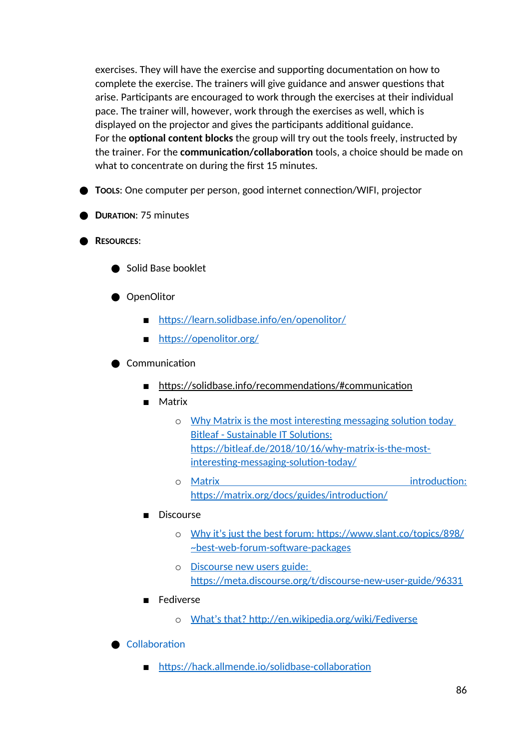exercises. They will have the exercise and supporting documentation on how to complete the exercise. The trainers will give guidance and answer questions that arise. Participants are encouraged to work through the exercises at their individual pace. The trainer will, however, work through the exercises as well, which is displayed on the projector and gives the participants additional guidance.
For the **optional content blocks** the group will try out the tools freely, instructed by the trainer. For the **communication/collaboration** tools, a choice should be made on what to concentrate on during the first 15 minutes.

- **Tools**: One computer per person, good internet connection/WIFI, projector
- **Duration**: 75 minutes
- **Resources**:
  - Solid Base booklet
  - OpenOlitor
    - https://learn.solidbase.info/en/openolitor/
    - https://openolitor.org/
  - Communication
    - https://solidbase.info/recommendations/#communication
    - Matrix
      - Why Matrix is the most interesting messaging solution today Bitleaf - Sustainable IT Solutions: https://bitleaf.de/2018/10/16/why-matrix-is-the-most-interesting-messaging-solution-today/
      - Matrix introduction: https://matrix.org/docs/guides/introduction/
    - Discourse
      - Why it's just the best forum: https://www.slant.co/topics/898/~best-web-forum-software-packages
      - Discourse new users guide: https://meta.discourse.org/t/discourse-new-user-guide/96331
    - Fediverse
      - What's that? http://en.wikipedia.org/wiki/Fediverse
  - Collaboration
    - https://hack.allmende.io/solidbase-collaboration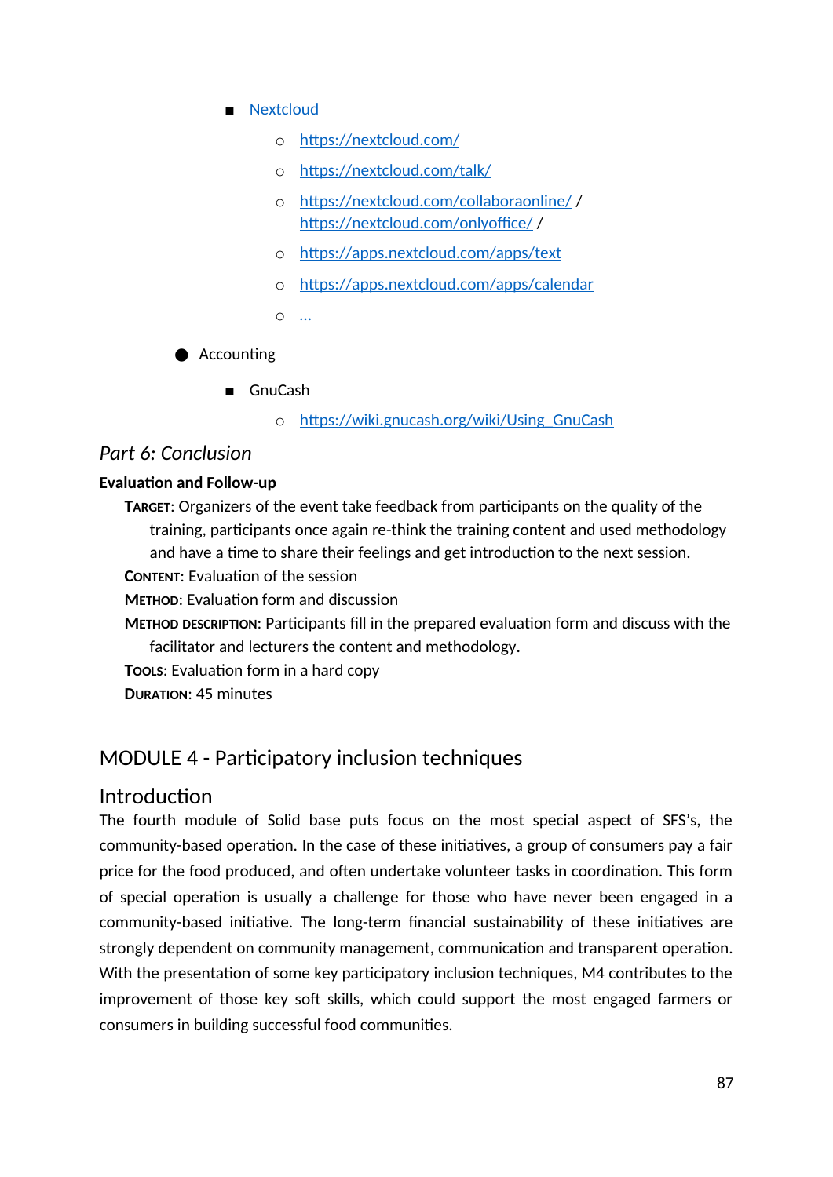- Nextcloud
    - https://nextcloud.com/
    - https://nextcloud.com/talk/
    - https://nextcloud.com/collaboraonline/ / https://nextcloud.com/onlyoffice/ /
    - https://apps.nextcloud.com/apps/text
    - https://apps.nextcloud.com/apps/calendar
    - ...
- Accounting
    - GnuCash
        - https://wiki.gnucash.org/wiki/Using_GnuCash

## *Part 6: Conclusion*

**Evaluation and Follow-up**

**TARGET**: Organizers of the event take feedback from participants on the quality of the training, participants once again re-think the training content and used methodology and have a time to share their feelings and get introduction to the next session.
**CONTENT**: Evaluation of the session
**METHOD**: Evaluation form and discussion
**METHOD DESCRIPTION**: Participants fill in the prepared evaluation form and discuss with the facilitator and lecturers the content and methodology.
**TOOLS**: Evaluation form in a hard copy
**DURATION**: 45 minutes

# MODULE 4 - Participatory inclusion techniques

## Introduction

The fourth module of Solid base puts focus on the most special aspect of SFS's, the community-based operation. In the case of these initiatives, a group of consumers pay a fair price for the food produced, and often undertake volunteer tasks in coordination. This form of special operation is usually a challenge for those who have never been engaged in a community-based initiative. The long-term financial sustainability of these initiatives are strongly dependent on community management, communication and transparent operation. With the presentation of some key participatory inclusion techniques, M4 contributes to the improvement of those key soft skills, which could support the most engaged farmers or consumers in building successful food communities.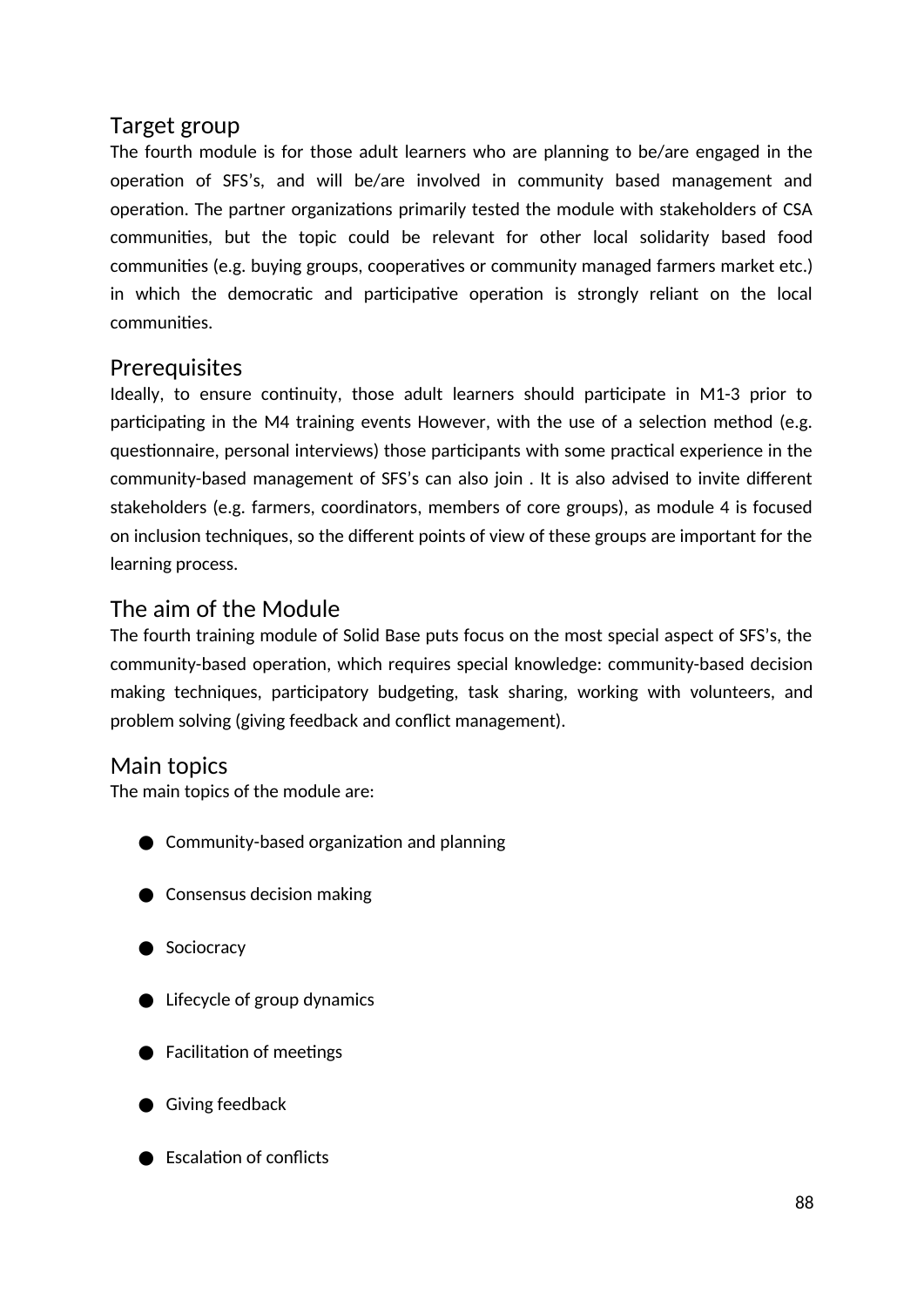## Target group

The fourth module is for those adult learners who are planning to be/are engaged in the operation of SFS's, and will be/are involved in community based management and operation. The partner organizations primarily tested the module with stakeholders of CSA communities, but the topic could be relevant for other local solidarity based food communities (e.g. buying groups, cooperatives or community managed farmers market etc.) in which the democratic and participative operation is strongly reliant on the local communities.

## Prerequisites

Ideally, to ensure continuity, those adult learners should participate in M1-3 prior to participating in the M4 training events However, with the use of a selection method (e.g. questionnaire, personal interviews) those participants with some practical experience in the community-based management of SFS's can also join . It is also advised to invite different stakeholders (e.g. farmers, coordinators, members of core groups), as module 4 is focused on inclusion techniques, so the different points of view of these groups are important for the learning process.

## The aim of the Module

The fourth training module of Solid Base puts focus on the most special aspect of SFS's, the community-based operation, which requires special knowledge: community-based decision making techniques, participatory budgeting, task sharing, working with volunteers, and problem solving (giving feedback and conflict management).

## Main topics

The main topics of the module are:

- Community-based organization and planning
- Consensus decision making
- Sociocracy
- Lifecycle of group dynamics
- Facilitation of meetings
- Giving feedback
- Escalation of conflicts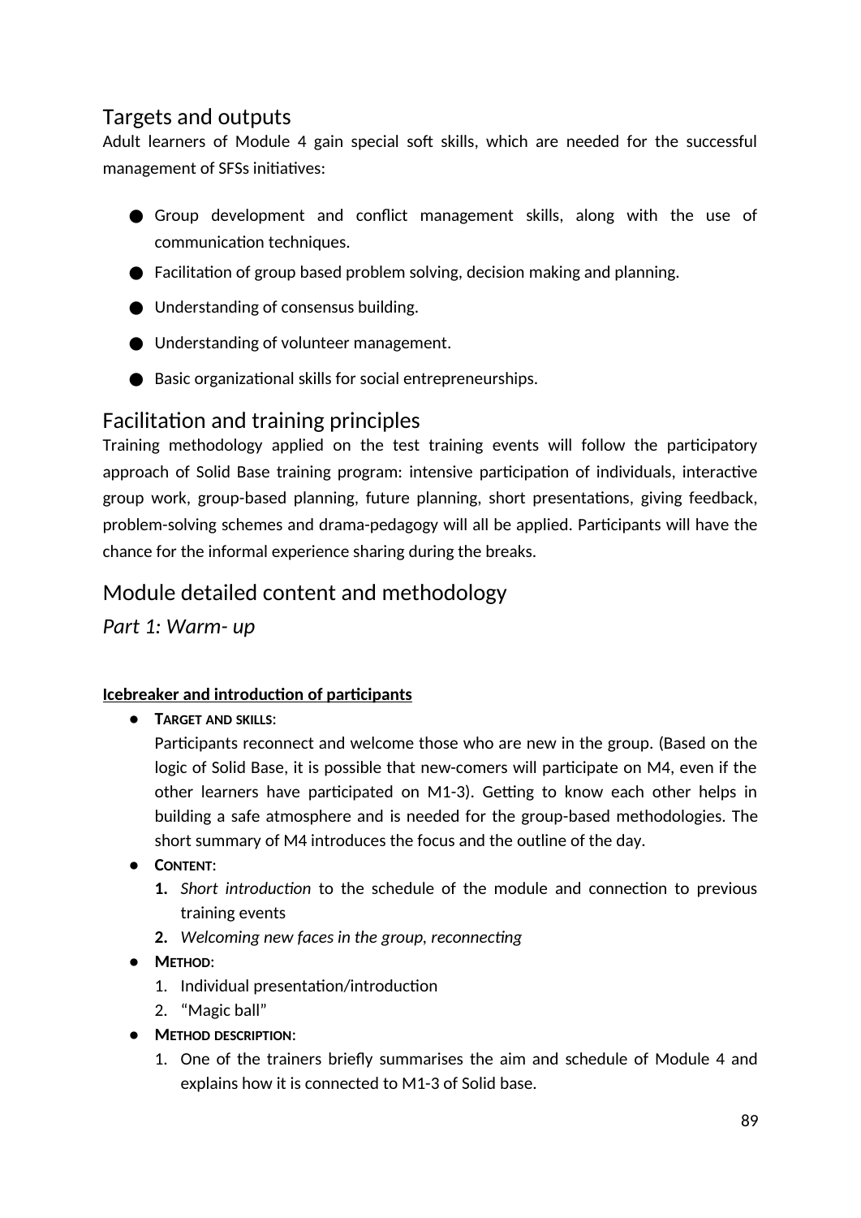## Targets and outputs

Adult learners of Module 4 gain special soft skills, which are needed for the successful management of SFSs initiatives:

- Group development and conflict management skills, along with the use of communication techniques.
- Facilitation of group based problem solving, decision making and planning.
- Understanding of consensus building.
- Understanding of volunteer management.
- Basic organizational skills for social entrepreneurships.

## Facilitation and training principles

Training methodology applied on the test training events will follow the participatory approach of Solid Base training program: intensive participation of individuals, interactive group work, group-based planning, future planning, short presentations, giving feedback, problem-solving schemes and drama-pedagogy will all be applied. Participants will have the chance for the informal experience sharing during the breaks.

## Module detailed content and methodology

### *Part 1: Warm- up*

**Icebreaker and introduction of participants**

- **Target and skills:**
  Participants reconnect and welcome those who are new in the group. (Based on the logic of Solid Base, it is possible that new-comers will participate on M4, even if the other learners have participated on M1-3). Getting to know each other helps in building a safe atmosphere and is needed for the group-based methodologies. The short summary of M4 introduces the focus and the outline of the day.
- **Content:**
  1. *Short introduction* to the schedule of the module and connection to previous training events
  2. *Welcoming new faces in the group, reconnecting*
- **Method:**
  1. Individual presentation/introduction
  2. "Magic ball"
- **Method description:**
  1. One of the trainers briefly summarises the aim and schedule of Module 4 and explains how it is connected to M1-3 of Solid base.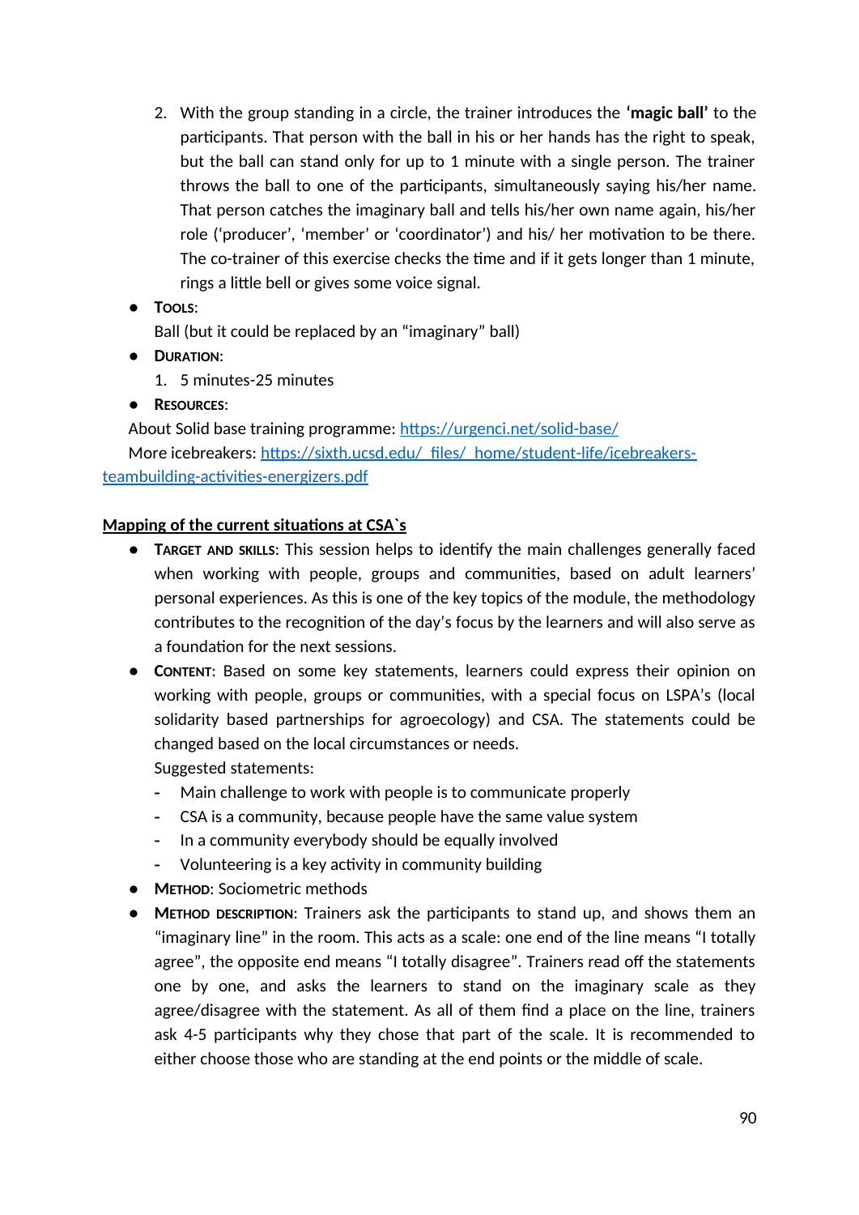2. With the group standing in a circle, the trainer introduces the **'magic ball'** to the participants. That person with the ball in his or her hands has the right to speak, but the ball can stand only for up to 1 minute with a single person. The trainer throws the ball to one of the participants, simultaneously saying his/her name. That person catches the imaginary ball and tells his/her own name again, his/her role ('producer', 'member' or 'coordinator') and his/ her motivation to be there. The co-trainer of this exercise checks the time and if it gets longer than 1 minute, rings a little bell or gives some voice signal.

- **Tools**:
  Ball (but it could be replaced by an "imaginary" ball)
- **Duration**:
  1. 5 minutes-25 minutes
- **Resources**:
  About Solid base training programme: [https://urgenci.net/solid-base/](https://urgenci.net/solid-base/)
  More icebreakers: [https://sixth.ucsd.edu/_files/_home/student-life/icebreakers-teambuilding-activities-energizers.pdf](https://sixth.ucsd.edu/_files/_home/student-life/icebreakers-teambuilding-activities-energizers.pdf)

**Mapping of the current situations at CSA`s**

- **Target and skills**: This session helps to identify the main challenges generally faced when working with people, groups and communities, based on adult learners' personal experiences. As this is one of the key topics of the module, the methodology contributes to the recognition of the day's focus by the learners and will also serve as a foundation for the next sessions.
- **Content**: Based on some key statements, learners could express their opinion on working with people, groups or communities, with a special focus on LSPA's (local solidarity based partnerships for agroecology) and CSA. The statements could be changed based on the local circumstances or needs.
  Suggested statements:
  - Main challenge to work with people is to communicate properly
  - CSA is a community, because people have the same value system
  - In a community everybody should be equally involved
  - Volunteering is a key activity in community building
- **Method**: Sociometric methods
- **Method description**: Trainers ask the participants to stand up, and shows them an "imaginary line" in the room. This acts as a scale: one end of the line means "I totally agree", the opposite end means "I totally disagree". Trainers read off the statements one by one, and asks the learners to stand on the imaginary scale as they agree/disagree with the statement. As all of them find a place on the line, trainers ask 4-5 participants why they chose that part of the scale. It is recommended to either choose those who are standing at the end points or the middle of scale.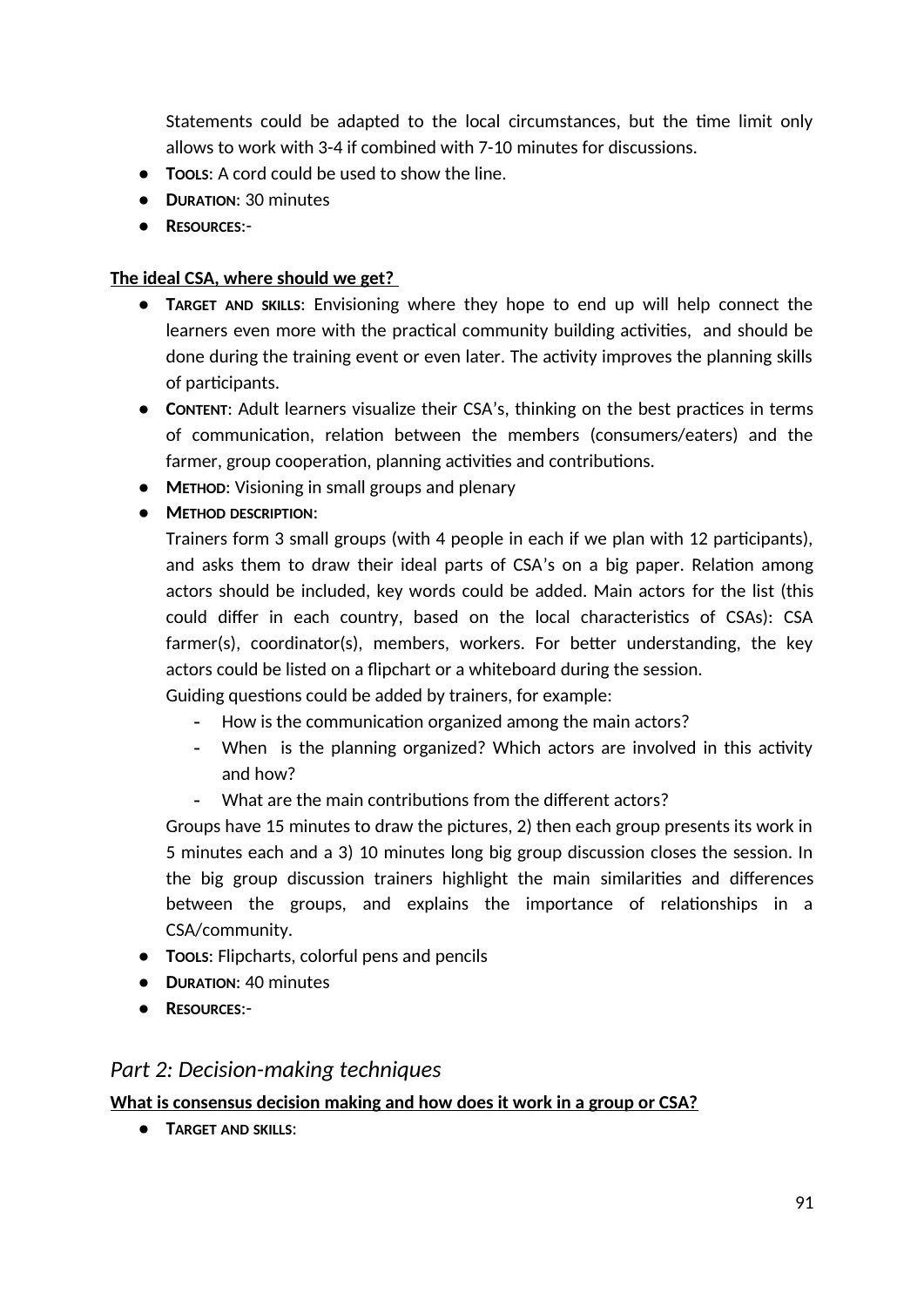Statements could be adapted to the local circumstances, but the time limit only allows to work with 3-4 if combined with 7-10 minutes for discussions.

- **Tools**: A cord could be used to show the line.
- **Duration**: 30 minutes
- **Resources**:-

**The ideal CSA, where should we get?**

- **Target and skills**: Envisioning where they hope to end up will help connect the learners even more with the practical community building activities, and should be done during the training event or even later. The activity improves the planning skills of participants.
- **Content**: Adult learners visualize their CSA's, thinking on the best practices in terms of communication, relation between the members (consumers/eaters) and the farmer, group cooperation, planning activities and contributions.
- **Method**: Visioning in small groups and plenary
- **Method description**:
  Trainers form 3 small groups (with 4 people in each if we plan with 12 participants), and asks them to draw their ideal parts of CSA's on a big paper. Relation among actors should be included, key words could be added. Main actors for the list (this could differ in each country, based on the local characteristics of CSAs): CSA farmer(s), coordinator(s), members, workers. For better understanding, the key actors could be listed on a flipchart or a whiteboard during the session.
  Guiding questions could be added by trainers, for example:
    - How is the communication organized among the main actors?
    - When is the planning organized? Which actors are involved in this activity and how?
    - What are the main contributions from the different actors?

  Groups have 15 minutes to draw the pictures, 2) then each group presents its work in 5 minutes each and a 3) 10 minutes long big group discussion closes the session. In the big group discussion trainers highlight the main similarities and differences between the groups, and explains the importance of relationships in a CSA/community.
- **Tools**: Flipcharts, colorful pens and pencils
- **Duration**: 40 minutes
- **Resources**:-

## *Part 2: Decision-making techniques*

**What is consensus decision making and how does it work in a group or CSA?**

- **Target and skills**: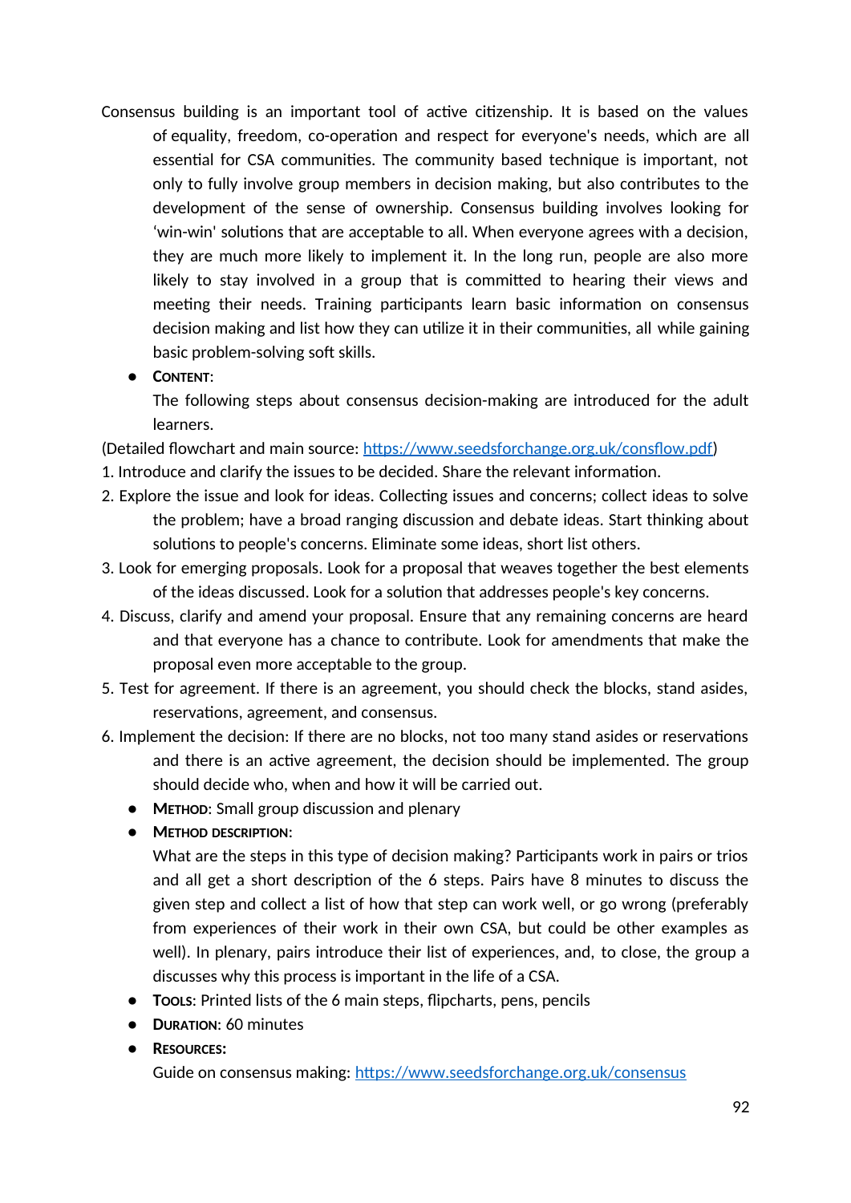Consensus building is an important tool of active citizenship. It is based on the values of equality, freedom, co-operation and respect for everyone's needs, which are all essential for CSA communities. The community based technique is important, not only to fully involve group members in decision making, but also contributes to the development of the sense of ownership. Consensus building involves looking for 'win-win' solutions that are acceptable to all. When everyone agrees with a decision, they are much more likely to implement it. In the long run, people are also more likely to stay involved in a group that is committed to hearing their views and meeting their needs. Training participants learn basic information on consensus decision making and list how they can utilize it in their communities, all while gaining basic problem-solving soft skills.

- **CONTENT**:
  The following steps about consensus decision-making are introduced for the adult learners.

(Detailed flowchart and main source: [https://www.seedsforchange.org.uk/consflow.pdf](https://www.seedsforchange.org.uk/consflow.pdf))

1. Introduce and clarify the issues to be decided. Share the relevant information.
2. Explore the issue and look for ideas. Collecting issues and concerns; collect ideas to solve the problem; have a broad ranging discussion and debate ideas. Start thinking about solutions to people's concerns. Eliminate some ideas, short list others.
3. Look for emerging proposals. Look for a proposal that weaves together the best elements of the ideas discussed. Look for a solution that addresses people's key concerns.
4. Discuss, clarify and amend your proposal. Ensure that any remaining concerns are heard and that everyone has a chance to contribute. Look for amendments that make the proposal even more acceptable to the group.
5. Test for agreement. If there is an agreement, you should check the blocks, stand asides, reservations, agreement, and consensus.
6. Implement the decision: If there are no blocks, not too many stand asides or reservations and there is an active agreement, the decision should be implemented. The group should decide who, when and how it will be carried out.

- **METHOD**: Small group discussion and plenary
- **METHOD DESCRIPTION**:
  What are the steps in this type of decision making? Participants work in pairs or trios and all get a short description of the 6 steps. Pairs have 8 minutes to discuss the given step and collect a list of how that step can work well, or go wrong (preferably from experiences of their work in their own CSA, but could be other examples as well). In plenary, pairs introduce their list of experiences, and, to close, the group a discusses why this process is important in the life of a CSA.
- **TOOLS**: Printed lists of the 6 main steps, flipcharts, pens, pencils
- **DURATION**: 60 minutes
- **RESOURCES:**
  Guide on consensus making: [https://www.seedsforchange.org.uk/consensus](https://www.seedsforchange.org.uk/consensus)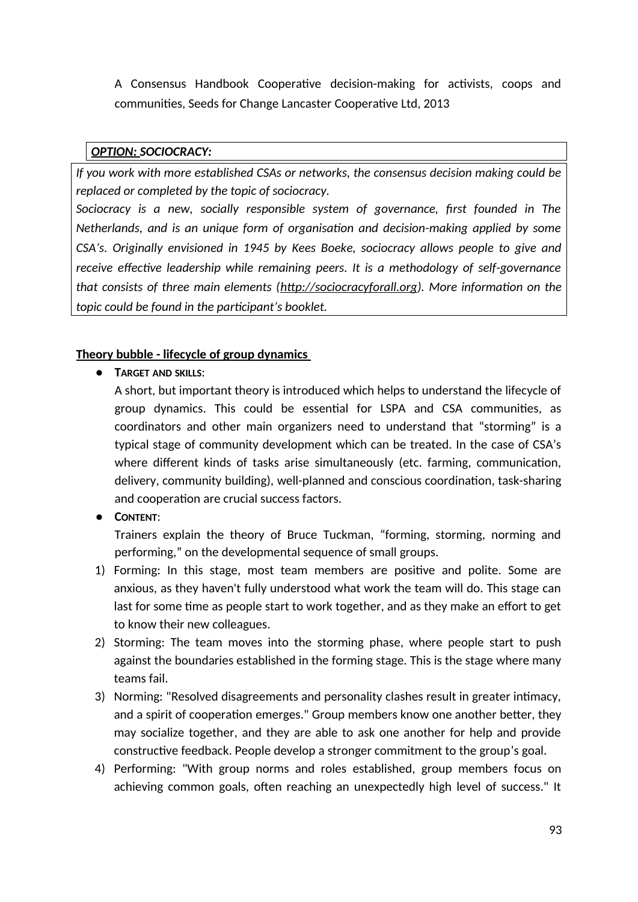A Consensus Handbook Cooperative decision-making for activists, coops and communities, Seeds for Change Lancaster Cooperative Ltd, 2013

***OPTION: SOCIOCRACY:***

*If you work with more established CSAs or networks, the consensus decision making could be replaced or completed by the topic of sociocracy.*
*Sociocracy is a new, socially responsible system of governance, first founded in The Netherlands, and is an unique form of organisation and decision-making applied by some CSA's. Originally envisioned in 1945 by Kees Boeke, sociocracy allows people to give and receive effective leadership while remaining peers. It is a methodology of self-governance that consists of three main elements (http://sociocracyforall.org). More information on the topic could be found in the participant's booklet.*

**Theory bubble - lifecycle of group dynamics**

- **TARGET AND SKILLS:**
  A short, but important theory is introduced which helps to understand the lifecycle of group dynamics. This could be essential for LSPA and CSA communities, as coordinators and other main organizers need to understand that "storming" is a typical stage of community development which can be treated. In the case of CSA's where different kinds of tasks arise simultaneously (etc. farming, communication, delivery, community building), well-planned and conscious coordination, task-sharing and cooperation are crucial success factors.
- **CONTENT:**
  Trainers explain the theory of Bruce Tuckman, "forming, storming, norming and performing," on the developmental sequence of small groups.

1) Forming: In this stage, most team members are positive and polite. Some are anxious, as they haven't fully understood what work the team will do. This stage can last for some time as people start to work together, and as they make an effort to get to know their new colleagues.
2) Storming: The team moves into the storming phase, where people start to push against the boundaries established in the forming stage. This is the stage where many teams fail.
3) Norming: "Resolved disagreements and personality clashes result in greater intimacy, and a spirit of cooperation emerges." Group members know one another better, they may socialize together, and they are able to ask one another for help and provide constructive feedback. People develop a stronger commitment to the group's goal.
4) Performing: "With group norms and roles established, group members focus on achieving common goals, often reaching an unexpectedly high level of success." It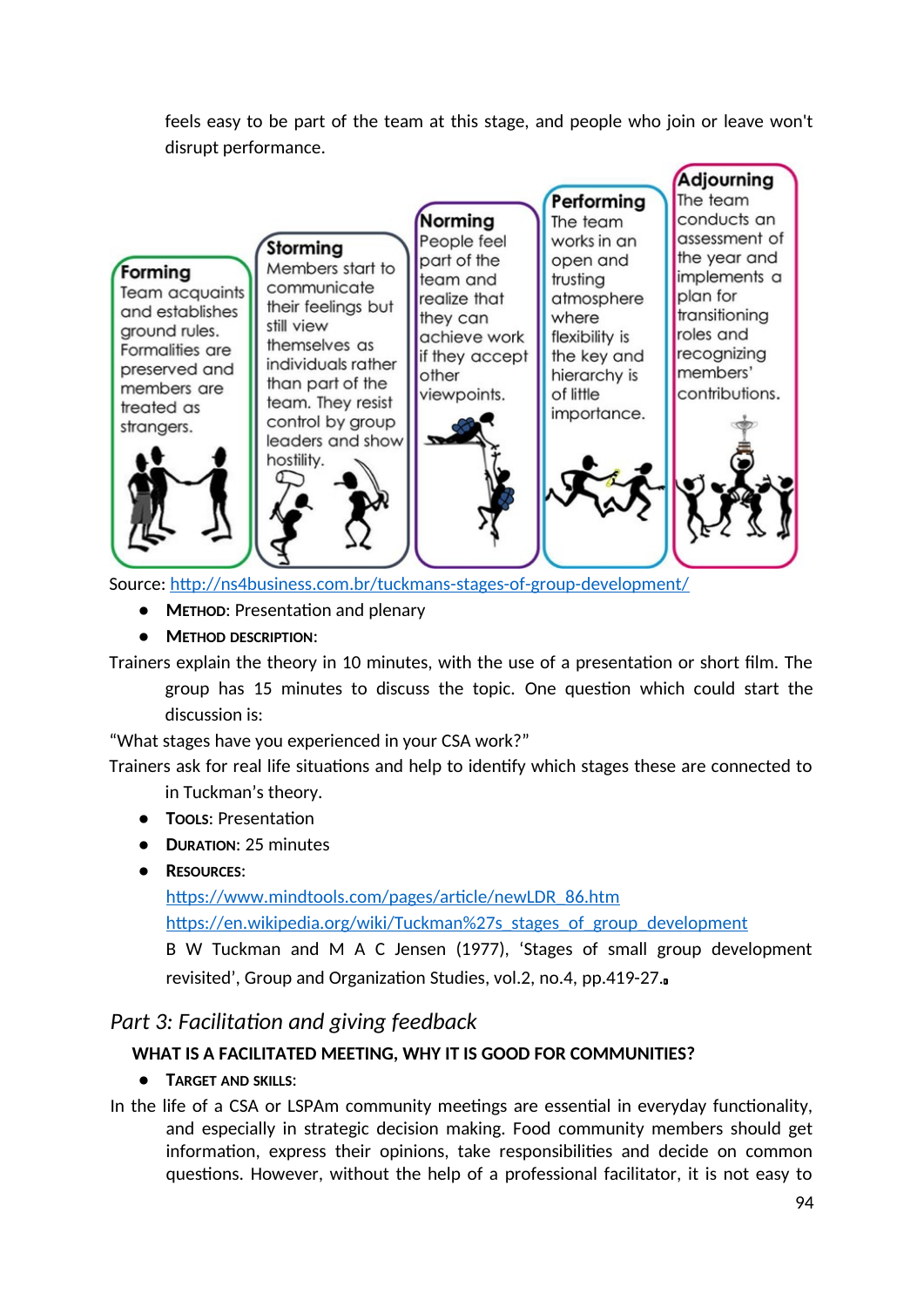feels easy to be part of the team at this stage, and people who join or leave won't disrupt performance.

**Forming**
Team acquaints and establishes ground rules. Formalities are preserved and members are treated as strangers.

**Storming**
Members start to communicate their feelings but still view themselves as individuals rather than part of the team. They resist control by group leaders and show hostility.

**Norming**
People feel part of the team and realize that they can achieve work if they accept other viewpoints.

**Performing**
The team works in an open and trusting atmosphere where flexibility is the key and hierarchy is of little importance.

**Adjourning**
The team conducts an assessment of the year and implements a plan for transitioning roles and recognizing members' contributions.

Source: http://ns4business.com.br/tuckmans-stages-of-group-development/

- **Method**: Presentation and plenary
- **Method description**:

Trainers explain the theory in 10 minutes, with the use of a presentation or short film. The group has 15 minutes to discuss the topic. One question which could start the discussion is:

"What stages have you experienced in your CSA work?"

Trainers ask for real life situations and help to identify which stages these are connected to in Tuckman's theory.

- **Tools**: Presentation
- **Duration**: 25 minutes
- **Resources**:

  https://www.mindtools.com/pages/article/newLDR_86.htm

  https://en.wikipedia.org/wiki/Tuckman%27s_stages_of_group_development

  B W Tuckman and M A C Jensen (1977), 'Stages of small group development revisited', Group and Organization Studies, vol.2, no.4, pp.419-27.

## *Part 3: Facilitation and giving feedback*

### WHAT IS A FACILITATED MEETING, WHY IT IS GOOD FOR COMMUNITIES?

- **Target and skills**:

In the life of a CSA or LSPAm community meetings are essential in everyday functionality, and especially in strategic decision making. Food community members should get information, express their opinions, take responsibilities and decide on common questions. However, without the help of a professional facilitator, it is not easy to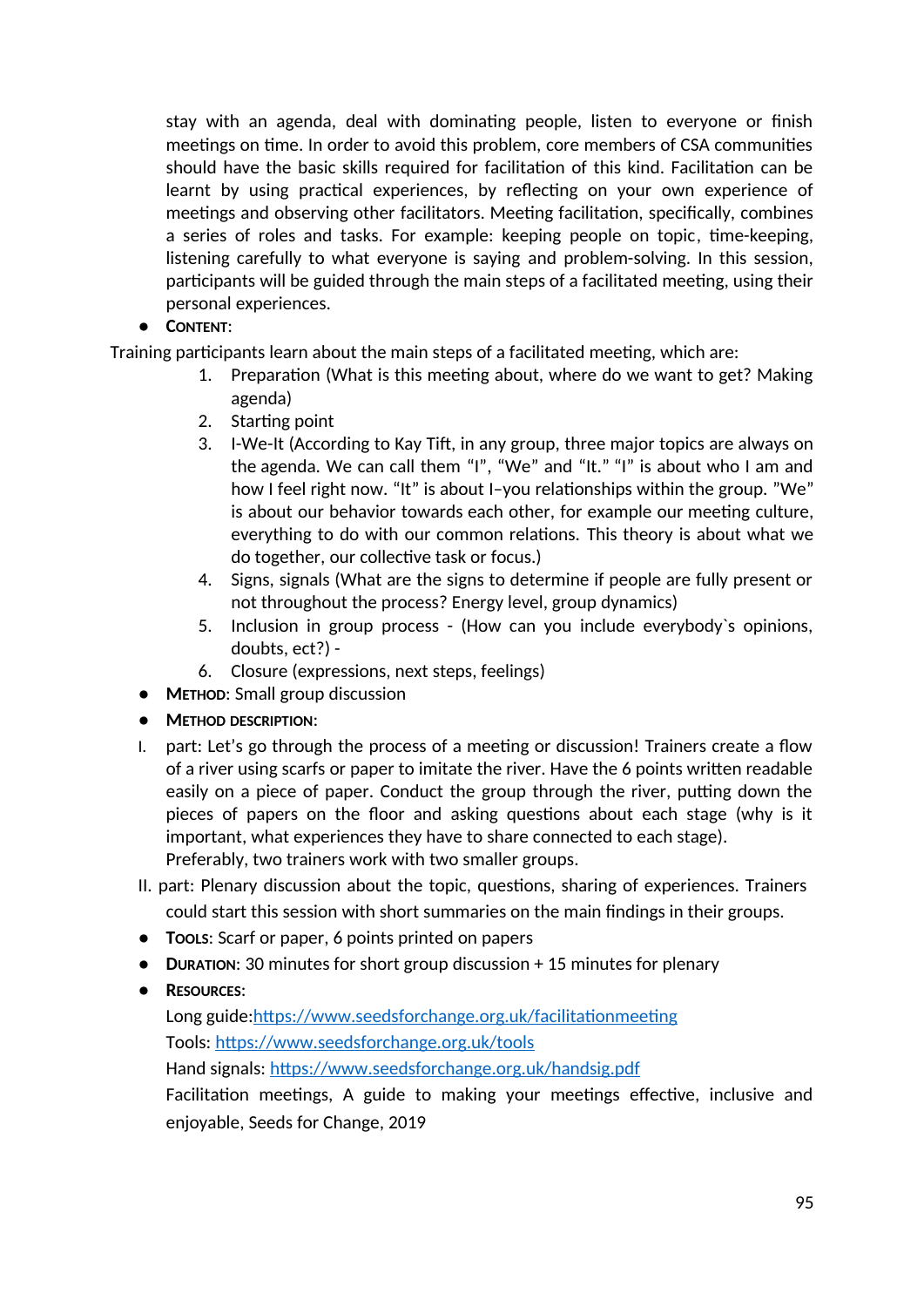stay with an agenda, deal with dominating people, listen to everyone or finish meetings on time. In order to avoid this problem, core members of CSA communities should have the basic skills required for facilitation of this kind. Facilitation can be learnt by using practical experiences, by reflecting on your own experience of meetings and observing other facilitators. Meeting facilitation, specifically, combines a series of roles and tasks. For example: keeping people on topic, time-keeping, listening carefully to what everyone is saying and problem-solving. In this session, participants will be guided through the main steps of a facilitated meeting, using their personal experiences.

- **CONTENT**:

Training participants learn about the main steps of a facilitated meeting, which are:

1. Preparation (What is this meeting about, where do we want to get? Making agenda)
2. Starting point
3. I-We-It (According to Kay Tift, in any group, three major topics are always on the agenda. We can call them "I", "We" and "It." "I" is about who I am and how I feel right now. "It" is about I–you relationships within the group. "We" is about our behavior towards each other, for example our meeting culture, everything to do with our common relations. This theory is about what we do together, our collective task or focus.)
4. Signs, signals (What are the signs to determine if people are fully present or not throughout the process? Energy level, group dynamics)
5. Inclusion in group process - (How can you include everybody`s opinions, doubts, ect?) -
6. Closure (expressions, next steps, feelings)

- **METHOD**: Small group discussion
- **METHOD DESCRIPTION**:

I. part: Let's go through the process of a meeting or discussion! Trainers create a flow of a river using scarfs or paper to imitate the river. Have the 6 points written readable easily on a piece of paper. Conduct the group through the river, putting down the pieces of papers on the floor and asking questions about each stage (why is it important, what experiences they have to share connected to each stage).
Preferably, two trainers work with two smaller groups.

II. part: Plenary discussion about the topic, questions, sharing of experiences. Trainers could start this session with short summaries on the main findings in their groups.

- **TOOLS**: Scarf or paper, 6 points printed on papers
- **DURATION**: 30 minutes for short group discussion + 15 minutes for plenary
- **RESOURCES**:

  Long guide:https://www.seedsforchange.org.uk/facilitationmeeting

  Tools: https://www.seedsforchange.org.uk/tools

  Hand signals: https://www.seedsforchange.org.uk/handsig.pdf

  Facilitation meetings, A guide to making your meetings effective, inclusive and enjoyable, Seeds for Change, 2019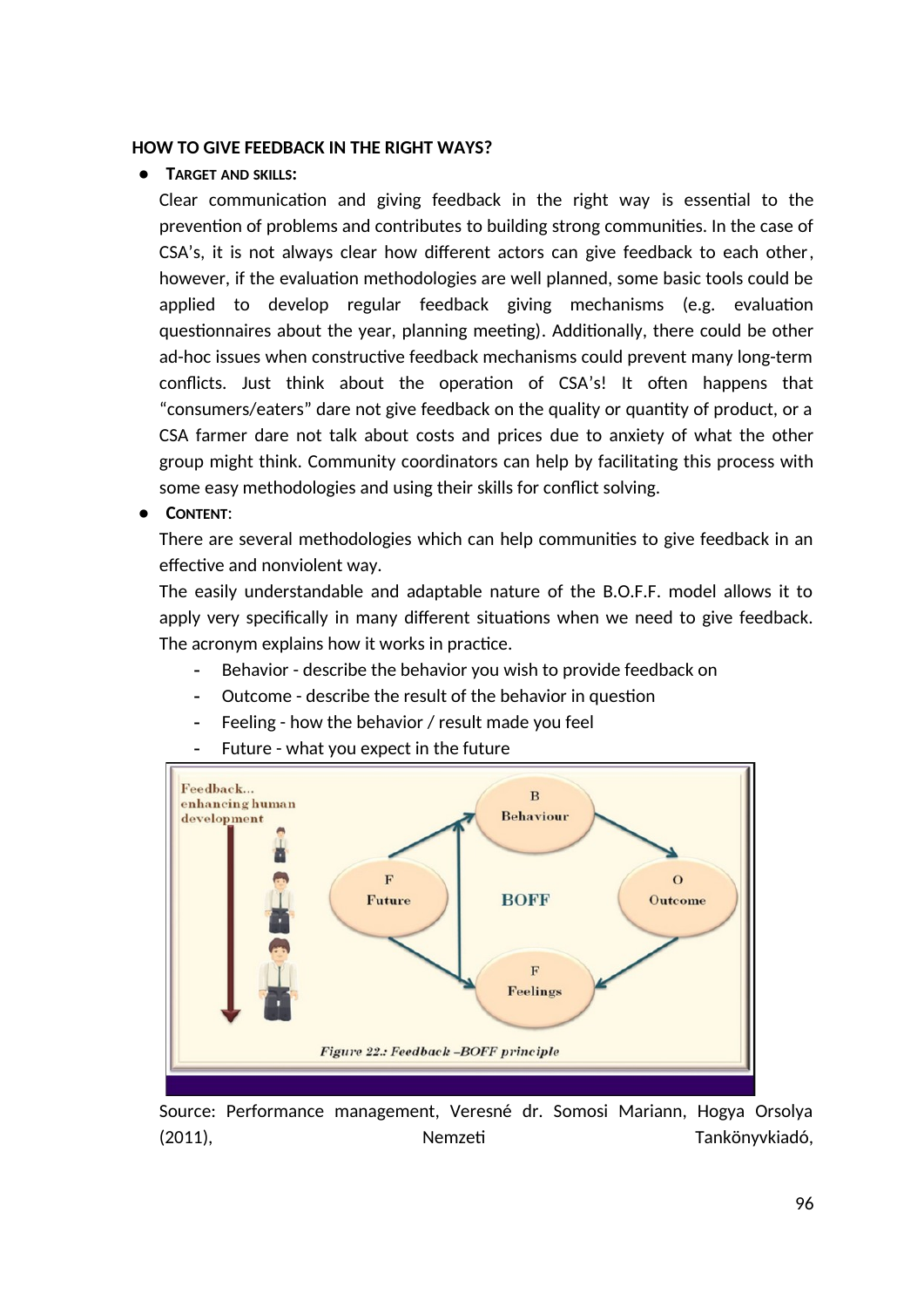**HOW TO GIVE FEEDBACK IN THE RIGHT WAYS?**

- **TARGET AND SKILLS:**

  Clear communication and giving feedback in the right way is essential to the prevention of problems and contributes to building strong communities. In the case of CSA's, it is not always clear how different actors can give feedback to each other, however, if the evaluation methodologies are well planned, some basic tools could be applied to develop regular feedback giving mechanisms (e.g. evaluation questionnaires about the year, planning meeting). Additionally, there could be other ad-hoc issues when constructive feedback mechanisms could prevent many long-term conflicts. Just think about the operation of CSA's! It often happens that "consumers/eaters" dare not give feedback on the quality or quantity of product, or a CSA farmer dare not talk about costs and prices due to anxiety of what the other group might think. Community coordinators can help by facilitating this process with some easy methodologies and using their skills for conflict solving.

- **CONTENT:**

  There are several methodologies which can help communities to give feedback in an effective and nonviolent way.

  The easily understandable and adaptable nature of the B.O.F.F. model allows it to apply very specifically in many different situations when we need to give feedback. The acronym explains how it works in practice.

  - Behavior - describe the behavior you wish to provide feedback on
  - Outcome - describe the result of the behavior in question
  - Feeling - how the behavior / result made you feel
  - Future - what you expect in the future

  Figure 22.: Feedback –BOFF principle

  Source: Performance management, Veresné dr. Somosi Mariann, Hogya Orsolya (2011), Nemzeti Tankönyvkiadó,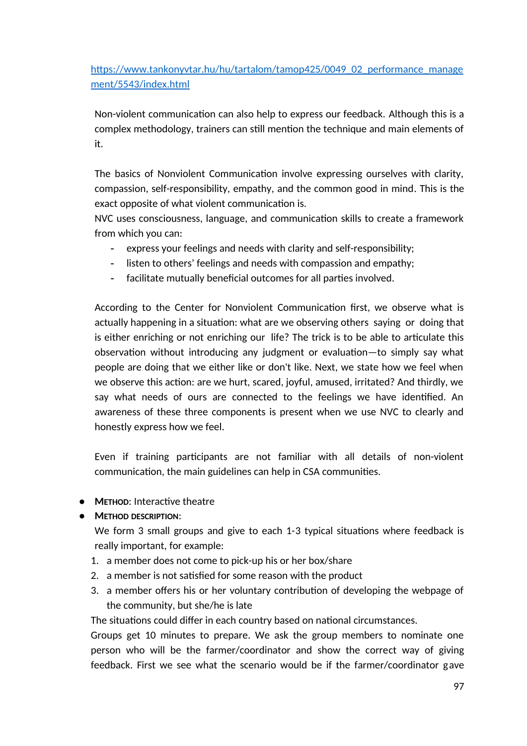[https://www.tankonyvtar.hu/hu/tartalom/tamop425/0049_02_performance_management/5543/index.html](https://www.tankonyvtar.hu/hu/tartalom/tamop425/0049_02_performance_management/5543/index.html)

Non-violent communication can also help to express our feedback. Although this is a complex methodology, trainers can still mention the technique and main elements of it.

The basics of Nonviolent Communication involve expressing ourselves with clarity, compassion, self-responsibility, empathy, and the common good in mind. This is the exact opposite of what violent communication is.
NVC uses consciousness, language, and communication skills to create a framework from which you can:

- express your feelings and needs with clarity and self-responsibility;
- listen to others' feelings and needs with compassion and empathy;
- facilitate mutually beneficial outcomes for all parties involved.

According to the Center for Nonviolent Communication first, we observe what is actually happening in a situation: what are we observing others saying or doing that is either enriching or not enriching our life? The trick is to be able to articulate this observation without introducing any judgment or evaluation—to simply say what people are doing that we either like or don't like. Next, we state how we feel when we observe this action: are we hurt, scared, joyful, amused, irritated? And thirdly, we say what needs of ours are connected to the feelings we have identified. An awareness of these three components is present when we use NVC to clearly and honestly express how we feel.

Even if training participants are not familiar with all details of non-violent communication, the main guidelines can help in CSA communities.

- **Method:** Interactive theatre
- **Method description:**

We form 3 small groups and give to each 1-3 typical situations where feedback is really important, for example:

1. a member does not come to pick-up his or her box/share
2. a member is not satisfied for some reason with the product
3. a member offers his or her voluntary contribution of developing the webpage of the community, but she/he is late

The situations could differ in each country based on national circumstances.
Groups get 10 minutes to prepare. We ask the group members to nominate one person who will be the farmer/coordinator and show the correct way of giving feedback. First we see what the scenario would be if the farmer/coordinator gave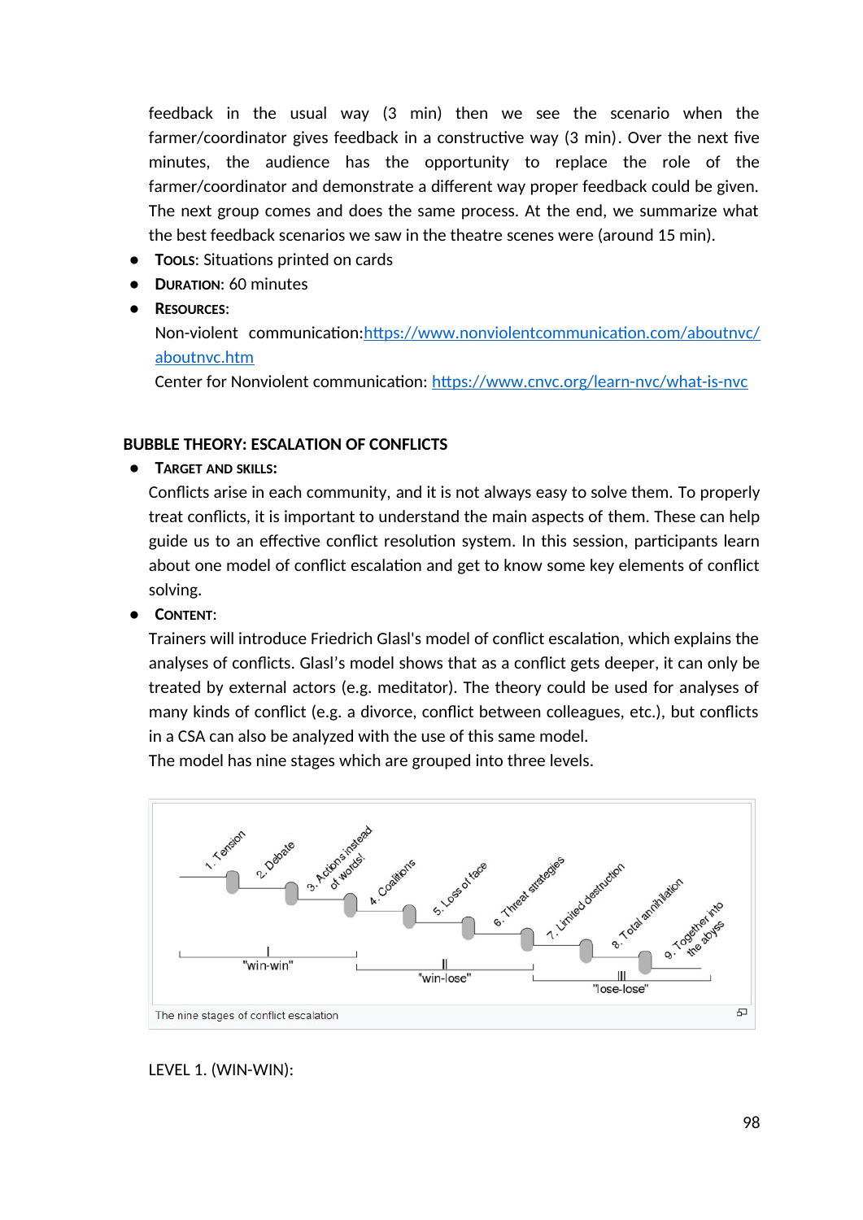feedback in the usual way (3 min) then we see the scenario when the farmer/coordinator gives feedback in a constructive way (3 min). Over the next five minutes, the audience has the opportunity to replace the role of the farmer/coordinator and demonstrate a different way proper feedback could be given. The next group comes and does the same process. At the end, we summarize what the best feedback scenarios we saw in the theatre scenes were (around 15 min).

- **Tools**: Situations printed on cards
- **Duration**: 60 minutes
- **Resources**:
  Non-violent communication:[https://www.nonviolentcommunication.com/aboutnvc/aboutnvc.htm](https://www.nonviolentcommunication.com/aboutnvc/aboutnvc.htm)
  Center for Nonviolent communication: [https://www.cnvc.org/learn-nvc/what-is-nvc](https://www.cnvc.org/learn-nvc/what-is-nvc)

### BUBBLE THEORY: ESCALATION OF CONFLICTS

- **Target and skills:**
  Conflicts arise in each community, and it is not always easy to solve them. To properly treat conflicts, it is important to understand the main aspects of them. These can help guide us to an effective conflict resolution system. In this session, participants learn about one model of conflict escalation and get to know some key elements of conflict solving.
- **Content**:
  Trainers will introduce Friedrich Glasl's model of conflict escalation, which explains the analyses of conflicts. Glasl's model shows that as a conflict gets deeper, it can only be treated by external actors (e.g. meditator). The theory could be used for analyses of many kinds of conflict (e.g. a divorce, conflict between colleagues, etc.), but conflicts in a CSA can also be analyzed with the use of this same model.
  The model has nine stages which are grouped into three levels.

1. Tension 2. Debate 3. Actions instead of words! 4. Coalitions 5. Loss of face 6. Threat strategies 7. Limited destruction 8. Total annihilation 9. Together into the abyss

I "win-win" II "win-lose" III "lose-lose"

The nine stages of conflict escalation

LEVEL 1. (WIN-WIN):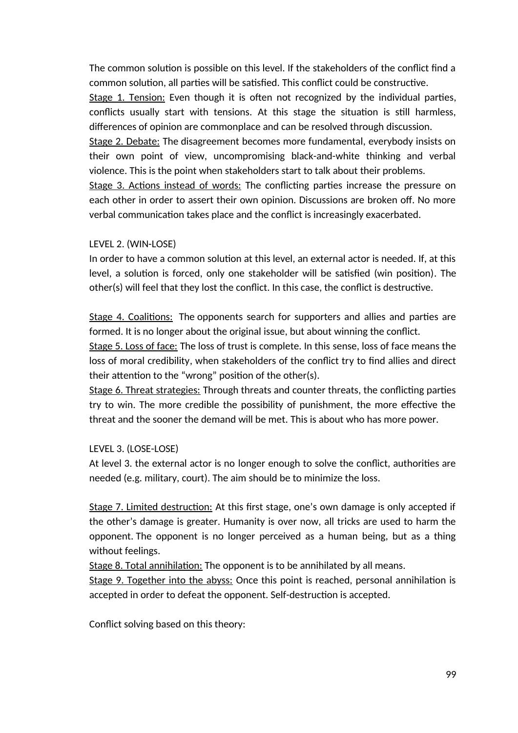The common solution is possible on this level. If the stakeholders of the conflict find a common solution, all parties will be satisfied. This conflict could be constructive.

<u>Stage 1. Tension:</u> Even though it is often not recognized by the individual parties, conflicts usually start with tensions. At this stage the situation is still harmless, differences of opinion are commonplace and can be resolved through discussion.

<u>Stage 2. Debate:</u> The disagreement becomes more fundamental, everybody insists on their own point of view, uncompromising black-and-white thinking and verbal violence. This is the point when stakeholders start to talk about their problems.

<u>Stage 3. Actions instead of words:</u> The conflicting parties increase the pressure on each other in order to assert their own opinion. Discussions are broken off. No more verbal communication takes place and the conflict is increasingly exacerbated.

LEVEL 2. (WIN-LOSE)

In order to have a common solution at this level, an external actor is needed. If, at this level, a solution is forced, only one stakeholder will be satisfied (win position). The other(s) will feel that they lost the conflict. In this case, the conflict is destructive.

<u>Stage 4. Coalitions:</u> The opponents search for supporters and allies and parties are formed. It is no longer about the original issue, but about winning the conflict.

<u>Stage 5. Loss of face:</u> The loss of trust is complete. In this sense, loss of face means the loss of moral credibility, when stakeholders of the conflict try to find allies and direct their attention to the "wrong" position of the other(s).

<u>Stage 6. Threat strategies:</u> Through threats and counter threats, the conflicting parties try to win. The more credible the possibility of punishment, the more effective the threat and the sooner the demand will be met. This is about who has more power.

LEVEL 3. (LOSE-LOSE)

At level 3. the external actor is no longer enough to solve the conflict, authorities are needed (e.g. military, court). The aim should be to minimize the loss.

<u>Stage 7. Limited destruction:</u> At this first stage, one's own damage is only accepted if the other's damage is greater. Humanity is over now, all tricks are used to harm the opponent. The opponent is no longer perceived as a human being, but as a thing without feelings.

<u>Stage 8. Total annihilation:</u> The opponent is to be annihilated by all means.

<u>Stage 9. Together into the abyss:</u> Once this point is reached, personal annihilation is accepted in order to defeat the opponent. Self-destruction is accepted.

Conflict solving based on this theory: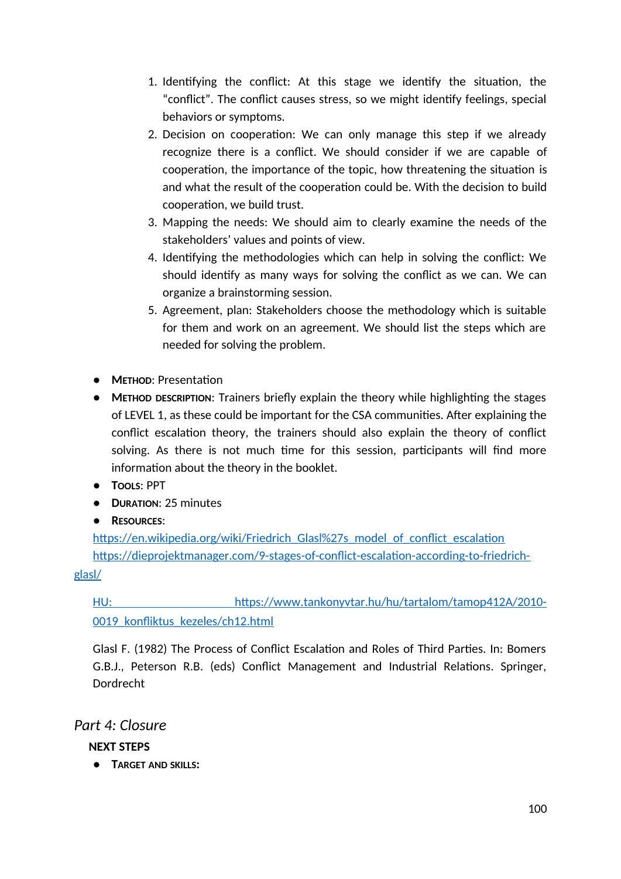1. Identifying the conflict: At this stage we identify the situation, the "conflict". The conflict causes stress, so we might identify feelings, special behaviors or symptoms.
2. Decision on cooperation: We can only manage this step if we already recognize there is a conflict. We should consider if we are capable of cooperation, the importance of the topic, how threatening the situation is and what the result of the cooperation could be. With the decision to build cooperation, we build trust.
3. Mapping the needs: We should aim to clearly examine the needs of the stakeholders' values and points of view.
4. Identifying the methodologies which can help in solving the conflict: We should identify as many ways for solving the conflict as we can. We can organize a brainstorming session.
5. Agreement, plan: Stakeholders choose the methodology which is suitable for them and work on an agreement. We should list the steps which are needed for solving the problem.

- **Method**: Presentation
- **Method description**: Trainers briefly explain the theory while highlighting the stages of LEVEL 1, as these could be important for the CSA communities. After explaining the conflict escalation theory, the trainers should also explain the theory of conflict solving. As there is not much time for this session, participants will find more information about the theory in the booklet.
- **Tools**: PPT
- **Duration**: 25 minutes
- **Resources**:

https://en.wikipedia.org/wiki/Friedrich_Glasl%27s_model_of_conflict_escalation
https://dieprojektmanager.com/9-stages-of-conflict-escalation-according-to-friedrich-glasl/

HU: https://www.tankonyvtar.hu/hu/tartalom/tamop412A/2010-0019_konfliktus_kezeles/ch12.html

Glasl F. (1982) The Process of Conflict Escalation and Roles of Third Parties. In: Bomers G.B.J., Peterson R.B. (eds) Conflict Management and Industrial Relations. Springer, Dordrecht

## *Part 4: Closure*

### NEXT STEPS

- **Target and skills:**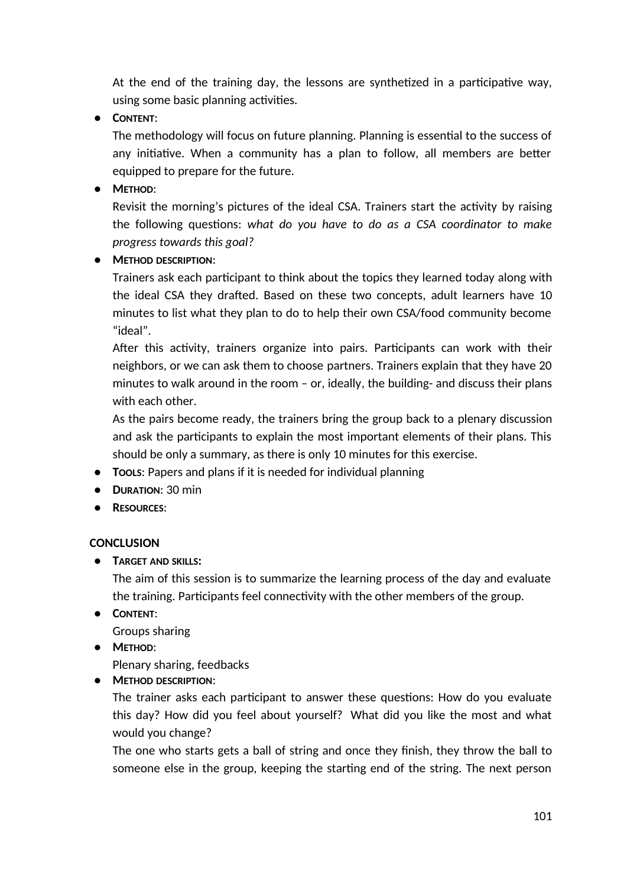At the end of the training day, the lessons are synthetized in a participative way, using some basic planning activities.

- **Content**:
  The methodology will focus on future planning. Planning is essential to the success of any initiative. When a community has a plan to follow, all members are better equipped to prepare for the future.
- **Method**:
  Revisit the morning's pictures of the ideal CSA. Trainers start the activity by raising the following questions: *what do you have to do as a CSA coordinator to make progress towards this goal?*
- **Method description**:
  Trainers ask each participant to think about the topics they learned today along with the ideal CSA they drafted. Based on these two concepts, adult learners have 10 minutes to list what they plan to do to help their own CSA/food community become "ideal".
  After this activity, trainers organize into pairs. Participants can work with their neighbors, or we can ask them to choose partners. Trainers explain that they have 20 minutes to walk around in the room – or, ideally, the building- and discuss their plans with each other.
  As the pairs become ready, the trainers bring the group back to a plenary discussion and ask the participants to explain the most important elements of their plans. This should be only a summary, as there is only 10 minutes for this exercise.
- **Tools**: Papers and plans if it is needed for individual planning
- **Duration**: 30 min
- **Resources**:

**CONCLUSION**

- **Target and skills:**
  The aim of this session is to summarize the learning process of the day and evaluate the training. Participants feel connectivity with the other members of the group.
- **Content**:
  Groups sharing
- **Method**:
  Plenary sharing, feedbacks
- **Method description**:
  The trainer asks each participant to answer these questions: How do you evaluate this day? How did you feel about yourself? What did you like the most and what would you change?
  The one who starts gets a ball of string and once they finish, they throw the ball to someone else in the group, keeping the starting end of the string. The next person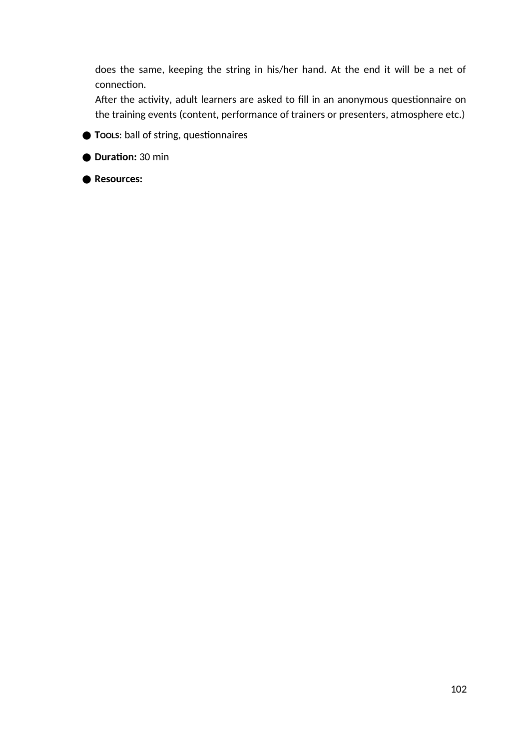does the same, keeping the string in his/her hand. At the end it will be a net of connection.

After the activity, adult learners are asked to fill in an anonymous questionnaire on the training events (content, performance of trainers or presenters, atmosphere etc.)

- **TOOLS**: ball of string, questionnaires
- **Duration:** 30 min
- **Resources:**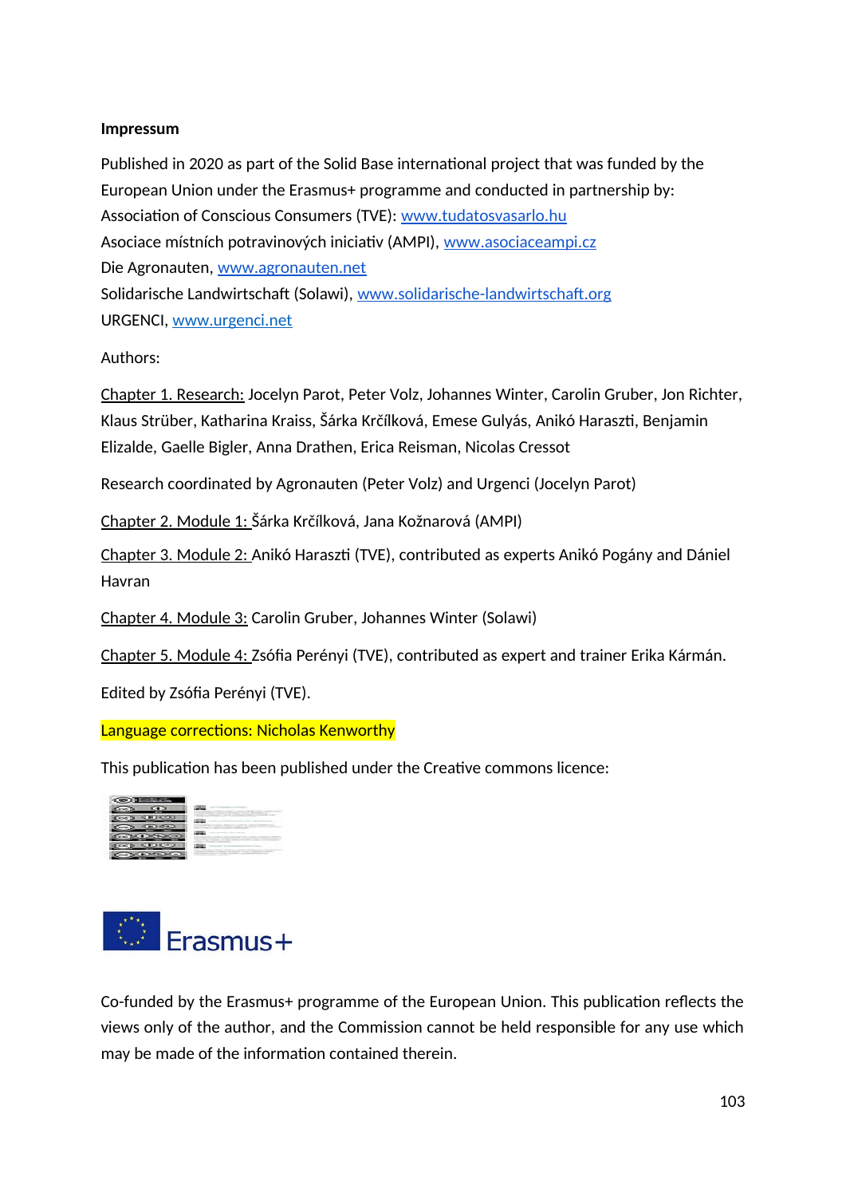**Impressum**

Published in 2020 as part of the Solid Base international project that was funded by the European Union under the Erasmus+ programme and conducted in partnership by:
Association of Conscious Consumers (TVE): www.tudatosvasarlo.hu
Asociace místních potravinových iniciativ (AMPI), www.asociaceampi.cz
Die Agronauten, www.agronauten.net
Solidarische Landwirtschaft (Solawi), www.solidarische-landwirtschaft.org
URGENCI, www.urgenci.net

Authors:

Chapter 1. Research: Jocelyn Parot, Peter Volz, Johannes Winter, Carolin Gruber, Jon Richter, Klaus Strüber, Katharina Kraiss, Šárka Krčílková, Emese Gulyás, Anikó Haraszti, Benjamin Elizalde, Gaelle Bigler, Anna Drathen, Erica Reisman, Nicolas Cressot

Research coordinated by Agronauten (Peter Volz) and Urgenci (Jocelyn Parot)

Chapter 2. Module 1: Šárka Krčílková, Jana Kožnarová (AMPI)

Chapter 3. Module 2: Anikó Haraszti (TVE), contributed as experts Anikó Pogány and Dániel Havran

Chapter 4. Module 3: Carolin Gruber, Johannes Winter (Solawi)

Chapter 5. Module 4: Zsófia Perényi (TVE), contributed as expert and trainer Erika Kármán.

Edited by Zsófia Perényi (TVE).

Language corrections: Nicholas Kenworthy

This publication has been published under the Creative commons licence:

Erasmus+

Co-funded by the Erasmus+ programme of the European Union. This publication reflects the views only of the author, and the Commission cannot be held responsible for any use which may be made of the information contained therein.